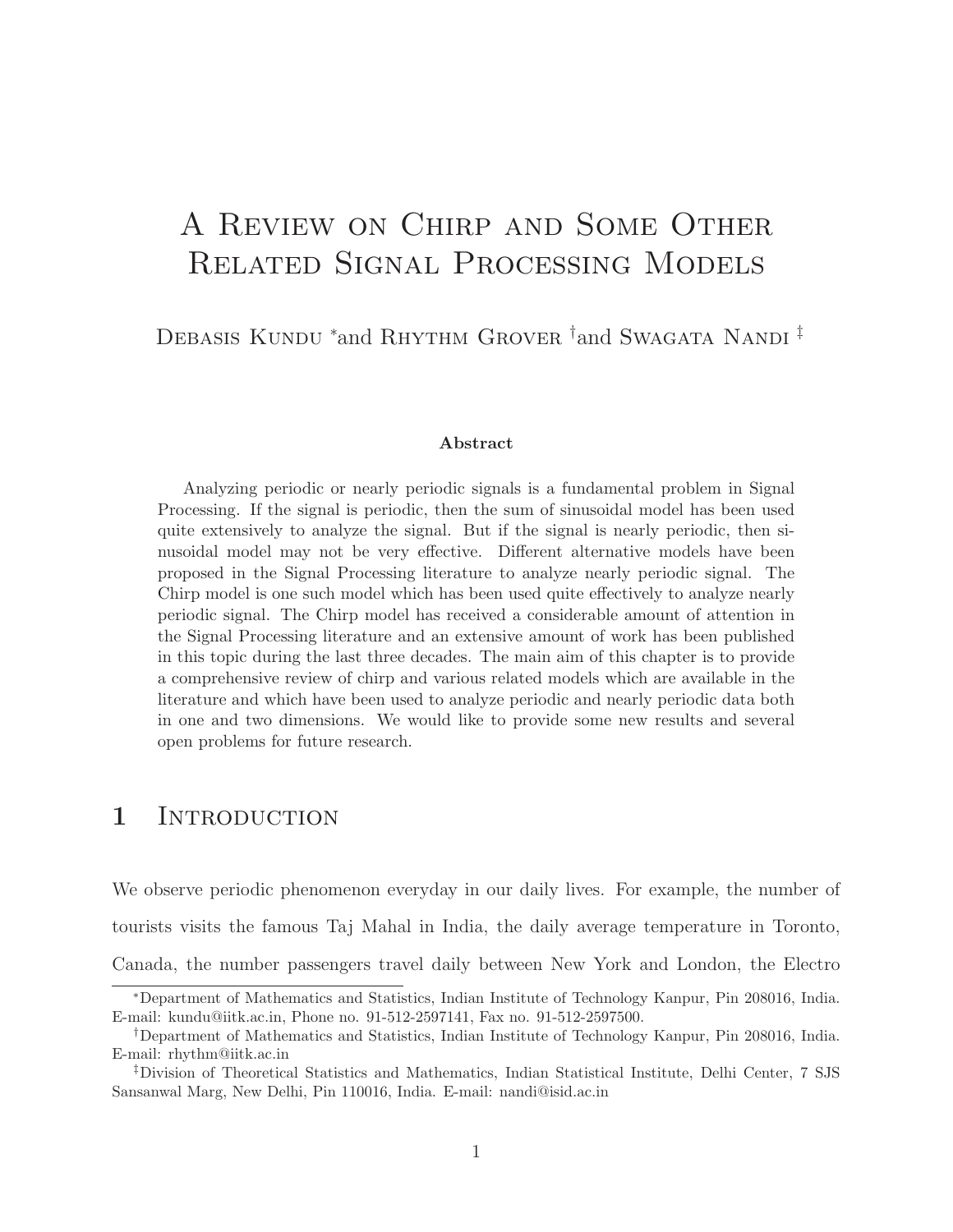# A Review on Chirp and Some Other Related Signal Processing Models

Debasis Kundu [*] and Rhythm Grover [†] and Swagata Nandi [‡]

**Abstract**

Analyzing periodic or nearly periodic signals is a fundamental problem in Signal Processing. If the signal is periodic, then the sum of sinusoidal model has been used quite extensively to analyze the signal. But if the signal is nearly periodic, then sinusoidal model may not be very effective. Different alternative models have been proposed in the Signal Processing literature to analyze nearly periodic signal. The Chirp model is one such model which has been used quite effectively to analyze nearly periodic signal. The Chirp model has received a considerable amount of attention in the Signal Processing literature and an extensive amount of work has been published in this topic during the last three decades. The main aim of this chapter is to provide a comprehensive review of chirp and various related models which are available in the literature and which have been used to analyze periodic and nearly periodic data both in one and two dimensions. We would like to provide some new results and several open problems for future research.

## 1 Introduction

We observe periodic phenomenon everyday in our daily lives. For example, the number of tourists visits the famous Taj Mahal in India, the daily average temperature in Toronto, Canada, the number passengers travel daily between New York and London, the Electro

[*] Department of Mathematics and Statistics, Indian Institute of Technology Kanpur, Pin 208016, India. E-mail: kundu@iitk.ac.in, Phone no. 91-512-2597141, Fax no. 91-512-2597500.

[†] Department of Mathematics and Statistics, Indian Institute of Technology Kanpur, Pin 208016, India. E-mail: rhythm@iitk.ac.in

[‡] Division of Theoretical Statistics and Mathematics, Indian Statistical Institute, Delhi Center, 7 SJS Sansanwal Marg, New Delhi, Pin 110016, India. E-mail: nandi@isid.ac.in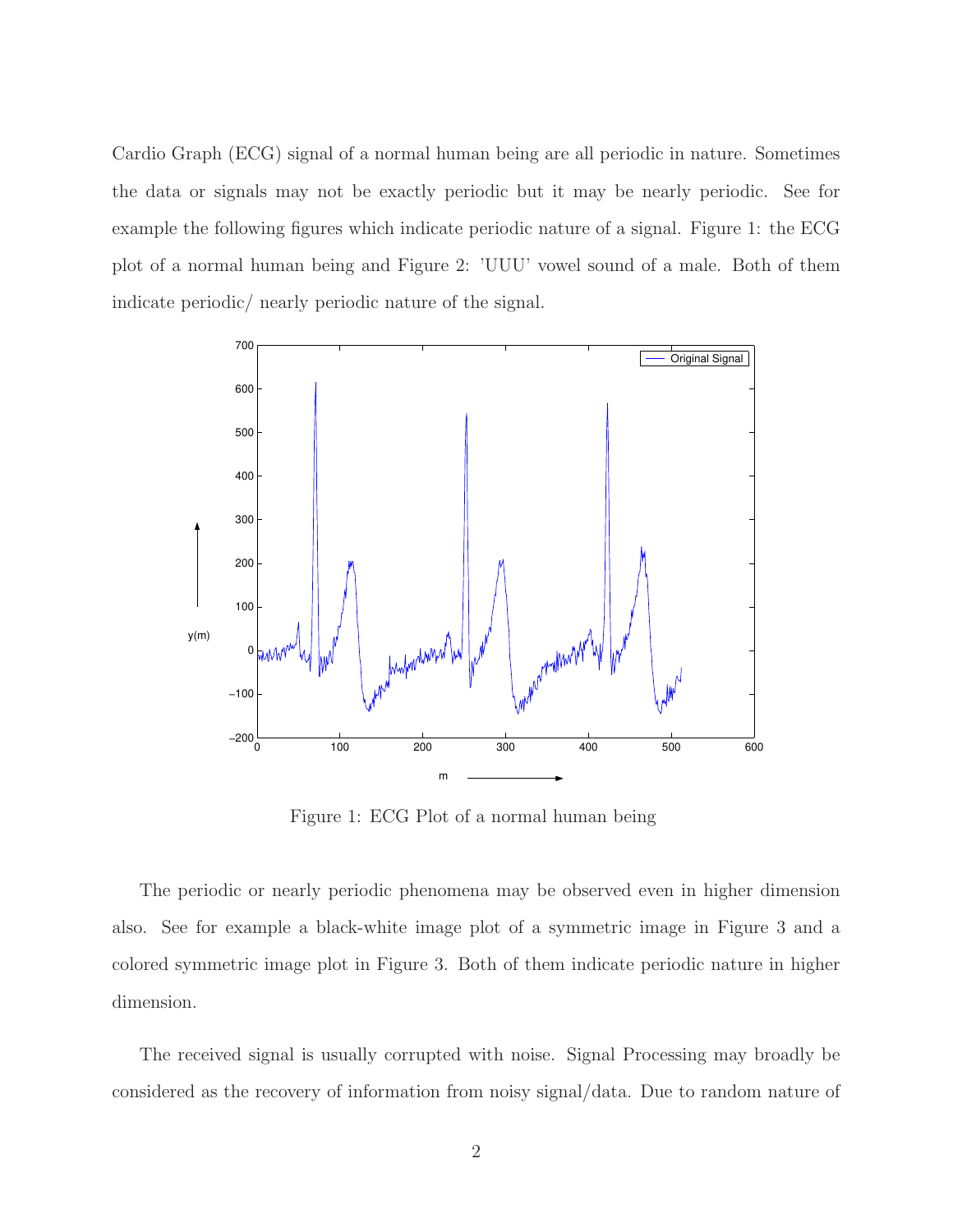Cardio Graph (ECG) signal of a normal human being are all periodic in nature. Sometimes the data or signals may not be exactly periodic but it may be nearly periodic. See for example the following figures which indicate periodic nature of a signal. Figure 1: the ECG plot of a normal human being and Figure 2: 'UUU' vowel sound of a male. Both of them indicate periodic/ nearly periodic nature of the signal.

Figure 1: ECG Plot of a normal human being

The periodic or nearly periodic phenomena may be observed even in higher dimension also. See for example a black-white image plot of a symmetric image in Figure 3 and a colored symmetric image plot in Figure 3. Both of them indicate periodic nature in higher dimension.

The received signal is usually corrupted with noise. Signal Processing may broadly be considered as the recovery of information from noisy signal/data. Due to random nature of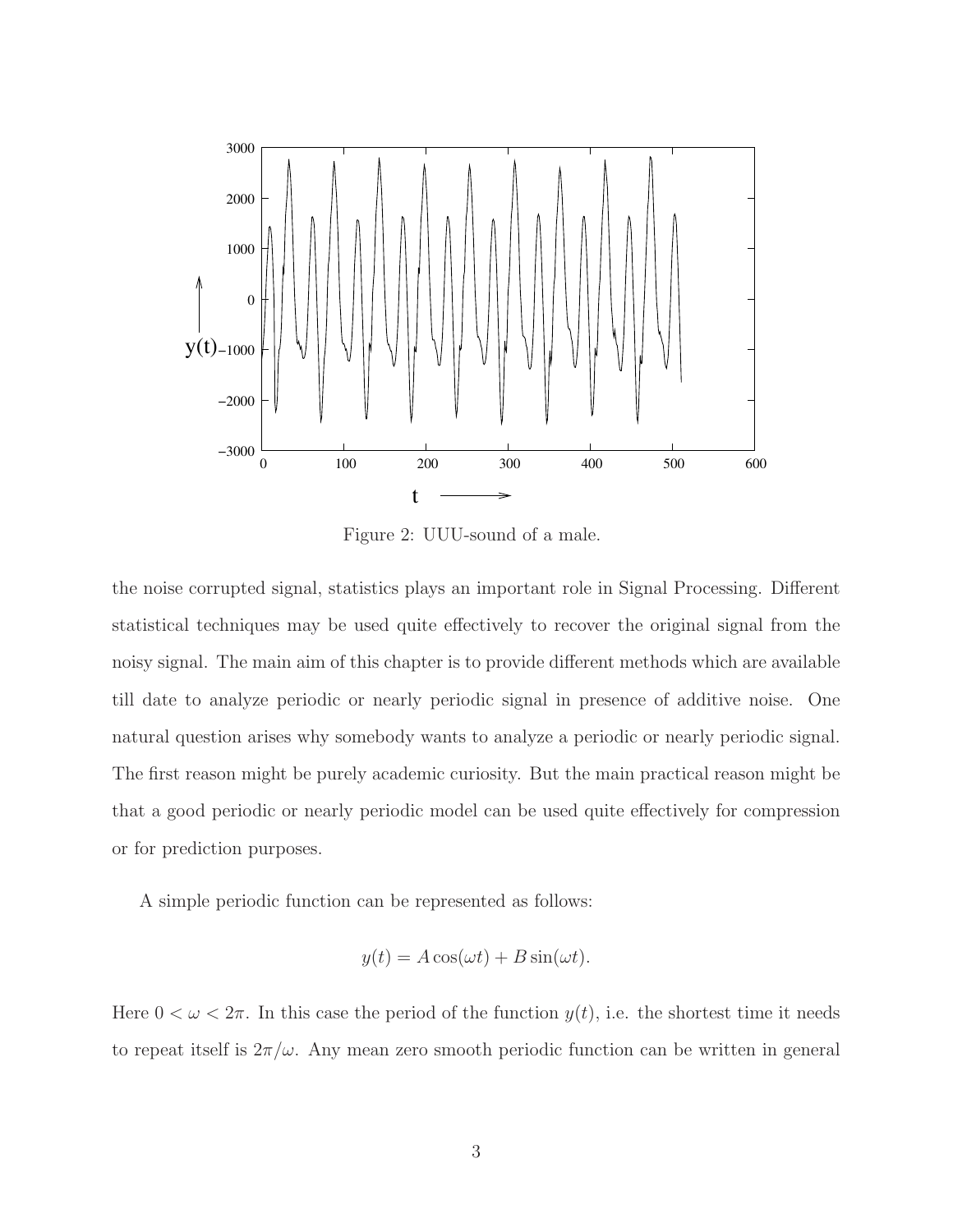Figure 2: UUU-sound of a male.

the noise corrupted signal, statistics plays an important role in Signal Processing. Different statistical techniques may be used quite effectively to recover the original signal from the noisy signal. The main aim of this chapter is to provide different methods which are available till date to analyze periodic or nearly periodic signal in presence of additive noise. One natural question arises why somebody wants to analyze a periodic or nearly periodic signal. The first reason might be purely academic curiosity. But the main practical reason might be that a good periodic or nearly periodic model can be used quite effectively for compression or for prediction purposes.

A simple periodic function can be represented as follows:

$$y(t) = A\cos(\omega t) + B\sin(\omega t).$$

Here $0 < \omega < 2\pi$. In this case the period of the function $y(t)$, i.e. the shortest time it needs to repeat itself is $2\pi/\omega$. Any mean zero smooth periodic function can be written in general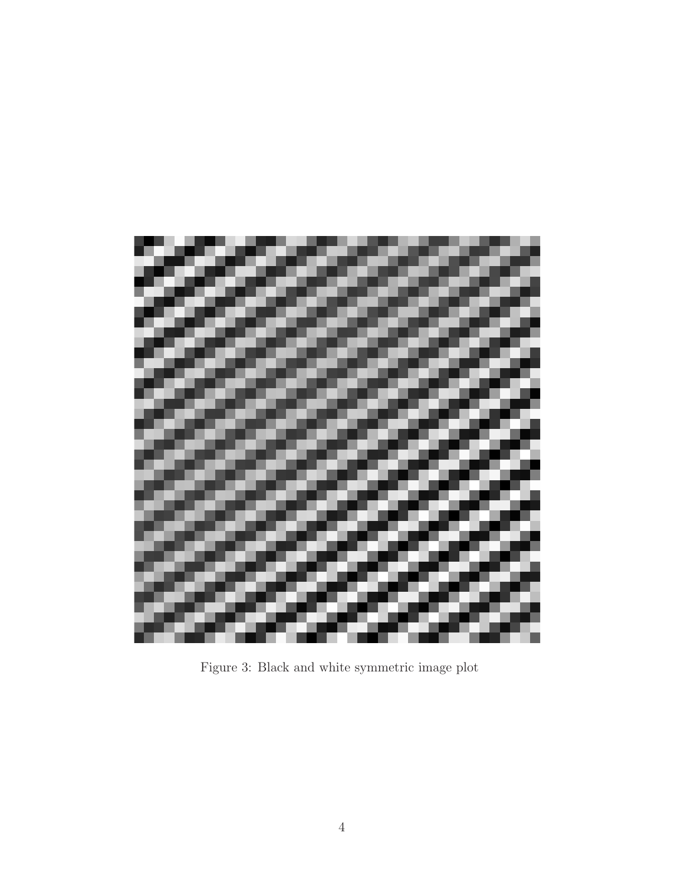Figure 3: Black and white symmetric image plot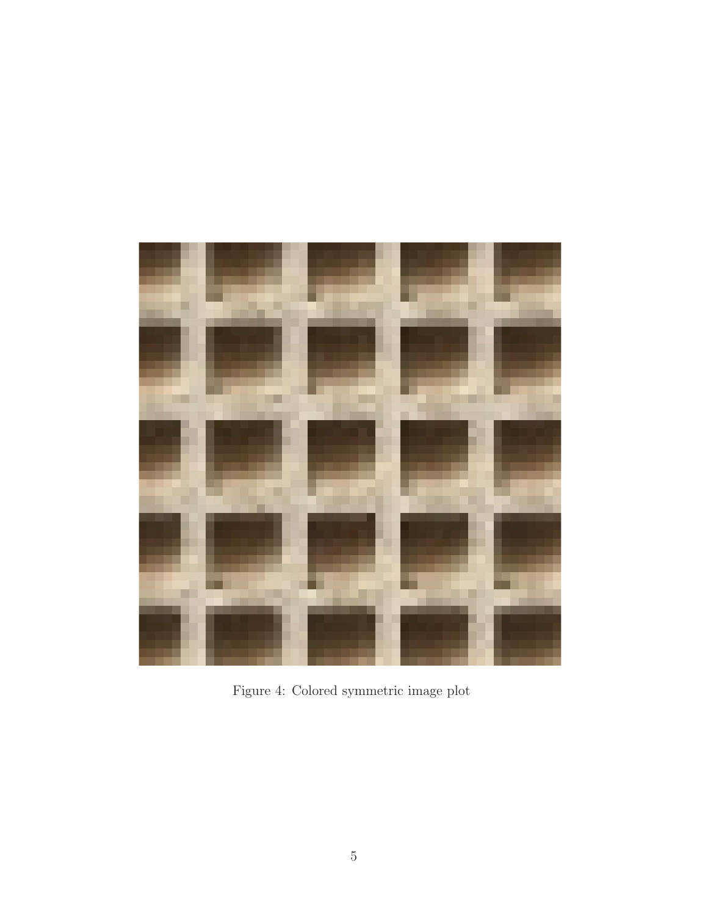Figure 4: Colored symmetric image plot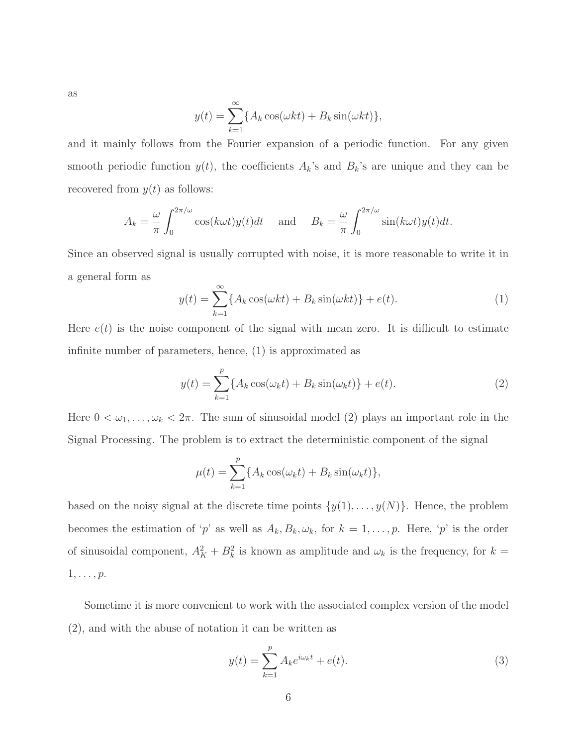as

$$y(t) = \sum_{k=1}^{\infty} \{A_k \cos(\omega k t) + B_k \sin(\omega k t)\},$$

and it mainly follows from the Fourier expansion of a periodic function. For any given smooth periodic function $y(t)$, the coefficients $A_k$'s and $B_k$'s are unique and they can be recovered from $y(t)$ as follows:

$$A_k = \frac{\omega}{\pi} \int_0^{2\pi/\omega} \cos(k\omega t) y(t) dt \quad \text{and} \quad B_k = \frac{\omega}{\pi} \int_0^{2\pi/\omega} \sin(k\omega t) y(t) dt.$$

Since an observed signal is usually corrupted with noise, it is more reasonable to write it in a general form as

$$y(t) = \sum_{k=1}^{\infty} \{A_k \cos(\omega k t) + B_k \sin(\omega k t)\} + e(t). \tag{1}$$

Here $e(t)$ is the noise component of the signal with mean zero. It is difficult to estimate infinite number of parameters, hence, (1) is approximated as

$$y(t) = \sum_{k=1}^{p} \{A_k \cos(\omega_k t) + B_k \sin(\omega_k t)\} + e(t). \tag{2}$$

Here $0 < \omega_1, \ldots, \omega_k < 2\pi$. The sum of sinusoidal model (2) plays an important role in the Signal Processing. The problem is to extract the deterministic component of the signal

$$\mu(t) = \sum_{k=1}^{p} \{A_k \cos(\omega_k t) + B_k \sin(\omega_k t)\},$$

based on the noisy signal at the discrete time points $\{y(1), \ldots, y(N)\}$. Hence, the problem becomes the estimation of '$p$' as well as $A_k, B_k, \omega_k$, for $k = 1, \ldots, p$. Here, '$p$' is the order of sinusoidal component, $A_K^2 + B_k^2$ is known as amplitude and $\omega_k$ is the frequency, for $k = 1, \ldots, p$.

Sometime it is more convenient to work with the associated complex version of the model (2), and with the abuse of notation it can be written as

$$y(t) = \sum_{k=1}^{p} A_k e^{i\omega_k t} + e(t). \tag{3}$$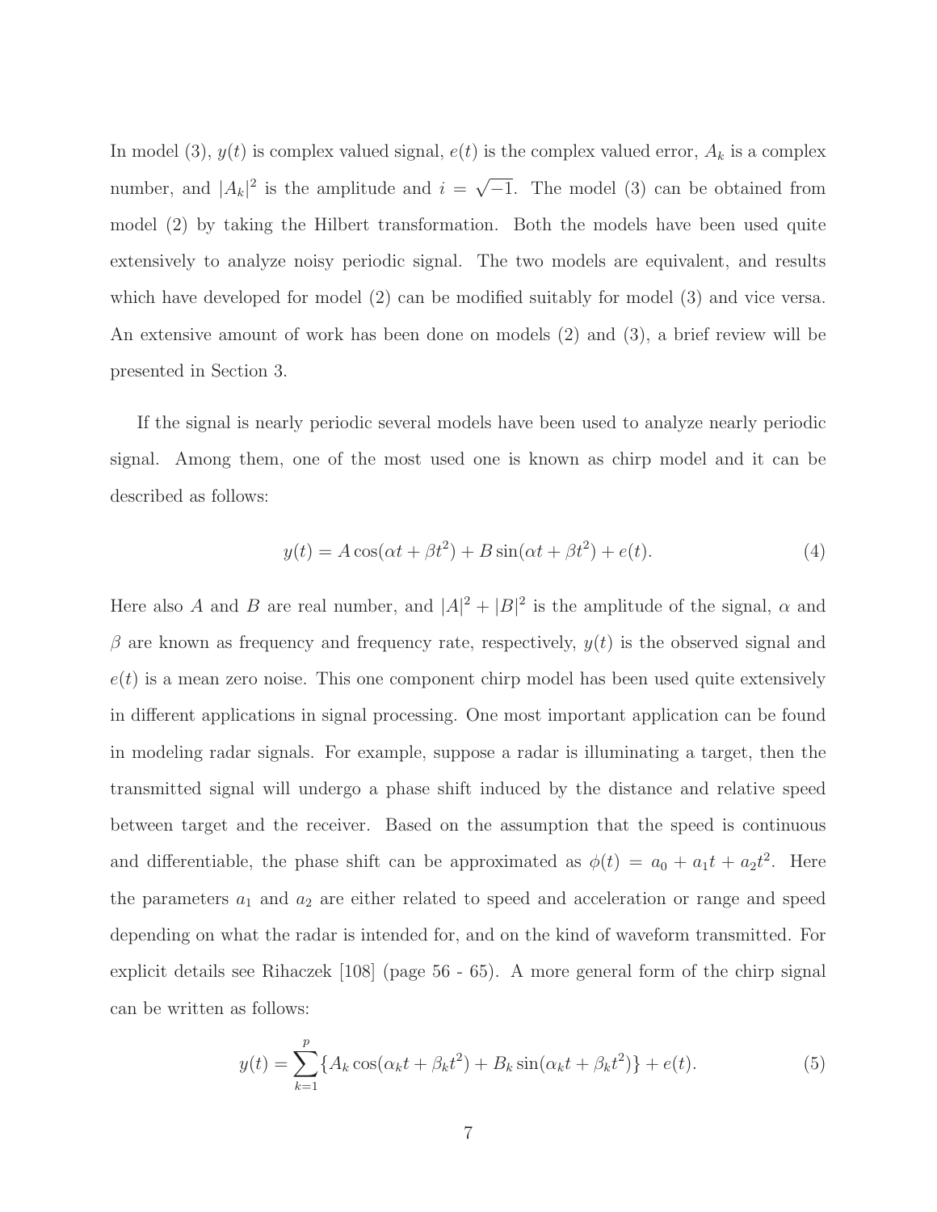In model (3), $y(t)$ is complex valued signal, $e(t)$ is the complex valued error, $A_k$ is a complex number, and $|A_k|^2$ is the amplitude and $i = \sqrt{-1}$. The model (3) can be obtained from model (2) by taking the Hilbert transformation. Both the models have been used quite extensively to analyze noisy periodic signal. The two models are equivalent, and results which have developed for model (2) can be modified suitably for model (3) and vice versa. An extensive amount of work has been done on models (2) and (3), a brief review will be presented in Section 3.

If the signal is nearly periodic several models have been used to analyze nearly periodic signal. Among them, one of the most used one is known as chirp model and it can be described as follows:

$$y(t) = A\cos(\alpha t + \beta t^2) + B\sin(\alpha t + \beta t^2) + e(t). \tag{4}$$

Here also $A$ and $B$ are real number, and $|A|^2 + |B|^2$ is the amplitude of the signal, $\alpha$ and $\beta$ are known as frequency and frequency rate, respectively, $y(t)$ is the observed signal and $e(t)$ is a mean zero noise. This one component chirp model has been used quite extensively in different applications in signal processing. One most important application can be found in modeling radar signals. For example, suppose a radar is illuminating a target, then the transmitted signal will undergo a phase shift induced by the distance and relative speed between target and the receiver. Based on the assumption that the speed is continuous and differentiable, the phase shift can be approximated as $\phi(t) = a_0 + a_1 t + a_2 t^2$. Here the parameters $a_1$ and $a_2$ are either related to speed and acceleration or range and speed depending on what the radar is intended for, and on the kind of waveform transmitted. For explicit details see Rihaczek [108] (page 56 - 65). A more general form of the chirp signal can be written as follows:

$$y(t) = \sum_{k=1}^{p} \{A_k \cos(\alpha_k t + \beta_k t^2) + B_k \sin(\alpha_k t + \beta_k t^2)\} + e(t). \tag{5}$$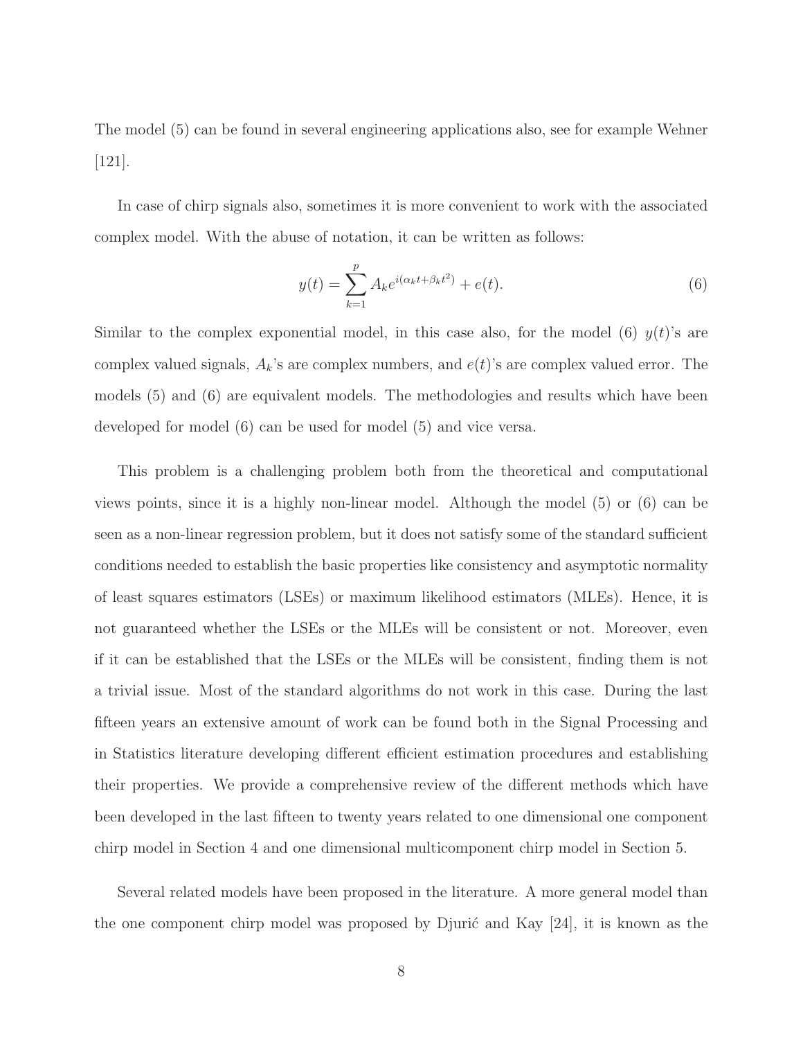The model (5) can be found in several engineering applications also, see for example Wehner [121].

In case of chirp signals also, sometimes it is more convenient to work with the associated complex model. With the abuse of notation, it can be written as follows:

$$y(t) = \sum_{k=1}^{p} A_k e^{i(\alpha_k t + \beta_k t^2)} + e(t). \tag{6}$$

Similar to the complex exponential model, in this case also, for the model (6) $y(t)$'s are complex valued signals, $A_k$'s are complex numbers, and $e(t)$'s are complex valued error. The models (5) and (6) are equivalent models. The methodologies and results which have been developed for model (6) can be used for model (5) and vice versa.

This problem is a challenging problem both from the theoretical and computational views points, since it is a highly non-linear model. Although the model (5) or (6) can be seen as a non-linear regression problem, but it does not satisfy some of the standard sufficient conditions needed to establish the basic properties like consistency and asymptotic normality of least squares estimators (LSEs) or maximum likelihood estimators (MLEs). Hence, it is not guaranteed whether the LSEs or the MLEs will be consistent or not. Moreover, even if it can be established that the LSEs or the MLEs will be consistent, finding them is not a trivial issue. Most of the standard algorithms do not work in this case. During the last fifteen years an extensive amount of work can be found both in the Signal Processing and in Statistics literature developing different efficient estimation procedures and establishing their properties. We provide a comprehensive review of the different methods which have been developed in the last fifteen to twenty years related to one dimensional one component chirp model in Section 4 and one dimensional multicomponent chirp model in Section 5.

Several related models have been proposed in the literature. A more general model than the one component chirp model was proposed by Djurić and Kay [24], it is known as the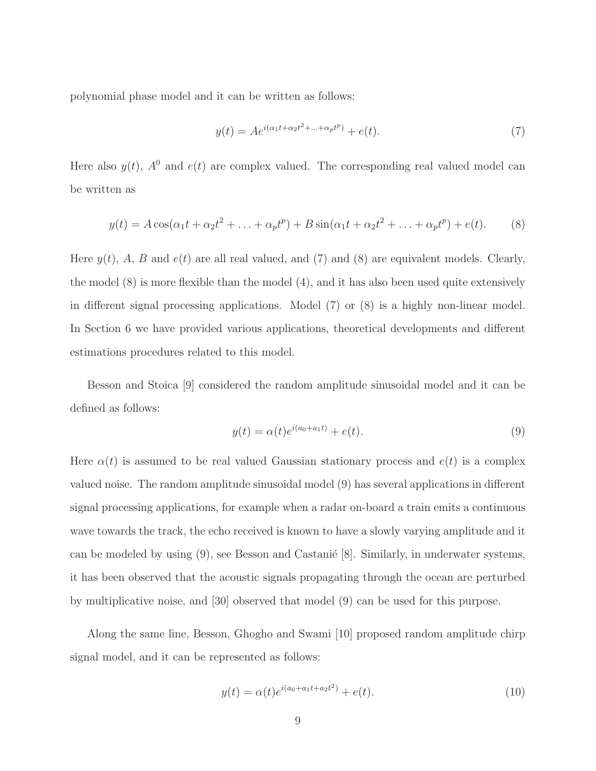polynomial phase model and it can be written as follows:

$$y(t) = Ae^{i(\alpha_1 t + \alpha_2 t^2 + \ldots + \alpha_p t^p)} + e(t). \tag{7}$$

Here also $y(t)$, $A^0$ and $e(t)$ are complex valued. The corresponding real valued model can be written as

$$y(t) = A\cos(\alpha_1 t + \alpha_2 t^2 + \ldots + \alpha_p t^p) + B\sin(\alpha_1 t + \alpha_2 t^2 + \ldots + \alpha_p t^p) + e(t). \tag{8}$$

Here $y(t)$, $A$, $B$ and $e(t)$ are all real valued, and (7) and (8) are equivalent models. Clearly, the model (8) is more flexible than the model (4), and it has also been used quite extensively in different signal processing applications. Model (7) or (8) is a highly non-linear model. In Section 6 we have provided various applications, theoretical developments and different estimations procedures related to this model.

Besson and Stoica [9] considered the random amplitude sinusoidal model and it can be defined as follows:

$$y(t) = \alpha(t)e^{i(a_0 + a_1 t)} + e(t). \tag{9}$$

Here $\alpha(t)$ is assumed to be real valued Gaussian stationary process and $e(t)$ is a complex valued noise. The random amplitude sinusoidal model (9) has several applications in different signal processing applications, for example when a radar on-board a train emits a continuous wave towards the track, the echo received is known to have a slowly varying amplitude and it can be modeled by using (9), see Besson and Castanié [8]. Similarly, in underwater systems, it has been observed that the acoustic signals propagating through the ocean are perturbed by multiplicative noise, and [30] observed that model (9) can be used for this purpose.

Along the same line, Besson, Ghogho and Swami [10] proposed random amplitude chirp signal model, and it can be represented as follows:

$$y(t) = \alpha(t)e^{i(a_0 + a_1 t + a_2 t^2)} + e(t). \tag{10}$$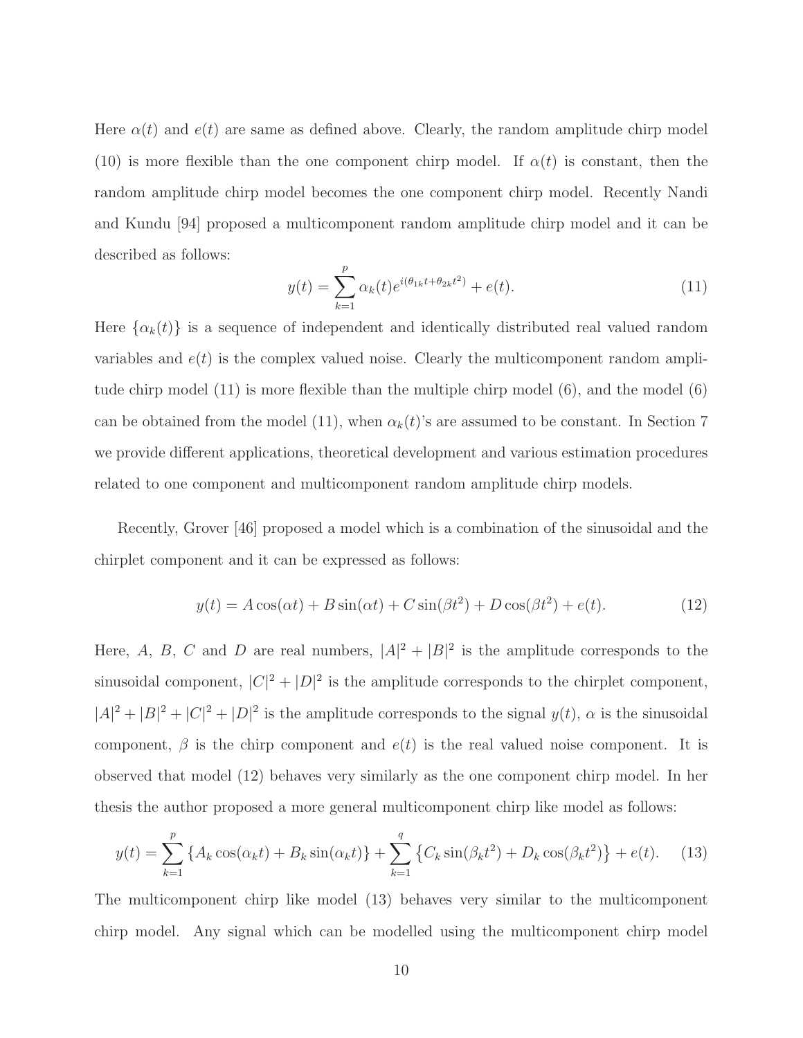Here $\alpha(t)$ and $e(t)$ are same as defined above. Clearly, the random amplitude chirp model (10) is more flexible than the one component chirp model. If $\alpha(t)$ is constant, then the random amplitude chirp model becomes the one component chirp model. Recently Nandi and Kundu [94] proposed a multicomponent random amplitude chirp model and it can be described as follows:

$$y(t) = \sum_{k=1}^{p} \alpha_k(t) e^{i(\theta_{1k} t + \theta_{2k} t^2)} + e(t). \tag{11}$$

Here $\{\alpha_k(t)\}$ is a sequence of independent and identically distributed real valued random variables and $e(t)$ is the complex valued noise. Clearly the multicomponent random amplitude chirp model (11) is more flexible than the multiple chirp model (6), and the model (6) can be obtained from the model (11), when $\alpha_k(t)$'s are assumed to be constant. In Section 7 we provide different applications, theoretical development and various estimation procedures related to one component and multicomponent random amplitude chirp models.

Recently, Grover [46] proposed a model which is a combination of the sinusoidal and the chirplet component and it can be expressed as follows:

$$y(t) = A\cos(\alpha t) + B\sin(\alpha t) + C\sin(\beta t^2) + D\cos(\beta t^2) + e(t). \tag{12}$$

Here, $A$, $B$, $C$ and $D$ are real numbers, $|A|^2 + |B|^2$ is the amplitude corresponds to the sinusoidal component, $|C|^2 + |D|^2$ is the amplitude corresponds to the chirplet component, $|A|^2 + |B|^2 + |C|^2 + |D|^2$ is the amplitude corresponds to the signal $y(t)$, $\alpha$ is the sinusoidal component, $\beta$ is the chirp component and $e(t)$ is the real valued noise component. It is observed that model (12) behaves very similarly as the one component chirp model. In her thesis the author proposed a more general multicomponent chirp like model as follows:

$$y(t) = \sum_{k=1}^{p} \left\{ A_k \cos(\alpha_k t) + B_k \sin(\alpha_k t) \right\} + \sum_{k=1}^{q} \left\{ C_k \sin(\beta_k t^2) + D_k \cos(\beta_k t^2) \right\} + e(t). \tag{13}$$

The multicomponent chirp like model (13) behaves very similar to the multicomponent chirp model. Any signal which can be modelled using the multicomponent chirp model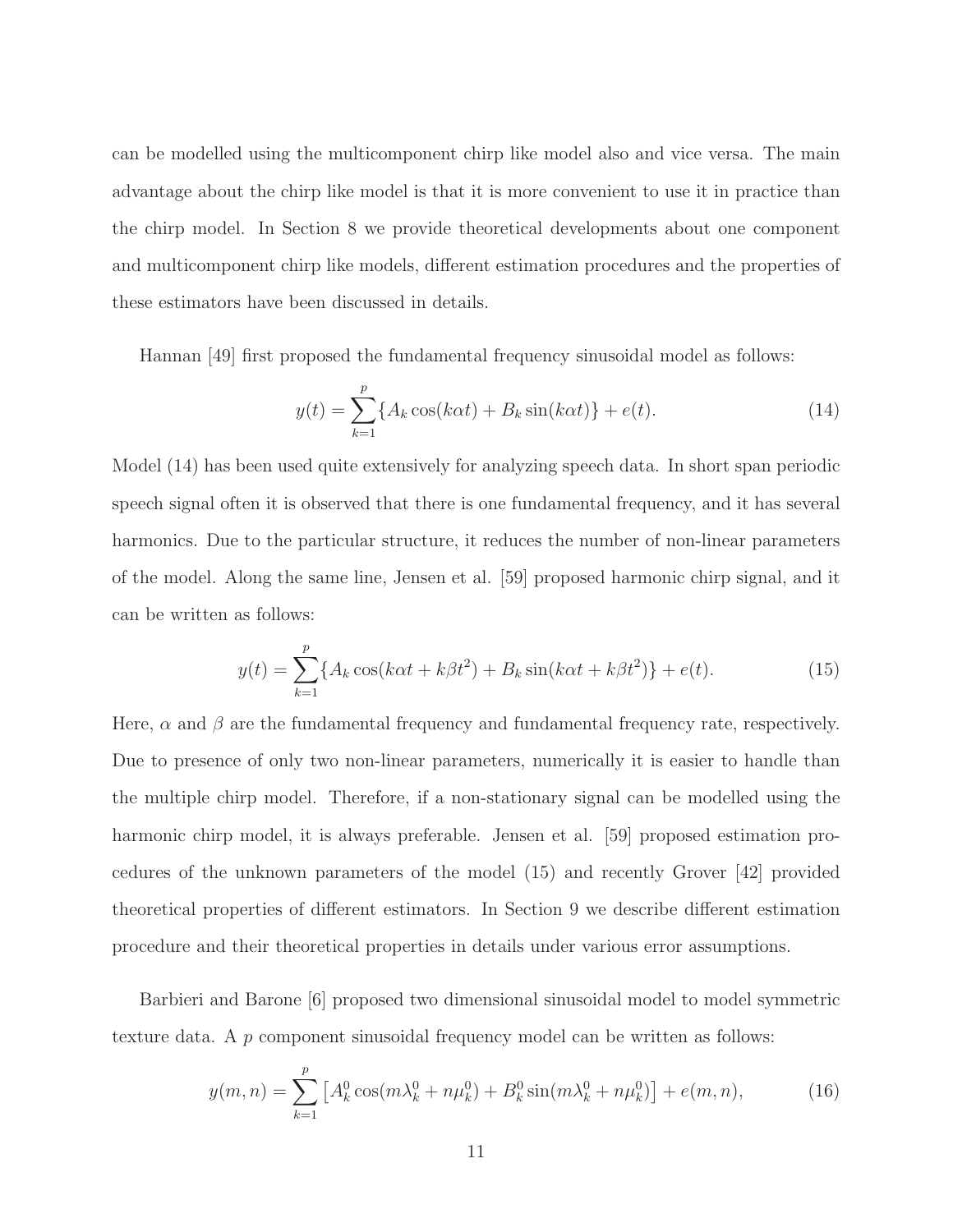can be modelled using the multicomponent chirp like model also and vice versa. The main advantage about the chirp like model is that it is more convenient to use it in practice than the chirp model. In Section 8 we provide theoretical developments about one component and multicomponent chirp like models, different estimation procedures and the properties of these estimators have been discussed in details.

Hannan [49] first proposed the fundamental frequency sinusoidal model as follows:

$$y(t) = \sum_{k=1}^{p} \{A_k \cos(k\alpha t) + B_k \sin(k\alpha t)\} + e(t). \tag{14}$$

Model (14) has been used quite extensively for analyzing speech data. In short span periodic speech signal often it is observed that there is one fundamental frequency, and it has several harmonics. Due to the particular structure, it reduces the number of non-linear parameters of the model. Along the same line, Jensen et al. [59] proposed harmonic chirp signal, and it can be written as follows:

$$y(t) = \sum_{k=1}^{p} \{A_k \cos(k\alpha t + k\beta t^2) + B_k \sin(k\alpha t + k\beta t^2)\} + e(t). \tag{15}$$

Here, $\alpha$ and $\beta$ are the fundamental frequency and fundamental frequency rate, respectively. Due to presence of only two non-linear parameters, numerically it is easier to handle than the multiple chirp model. Therefore, if a non-stationary signal can be modelled using the harmonic chirp model, it is always preferable. Jensen et al. [59] proposed estimation procedures of the unknown parameters of the model (15) and recently Grover [42] provided theoretical properties of different estimators. In Section 9 we describe different estimation procedure and their theoretical properties in details under various error assumptions.

Barbieri and Barone [6] proposed two dimensional sinusoidal model to model symmetric texture data. A $p$ component sinusoidal frequency model can be written as follows:

$$y(m,n) = \sum_{k=1}^{p} \left[ A_k^0 \cos(m\lambda_k^0 + n\mu_k^0) + B_k^0 \sin(m\lambda_k^0 + n\mu_k^0) \right] + e(m,n), \tag{16}$$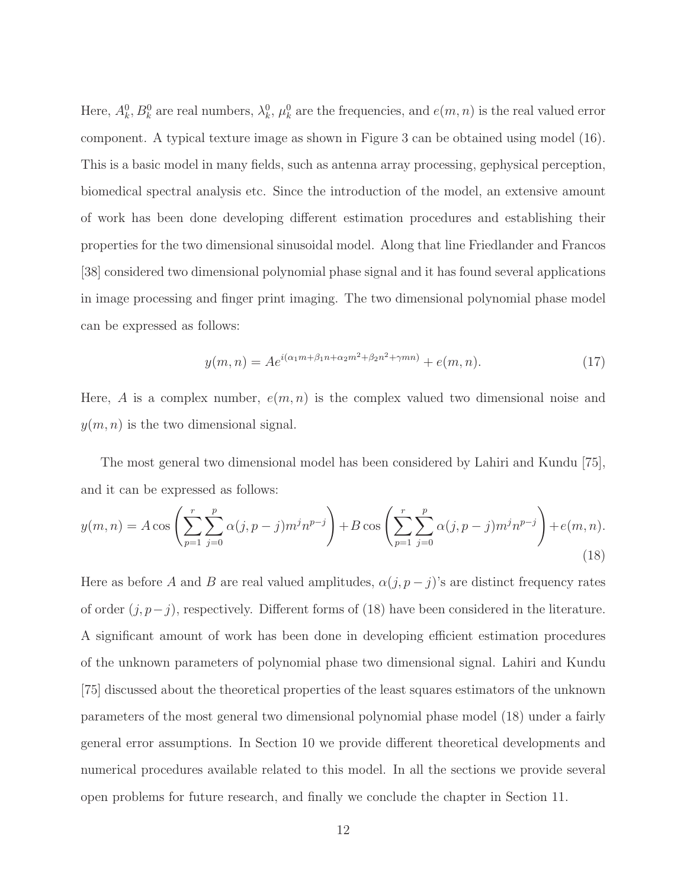Here, $A_k^0, B_k^0$ are real numbers, $\lambda_k^0$, $\mu_k^0$ are the frequencies, and $e(m,n)$ is the real valued error component. A typical texture image as shown in Figure 3 can be obtained using model (16). This is a basic model in many fields, such as antenna array processing, gephysical perception, biomedical spectral analysis etc. Since the introduction of the model, an extensive amount of work has been done developing different estimation procedures and establishing their properties for the two dimensional sinusoidal model. Along that line Friedlander and Francos [38] considered two dimensional polynomial phase signal and it has found several applications in image processing and finger print imaging. The two dimensional polynomial phase model can be expressed as follows:

$$y(m,n) = Ae^{i(\alpha_1 m + \beta_1 n + \alpha_2 m^2 + \beta_2 n^2 + \gamma mn)} + e(m,n). \tag{17}$$

Here, $A$ is a complex number, $e(m,n)$ is the complex valued two dimensional noise and $y(m,n)$ is the two dimensional signal.

The most general two dimensional model has been considered by Lahiri and Kundu [75], and it can be expressed as follows:

$$y(m,n) = A\cos\left(\sum_{p=1}^{r}\sum_{j=0}^{p}\alpha(j,p-j)m^j n^{p-j}\right) + B\cos\left(\sum_{p=1}^{r}\sum_{j=0}^{p}\alpha(j,p-j)m^j n^{p-j}\right) + e(m,n). \tag{18}$$

Here as before $A$ and $B$ are real valued amplitudes, $\alpha(j,p-j)$'s are distinct frequency rates of order $(j,p-j)$, respectively. Different forms of (18) have been considered in the literature. A significant amount of work has been done in developing efficient estimation procedures of the unknown parameters of polynomial phase two dimensional signal. Lahiri and Kundu [75] discussed about the theoretical properties of the least squares estimators of the unknown parameters of the most general two dimensional polynomial phase model (18) under a fairly general error assumptions. In Section 10 we provide different theoretical developments and numerical procedures available related to this model. In all the sections we provide several open problems for future research, and finally we conclude the chapter in Section 11.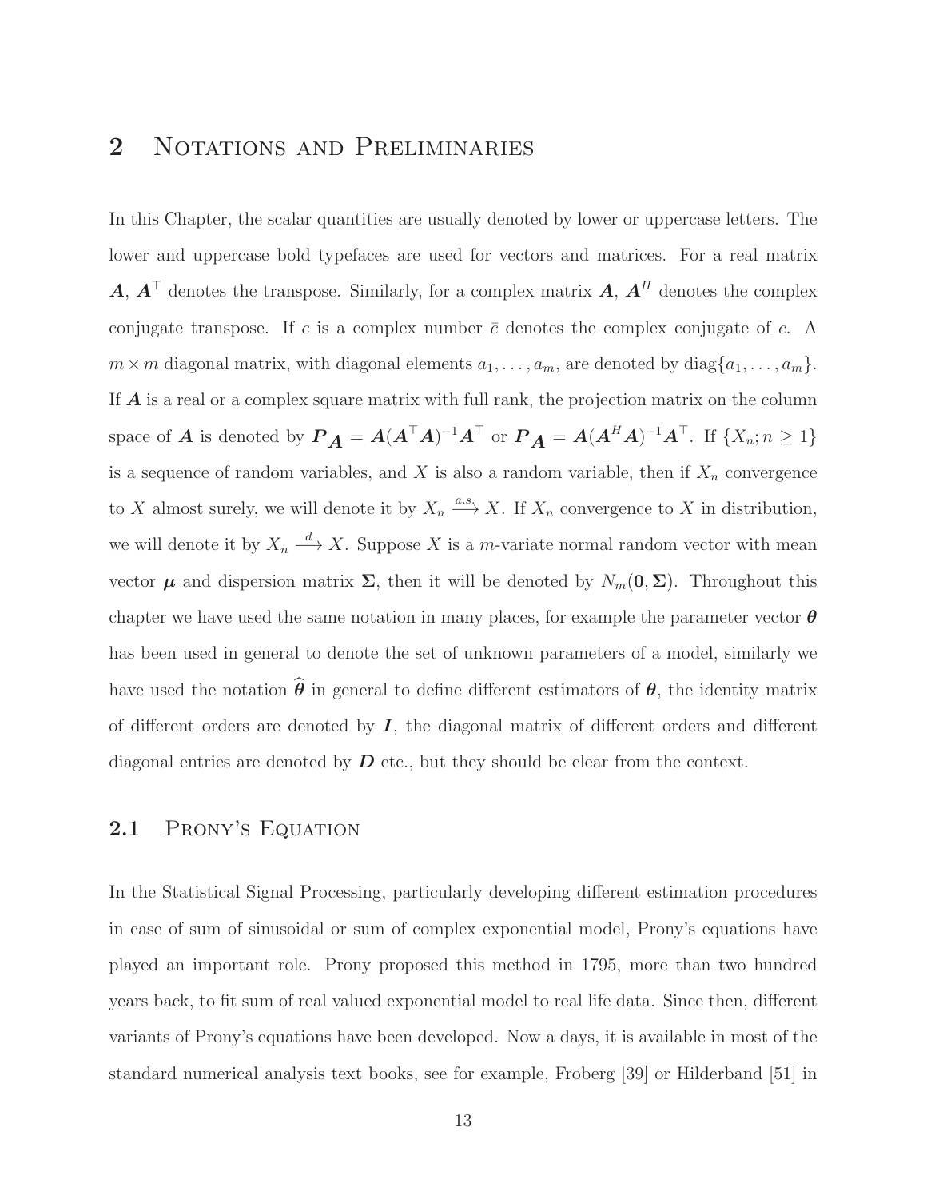## 2 Notations and Preliminaries

In this Chapter, the scalar quantities are usually denoted by lower or uppercase letters. The lower and uppercase bold typefaces are used for vectors and matrices. For a real matrix $\boldsymbol{A}$, $\boldsymbol{A}^\top$ denotes the transpose. Similarly, for a complex matrix $\boldsymbol{A}$, $\boldsymbol{A}^H$ denotes the complex conjugate transpose. If $c$ is a complex number $\bar{c}$ denotes the complex conjugate of $c$. A $m \times m$ diagonal matrix, with diagonal elements $a_1, \ldots, a_m$, are denoted by $\text{diag}\{a_1, \ldots, a_m\}$. If $\boldsymbol{A}$ is a real or a complex square matrix with full rank, the projection matrix on the column space of $\boldsymbol{A}$ is denoted by $\boldsymbol{P}_{\boldsymbol{A}} = \boldsymbol{A}(\boldsymbol{A}^\top\boldsymbol{A})^{-1}\boldsymbol{A}^\top$ or $\boldsymbol{P}_{\boldsymbol{A}} = \boldsymbol{A}(\boldsymbol{A}^H\boldsymbol{A})^{-1}\boldsymbol{A}^\top$. If $\{X_n; n \geq 1\}$ is a sequence of random variables, and $X$ is also a random variable, then if $X_n$ convergence to $X$ almost surely, we will denote it by $X_n \xrightarrow{a.s.} X$. If $X_n$ convergence to $X$ in distribution, we will denote it by $X_n \xrightarrow{d} X$. Suppose $X$ is a $m$-variate normal random vector with mean vector $\boldsymbol{\mu}$ and dispersion matrix $\boldsymbol{\Sigma}$, then it will be denoted by $N_m(\boldsymbol{0}, \boldsymbol{\Sigma})$. Throughout this chapter we have used the same notation in many places, for example the parameter vector $\boldsymbol{\theta}$ has been used in general to denote the set of unknown parameters of a model, similarly we have used the notation $\widehat{\boldsymbol{\theta}}$ in general to define different estimators of $\boldsymbol{\theta}$, the identity matrix of different orders are denoted by $\boldsymbol{I}$, the diagonal matrix of different orders and different diagonal entries are denoted by $\boldsymbol{D}$ etc., but they should be clear from the context.

### 2.1 Prony's Equation

In the Statistical Signal Processing, particularly developing different estimation procedures in case of sum of sinusoidal or sum of complex exponential model, Prony's equations have played an important role. Prony proposed this method in 1795, more than two hundred years back, to fit sum of real valued exponential model to real life data. Since then, different variants of Prony's equations have been developed. Now a days, it is available in most of the standard numerical analysis text books, see for example, Froberg [39] or Hilderband [51] in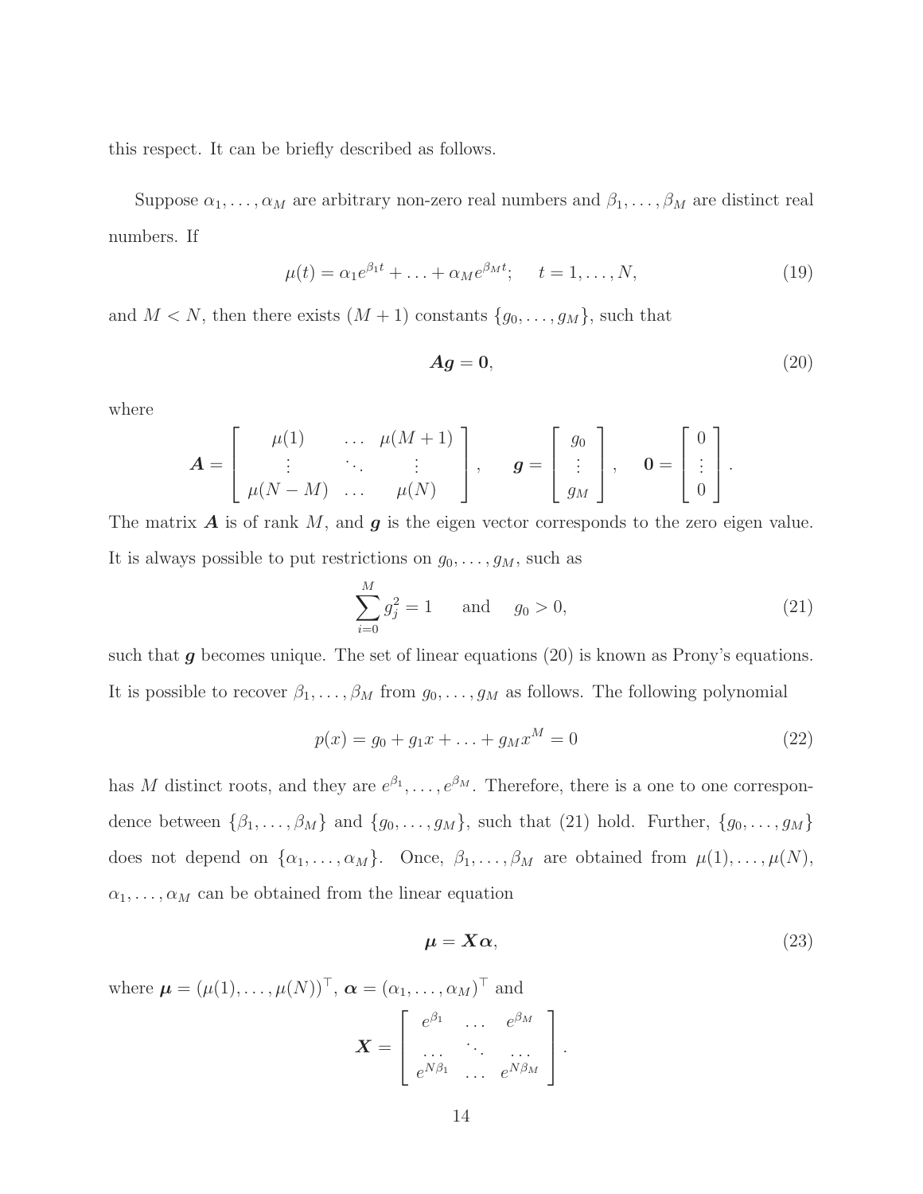this respect. It can be briefly described as follows.

Suppose $\alpha_1, \ldots, \alpha_M$ are arbitrary non-zero real numbers and $\beta_1, \ldots, \beta_M$ are distinct real numbers. If

$$\mu(t) = \alpha_1 e^{\beta_1 t} + \ldots + \alpha_M e^{\beta_M t}; \quad t = 1, \ldots, N, \tag{19}$$

and $M < N$, then there exists $(M+1)$ constants $\{g_0, \ldots, g_M\}$, such that

$$\boldsymbol{A}\boldsymbol{g} = \boldsymbol{0}, \tag{20}$$

where

$$\boldsymbol{A} = \begin{bmatrix} \mu(1) & \ldots & \mu(M+1) \\ \vdots & \ddots & \vdots \\ \mu(N-M) & \ldots & \mu(N) \end{bmatrix}, \quad \boldsymbol{g} = \begin{bmatrix} g_0 \\ \vdots \\ g_M \end{bmatrix}, \quad \boldsymbol{0} = \begin{bmatrix} 0 \\ \vdots \\ 0 \end{bmatrix}.$$

The matrix $\boldsymbol{A}$ is of rank $M$, and $\boldsymbol{g}$ is the eigen vector corresponds to the zero eigen value. It is always possible to put restrictions on $g_0, \ldots, g_M$, such as

$$\sum_{i=0}^{M} g_j^2 = 1 \quad \text{and} \quad g_0 > 0, \tag{21}$$

such that $\boldsymbol{g}$ becomes unique. The set of linear equations (20) is known as Prony's equations. It is possible to recover $\beta_1, \ldots, \beta_M$ from $g_0, \ldots, g_M$ as follows. The following polynomial

$$p(x) = g_0 + g_1 x + \ldots + g_M x^M = 0 \tag{22}$$

has $M$ distinct roots, and they are $e^{\beta_1}, \ldots, e^{\beta_M}$. Therefore, there is a one to one correspondence between $\{\beta_1, \ldots, \beta_M\}$ and $\{g_0, \ldots, g_M\}$, such that (21) hold. Further, $\{g_0, \ldots, g_M\}$ does not depend on $\{\alpha_1, \ldots, \alpha_M\}$. Once, $\beta_1, \ldots, \beta_M$ are obtained from $\mu(1), \ldots, \mu(N)$, $\alpha_1, \ldots, \alpha_M$ can be obtained from the linear equation

$$\boldsymbol{\mu} = \boldsymbol{X}\boldsymbol{\alpha}, \tag{23}$$

where $\boldsymbol{\mu} = (\mu(1), \ldots, \mu(N))^\top$, $\boldsymbol{\alpha} = (\alpha_1, \ldots, \alpha_M)^\top$ and

$$\boldsymbol{X} = \begin{bmatrix} e^{\beta_1} & \ldots & e^{\beta_M} \\ \ldots & \ddots & \ldots \\ e^{N\beta_1} & \ldots & e^{N\beta_M} \end{bmatrix}.$$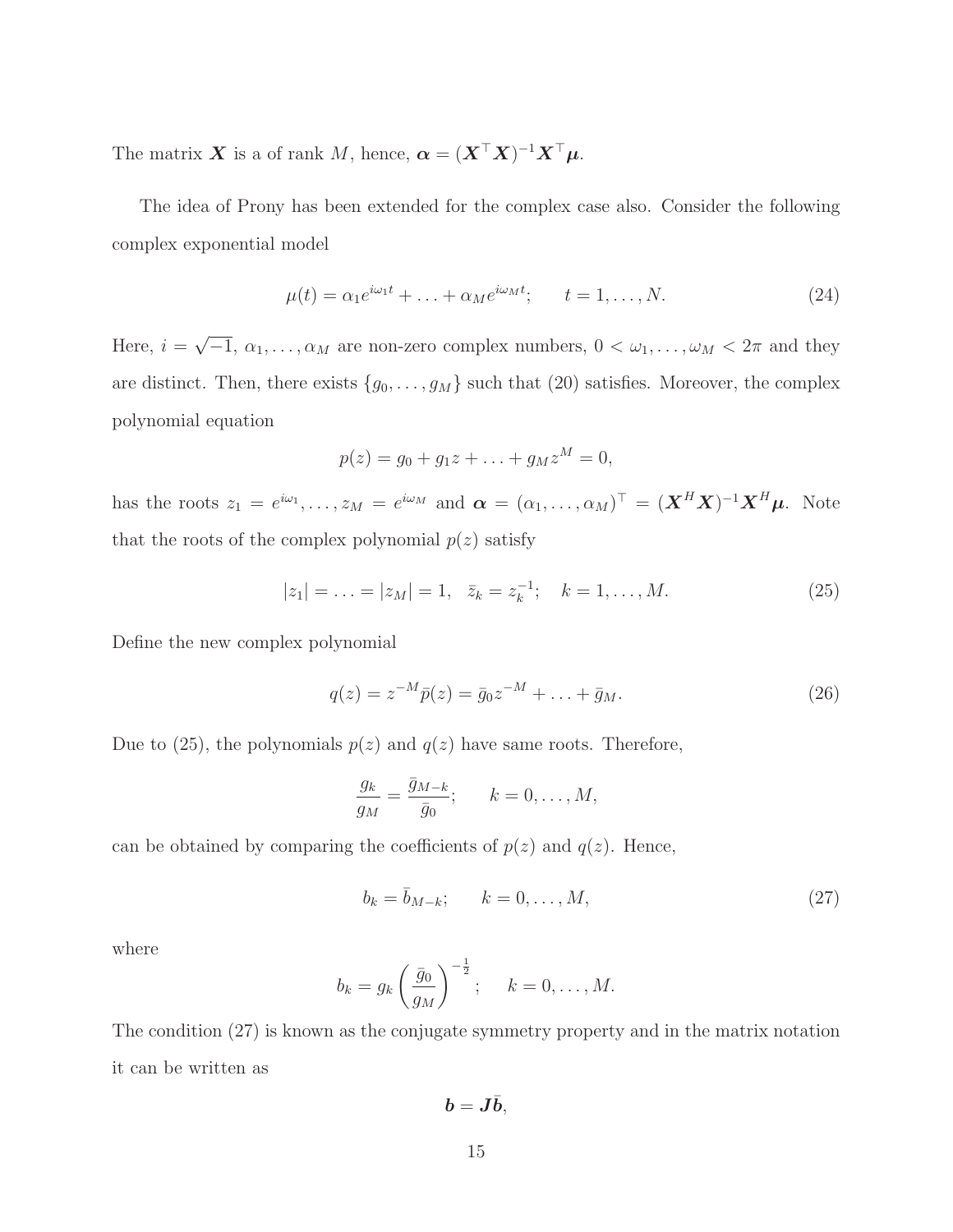The matrix $\boldsymbol{X}$ is a of rank $M$, hence, $\boldsymbol{\alpha} = (\boldsymbol{X}^\top \boldsymbol{X})^{-1}\boldsymbol{X}^\top \boldsymbol{\mu}$.

The idea of Prony has been extended for the complex case also. Consider the following complex exponential model

$$\mu(t) = \alpha_1 e^{i\omega_1 t} + \ldots + \alpha_M e^{i\omega_M t}; \qquad t = 1, \ldots, N. \tag{24}$$

Here, $i = \sqrt{-1}$, $\alpha_1, \ldots, \alpha_M$ are non-zero complex numbers, $0 < \omega_1, \ldots, \omega_M < 2\pi$ and they are distinct. Then, there exists $\{g_0, \ldots, g_M\}$ such that (20) satisfies. Moreover, the complex polynomial equation

$$p(z) = g_0 + g_1 z + \ldots + g_M z^M = 0,$$

has the roots $z_1 = e^{i\omega_1}, \ldots, z_M = e^{i\omega_M}$ and $\boldsymbol{\alpha} = (\alpha_1, \ldots, \alpha_M)^\top = (\boldsymbol{X}^H \boldsymbol{X})^{-1}\boldsymbol{X}^H \boldsymbol{\mu}$. Note that the roots of the complex polynomial $p(z)$ satisfy

$$|z_1| = \ldots = |z_M| = 1, \quad \bar{z}_k = z_k^{-1}; \quad k = 1, \ldots, M. \tag{25}$$

Define the new complex polynomial

$$q(z) = z^{-M}\bar{p}(z) = \bar{g}_0 z^{-M} + \ldots + \bar{g}_M. \tag{26}$$

Due to (25), the polynomials $p(z)$ and $q(z)$ have same roots. Therefore,

$$\frac{g_k}{g_M} = \frac{\bar{g}_{M-k}}{\bar{g}_0}; \qquad k = 0, \ldots, M,$$

can be obtained by comparing the coefficients of $p(z)$ and $q(z)$. Hence,

$$b_k = \bar{b}_{M-k}; \qquad k = 0, \ldots, M, \tag{27}$$

where

$$b_k = g_k \left(\frac{\bar{g}_0}{g_M}\right)^{-\frac{1}{2}}; \qquad k = 0, \ldots, M.$$

The condition (27) is known as the conjugate symmetry property and in the matrix notation it can be written as

$$\boldsymbol{b} = \boldsymbol{J}\bar{\boldsymbol{b}},$$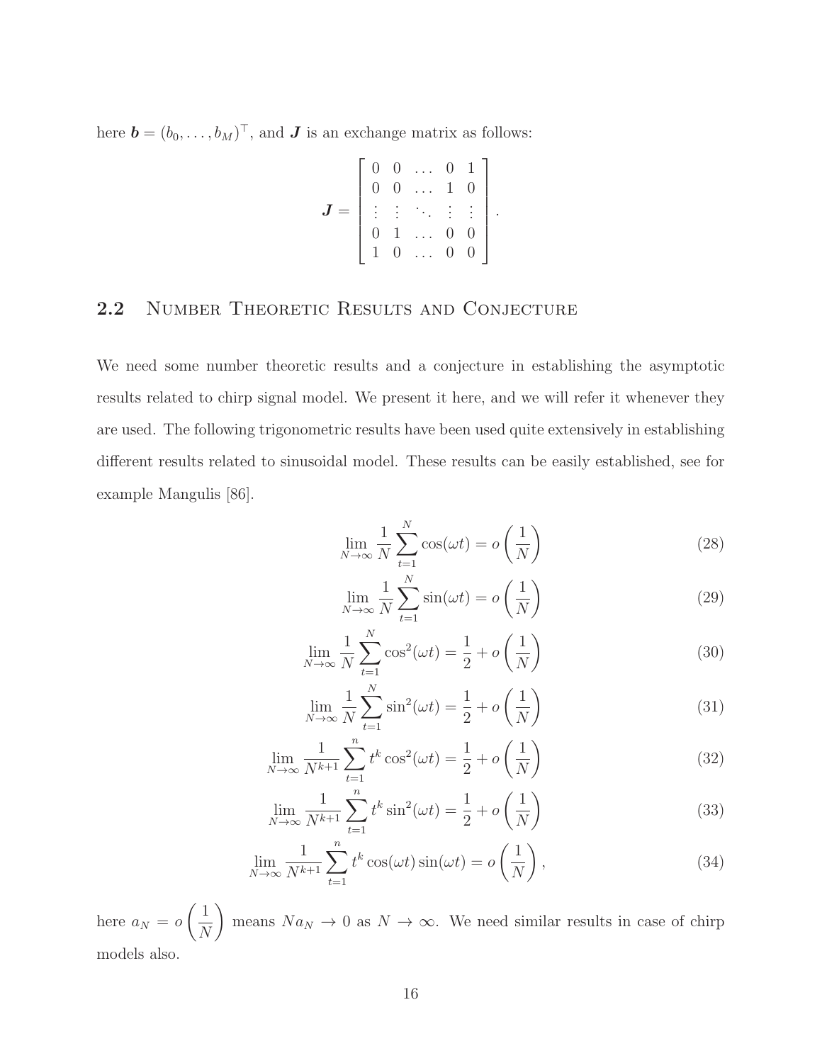here $\boldsymbol{b} = (b_0, \ldots, b_M)^\top$, and $\boldsymbol{J}$ is an exchange matrix as follows:

$$
\boldsymbol{J} = \begin{bmatrix} 0 & 0 & \ldots & 0 & 1 \\ 0 & 0 & \ldots & 1 & 0 \\ \vdots & \vdots & \ddots & \vdots & \vdots \\ 0 & 1 & \ldots & 0 & 0 \\ 1 & 0 & \ldots & 0 & 0 \end{bmatrix}.
$$

## 2.2 Number Theoretic Results and Conjecture

We need some number theoretic results and a conjecture in establishing the asymptotic results related to chirp signal model. We present it here, and we will refer it whenever they are used. The following trigonometric results have been used quite extensively in establishing different results related to sinusoidal model. These results can be easily established, see for example Mangulis [86].

$$
\lim_{N \to \infty} \frac{1}{N} \sum_{t=1}^{N} \cos(\omega t) = o\left(\frac{1}{N}\right) \tag{28}
$$

$$
\lim_{N \to \infty} \frac{1}{N} \sum_{t=1}^{N} \sin(\omega t) = o\left(\frac{1}{N}\right) \tag{29}
$$

$$
\lim_{N \to \infty} \frac{1}{N} \sum_{t=1}^{N} \cos^2(\omega t) = \frac{1}{2} + o\left(\frac{1}{N}\right) \tag{30}
$$

$$
\lim_{N \to \infty} \frac{1}{N} \sum_{t=1}^{N} \sin^2(\omega t) = \frac{1}{2} + o\left(\frac{1}{N}\right) \tag{31}
$$

$$
\lim_{N \to \infty} \frac{1}{N^{k+1}} \sum_{t=1}^{n} t^k \cos^2(\omega t) = \frac{1}{2} + o\left(\frac{1}{N}\right) \tag{32}
$$

$$
\lim_{N \to \infty} \frac{1}{N^{k+1}} \sum_{t=1}^{n} t^k \sin^2(\omega t) = \frac{1}{2} + o\left(\frac{1}{N}\right) \tag{33}
$$

$$
\lim_{N \to \infty} \frac{1}{N^{k+1}} \sum_{t=1}^{n} t^k \cos(\omega t) \sin(\omega t) = o\left(\frac{1}{N}\right), \tag{34}
$$

here $a_N = o\left(\frac{1}{N}\right)$ means $N a_N \to 0$ as $N \to \infty$. We need similar results in case of chirp models also.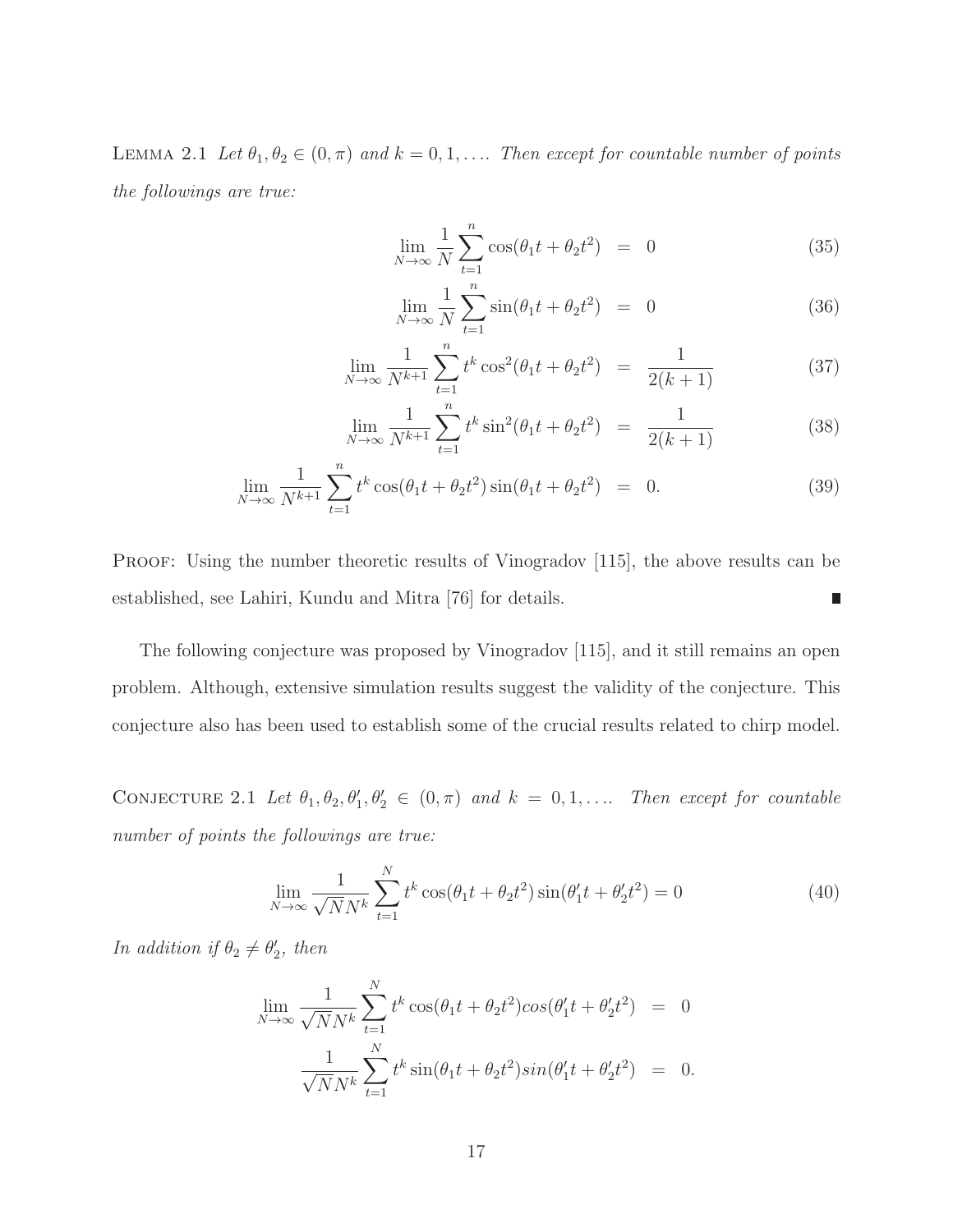LEMMA 2.1 *Let $\theta_1, \theta_2 \in (0, \pi)$ and $k = 0, 1, \ldots$. Then except for countable number of points the followings are true:*

$$\lim_{N\to\infty} \frac{1}{N} \sum_{t=1}^{n} \cos(\theta_1 t + \theta_2 t^2) = 0 \tag{35}$$

$$\lim_{N\to\infty} \frac{1}{N} \sum_{t=1}^{n} \sin(\theta_1 t + \theta_2 t^2) = 0 \tag{36}$$

$$\lim_{N\to\infty} \frac{1}{N^{k+1}} \sum_{t=1}^{n} t^k \cos^2(\theta_1 t + \theta_2 t^2) = \frac{1}{2(k+1)} \tag{37}$$

$$\lim_{N\to\infty} \frac{1}{N^{k+1}} \sum_{t=1}^{n} t^k \sin^2(\theta_1 t + \theta_2 t^2) = \frac{1}{2(k+1)} \tag{38}$$

$$\lim_{N\to\infty} \frac{1}{N^{k+1}} \sum_{t=1}^{n} t^k \cos(\theta_1 t + \theta_2 t^2) \sin(\theta_1 t + \theta_2 t^2) = 0. \tag{39}$$

PROOF: Using the number theoretic results of Vinogradov [115], the above results can be established, see Lahiri, Kundu and Mitra [76] for details. ∎

The following conjecture was proposed by Vinogradov [115], and it still remains an open problem. Although, extensive simulation results suggest the validity of the conjecture. This conjecture also has been used to establish some of the crucial results related to chirp model.

CONJECTURE 2.1 *Let $\theta_1, \theta_2, \theta_1', \theta_2' \in (0, \pi)$ and $k = 0, 1, \ldots$. Then except for countable number of points the followings are true:*

$$\lim_{N\to\infty} \frac{1}{\sqrt{N} N^k} \sum_{t=1}^{N} t^k \cos(\theta_1 t + \theta_2 t^2) \sin(\theta_1' t + \theta_2' t^2) = 0 \tag{40}$$

*In addition if $\theta_2 \neq \theta_2'$, then*

$$\lim_{N\to\infty} \frac{1}{\sqrt{N} N^k} \sum_{t=1}^{N} t^k \cos(\theta_1 t + \theta_2 t^2) cos(\theta_1' t + \theta_2' t^2) = 0$$

$$\frac{1}{\sqrt{N} N^k} \sum_{t=1}^{N} t^k \sin(\theta_1 t + \theta_2 t^2) sin(\theta_1' t + \theta_2' t^2) = 0.$$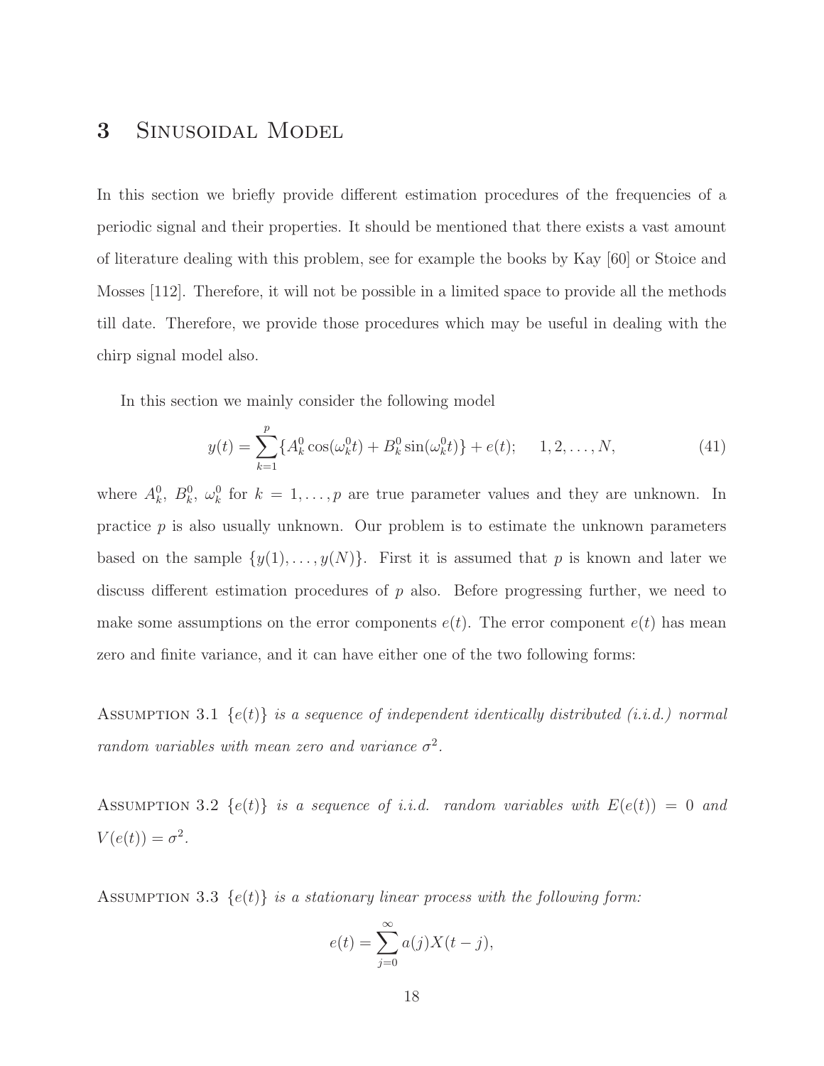# 3 Sinusoidal Model

In this section we briefly provide different estimation procedures of the frequencies of a periodic signal and their properties. It should be mentioned that there exists a vast amount of literature dealing with this problem, see for example the books by Kay [60] or Stoice and Mosses [112]. Therefore, it will not be possible in a limited space to provide all the methods till date. Therefore, we provide those procedures which may be useful in dealing with the chirp signal model also.

In this section we mainly consider the following model

$$y(t) = \sum_{k=1}^{p} \{A_k^0 \cos(\omega_k^0 t) + B_k^0 \sin(\omega_k^0 t)\} + e(t); \quad 1, 2, \ldots, N, \tag{41}$$

where $A_k^0$, $B_k^0$, $\omega_k^0$ for $k = 1, \ldots, p$ are true parameter values and they are unknown. In practice $p$ is also usually unknown. Our problem is to estimate the unknown parameters based on the sample $\{y(1), \ldots, y(N)\}$. First it is assumed that $p$ is known and later we discuss different estimation procedures of $p$ also. Before progressing further, we need to make some assumptions on the error components $e(t)$. The error component $e(t)$ has mean zero and finite variance, and it can have either one of the two following forms:

Assumption 3.1 *$\{e(t)\}$ is a sequence of independent identically distributed (i.i.d.) normal random variables with mean zero and variance $\sigma^2$.*

Assumption 3.2 *$\{e(t)\}$ is a sequence of i.i.d. random variables with $E(e(t)) = 0$ and $V(e(t)) = \sigma^2$.*

Assumption 3.3 *$\{e(t)\}$ is a stationary linear process with the following form:*

$$e(t) = \sum_{j=0}^{\infty} a(j) X(t-j),$$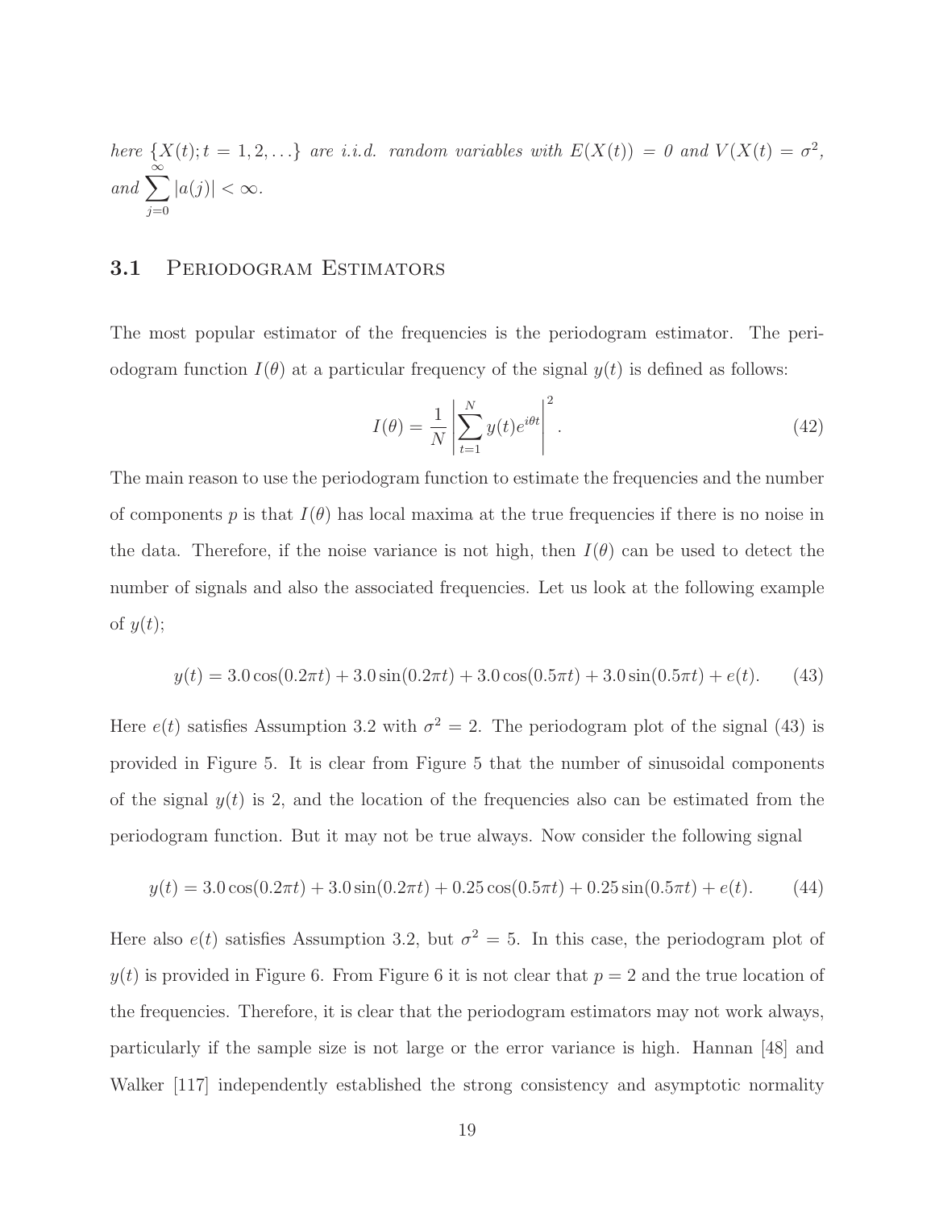*here* $\{X(t); t = 1, 2, \ldots\}$ *are i.i.d. random variables with* $E(X(t)) = 0$ *and* $V(X(t) = \sigma^2$, *and* $\sum_{j=0}^{\infty} |a(j)| < \infty$.

## 3.1 Periodogram Estimators

The most popular estimator of the frequencies is the periodogram estimator. The periodogram function $I(\theta)$ at a particular frequency of the signal $y(t)$ is defined as follows:

$$I(\theta) = \frac{1}{N} \left| \sum_{t=1}^{N} y(t) e^{i\theta t} \right|^2. \tag{42}$$

The main reason to use the periodogram function to estimate the frequencies and the number of components $p$ is that $I(\theta)$ has local maxima at the true frequencies if there is no noise in the data. Therefore, if the noise variance is not high, then $I(\theta)$ can be used to detect the number of signals and also the associated frequencies. Let us look at the following example of $y(t)$;

$$y(t) = 3.0 \cos(0.2\pi t) + 3.0 \sin(0.2\pi t) + 3.0 \cos(0.5\pi t) + 3.0 \sin(0.5\pi t) + e(t). \tag{43}$$

Here $e(t)$ satisfies Assumption 3.2 with $\sigma^2 = 2$. The periodogram plot of the signal (43) is provided in Figure 5. It is clear from Figure 5 that the number of sinusoidal components of the signal $y(t)$ is 2, and the location of the frequencies also can be estimated from the periodogram function. But it may not be true always. Now consider the following signal

$$y(t) = 3.0 \cos(0.2\pi t) + 3.0 \sin(0.2\pi t) + 0.25 \cos(0.5\pi t) + 0.25 \sin(0.5\pi t) + e(t). \tag{44}$$

Here also $e(t)$ satisfies Assumption 3.2, but $\sigma^2 = 5$. In this case, the periodogram plot of $y(t)$ is provided in Figure 6. From Figure 6 it is not clear that $p = 2$ and the true location of the frequencies. Therefore, it is clear that the periodogram estimators may not work always, particularly if the sample size is not large or the error variance is high. Hannan [48] and Walker [117] independently established the strong consistency and asymptotic normality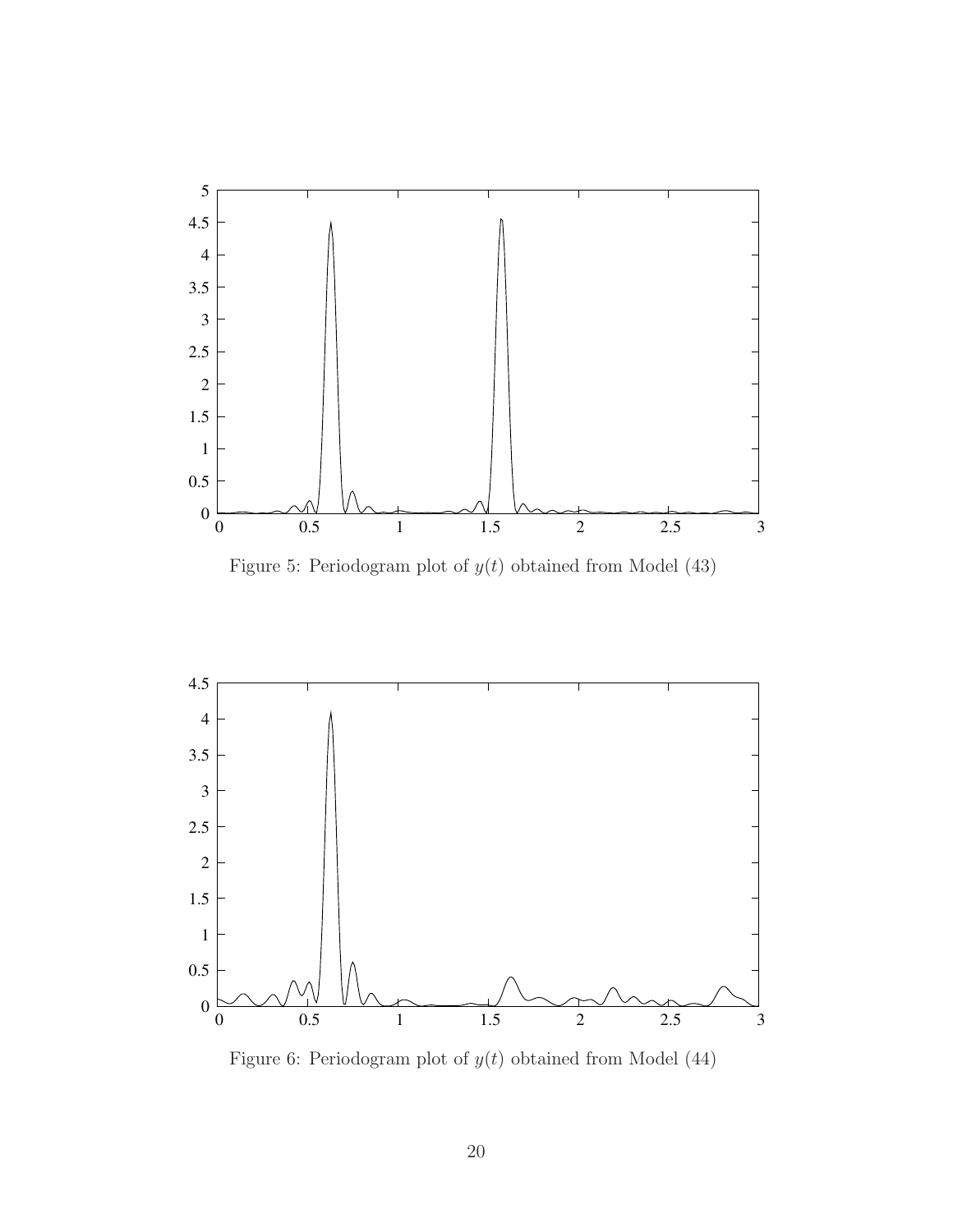Figure 5: Periodogram plot of $y(t)$ obtained from Model (43)

Figure 6: Periodogram plot of $y(t)$ obtained from Model (44)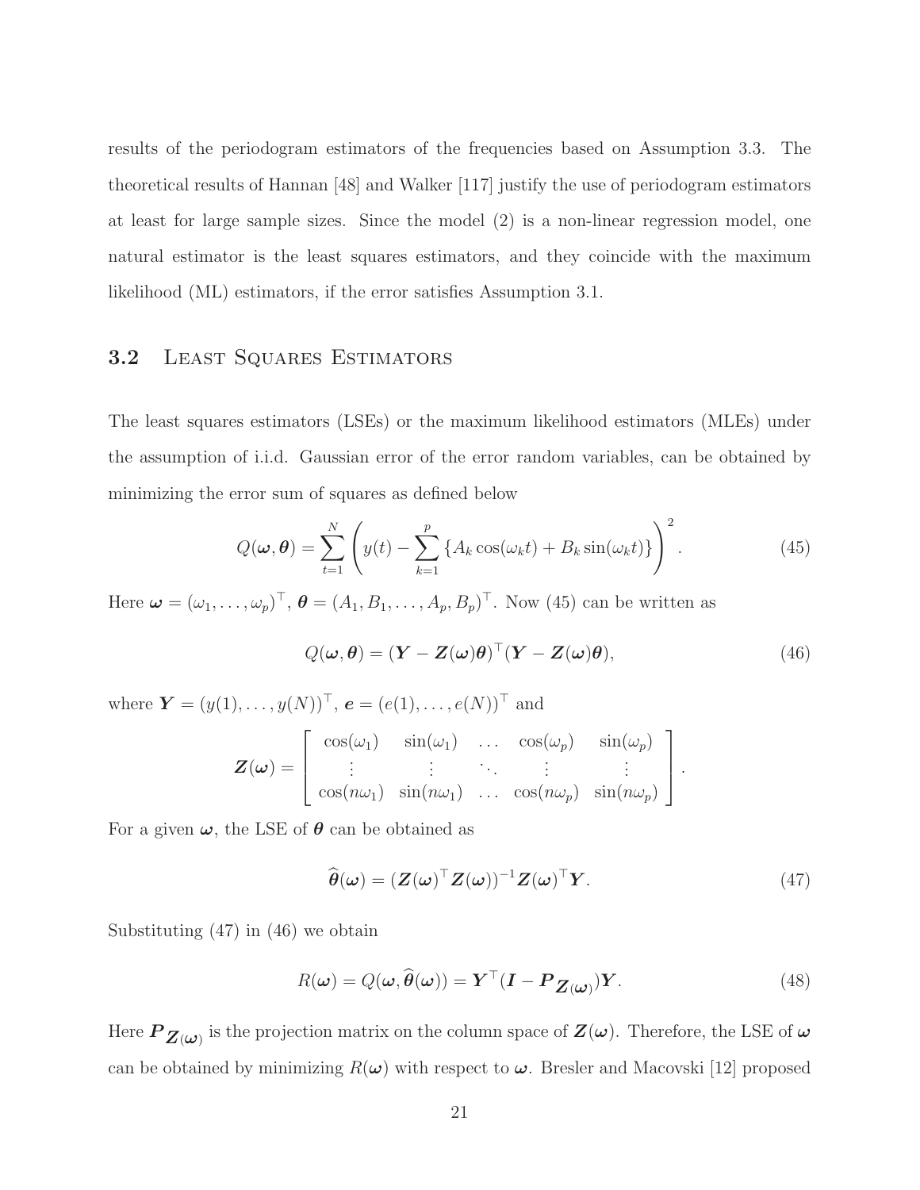results of the periodogram estimators of the frequencies based on Assumption 3.3. The theoretical results of Hannan [48] and Walker [117] justify the use of periodogram estimators at least for large sample sizes. Since the model (2) is a non-linear regression model, one natural estimator is the least squares estimators, and they coincide with the maximum likelihood (ML) estimators, if the error satisfies Assumption 3.1.

## 3.2 Least Squares Estimators

The least squares estimators (LSEs) or the maximum likelihood estimators (MLEs) under the assumption of i.i.d. Gaussian error of the error random variables, can be obtained by minimizing the error sum of squares as defined below

$$Q(\boldsymbol{\omega}, \boldsymbol{\theta}) = \sum_{t=1}^{N} \left( y(t) - \sum_{k=1}^{p} \left\{ A_k \cos(\omega_k t) + B_k \sin(\omega_k t) \right\} \right)^2. \tag{45}$$

Here $\boldsymbol{\omega} = (\omega_1, \ldots, \omega_p)^\top$, $\boldsymbol{\theta} = (A_1, B_1, \ldots, A_p, B_p)^\top$. Now (45) can be written as

$$Q(\boldsymbol{\omega}, \boldsymbol{\theta}) = (\boldsymbol{Y} - \boldsymbol{Z}(\boldsymbol{\omega})\boldsymbol{\theta})^\top (\boldsymbol{Y} - \boldsymbol{Z}(\boldsymbol{\omega})\boldsymbol{\theta}), \tag{46}$$

where $\boldsymbol{Y} = (y(1), \ldots, y(N))^\top$, $\boldsymbol{e} = (e(1), \ldots, e(N))^\top$ and

$$\boldsymbol{Z}(\boldsymbol{\omega}) = \begin{bmatrix} \cos(\omega_1) & \sin(\omega_1) & \ldots & \cos(\omega_p) & \sin(\omega_p) \\ \vdots & \vdots & \ddots & \vdots & \vdots \\ \cos(n\omega_1) & \sin(n\omega_1) & \ldots & \cos(n\omega_p) & \sin(n\omega_p) \end{bmatrix}.$$

For a given $\boldsymbol{\omega}$, the LSE of $\boldsymbol{\theta}$ can be obtained as

$$\widehat{\boldsymbol{\theta}}(\boldsymbol{\omega}) = (\boldsymbol{Z}(\boldsymbol{\omega})^\top \boldsymbol{Z}(\boldsymbol{\omega}))^{-1} \boldsymbol{Z}(\boldsymbol{\omega})^\top \boldsymbol{Y}. \tag{47}$$

Substituting (47) in (46) we obtain

$$R(\boldsymbol{\omega}) = Q(\boldsymbol{\omega}, \widehat{\boldsymbol{\theta}}(\boldsymbol{\omega})) = \boldsymbol{Y}^\top (\boldsymbol{I} - \boldsymbol{P}_{\boldsymbol{Z}(\boldsymbol{\omega})}) \boldsymbol{Y}. \tag{48}$$

Here $\boldsymbol{P}_{\boldsymbol{Z}(\boldsymbol{\omega})}$ is the projection matrix on the column space of $\boldsymbol{Z}(\boldsymbol{\omega})$. Therefore, the LSE of $\boldsymbol{\omega}$ can be obtained by minimizing $R(\boldsymbol{\omega})$ with respect to $\boldsymbol{\omega}$. Bresler and Macovski [12] proposed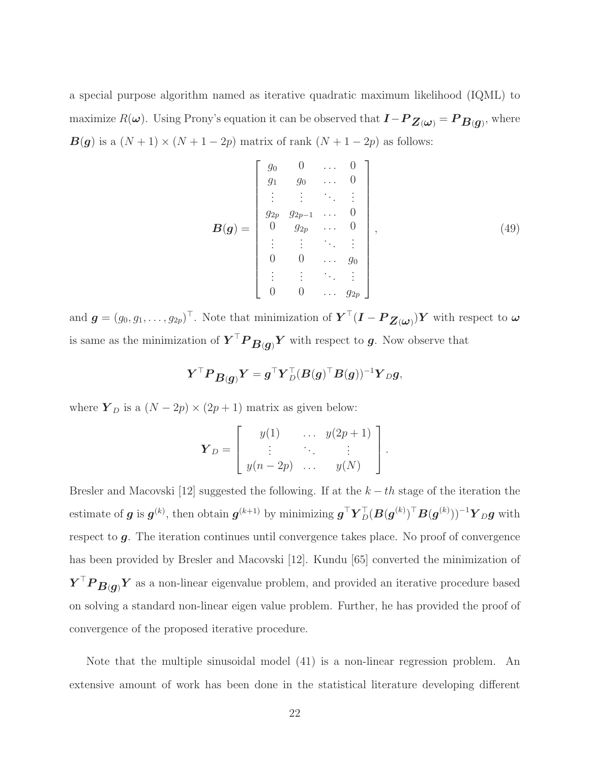a special purpose algorithm named as iterative quadratic maximum likelihood (IQML) to maximize $R(\boldsymbol{\omega})$. Using Prony's equation it can be observed that $\boldsymbol{I} - \boldsymbol{P}_{\boldsymbol{Z}(\boldsymbol{\omega})} = \boldsymbol{P}_{\boldsymbol{B}(\boldsymbol{g})}$, where $\boldsymbol{B}(\boldsymbol{g})$ is a $(N+1) \times (N+1-2p)$ matrix of rank $(N+1-2p)$ as follows:

$$
\boldsymbol{B}(\boldsymbol{g}) = \begin{bmatrix} g_0 & 0 & \dots & 0 \\ g_1 & g_0 & \dots & 0 \\ \vdots & \vdots & \ddots & \vdots \\ g_{2p} & g_{2p-1} & \dots & 0 \\ 0 & g_{2p} & \dots & 0 \\ \vdots & \vdots & \ddots & \vdots \\ 0 & 0 & \dots & g_0 \\ \vdots & \vdots & \ddots & \vdots \\ 0 & 0 & \dots & g_{2p} \end{bmatrix}, \tag{49}
$$

and $\boldsymbol{g} = (g_0, g_1, \dots, g_{2p})^\top$. Note that minimization of $\boldsymbol{Y}^\top(\boldsymbol{I} - \boldsymbol{P}_{\boldsymbol{Z}(\boldsymbol{\omega})})\boldsymbol{Y}$ with respect to $\boldsymbol{\omega}$ is same as the minimization of $\boldsymbol{Y}^\top \boldsymbol{P}_{\boldsymbol{B}(\boldsymbol{g})} \boldsymbol{Y}$ with respect to $\boldsymbol{g}$. Now observe that

$$
\boldsymbol{Y}^\top \boldsymbol{P}_{\boldsymbol{B}(\boldsymbol{g})} \boldsymbol{Y} = \boldsymbol{g}^\top \boldsymbol{Y}_D^\top (\boldsymbol{B}(\boldsymbol{g})^\top \boldsymbol{B}(\boldsymbol{g}))^{-1} \boldsymbol{Y}_D \boldsymbol{g},
$$

where $\boldsymbol{Y}_D$ is a $(N-2p) \times (2p+1)$ matrix as given below:

$$
\boldsymbol{Y}_D = \begin{bmatrix} y(1) & \dots & y(2p+1) \\ \vdots & \ddots & \vdots \\ y(n-2p) & \dots & y(N) \end{bmatrix}.
$$

Bresler and Macovski [12] suggested the following. If at the $k-th$ stage of the iteration the estimate of $\boldsymbol{g}$ is $\boldsymbol{g}^{(k)}$, then obtain $\boldsymbol{g}^{(k+1)}$ by minimizing $\boldsymbol{g}^\top \boldsymbol{Y}_D^\top (\boldsymbol{B}(\boldsymbol{g}^{(k)})^\top \boldsymbol{B}(\boldsymbol{g}^{(k)}))^{-1} \boldsymbol{Y}_D \boldsymbol{g}$ with respect to $\boldsymbol{g}$. The iteration continues until convergence takes place. No proof of convergence has been provided by Bresler and Macovski [12]. Kundu [65] converted the minimization of $\boldsymbol{Y}^\top \boldsymbol{P}_{\boldsymbol{B}(\boldsymbol{g})} \boldsymbol{Y}$ as a non-linear eigenvalue problem, and provided an iterative procedure based on solving a standard non-linear eigen value problem. Further, he has provided the proof of convergence of the proposed iterative procedure.

Note that the multiple sinusoidal model (41) is a non-linear regression problem. An extensive amount of work has been done in the statistical literature developing different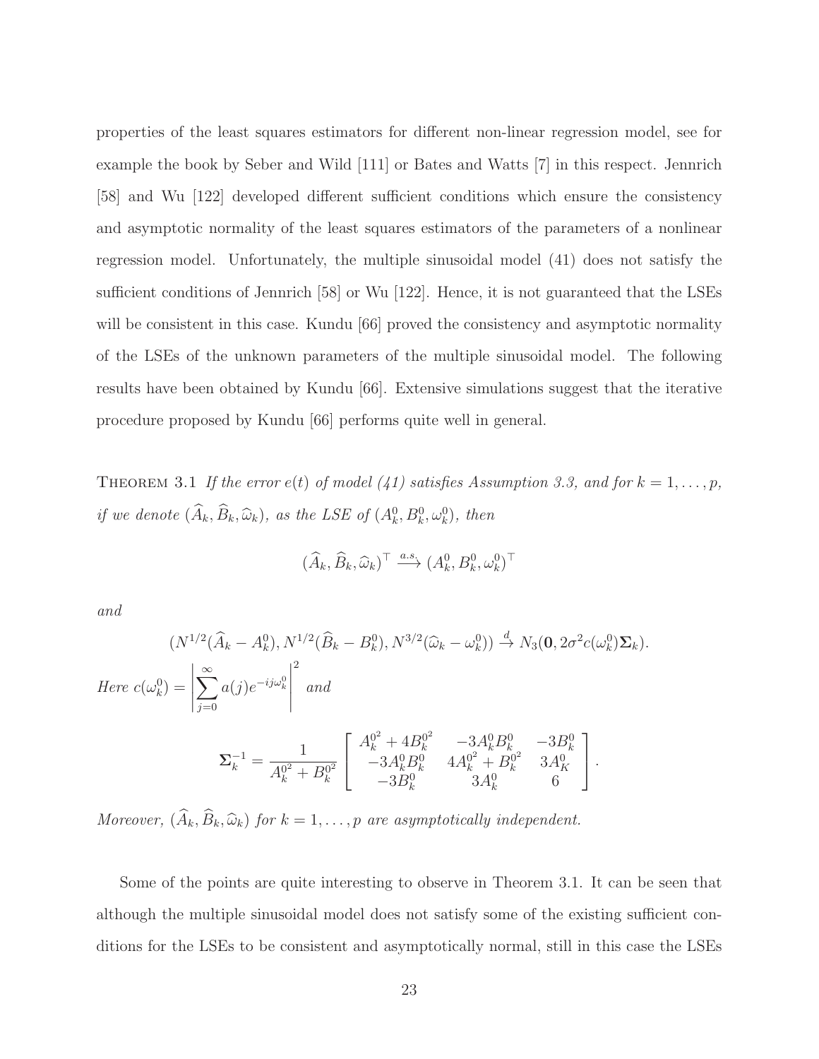properties of the least squares estimators for different non-linear regression model, see for example the book by Seber and Wild [111] or Bates and Watts [7] in this respect. Jennrich [58] and Wu [122] developed different sufficient conditions which ensure the consistency and asymptotic normality of the least squares estimators of the parameters of a nonlinear regression model. Unfortunately, the multiple sinusoidal model (41) does not satisfy the sufficient conditions of Jennrich [58] or Wu [122]. Hence, it is not guaranteed that the LSEs will be consistent in this case. Kundu [66] proved the consistency and asymptotic normality of the LSEs of the unknown parameters of the multiple sinusoidal model. The following results have been obtained by Kundu [66]. Extensive simulations suggest that the iterative procedure proposed by Kundu [66] performs quite well in general.

Theorem 3.1 *If the error $e(t)$ of model (41) satisfies Assumption 3.3, and for $k = 1, \ldots, p$, if we denote $(\widehat{A}_k, \widehat{B}_k, \widehat{\omega}_k)$, as the LSE of $(A_k^0, B_k^0, \omega_k^0)$, then*

$$(\widehat{A}_k, \widehat{B}_k, \widehat{\omega}_k)^\top \xrightarrow{a.s.} (A_k^0, B_k^0, \omega_k^0)^\top$$

*and*

$$(N^{1/2}(\widehat{A}_k - A_k^0), N^{1/2}(\widehat{B}_k - B_k^0), N^{3/2}(\widehat{\omega}_k - \omega_k^0)) \xrightarrow{d} N_3(\mathbf{0}, 2\sigma^2 c(\omega_k^0)\mathbf{\Sigma}_k).$$

*Here* $c(\omega_k^0) = \left| \sum_{j=0}^{\infty} a(j) e^{-ij\omega_k^0} \right|^2$ *and*

$$\mathbf{\Sigma}_k^{-1} = \frac{1}{A_k^{0^2} + B_k^{0^2}} \left[ \begin{array}{ccc} A_k^{0^2} + 4B_k^{0^2} & -3A_k^0 B_k^0 & -3B_k^0 \\ -3A_k^0 B_k^0 & 4A_k^{0^2} + B_k^{0^2} & 3A_K^0 \\ -3B_k^0 & 3A_k^0 & 6 \end{array} \right].$$

*Moreover, $(\widehat{A}_k, \widehat{B}_k, \widehat{\omega}_k)$ for $k = 1, \ldots, p$ are asymptotically independent.*

Some of the points are quite interesting to observe in Theorem 3.1. It can be seen that although the multiple sinusoidal model does not satisfy some of the existing sufficient conditions for the LSEs to be consistent and asymptotically normal, still in this case the LSEs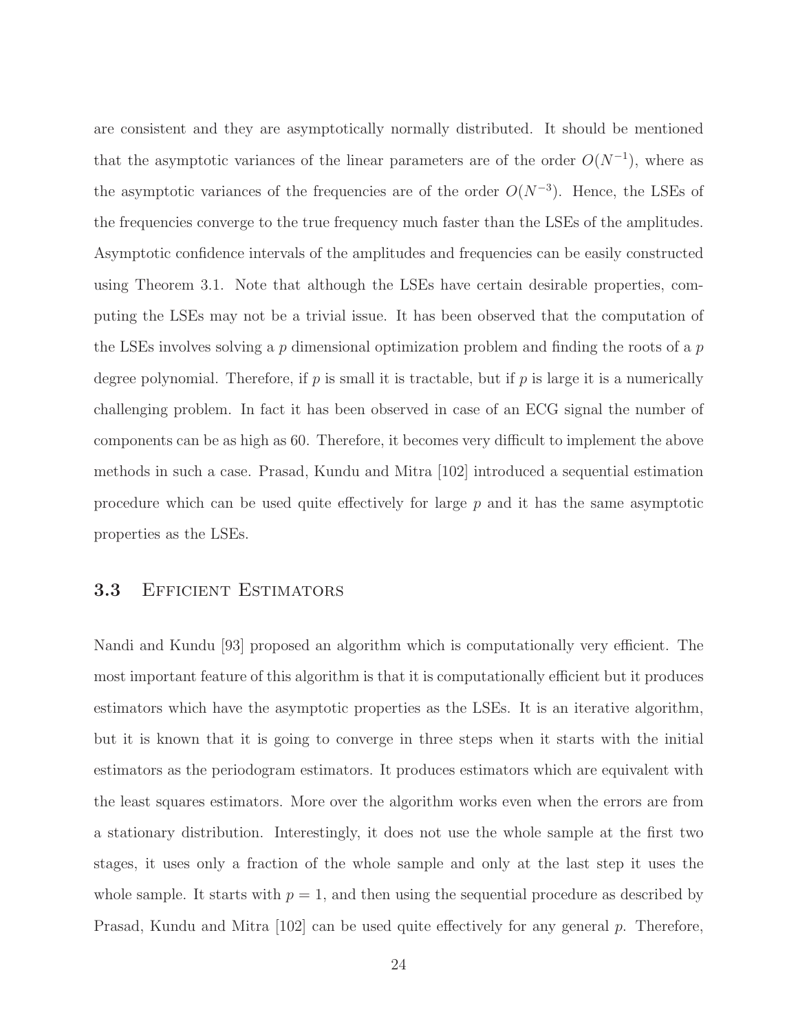are consistent and they are asymptotically normally distributed. It should be mentioned that the asymptotic variances of the linear parameters are of the order $O(N^{-1})$, where as the asymptotic variances of the frequencies are of the order $O(N^{-3})$. Hence, the LSEs of the frequencies converge to the true frequency much faster than the LSEs of the amplitudes. Asymptotic confidence intervals of the amplitudes and frequencies can be easily constructed using Theorem 3.1. Note that although the LSEs have certain desirable properties, computing the LSEs may not be a trivial issue. It has been observed that the computation of the LSEs involves solving a $p$ dimensional optimization problem and finding the roots of a $p$ degree polynomial. Therefore, if $p$ is small it is tractable, but if $p$ is large it is a numerically challenging problem. In fact it has been observed in case of an ECG signal the number of components can be as high as 60. Therefore, it becomes very difficult to implement the above methods in such a case. Prasad, Kundu and Mitra [102] introduced a sequential estimation procedure which can be used quite effectively for large $p$ and it has the same asymptotic properties as the LSEs.

## 3.3 Efficient Estimators

Nandi and Kundu [93] proposed an algorithm which is computationally very efficient. The most important feature of this algorithm is that it is computationally efficient but it produces estimators which have the asymptotic properties as the LSEs. It is an iterative algorithm, but it is known that it is going to converge in three steps when it starts with the initial estimators as the periodogram estimators. It produces estimators which are equivalent with the least squares estimators. More over the algorithm works even when the errors are from a stationary distribution. Interestingly, it does not use the whole sample at the first two stages, it uses only a fraction of the whole sample and only at the last step it uses the whole sample. It starts with $p = 1$, and then using the sequential procedure as described by Prasad, Kundu and Mitra [102] can be used quite effectively for any general $p$. Therefore,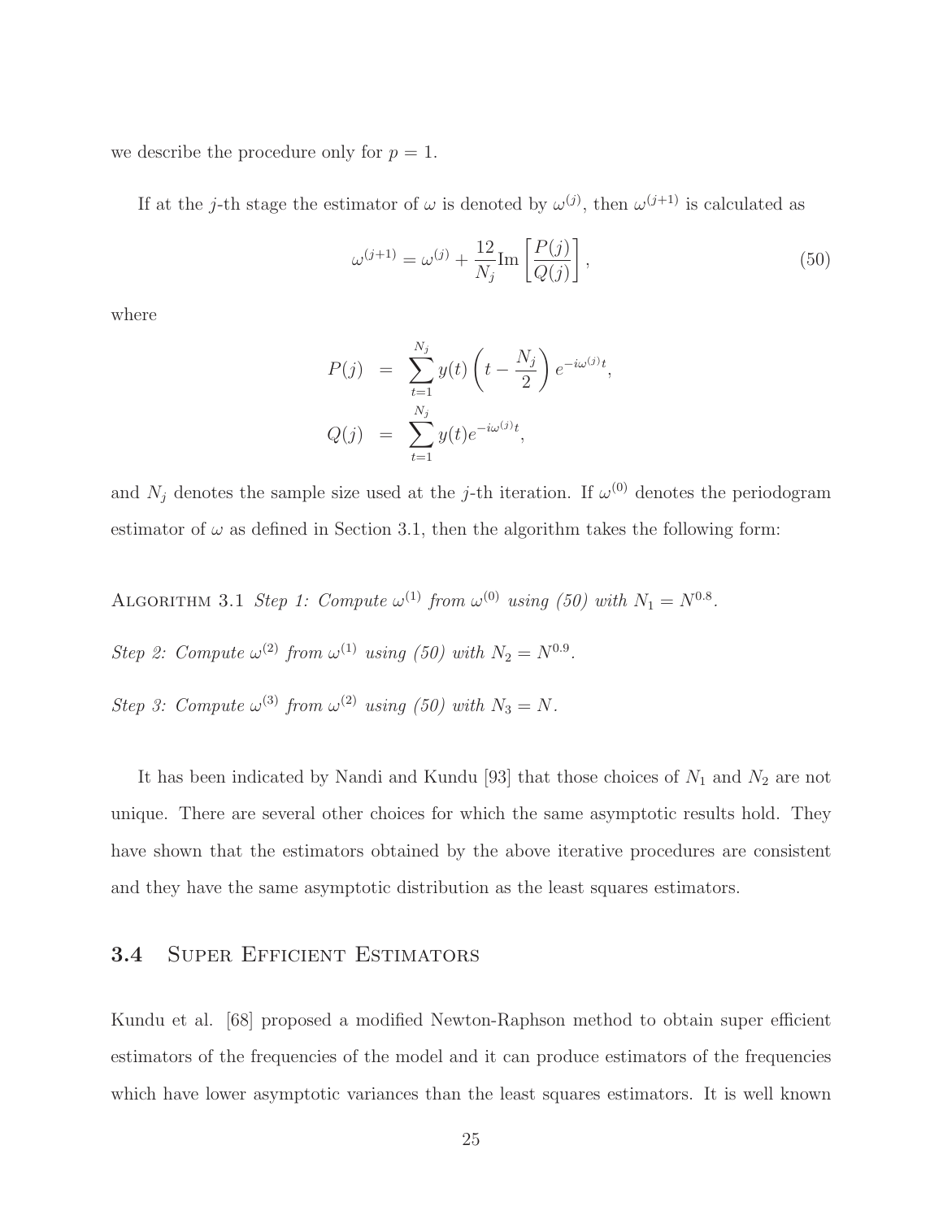we describe the procedure only for $p = 1$.

If at the $j$-th stage the estimator of $\omega$ is denoted by $\omega^{(j)}$, then $\omega^{(j+1)}$ is calculated as

$$\omega^{(j+1)} = \omega^{(j)} + \frac{12}{N_j} \text{Im}\left[\frac{P(j)}{Q(j)}\right], \tag{50}$$

where

$$\begin{aligned} P(j) &= \sum_{t=1}^{N_j} y(t)\left(t - \frac{N_j}{2}\right) e^{-i\omega^{(j)}t}, \\ Q(j) &= \sum_{t=1}^{N_j} y(t) e^{-i\omega^{(j)}t}, \end{aligned}$$

and $N_j$ denotes the sample size used at the $j$-th iteration. If $\omega^{(0)}$ denotes the periodogram estimator of $\omega$ as defined in Section 3.1, then the algorithm takes the following form:

ALGORITHM 3.1 *Step 1: Compute $\omega^{(1)}$ from $\omega^{(0)}$ using (50) with $N_1 = N^{0.8}$.*

*Step 2: Compute $\omega^{(2)}$ from $\omega^{(1)}$ using (50) with $N_2 = N^{0.9}$.*

*Step 3: Compute $\omega^{(3)}$ from $\omega^{(2)}$ using (50) with $N_3 = N$.*

It has been indicated by Nandi and Kundu [93] that those choices of $N_1$ and $N_2$ are not unique. There are several other choices for which the same asymptotic results hold. They have shown that the estimators obtained by the above iterative procedures are consistent and they have the same asymptotic distribution as the least squares estimators.

### 3.4 Super Efficient Estimators

Kundu et al. [68] proposed a modified Newton-Raphson method to obtain super efficient estimators of the frequencies of the model and it can produce estimators of the frequencies which have lower asymptotic variances than the least squares estimators. It is well known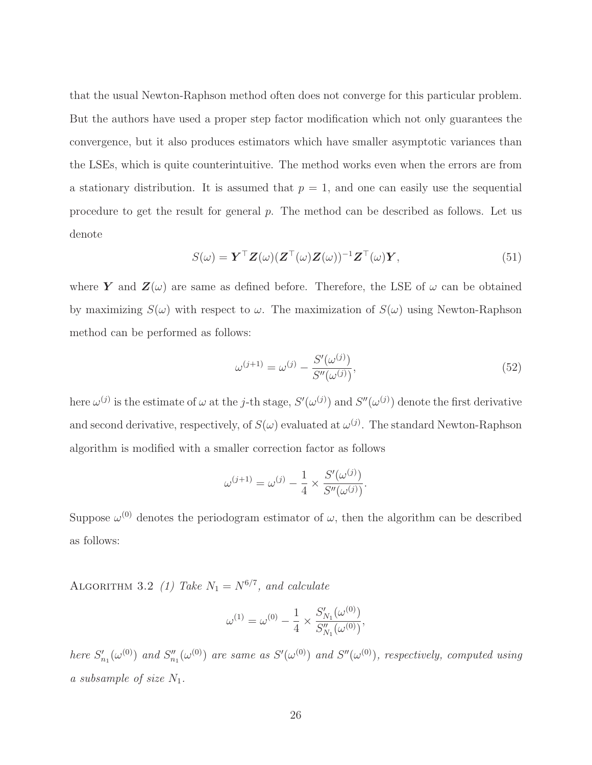that the usual Newton-Raphson method often does not converge for this particular problem. But the authors have used a proper step factor modification which not only guarantees the convergence, but it also produces estimators which have smaller asymptotic variances than the LSEs, which is quite counterintuitive. The method works even when the errors are from a stationary distribution. It is assumed that $p = 1$, and one can easily use the sequential procedure to get the result for general $p$. The method can be described as follows. Let us denote

$$S(\omega) = \boldsymbol{Y}^\top \boldsymbol{Z}(\omega)(\boldsymbol{Z}^\top(\omega)\boldsymbol{Z}(\omega))^{-1}\boldsymbol{Z}^\top(\omega)\boldsymbol{Y}, \tag{51}$$

where $\boldsymbol{Y}$ and $\boldsymbol{Z}(\omega)$ are same as defined before. Therefore, the LSE of $\omega$ can be obtained by maximizing $S(\omega)$ with respect to $\omega$. The maximization of $S(\omega)$ using Newton-Raphson method can be performed as follows:

$$\omega^{(j+1)} = \omega^{(j)} - \frac{S'(\omega^{(j)})}{S''(\omega^{(j)})}, \tag{52}$$

here $\omega^{(j)}$ is the estimate of $\omega$ at the $j$-th stage, $S'(\omega^{(j)})$ and $S''(\omega^{(j)})$ denote the first derivative and second derivative, respectively, of $S(\omega)$ evaluated at $\omega^{(j)}$. The standard Newton-Raphson algorithm is modified with a smaller correction factor as follows

$$\omega^{(j+1)} = \omega^{(j)} - \frac{1}{4} \times \frac{S'(\omega^{(j)})}{S''(\omega^{(j)})}.$$

Suppose $\omega^{(0)}$ denotes the periodogram estimator of $\omega$, then the algorithm can be described as follows:

Algorithm 3.2 *(1) Take $N_1 = N^{6/7}$, and calculate*

$$\omega^{(1)} = \omega^{(0)} - \frac{1}{4} \times \frac{S'_{N_1}(\omega^{(0)})}{S''_{N_1}(\omega^{(0)})},$$

*here $S'_{n_1}(\omega^{(0)})$ and $S''_{n_1}(\omega^{(0)})$ are same as $S'(\omega^{(0)})$ and $S''(\omega^{(0)})$, respectively, computed using a subsample of size $N_1$.*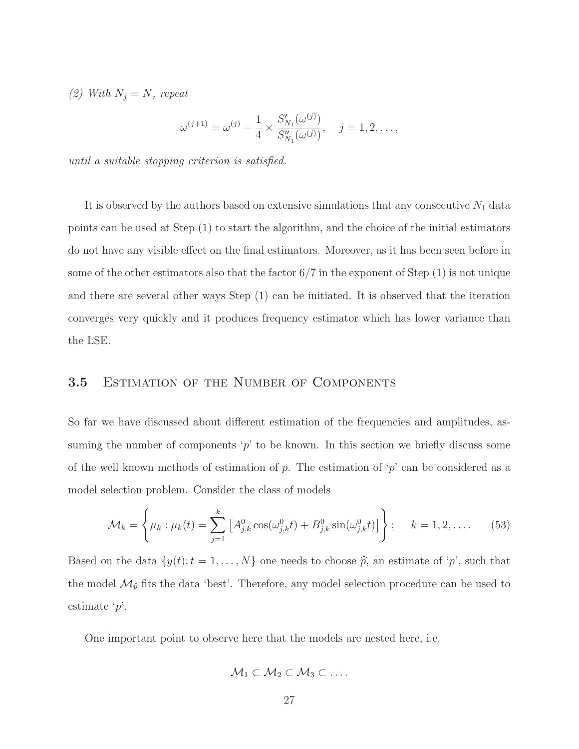*(2) With $N_j = N$, repeat*

$$\omega^{(j+1)} = \omega^{(j)} - \frac{1}{4} \times \frac{S'_{N_1}(\omega^{(j)})}{S''_{N_1}(\omega^{(j)})}, \quad j = 1, 2, \ldots,$$

*until a suitable stopping criterion is satisfied.*

It is observed by the authors based on extensive simulations that any consecutive $N_1$ data points can be used at Step (1) to start the algorithm, and the choice of the initial estimators do not have any visible effect on the final estimators. Moreover, as it has been seen before in some of the other estimators also that the factor $6/7$ in the exponent of Step (1) is not unique and there are several other ways Step (1) can be initiated. It is observed that the iteration converges very quickly and it produces frequency estimator which has lower variance than the LSE.

## 3.5 Estimation of the Number of Components

So far we have discussed about different estimation of the frequencies and amplitudes, assuming the number of components '$p$' to be known. In this section we briefly discuss some of the well known methods of estimation of $p$. The estimation of '$p$' can be considered as a model selection problem. Consider the class of models

$$\mathcal{M}_k = \left\{ \mu_k : \mu_k(t) = \sum_{j=1}^{k} \left[ A^0_{j,k} \cos(\omega^0_{j,k} t) + B^0_{j,k} \sin(\omega^0_{j,k} t) \right] \right\}; \quad k = 1, 2, \ldots. \tag{53}$$

Based on the data $\{y(t); t = 1, \ldots, N\}$ one needs to choose $\widehat{p}$, an estimate of '$p$', such that the model $\mathcal{M}_{\widehat{p}}$ fits the data 'best'. Therefore, any model selection procedure can be used to estimate '$p$'.

One important point to observe here that the models are nested here, i.e.

$$\mathcal{M}_1 \subset \mathcal{M}_2 \subset \mathcal{M}_3 \subset \ldots.$$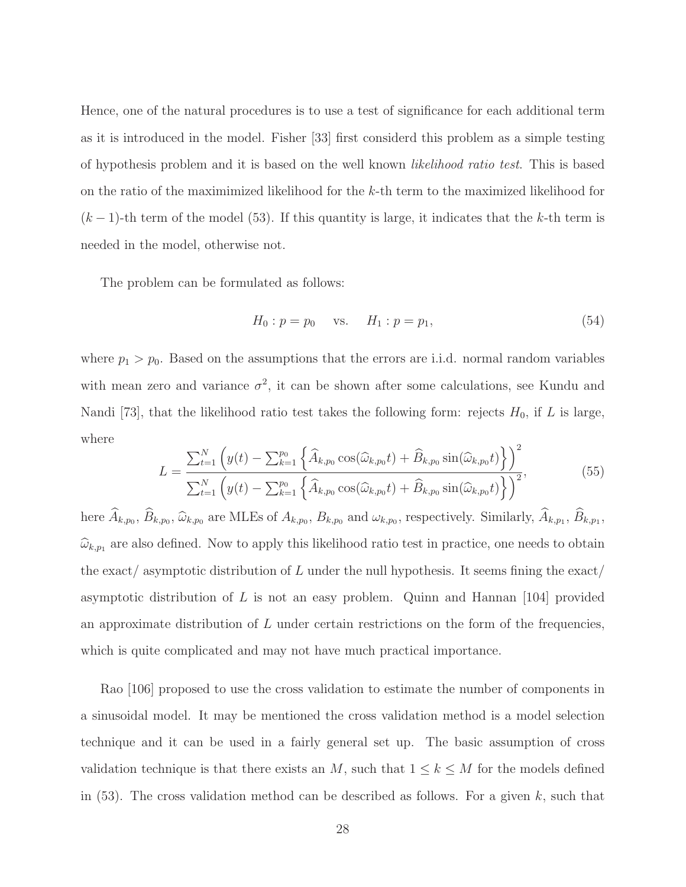Hence, one of the natural procedures is to use a test of significance for each additional term as it is introduced in the model. Fisher [33] first considerd this problem as a simple testing of hypothesis problem and it is based on the well known *likelihood ratio test*. This is based on the ratio of the maximimized likelihood for the $k$-th term to the maximized likelihood for $(k-1)$-th term of the model (53). If this quantity is large, it indicates that the $k$-th term is needed in the model, otherwise not.

The problem can be formulated as follows:

$$H_0 : p = p_0 \quad \text{vs.} \quad H_1 : p = p_1, \tag{54}$$

where $p_1 > p_0$. Based on the assumptions that the errors are i.i.d. normal random variables with mean zero and variance $\sigma^2$, it can be shown after some calculations, see Kundu and Nandi [73], that the likelihood ratio test takes the following form: rejects $H_0$, if $L$ is large, where

$$L = \frac{\sum_{t=1}^{N}\left(y(t) - \sum_{k=1}^{p_0}\left\{\widehat{A}_{k,p_0}\cos(\widehat{\omega}_{k,p_0}t) + \widehat{B}_{k,p_0}\sin(\widehat{\omega}_{k,p_0}t)\right\}\right)^2}{\sum_{t=1}^{N}\left(y(t) - \sum_{k=1}^{p_0}\left\{\widehat{A}_{k,p_0}\cos(\widehat{\omega}_{k,p_0}t) + \widehat{B}_{k,p_0}\sin(\widehat{\omega}_{k,p_0}t)\right\}\right)^2}, \tag{55}$$

here $\widehat{A}_{k,p_0}$, $\widehat{B}_{k,p_0}$, $\widehat{\omega}_{k,p_0}$ are MLEs of $A_{k,p_0}$, $B_{k,p_0}$ and $\omega_{k,p_0}$, respectively. Similarly, $\widehat{A}_{k,p_1}$, $\widehat{B}_{k,p_1}$, $\widehat{\omega}_{k,p_1}$ are also defined. Now to apply this likelihood ratio test in practice, one needs to obtain the exact/ asymptotic distribution of $L$ under the null hypothesis. It seems fining the exact/ asymptotic distribution of $L$ is not an easy problem. Quinn and Hannan [104] provided an approximate distribution of $L$ under certain restrictions on the form of the frequencies, which is quite complicated and may not have much practical importance.

Rao [106] proposed to use the cross validation to estimate the number of components in a sinusoidal model. It may be mentioned the cross validation method is a model selection technique and it can be used in a fairly general set up. The basic assumption of cross validation technique is that there exists an $M$, such that $1 \leq k \leq M$ for the models defined in (53). The cross validation method can be described as follows. For a given $k$, such that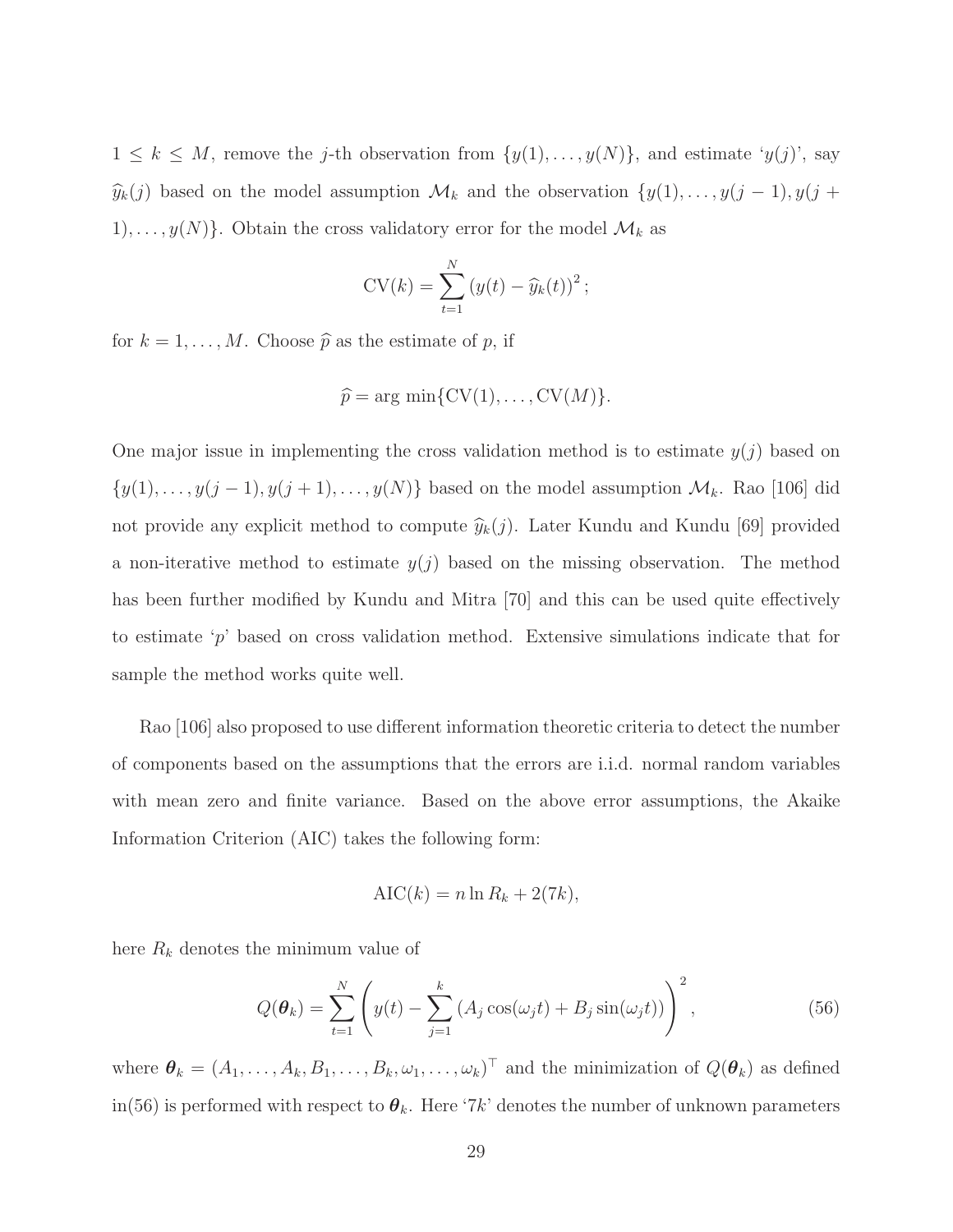$1 \leq k \leq M$, remove the $j$-th observation from $\{y(1), \ldots, y(N)\}$, and estimate '$y(j)$', say $\widehat{y}_k(j)$ based on the model assumption $\mathcal{M}_k$ and the observation $\{y(1), \ldots, y(j-1), y(j+1), \ldots, y(N)\}$. Obtain the cross validatory error for the model $\mathcal{M}_k$ as

$$\mathrm{CV}(k) = \sum_{t=1}^{N} \left(y(t) - \widehat{y}_k(t)\right)^2;$$

for $k = 1, \ldots, M$. Choose $\widehat{p}$ as the estimate of $p$, if

$$\widehat{p} = \arg\min\{\mathrm{CV}(1), \ldots, \mathrm{CV}(M)\}.$$

One major issue in implementing the cross validation method is to estimate $y(j)$ based on $\{y(1), \ldots, y(j-1), y(j+1), \ldots, y(N)\}$ based on the model assumption $\mathcal{M}_k$. Rao [106] did not provide any explicit method to compute $\widehat{y}_k(j)$. Later Kundu and Kundu [69] provided a non-iterative method to estimate $y(j)$ based on the missing observation. The method has been further modified by Kundu and Mitra [70] and this can be used quite effectively to estimate '$p$' based on cross validation method. Extensive simulations indicate that for sample the method works quite well.

Rao [106] also proposed to use different information theoretic criteria to detect the number of components based on the assumptions that the errors are i.i.d. normal random variables with mean zero and finite variance. Based on the above error assumptions, the Akaike Information Criterion (AIC) takes the following form:

$$\mathrm{AIC}(k) = n \ln R_k + 2(7k),$$

here $R_k$ denotes the minimum value of

$$Q(\boldsymbol{\theta}_k) = \sum_{t=1}^{N} \left( y(t) - \sum_{j=1}^{k} \left(A_j \cos(\omega_j t) + B_j \sin(\omega_j t)\right) \right)^2, \tag{56}$$

where $\boldsymbol{\theta}_k = (A_1, \ldots, A_k, B_1, \ldots, B_k, \omega_1, \ldots, \omega_k)^\top$ and the minimization of $Q(\boldsymbol{\theta}_k)$ as defined in(56) is performed with respect to $\boldsymbol{\theta}_k$. Here '$7k$' denotes the number of unknown parameters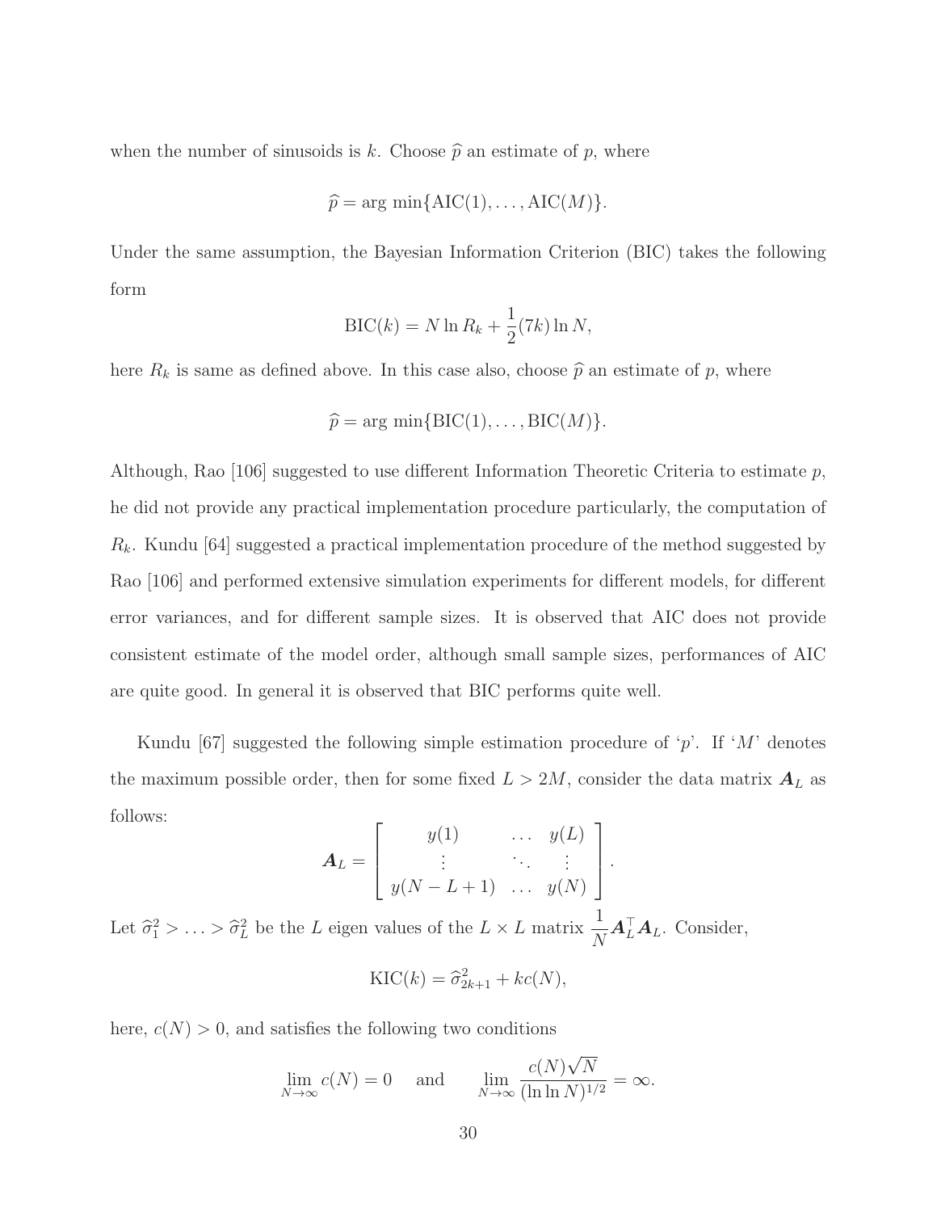when the number of sinusoids is $k$. Choose $\widehat{p}$ an estimate of $p$, where

$$\widehat{p} = \arg\min\{\text{AIC}(1), \ldots, \text{AIC}(M)\}.$$

Under the same assumption, the Bayesian Information Criterion (BIC) takes the following form

$$\text{BIC}(k) = N \ln R_k + \frac{1}{2}(7k) \ln N,$$

here $R_k$ is same as defined above. In this case also, choose $\widehat{p}$ an estimate of $p$, where

$$\widehat{p} = \arg\min\{\text{BIC}(1), \ldots, \text{BIC}(M)\}.$$

Although, Rao [106] suggested to use different Information Theoretic Criteria to estimate $p$, he did not provide any practical implementation procedure particularly, the computation of $R_k$. Kundu [64] suggested a practical implementation procedure of the method suggested by Rao [106] and performed extensive simulation experiments for different models, for different error variances, and for different sample sizes. It is observed that AIC does not provide consistent estimate of the model order, although small sample sizes, performances of AIC are quite good. In general it is observed that BIC performs quite well.

Kundu [67] suggested the following simple estimation procedure of '$p$'. If '$M$' denotes the maximum possible order, then for some fixed $L > 2M$, consider the data matrix $\boldsymbol{A}_L$ as follows:

$$\boldsymbol{A}_L = \begin{bmatrix} y(1) & \ldots & y(L) \\ \vdots & \ddots & \vdots \\ y(N-L+1) & \ldots & y(N) \end{bmatrix}.$$

Let $\widehat{\sigma}_1^2 > \ldots > \widehat{\sigma}_L^2$ be the $L$ eigen values of the $L \times L$ matrix $\frac{1}{N}\boldsymbol{A}_L^\top \boldsymbol{A}_L$. Consider,

$$\text{KIC}(k) = \widehat{\sigma}_{2k+1}^2 + kc(N),$$

here, $c(N) > 0$, and satisfies the following two conditions

$$\lim_{N \to \infty} c(N) = 0 \quad \text{and} \quad \lim_{N \to \infty} \frac{c(N)\sqrt{N}}{(\ln \ln N)^{1/2}} = \infty.$$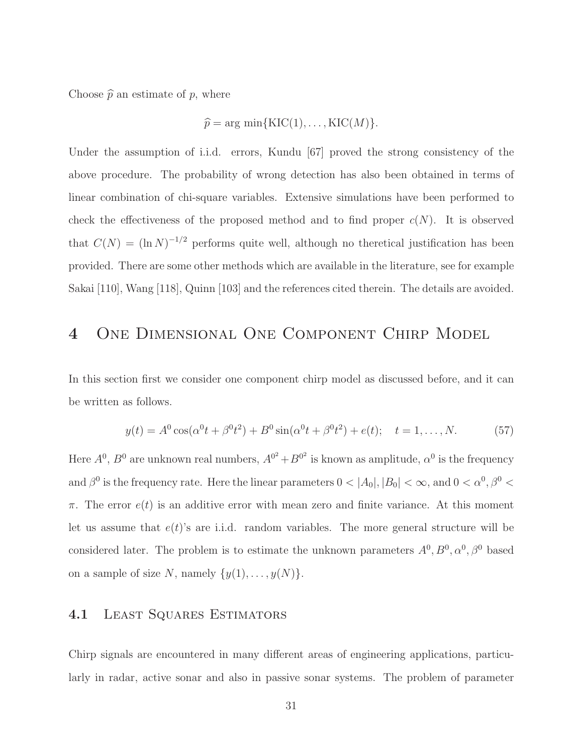Choose $\widehat{p}$ an estimate of $p$, where

$$\widehat{p} = \arg\min\{\text{KIC}(1), \ldots, \text{KIC}(M)\}.$$

Under the assumption of i.i.d. errors, Kundu [67] proved the strong consistency of the above procedure. The probability of wrong detection has also been obtained in terms of linear combination of chi-square variables. Extensive simulations have been performed to check the effectiveness of the proposed method and to find proper $c(N)$. It is observed that $C(N) = (\ln N)^{-1/2}$ performs quite well, although no theretical justification has been provided. There are some other methods which are available in the literature, see for example Sakai [110], Wang [118], Quinn [103] and the references cited therein. The details are avoided.

# 4 One Dimensional One Component Chirp Model

In this section first we consider one component chirp model as discussed before, and it can be written as follows.

$$y(t) = A^0 \cos(\alpha^0 t + \beta^0 t^2) + B^0 \sin(\alpha^0 t + \beta^0 t^2) + e(t); \quad t = 1, \ldots, N. \tag{57}$$

Here $A^0$, $B^0$ are unknown real numbers, $A^{0^2} + B^{0^2}$ is known as amplitude, $\alpha^0$ is the frequency and $\beta^0$ is the frequency rate. Here the linear parameters $0 < |A_0|, |B_0| < \infty$, and $0 < \alpha^0, \beta^0 < \pi$. The error $e(t)$ is an additive error with mean zero and finite variance. At this moment let us assume that $e(t)$'s are i.i.d. random variables. The more general structure will be considered later. The problem is to estimate the unknown parameters $A^0, B^0, \alpha^0, \beta^0$ based on a sample of size $N$, namely $\{y(1), \ldots, y(N)\}$.

## 4.1 Least Squares Estimators

Chirp signals are encountered in many different areas of engineering applications, particularly in radar, active sonar and also in passive sonar systems. The problem of parameter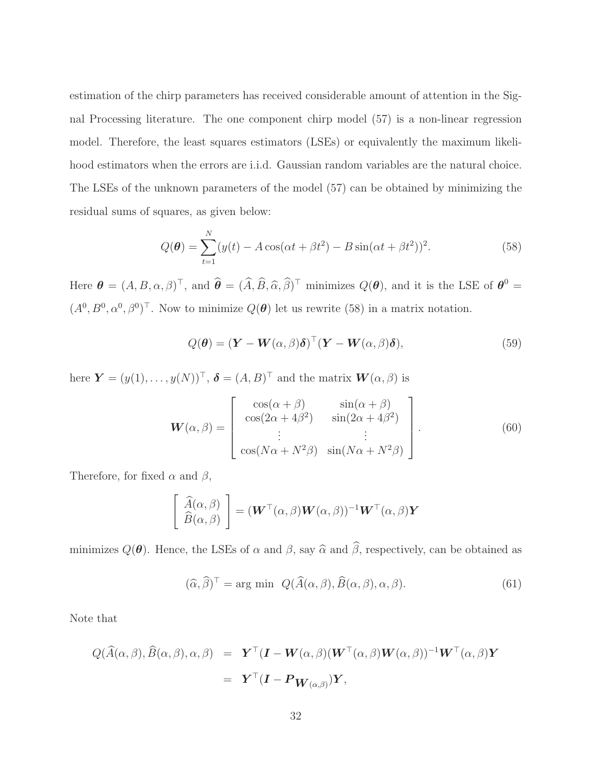estimation of the chirp parameters has received considerable amount of attention in the Signal Processing literature. The one component chirp model (57) is a non-linear regression model. Therefore, the least squares estimators (LSEs) or equivalently the maximum likelihood estimators when the errors are i.i.d. Gaussian random variables are the natural choice. The LSEs of the unknown parameters of the model (57) can be obtained by minimizing the residual sums of squares, as given below:

$$Q(\boldsymbol{\theta}) = \sum_{t=1}^{N} (y(t) - A\cos(\alpha t + \beta t^2) - B\sin(\alpha t + \beta t^2))^2. \tag{58}$$

Here $\boldsymbol{\theta} = (A, B, \alpha, \beta)^\top$, and $\widehat{\boldsymbol{\theta}} = (\widehat{A}, \widehat{B}, \widehat{\alpha}, \widehat{\beta})^\top$ minimizes $Q(\boldsymbol{\theta})$, and it is the LSE of $\boldsymbol{\theta}^0 = (A^0, B^0, \alpha^0, \beta^0)^\top$. Now to minimize $Q(\boldsymbol{\theta})$ let us rewrite (58) in a matrix notation.

$$Q(\boldsymbol{\theta}) = (\boldsymbol{Y} - \boldsymbol{W}(\alpha, \beta)\boldsymbol{\delta})^\top (\boldsymbol{Y} - \boldsymbol{W}(\alpha, \beta)\boldsymbol{\delta}), \tag{59}$$

here $\boldsymbol{Y} = (y(1), \ldots, y(N))^\top$, $\boldsymbol{\delta} = (A, B)^\top$ and the matrix $\boldsymbol{W}(\alpha, \beta)$ is

$$\boldsymbol{W}(\alpha, \beta) = \left[ \begin{array}{cc} \cos(\alpha + \beta) & \sin(\alpha + \beta) \\ \cos(2\alpha + 4\beta^2) & \sin(2\alpha + 4\beta^2) \\ \vdots & \vdots \\ \cos(N\alpha + N^2\beta) & \sin(N\alpha + N^2\beta) \end{array} \right]. \tag{60}$$

Therefore, for fixed $\alpha$ and $\beta$,

$$\left[ \begin{array}{c} \widehat{A}(\alpha, \beta) \\ \widehat{B}(\alpha, \beta) \end{array} \right] = (\boldsymbol{W}^\top(\alpha, \beta)\boldsymbol{W}(\alpha, \beta))^{-1}\boldsymbol{W}^\top(\alpha, \beta)\boldsymbol{Y}$$

minimizes $Q(\boldsymbol{\theta})$. Hence, the LSEs of $\alpha$ and $\beta$, say $\widehat{\alpha}$ and $\widehat{\beta}$, respectively, can be obtained as

$$(\widehat{\alpha}, \widehat{\beta})^\top = \arg\min \; Q(\widehat{A}(\alpha, \beta), \widehat{B}(\alpha, \beta), \alpha, \beta). \tag{61}$$

Note that

$$\begin{aligned} Q(\widehat{A}(\alpha, \beta), \widehat{B}(\alpha, \beta), \alpha, \beta) &= \boldsymbol{Y}^\top (\boldsymbol{I} - \boldsymbol{W}(\alpha, \beta)(\boldsymbol{W}^\top(\alpha, \beta)\boldsymbol{W}(\alpha, \beta))^{-1}\boldsymbol{W}^\top(\alpha, \beta)\boldsymbol{Y} \\ &= \boldsymbol{Y}^\top (\boldsymbol{I} - \boldsymbol{P}_{\boldsymbol{W}(\alpha,\beta)})\boldsymbol{Y}, \end{aligned}$$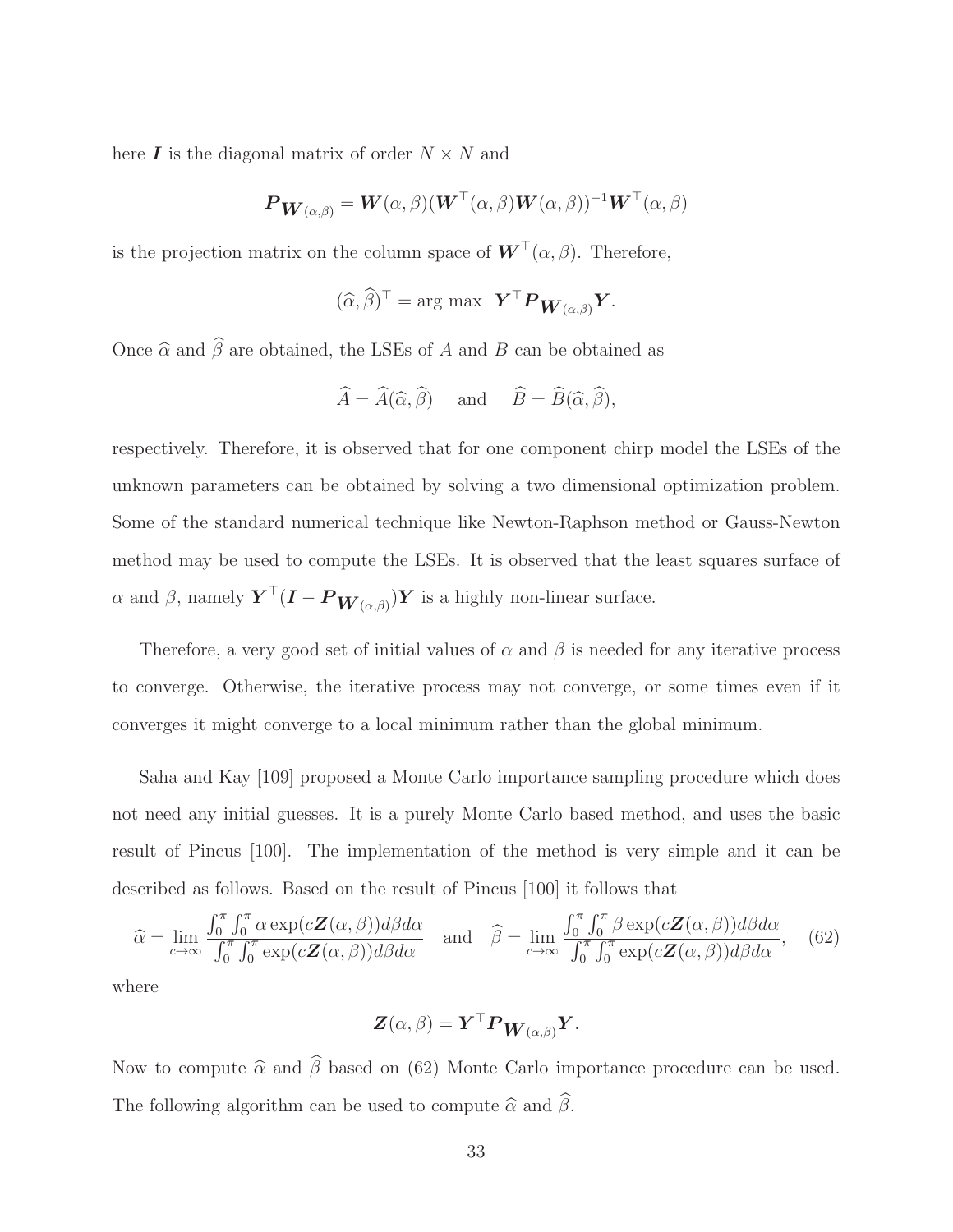here $\boldsymbol{I}$ is the diagonal matrix of order $N \times N$ and

$$\boldsymbol{P}_{\boldsymbol{W}(\alpha,\beta)} = \boldsymbol{W}(\alpha,\beta)(\boldsymbol{W}^\top(\alpha,\beta)\boldsymbol{W}(\alpha,\beta))^{-1}\boldsymbol{W}^\top(\alpha,\beta)$$

is the projection matrix on the column space of $\boldsymbol{W}^\top(\alpha,\beta)$. Therefore,

$$(\widehat{\alpha},\widehat{\beta})^\top = \arg\max \ \ \boldsymbol{Y}^\top \boldsymbol{P}_{\boldsymbol{W}(\alpha,\beta)}\boldsymbol{Y}.$$

Once $\widehat{\alpha}$ and $\widehat{\beta}$ are obtained, the LSEs of $A$ and $B$ can be obtained as

$$\widehat{A} = \widehat{A}(\widehat{\alpha},\widehat{\beta}) \quad \text{ and } \quad \widehat{B} = \widehat{B}(\widehat{\alpha},\widehat{\beta}),$$

respectively. Therefore, it is observed that for one component chirp model the LSEs of the unknown parameters can be obtained by solving a two dimensional optimization problem. Some of the standard numerical technique like Newton-Raphson method or Gauss-Newton method may be used to compute the LSEs. It is observed that the least squares surface of $\alpha$ and $\beta$, namely $\boldsymbol{Y}^\top(\boldsymbol{I} - \boldsymbol{P}_{\boldsymbol{W}(\alpha,\beta)})\boldsymbol{Y}$ is a highly non-linear surface.

Therefore, a very good set of initial values of $\alpha$ and $\beta$ is needed for any iterative process to converge. Otherwise, the iterative process may not converge, or some times even if it converges it might converge to a local minimum rather than the global minimum.

Saha and Kay [109] proposed a Monte Carlo importance sampling procedure which does not need any initial guesses. It is a purely Monte Carlo based method, and uses the basic result of Pincus [100]. The implementation of the method is very simple and it can be described as follows. Based on the result of Pincus [100] it follows that

$$\widehat{\alpha} = \lim_{c\to\infty} \frac{\int_0^\pi\int_0^\pi \alpha \exp(c\boldsymbol{Z}(\alpha,\beta))d\beta d\alpha}{\int_0^\pi\int_0^\pi \exp(c\boldsymbol{Z}(\alpha,\beta))d\beta d\alpha} \quad \text{and} \quad \widehat{\beta} = \lim_{c\to\infty} \frac{\int_0^\pi\int_0^\pi \beta \exp(c\boldsymbol{Z}(\alpha,\beta))d\beta d\alpha}{\int_0^\pi\int_0^\pi \exp(c\boldsymbol{Z}(\alpha,\beta))d\beta d\alpha}, \tag{62}$$

where

$$\boldsymbol{Z}(\alpha,\beta) = \boldsymbol{Y}^\top \boldsymbol{P}_{\boldsymbol{W}(\alpha,\beta)}\boldsymbol{Y}.$$

Now to compute $\widehat{\alpha}$ and $\widehat{\beta}$ based on (62) Monte Carlo importance procedure can be used. The following algorithm can be used to compute $\widehat{\alpha}$ and $\widehat{\beta}$.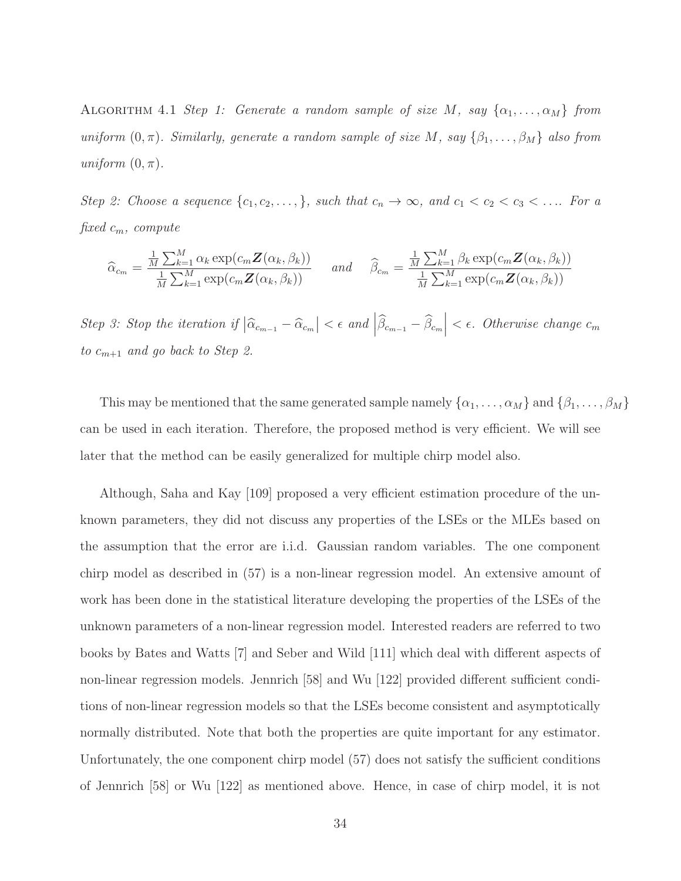Algorithm 4.1 *Step 1: Generate a random sample of size $M$, say $\{\alpha_1, \ldots, \alpha_M\}$ from uniform $(0, \pi)$. Similarly, generate a random sample of size $M$, say $\{\beta_1, \ldots, \beta_M\}$ also from uniform $(0, \pi)$.*

*Step 2: Choose a sequence $\{c_1, c_2, \ldots, \}$, such that $c_n \to \infty$, and $c_1 < c_2 < c_3 < \ldots$. For a fixed $c_m$, compute*

$$\widehat{\alpha}_{c_m} = \frac{\frac{1}{M}\sum_{k=1}^{M} \alpha_k \exp(c_m \boldsymbol{Z}(\alpha_k, \beta_k))}{\frac{1}{M}\sum_{k=1}^{M} \exp(c_m \boldsymbol{Z}(\alpha_k, \beta_k))} \quad \text{and} \quad \widehat{\beta}_{c_m} = \frac{\frac{1}{M}\sum_{k=1}^{M} \beta_k \exp(c_m \boldsymbol{Z}(\alpha_k, \beta_k))}{\frac{1}{M}\sum_{k=1}^{M} \exp(c_m \boldsymbol{Z}(\alpha_k, \beta_k))}$$

*Step 3: Stop the iteration if $\left|\widehat{\alpha}_{c_{m-1}} - \widehat{\alpha}_{c_m}\right| < \epsilon$ and $\left|\widehat{\beta}_{c_{m-1}} - \widehat{\beta}_{c_m}\right| < \epsilon$. Otherwise change $c_m$ to $c_{m+1}$ and go back to Step 2.*

This may be mentioned that the same generated sample namely $\{\alpha_1, \ldots, \alpha_M\}$ and $\{\beta_1, \ldots, \beta_M\}$ can be used in each iteration. Therefore, the proposed method is very efficient. We will see later that the method can be easily generalized for multiple chirp model also.

Although, Saha and Kay [109] proposed a very efficient estimation procedure of the unknown parameters, they did not discuss any properties of the LSEs or the MLEs based on the assumption that the error are i.i.d. Gaussian random variables. The one component chirp model as described in (57) is a non-linear regression model. An extensive amount of work has been done in the statistical literature developing the properties of the LSEs of the unknown parameters of a non-linear regression model. Interested readers are referred to two books by Bates and Watts [7] and Seber and Wild [111] which deal with different aspects of non-linear regression models. Jennrich [58] and Wu [122] provided different sufficient conditions of non-linear regression models so that the LSEs become consistent and asymptotically normally distributed. Note that both the properties are quite important for any estimator. Unfortunately, the one component chirp model (57) does not satisfy the sufficient conditions of Jennrich [58] or Wu [122] as mentioned above. Hence, in case of chirp model, it is not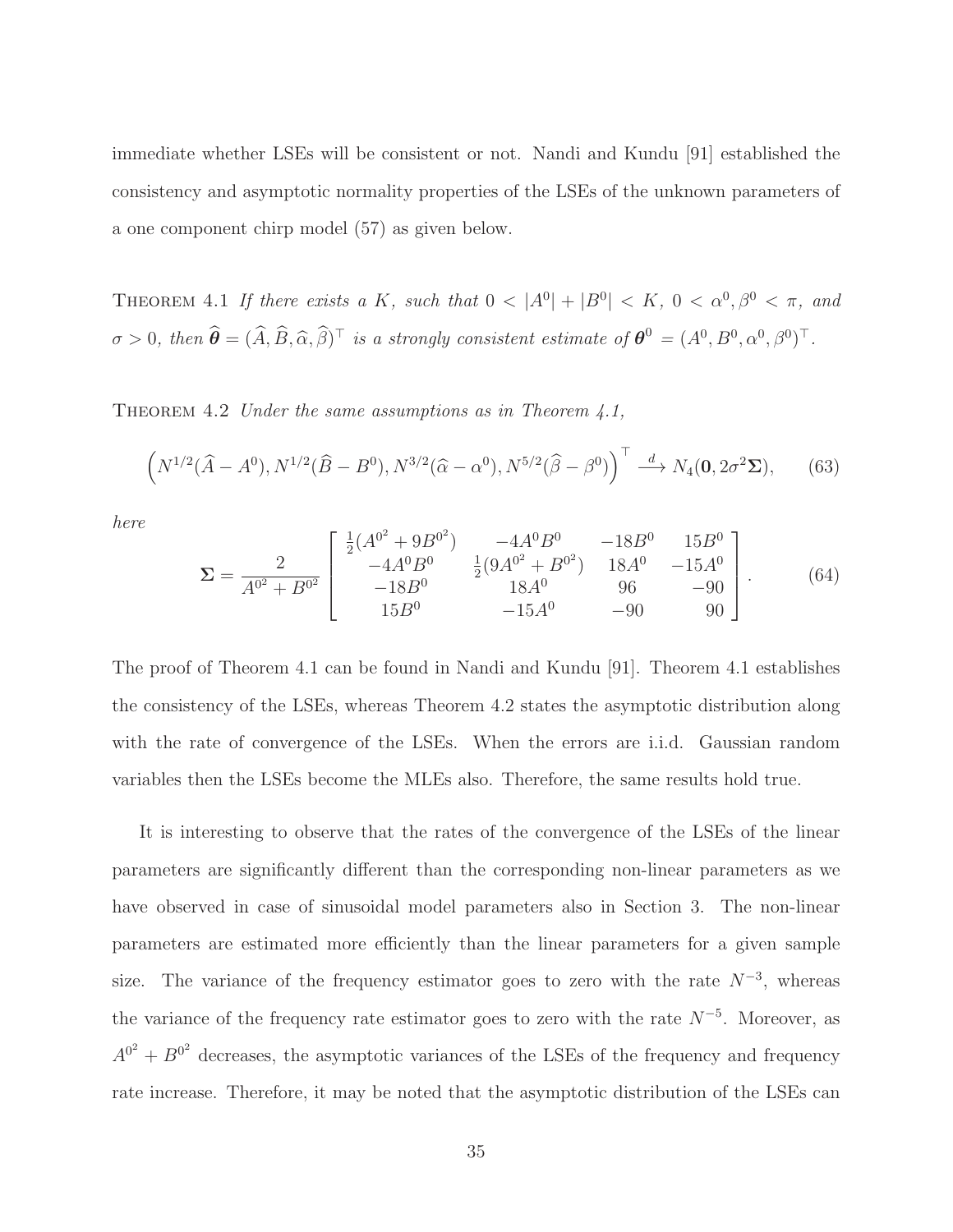immediate whether LSEs will be consistent or not. Nandi and Kundu [91] established the consistency and asymptotic normality properties of the LSEs of the unknown parameters of a one component chirp model (57) as given below.

Theorem 4.1 *If there exists a $K$, such that $0 < |A^0| + |B^0| < K$, $0 < \alpha^0, \beta^0 < \pi$, and $\sigma > 0$, then $\widehat{\boldsymbol{\theta}} = (\widehat{A}, \widehat{B}, \widehat{\alpha}, \widehat{\beta})^\top$ is a strongly consistent estimate of $\boldsymbol{\theta}^0 = (A^0, B^0, \alpha^0, \beta^0)^\top$.*

Theorem 4.2 *Under the same assumptions as in Theorem 4.1,*

$$\left(N^{1/2}(\widehat{A} - A^0), N^{1/2}(\widehat{B} - B^0), N^{3/2}(\widehat{\alpha} - \alpha^0), N^{5/2}(\widehat{\beta} - \beta^0)\right)^\top \xrightarrow{d} N_4(\mathbf{0}, 2\sigma^2\boldsymbol{\Sigma}), \tag{63}$$

*here*

$$\boldsymbol{\Sigma} = \frac{2}{A^{0^2} + B^{0^2}} \begin{bmatrix} \frac{1}{2}(A^{0^2} + 9B^{0^2}) & -4A^0B^0 & -18B^0 & 15B^0 \\ -4A^0B^0 & \frac{1}{2}(9A^{0^2} + B^{0^2}) & 18A^0 & -15A^0 \\ -18B^0 & 18A^0 & 96 & -90 \\ 15B^0 & -15A^0 & -90 & 90 \end{bmatrix}. \tag{64}$$

The proof of Theorem 4.1 can be found in Nandi and Kundu [91]. Theorem 4.1 establishes the consistency of the LSEs, whereas Theorem 4.2 states the asymptotic distribution along with the rate of convergence of the LSEs. When the errors are i.i.d. Gaussian random variables then the LSEs become the MLEs also. Therefore, the same results hold true.

It is interesting to observe that the rates of the convergence of the LSEs of the linear parameters are significantly different than the corresponding non-linear parameters as we have observed in case of sinusoidal model parameters also in Section 3. The non-linear parameters are estimated more efficiently than the linear parameters for a given sample size. The variance of the frequency estimator goes to zero with the rate $N^{-3}$, whereas the variance of the frequency rate estimator goes to zero with the rate $N^{-5}$. Moreover, as $A^{0^2} + B^{0^2}$ decreases, the asymptotic variances of the LSEs of the frequency and frequency rate increase. Therefore, it may be noted that the asymptotic distribution of the LSEs can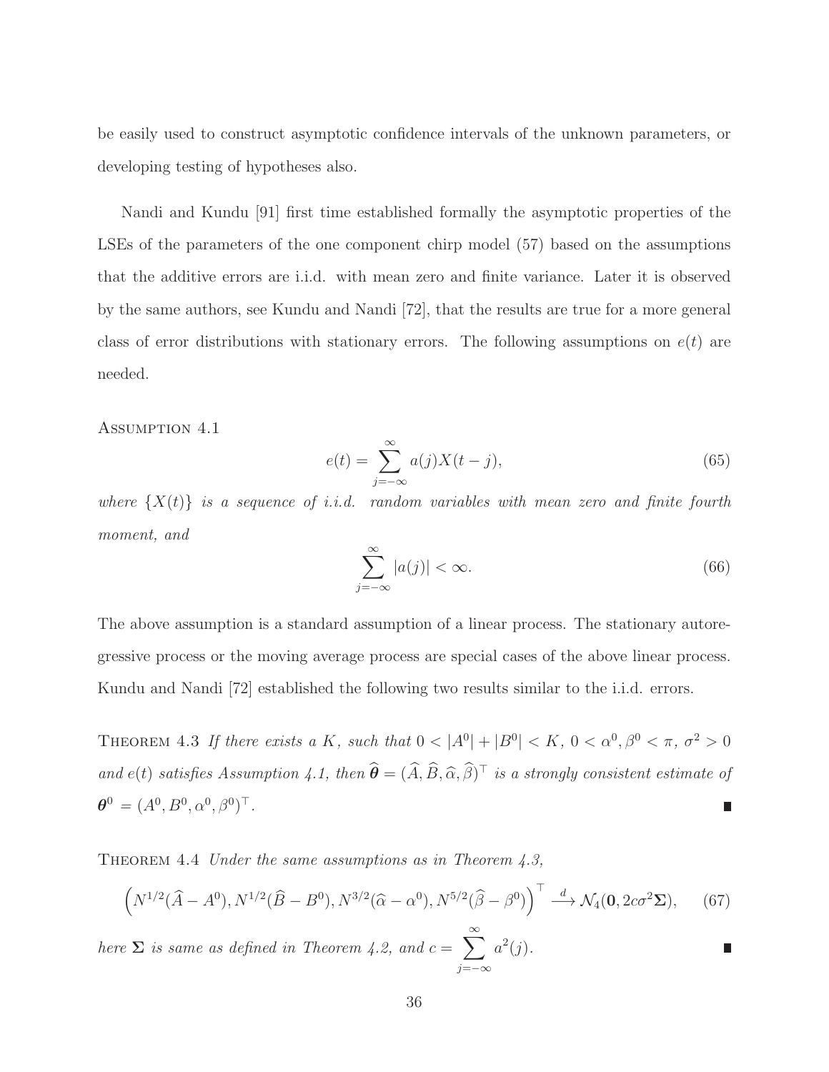be easily used to construct asymptotic confidence intervals of the unknown parameters, or developing testing of hypotheses also.

Nandi and Kundu [91] first time established formally the asymptotic properties of the LSEs of the parameters of the one component chirp model (57) based on the assumptions that the additive errors are i.i.d. with mean zero and finite variance. Later it is observed by the same authors, see Kundu and Nandi [72], that the results are true for a more general class of error distributions with stationary errors. The following assumptions on $e(t)$ are needed.

Assumption 4.1

$$e(t) = \sum_{j=-\infty}^{\infty} a(j)X(t-j), \tag{65}$$

*where $\{X(t)\}$ is a sequence of i.i.d. random variables with mean zero and finite fourth moment, and*

$$\sum_{j=-\infty}^{\infty} |a(j)| < \infty. \tag{66}$$

The above assumption is a standard assumption of a linear process. The stationary autoregressive process or the moving average process are special cases of the above linear process. Kundu and Nandi [72] established the following two results similar to the i.i.d. errors.

Theorem 4.3 *If there exists a $K$, such that $0 < |A^0| + |B^0| < K$, $0 < \alpha^0, \beta^0 < \pi$, $\sigma^2 > 0$ and $e(t)$ satisfies Assumption 4.1, then $\widehat{\boldsymbol{\theta}} = (\widehat{A}, \widehat{B}, \widehat{\alpha}, \widehat{\beta})^\top$ is a strongly consistent estimate of $\boldsymbol{\theta}^0 = (A^0, B^0, \alpha^0, \beta^0)^\top$.* ∎

Theorem 4.4 *Under the same assumptions as in Theorem 4.3,*

$$\left(N^{1/2}(\widehat{A} - A^0), N^{1/2}(\widehat{B} - B^0), N^{3/2}(\widehat{\alpha} - \alpha^0), N^{5/2}(\widehat{\beta} - \beta^0)\right)^\top \xrightarrow{d} \mathcal{N}_4(\mathbf{0}, 2c\sigma^2\boldsymbol{\Sigma}), \tag{67}$$

*here $\boldsymbol{\Sigma}$ is same as defined in Theorem 4.2, and $c = \displaystyle\sum_{j=-\infty}^{\infty} a^2(j)$.* ∎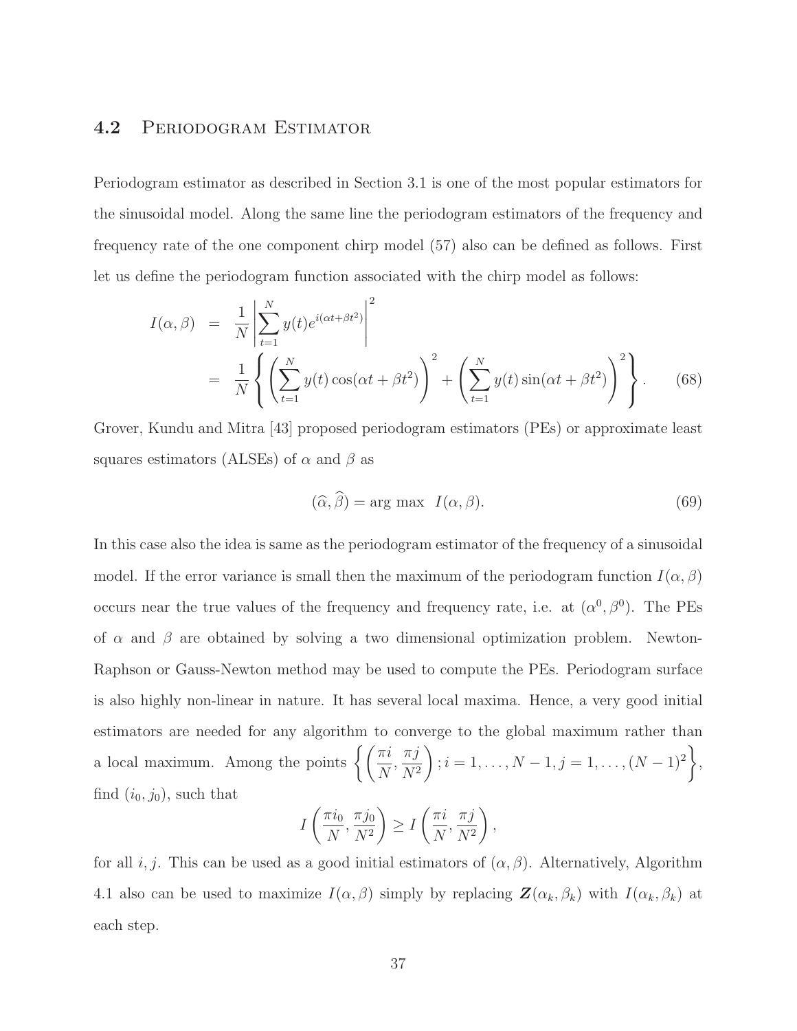## 4.2 Periodogram Estimator

Periodogram estimator as described in Section 3.1 is one of the most popular estimators for the sinusoidal model. Along the same line the periodogram estimators of the frequency and frequency rate of the one component chirp model (57) also can be defined as follows. First let us define the periodogram function associated with the chirp model as follows:

$$
\begin{aligned}
I(\alpha, \beta) &= \frac{1}{N}\left|\sum_{t=1}^{N} y(t) e^{i(\alpha t+\beta t^2)}\right|^2 \\
&= \frac{1}{N}\left\{\left(\sum_{t=1}^{N} y(t)\cos(\alpha t+\beta t^2)\right)^2+\left(\sum_{t=1}^{N} y(t)\sin(\alpha t+\beta t^2)\right)^2\right\}. \qquad (68)
\end{aligned}
$$

Grover, Kundu and Mitra [43] proposed periodogram estimators (PEs) or approximate least squares estimators (ALSEs) of $\alpha$ and $\beta$ as

$$
(\widehat{\alpha}, \widehat{\beta}) = \arg\max \; I(\alpha, \beta). \qquad (69)
$$

In this case also the idea is same as the periodogram estimator of the frequency of a sinusoidal model. If the error variance is small then the maximum of the periodogram function $I(\alpha, \beta)$ occurs near the true values of the frequency and frequency rate, i.e. at $(\alpha^0, \beta^0)$. The PEs of $\alpha$ and $\beta$ are obtained by solving a two dimensional optimization problem. Newton-Raphson or Gauss-Newton method may be used to compute the PEs. Periodogram surface is also highly non-linear in nature. It has several local maxima. Hence, a very good initial estimators are needed for any algorithm to converge to the global maximum rather than a local maximum. Among the points $\left\{\left(\frac{\pi i}{N}, \frac{\pi j}{N^2}\right); i = 1, \ldots, N-1, j = 1, \ldots, (N-1)^2\right\}$, find $(i_0, j_0)$, such that

$$
I\left(\frac{\pi i_0}{N}, \frac{\pi j_0}{N^2}\right) \geq I\left(\frac{\pi i}{N}, \frac{\pi j}{N^2}\right),
$$

for all $i, j$. This can be used as a good initial estimators of $(\alpha, \beta)$. Alternatively, Algorithm 4.1 also can be used to maximize $I(\alpha, \beta)$ simply by replacing $\boldsymbol{Z}(\alpha_k, \beta_k)$ with $I(\alpha_k, \beta_k)$ at each step.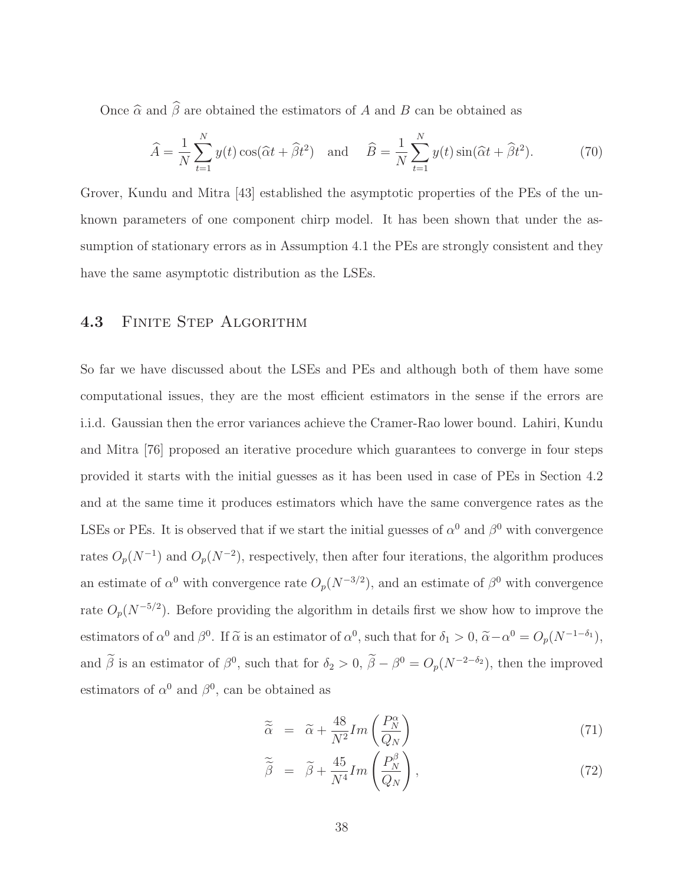Once $\widehat{\alpha}$ and $\widehat{\beta}$ are obtained the estimators of $A$ and $B$ can be obtained as

$$\widehat{A} = \frac{1}{N}\sum_{t=1}^{N} y(t)\cos(\widehat{\alpha}t + \widehat{\beta}t^2) \quad \text{and} \quad \widehat{B} = \frac{1}{N}\sum_{t=1}^{N} y(t)\sin(\widehat{\alpha}t + \widehat{\beta}t^2). \tag{70}$$

Grover, Kundu and Mitra [43] established the asymptotic properties of the PEs of the unknown parameters of one component chirp model. It has been shown that under the assumption of stationary errors as in Assumption 4.1 the PEs are strongly consistent and they have the same asymptotic distribution as the LSEs.

## 4.3 Finite Step Algorithm

So far we have discussed about the LSEs and PEs and although both of them have some computational issues, they are the most efficient estimators in the sense if the errors are i.i.d. Gaussian then the error variances achieve the Cramer-Rao lower bound. Lahiri, Kundu and Mitra [76] proposed an iterative procedure which guarantees to converge in four steps provided it starts with the initial guesses as it has been used in case of PEs in Section 4.2 and at the same time it produces estimators which have the same convergence rates as the LSEs or PEs. It is observed that if we start the initial guesses of $\alpha^0$ and $\beta^0$ with convergence rates $O_p(N^{-1})$ and $O_p(N^{-2})$, respectively, then after four iterations, the algorithm produces an estimate of $\alpha^0$ with convergence rate $O_p(N^{-3/2})$, and an estimate of $\beta^0$ with convergence rate $O_p(N^{-5/2})$. Before providing the algorithm in details first we show how to improve the estimators of $\alpha^0$ and $\beta^0$. If $\widetilde{\alpha}$ is an estimator of $\alpha^0$, such that for $\delta_1 > 0$, $\widetilde{\alpha} - \alpha^0 = O_p(N^{-1-\delta_1})$, and $\widetilde{\beta}$ is an estimator of $\beta^0$, such that for $\delta_2 > 0$, $\widetilde{\beta} - \beta^0 = O_p(N^{-2-\delta_2})$, then the improved estimators of $\alpha^0$ and $\beta^0$, can be obtained as

$$\widetilde{\widetilde{\alpha}} = \widetilde{\alpha} + \frac{48}{N^2} Im\left(\frac{P_N^{\alpha}}{Q_N}\right) \tag{71}$$

$$\widetilde{\widetilde{\beta}} = \widetilde{\beta} + \frac{45}{N^4} Im\left(\frac{P_N^{\beta}}{Q_N}\right), \tag{72}$$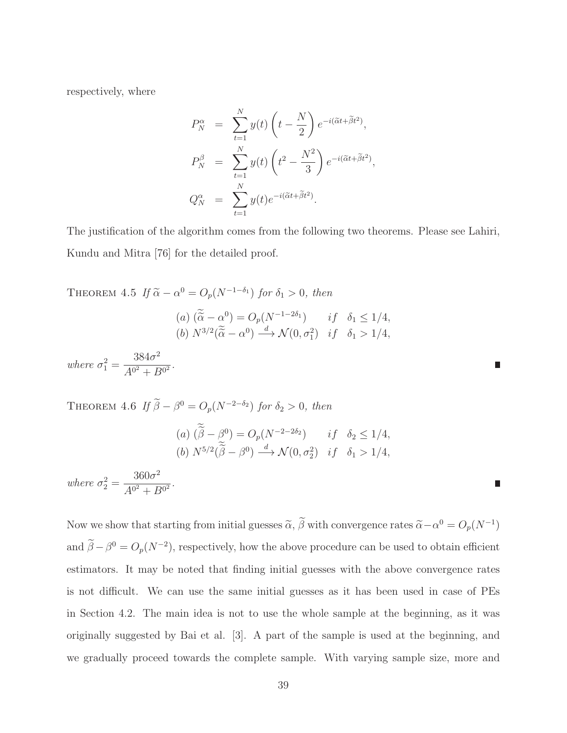respectively, where

$$
\begin{aligned}
P_N^{\alpha} &= \sum_{t=1}^{N} y(t)\left(t - \frac{N}{2}\right) e^{-i(\widetilde{\alpha}t + \widetilde{\beta}t^2)}, \\
P_N^{\beta} &= \sum_{t=1}^{N} y(t)\left(t^2 - \frac{N^2}{3}\right) e^{-i(\widetilde{\alpha}t + \widetilde{\beta}t^2)}, \\
Q_N^{\alpha} &= \sum_{t=1}^{N} y(t) e^{-i(\widetilde{\alpha}t + \widetilde{\beta}t^2)}.
\end{aligned}
$$

The justification of the algorithm comes from the following two theorems. Please see Lahiri, Kundu and Mitra [76] for the detailed proof.

THEOREM 4.5 *If $\widetilde{\alpha} - \alpha^0 = O_p(N^{-1-\delta_1})$ for $\delta_1 > 0$, then*

$$
\begin{aligned}
&(a)\ (\widetilde{\widetilde{\alpha}} - \alpha^0) = O_p(N^{-1-2\delta_1}) \qquad if \quad \delta_1 \le 1/4, \\
&(b)\ N^{3/2}(\widetilde{\widetilde{\alpha}} - \alpha^0) \xrightarrow{d} \mathcal{N}(0, \sigma_1^2) \quad if \quad \delta_1 > 1/4,
\end{aligned}
$$

*where* $\sigma_1^2 = \dfrac{384\sigma^2}{A^{0^2} + B^{0^2}}$. ■

THEOREM 4.6 *If $\widetilde{\beta} - \beta^0 = O_p(N^{-2-\delta_2})$ for $\delta_2 > 0$, then*

$$
\begin{aligned}
&(a)\ (\widetilde{\widetilde{\beta}} - \beta^0) = O_p(N^{-2-2\delta_2}) \qquad if \quad \delta_2 \le 1/4, \\
&(b)\ N^{5/2}(\widetilde{\widetilde{\beta}} - \beta^0) \xrightarrow{d} \mathcal{N}(0, \sigma_2^2) \quad if \quad \delta_1 > 1/4,
\end{aligned}
$$

*where* $\sigma_2^2 = \dfrac{360\sigma^2}{A^{0^2} + B^{0^2}}$. ■

Now we show that starting from initial guesses $\widetilde{\alpha}$, $\widetilde{\beta}$ with convergence rates $\widetilde{\alpha} - \alpha^0 = O_p(N^{-1})$ and $\widetilde{\beta} - \beta^0 = O_p(N^{-2})$, respectively, how the above procedure can be used to obtain efficient estimators. It may be noted that finding initial guesses with the above convergence rates is not difficult. We can use the same initial guesses as it has been used in case of PEs in Section 4.2. The main idea is not to use the whole sample at the beginning, as it was originally suggested by Bai et al. [3]. A part of the sample is used at the beginning, and we gradually proceed towards the complete sample. With varying sample size, more and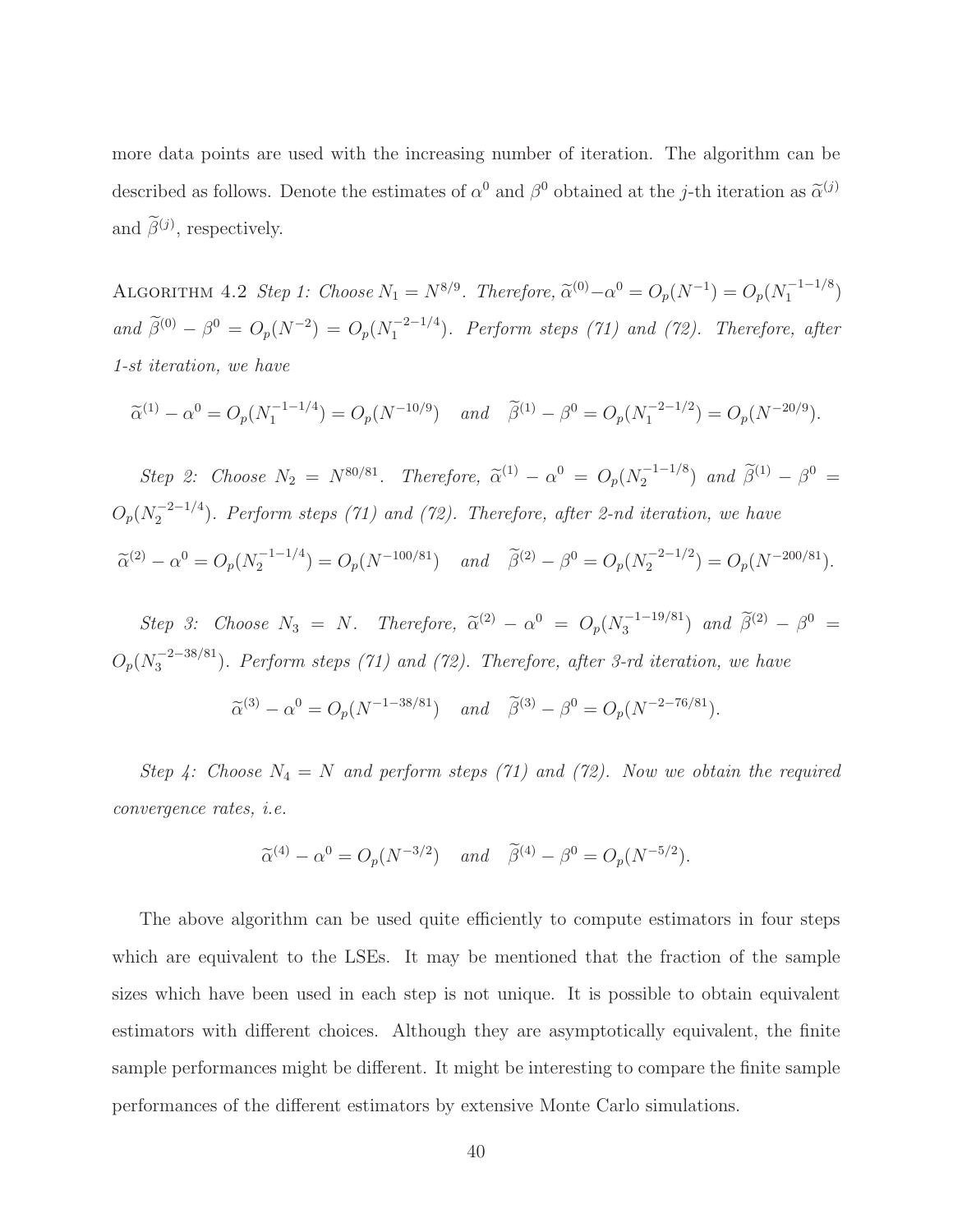more data points are used with the increasing number of iteration. The algorithm can be described as follows. Denote the estimates of $\alpha^0$ and $\beta^0$ obtained at the $j$-th iteration as $\widetilde{\alpha}^{(j)}$ and $\widetilde{\beta}^{(j)}$, respectively.

ALGORITHM 4.2 *Step 1: Choose* $N_1 = N^{8/9}$. *Therefore,* $\widetilde{\alpha}^{(0)} - \alpha^0 = O_p(N^{-1}) = O_p(N_1^{-1-1/8})$ *and* $\widetilde{\beta}^{(0)} - \beta^0 = O_p(N^{-2}) = O_p(N_1^{-2-1/4})$. *Perform steps (71) and (72). Therefore, after 1-st iteration, we have*

$$\widetilde{\alpha}^{(1)} - \alpha^0 = O_p(N_1^{-1-1/4}) = O_p(N^{-10/9}) \quad and \quad \widetilde{\beta}^{(1)} - \beta^0 = O_p(N_1^{-2-1/2}) = O_p(N^{-20/9}).$$

*Step 2: Choose* $N_2 = N^{80/81}$. *Therefore,* $\widetilde{\alpha}^{(1)} - \alpha^0 = O_p(N_2^{-1-1/8})$ *and* $\widetilde{\beta}^{(1)} - \beta^0 = O_p(N_2^{-2-1/4})$. *Perform steps (71) and (72). Therefore, after 2-nd iteration, we have*

$$\widetilde{\alpha}^{(2)} - \alpha^0 = O_p(N_2^{-1-1/4}) = O_p(N^{-100/81}) \quad and \quad \widetilde{\beta}^{(2)} - \beta^0 = O_p(N_2^{-2-1/2}) = O_p(N^{-200/81}).$$

*Step 3: Choose* $N_3 = N$. *Therefore,* $\widetilde{\alpha}^{(2)} - \alpha^0 = O_p(N_3^{-1-19/81})$ *and* $\widetilde{\beta}^{(2)} - \beta^0 = O_p(N_3^{-2-38/81})$. *Perform steps (71) and (72). Therefore, after 3-rd iteration, we have*

$$\widetilde{\alpha}^{(3)} - \alpha^0 = O_p(N^{-1-38/81}) \quad and \quad \widetilde{\beta}^{(3)} - \beta^0 = O_p(N^{-2-76/81}).$$

*Step 4: Choose* $N_4 = N$ *and perform steps (71) and (72). Now we obtain the required convergence rates, i.e.*

$$\widetilde{\alpha}^{(4)} - \alpha^0 = O_p(N^{-3/2}) \quad and \quad \widetilde{\beta}^{(4)} - \beta^0 = O_p(N^{-5/2}).$$

The above algorithm can be used quite efficiently to compute estimators in four steps which are equivalent to the LSEs. It may be mentioned that the fraction of the sample sizes which have been used in each step is not unique. It is possible to obtain equivalent estimators with different choices. Although they are asymptotically equivalent, the finite sample performances might be different. It might be interesting to compare the finite sample performances of the different estimators by extensive Monte Carlo simulations.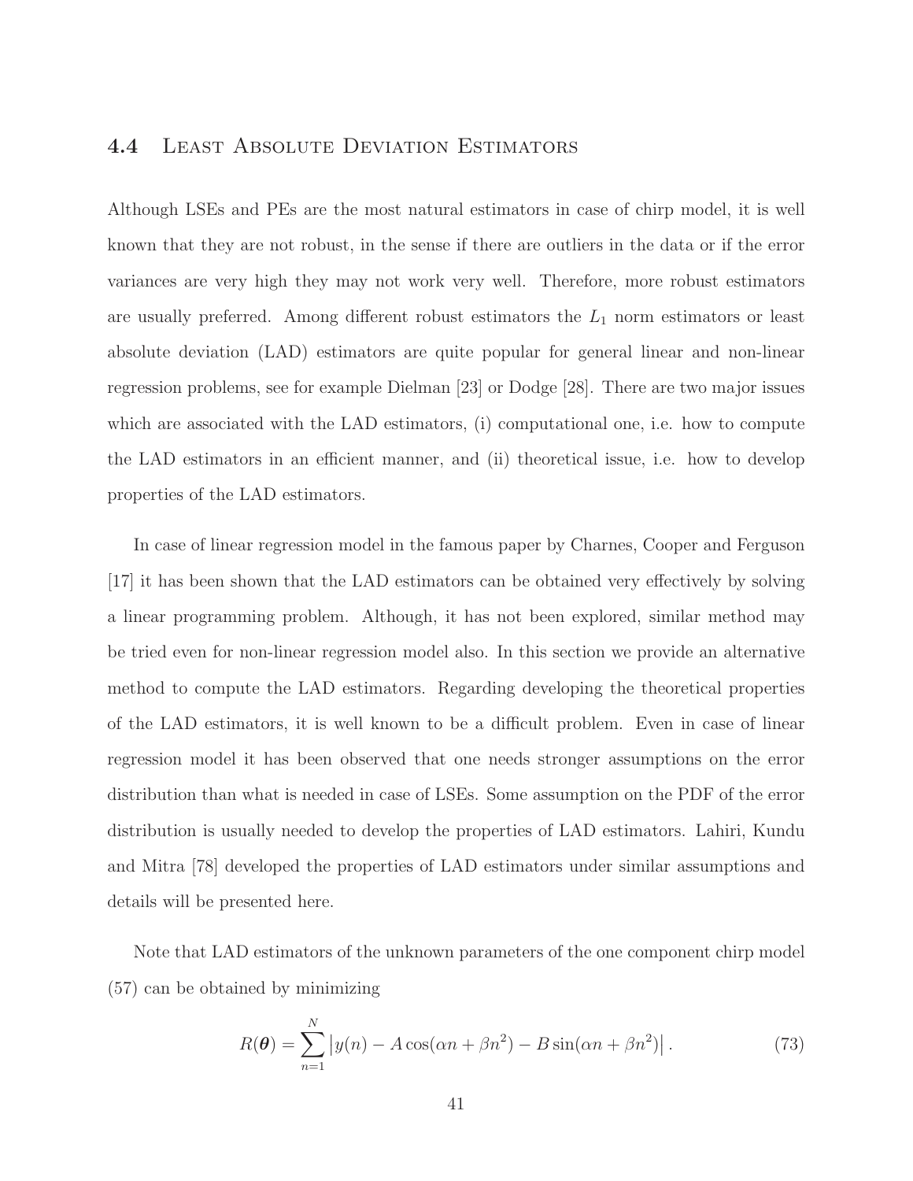### 4.4 Least Absolute Deviation Estimators

Although LSEs and PEs are the most natural estimators in case of chirp model, it is well known that they are not robust, in the sense if there are outliers in the data or if the error variances are very high they may not work very well. Therefore, more robust estimators are usually preferred. Among different robust estimators the $L_1$ norm estimators or least absolute deviation (LAD) estimators are quite popular for general linear and non-linear regression problems, see for example Dielman [23] or Dodge [28]. There are two major issues which are associated with the LAD estimators, (i) computational one, i.e. how to compute the LAD estimators in an efficient manner, and (ii) theoretical issue, i.e. how to develop properties of the LAD estimators.

In case of linear regression model in the famous paper by Charnes, Cooper and Ferguson [17] it has been shown that the LAD estimators can be obtained very effectively by solving a linear programming problem. Although, it has not been explored, similar method may be tried even for non-linear regression model also. In this section we provide an alternative method to compute the LAD estimators. Regarding developing the theoretical properties of the LAD estimators, it is well known to be a difficult problem. Even in case of linear regression model it has been observed that one needs stronger assumptions on the error distribution than what is needed in case of LSEs. Some assumption on the PDF of the error distribution is usually needed to develop the properties of LAD estimators. Lahiri, Kundu and Mitra [78] developed the properties of LAD estimators under similar assumptions and details will be presented here.

Note that LAD estimators of the unknown parameters of the one component chirp model (57) can be obtained by minimizing

$$R(\boldsymbol{\theta}) = \sum_{n=1}^{N} \left| y(n) - A\cos(\alpha n + \beta n^2) - B\sin(\alpha n + \beta n^2) \right|. \tag{73}$$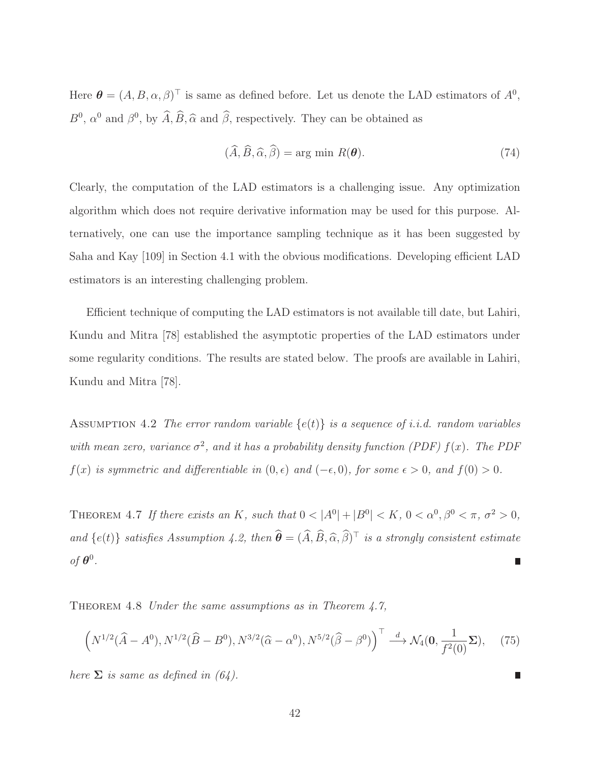Here $\boldsymbol{\theta} = (A, B, \alpha, \beta)^\top$ is same as defined before. Let us denote the LAD estimators of $A^0$, $B^0$, $\alpha^0$ and $\beta^0$, by $\widehat{A}, \widehat{B}, \widehat{\alpha}$ and $\widehat{\beta}$, respectively. They can be obtained as

$$(\widehat{A}, \widehat{B}, \widehat{\alpha}, \widehat{\beta}) = \arg\min R(\boldsymbol{\theta}). \tag{74}$$

Clearly, the computation of the LAD estimators is a challenging issue. Any optimization algorithm which does not require derivative information may be used for this purpose. Alternatively, one can use the importance sampling technique as it has been suggested by Saha and Kay [109] in Section 4.1 with the obvious modifications. Developing efficient LAD estimators is an interesting challenging problem.

Efficient technique of computing the LAD estimators is not available till date, but Lahiri, Kundu and Mitra [78] established the asymptotic properties of the LAD estimators under some regularity conditions. The results are stated below. The proofs are available in Lahiri, Kundu and Mitra [78].

Assumption 4.2 *The error random variable $\{e(t)\}$ is a sequence of i.i.d. random variables with mean zero, variance $\sigma^2$, and it has a probability density function (PDF) $f(x)$. The PDF $f(x)$ is symmetric and differentiable in $(0, \epsilon)$ and $(-\epsilon, 0)$, for some $\epsilon > 0$, and $f(0) > 0$.*

Theorem 4.7 *If there exists an $K$, such that $0 < |A^0| + |B^0| < K$, $0 < \alpha^0, \beta^0 < \pi$, $\sigma^2 > 0$, and $\{e(t)\}$ satisfies Assumption 4.2, then $\widehat{\boldsymbol{\theta}} = (\widehat{A}, \widehat{B}, \widehat{\alpha}, \widehat{\beta})^\top$ is a strongly consistent estimate of $\boldsymbol{\theta}^0$.* ∎

Theorem 4.8 *Under the same assumptions as in Theorem 4.7,*

$$\left(N^{1/2}(\widehat{A} - A^0), N^{1/2}(\widehat{B} - B^0), N^{3/2}(\widehat{\alpha} - \alpha^0), N^{5/2}(\widehat{\beta} - \beta^0)\right)^\top \xrightarrow{d} \mathcal{N}_4(\mathbf{0}, \frac{1}{f^2(0)}\boldsymbol{\Sigma}), \tag{75}$$

*here $\boldsymbol{\Sigma}$ is same as defined in (64).* ∎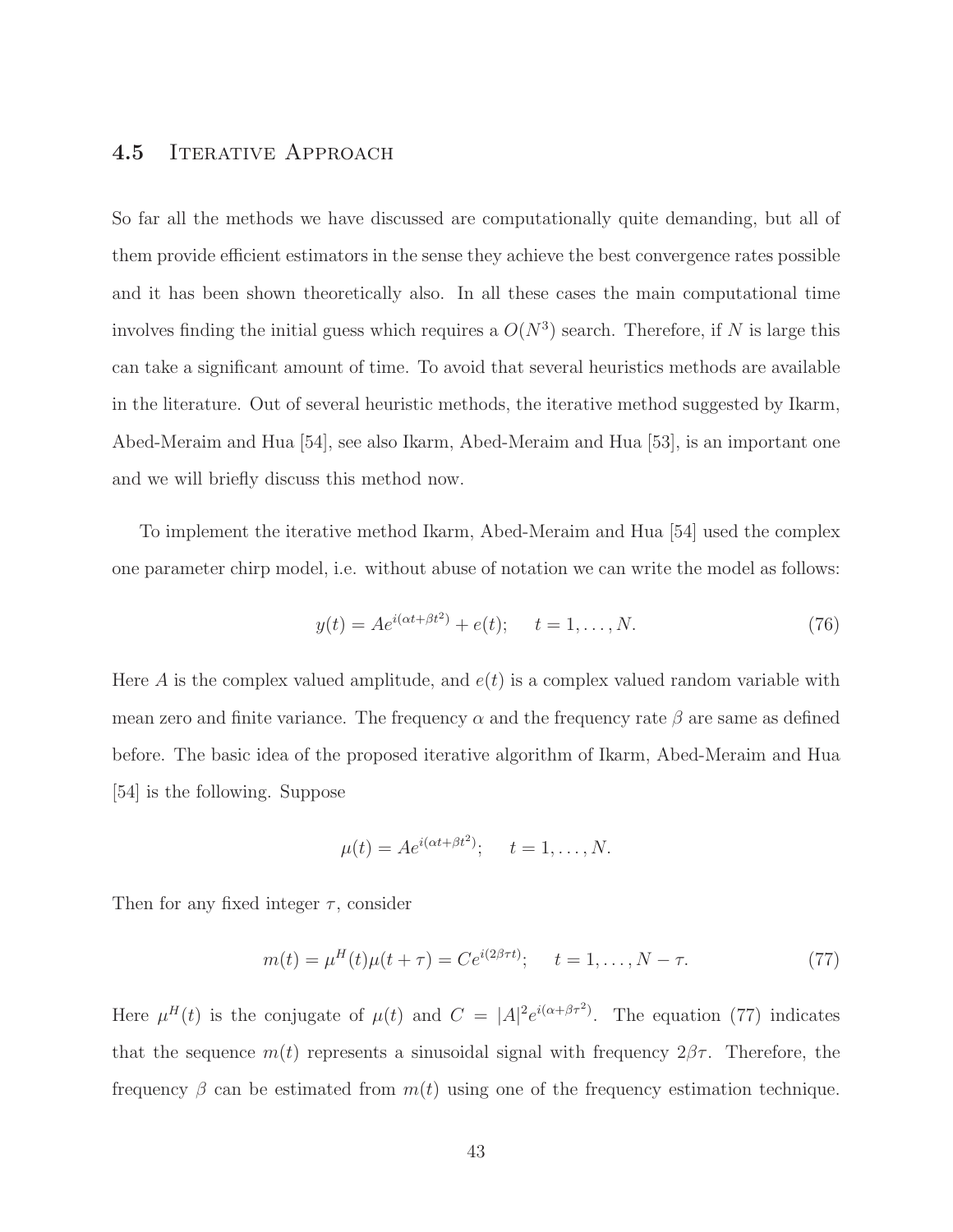## 4.5 Iterative Approach

So far all the methods we have discussed are computationally quite demanding, but all of them provide efficient estimators in the sense they achieve the best convergence rates possible and it has been shown theoretically also. In all these cases the main computational time involves finding the initial guess which requires a $O(N^3)$ search. Therefore, if $N$ is large this can take a significant amount of time. To avoid that several heuristics methods are available in the literature. Out of several heuristic methods, the iterative method suggested by Ikarm, Abed-Meraim and Hua [54], see also Ikarm, Abed-Meraim and Hua [53], is an important one and we will briefly discuss this method now.

To implement the iterative method Ikarm, Abed-Meraim and Hua [54] used the complex one parameter chirp model, i.e. without abuse of notation we can write the model as follows:

$$y(t) = Ae^{i(\alpha t + \beta t^2)} + e(t); \quad t = 1, \ldots, N. \tag{76}$$

Here $A$ is the complex valued amplitude, and $e(t)$ is a complex valued random variable with mean zero and finite variance. The frequency $\alpha$ and the frequency rate $\beta$ are same as defined before. The basic idea of the proposed iterative algorithm of Ikarm, Abed-Meraim and Hua [54] is the following. Suppose

$$\mu(t) = Ae^{i(\alpha t + \beta t^2)}; \quad t = 1, \ldots, N.$$

Then for any fixed integer $\tau$, consider

$$m(t) = \mu^H(t)\mu(t + \tau) = Ce^{i(2\beta\tau t)}; \quad t = 1, \ldots, N - \tau. \tag{77}$$

Here $\mu^H(t)$ is the conjugate of $\mu(t)$ and $C = |A|^2 e^{i(\alpha + \beta\tau^2)}$. The equation (77) indicates that the sequence $m(t)$ represents a sinusoidal signal with frequency $2\beta\tau$. Therefore, the frequency $\beta$ can be estimated from $m(t)$ using one of the frequency estimation technique.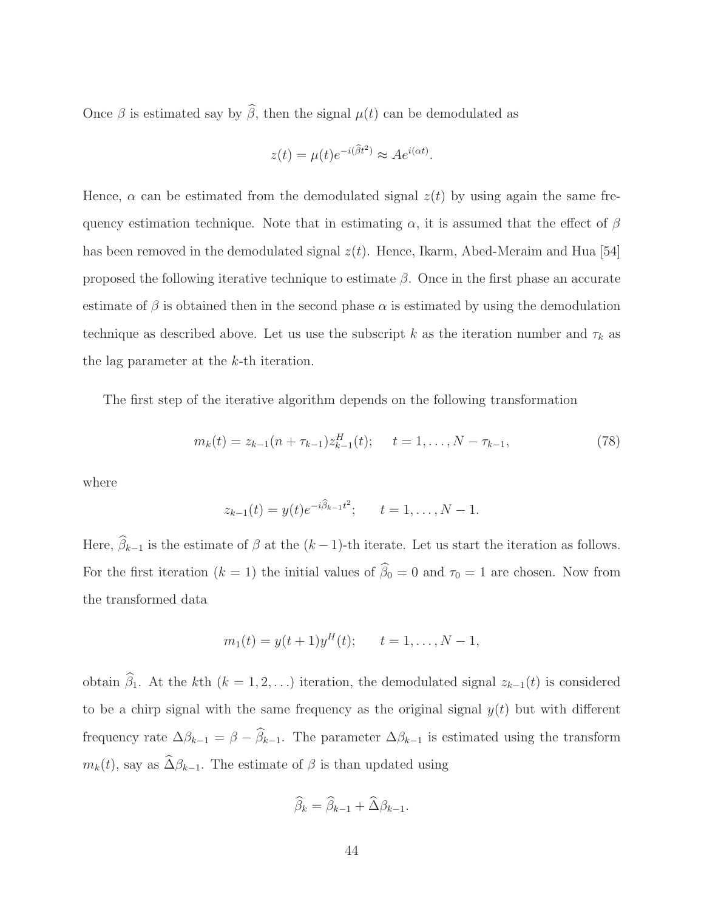Once $\beta$ is estimated say by $\widehat{\beta}$, then the signal $\mu(t)$ can be demodulated as

$$z(t) = \mu(t)e^{-i(\widehat{\beta}t^2)} \approx Ae^{i(\alpha t)}.$$

Hence, $\alpha$ can be estimated from the demodulated signal $z(t)$ by using again the same frequency estimation technique. Note that in estimating $\alpha$, it is assumed that the effect of $\beta$ has been removed in the demodulated signal $z(t)$. Hence, Ikarm, Abed-Meraim and Hua [54] proposed the following iterative technique to estimate $\beta$. Once in the first phase an accurate estimate of $\beta$ is obtained then in the second phase $\alpha$ is estimated by using the demodulation technique as described above. Let us use the subscript $k$ as the iteration number and $\tau_k$ as the lag parameter at the $k$-th iteration.

The first step of the iterative algorithm depends on the following transformation

$$m_k(t) = z_{k-1}(n + \tau_{k-1})z_{k-1}^H(t); \quad t = 1, \ldots, N - \tau_{k-1}, \tag{78}$$

where

$$z_{k-1}(t) = y(t)e^{-i\widehat{\beta}_{k-1}t^2}; \qquad t = 1, \ldots, N-1.$$

Here, $\widehat{\beta}_{k-1}$ is the estimate of $\beta$ at the $(k-1)$-th iterate. Let us start the iteration as follows. For the first iteration ($k = 1$) the initial values of $\widehat{\beta}_0 = 0$ and $\tau_0 = 1$ are chosen. Now from the transformed data

$$m_1(t) = y(t+1)y^H(t); \qquad t = 1, \ldots, N-1,$$

obtain $\widehat{\beta}_1$. At the $k$th ($k = 1, 2, \ldots$) iteration, the demodulated signal $z_{k-1}(t)$ is considered to be a chirp signal with the same frequency as the original signal $y(t)$ but with different frequency rate $\Delta\beta_{k-1} = \beta - \widehat{\beta}_{k-1}$. The parameter $\Delta\beta_{k-1}$ is estimated using the transform $m_k(t)$, say as $\widehat{\Delta}\beta_{k-1}$. The estimate of $\beta$ is than updated using

$$\widehat{\beta}_k = \widehat{\beta}_{k-1} + \widehat{\Delta}\beta_{k-1}.$$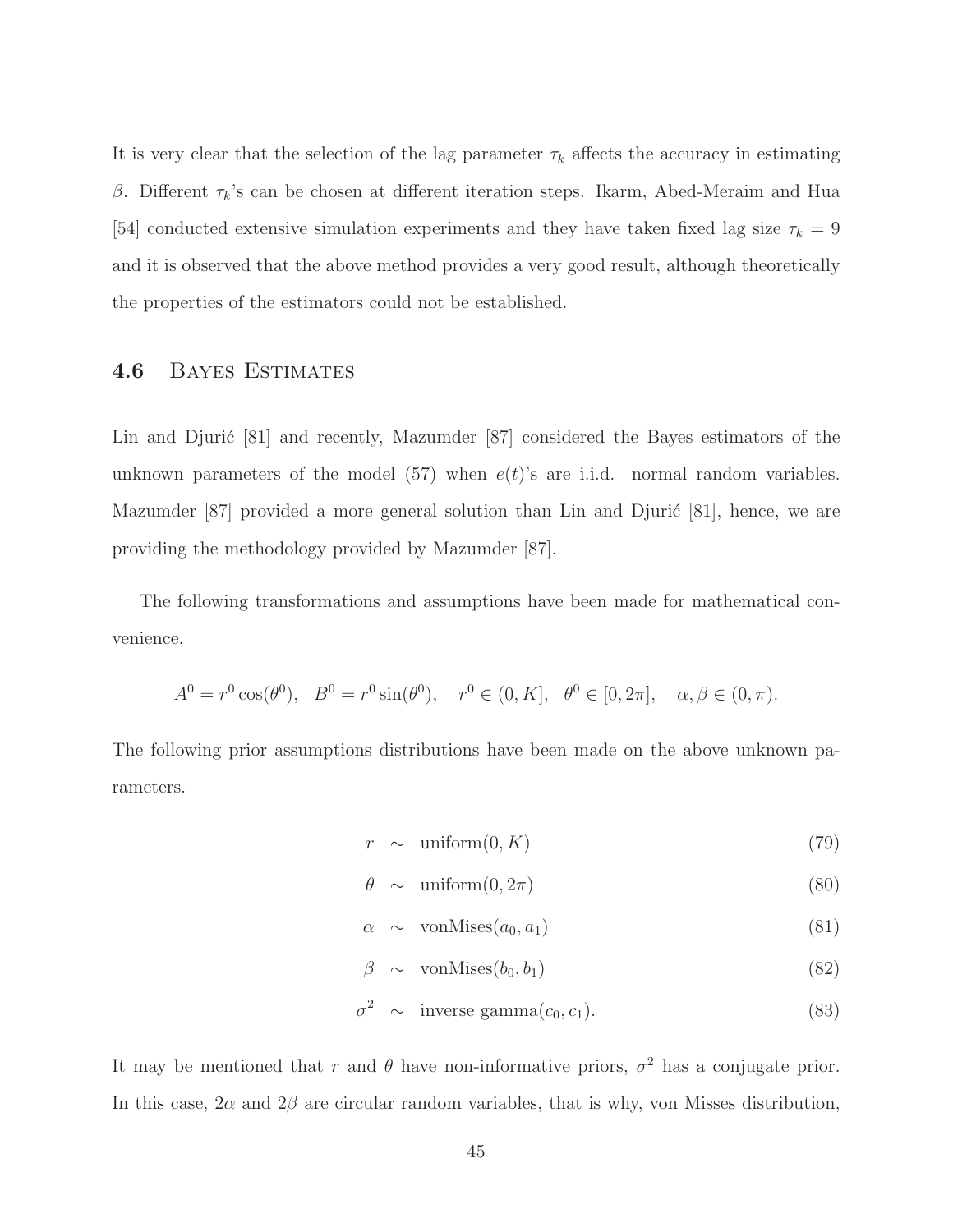It is very clear that the selection of the lag parameter $\tau_k$ affects the accuracy in estimating $\beta$. Different $\tau_k$'s can be chosen at different iteration steps. Ikarm, Abed-Meraim and Hua [54] conducted extensive simulation experiments and they have taken fixed lag size $\tau_k = 9$ and it is observed that the above method provides a very good result, although theoretically the properties of the estimators could not be established.

## 4.6 Bayes Estimates

Lin and Djurić [81] and recently, Mazumder [87] considered the Bayes estimators of the unknown parameters of the model (57) when $e(t)$'s are i.i.d. normal random variables. Mazumder [87] provided a more general solution than Lin and Djurić [81], hence, we are providing the methodology provided by Mazumder [87].

The following transformations and assumptions have been made for mathematical convenience.

$$A^0 = r^0 \cos(\theta^0), \quad B^0 = r^0 \sin(\theta^0), \quad r^0 \in (0, K], \quad \theta^0 \in [0, 2\pi], \quad \alpha, \beta \in (0, \pi).$$

The following prior assumptions distributions have been made on the above unknown parameters.

$$r \sim \text{uniform}(0, K) \tag{79}$$

$$\theta \sim \text{uniform}(0, 2\pi) \tag{80}$$

$$\alpha \sim \text{vonMises}(a_0, a_1) \tag{81}$$

$$\beta \sim \text{vonMises}(b_0, b_1) \tag{82}$$

$$\sigma^2 \sim \text{inverse gamma}(c_0, c_1). \tag{83}$$

It may be mentioned that $r$ and $\theta$ have non-informative priors, $\sigma^2$ has a conjugate prior. In this case, $2\alpha$ and $2\beta$ are circular random variables, that is why, von Misses distribution,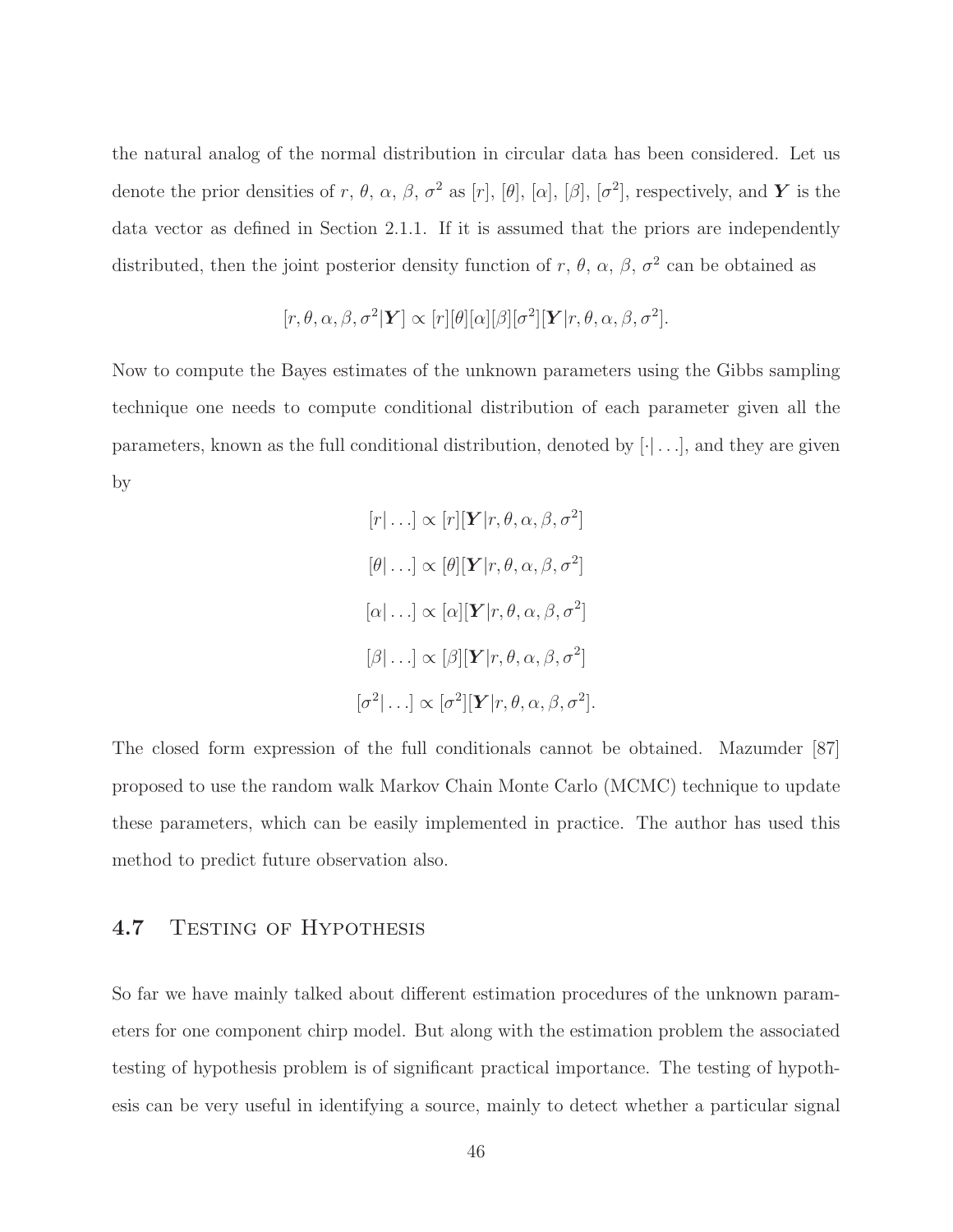the natural analog of the normal distribution in circular data has been considered. Let us denote the prior densities of $r$, $\theta$, $\alpha$, $\beta$, $\sigma^2$ as $[r]$, $[\theta]$, $[\alpha]$, $[\beta]$, $[\sigma^2]$, respectively, and $\boldsymbol{Y}$ is the data vector as defined in Section 2.1.1. If it is assumed that the priors are independently distributed, then the joint posterior density function of $r$, $\theta$, $\alpha$, $\beta$, $\sigma^2$ can be obtained as

$$[r, \theta, \alpha, \beta, \sigma^2 | \boldsymbol{Y}] \propto [r][\theta][\alpha][\beta][\sigma^2][\boldsymbol{Y} | r, \theta, \alpha, \beta, \sigma^2].$$

Now to compute the Bayes estimates of the unknown parameters using the Gibbs sampling technique one needs to compute conditional distribution of each parameter given all the parameters, known as the full conditional distribution, denoted by $[\cdot| \ldots]$, and they are given by

$$[r| \ldots] \propto [r][\boldsymbol{Y} | r, \theta, \alpha, \beta, \sigma^2]$$

$$[\theta| \ldots] \propto [\theta][\boldsymbol{Y} | r, \theta, \alpha, \beta, \sigma^2]$$

$$[\alpha| \ldots] \propto [\alpha][\boldsymbol{Y} | r, \theta, \alpha, \beta, \sigma^2]$$

$$[\beta| \ldots] \propto [\beta][\boldsymbol{Y} | r, \theta, \alpha, \beta, \sigma^2]$$

$$[\sigma^2| \ldots] \propto [\sigma^2][\boldsymbol{Y} | r, \theta, \alpha, \beta, \sigma^2].$$

The closed form expression of the full conditionals cannot be obtained. Mazumder [87] proposed to use the random walk Markov Chain Monte Carlo (MCMC) technique to update these parameters, which can be easily implemented in practice. The author has used this method to predict future observation also.

## 4.7 Testing of Hypothesis

So far we have mainly talked about different estimation procedures of the unknown parameters for one component chirp model. But along with the estimation problem the associated testing of hypothesis problem is of significant practical importance. The testing of hypothesis can be very useful in identifying a source, mainly to detect whether a particular signal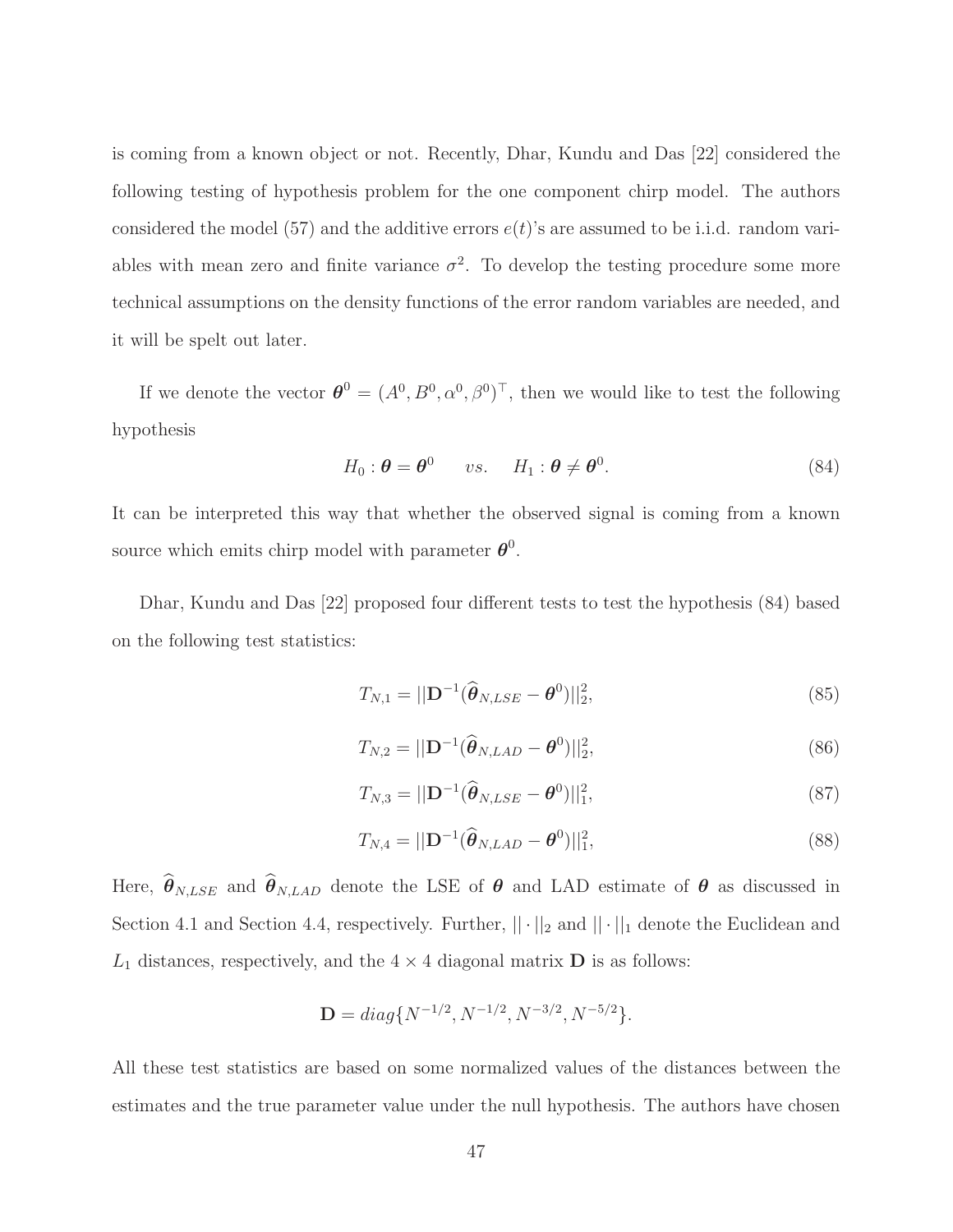is coming from a known object or not. Recently, Dhar, Kundu and Das [22] considered the following testing of hypothesis problem for the one component chirp model. The authors considered the model (57) and the additive errors $e(t)$'s are assumed to be i.i.d. random variables with mean zero and finite variance $\sigma^2$. To develop the testing procedure some more technical assumptions on the density functions of the error random variables are needed, and it will be spelt out later.

If we denote the vector $\boldsymbol{\theta}^0 = (A^0, B^0, \alpha^0, \beta^0)^\top$, then we would like to test the following hypothesis

$$H_0 : \boldsymbol{\theta} = \boldsymbol{\theta}^0 \qquad vs. \quad H_1 : \boldsymbol{\theta} \neq \boldsymbol{\theta}^0. \tag{84}$$

It can be interpreted this way that whether the observed signal is coming from a known source which emits chirp model with parameter $\boldsymbol{\theta}^0$.

Dhar, Kundu and Das [22] proposed four different tests to test the hypothesis (84) based on the following test statistics:

$$T_{N,1} = ||\mathbf{D}^{-1}(\widehat{\boldsymbol{\theta}}_{N,LSE} - \boldsymbol{\theta}^0)||_2^2, \tag{85}$$

$$T_{N,2} = ||\mathbf{D}^{-1}(\widehat{\boldsymbol{\theta}}_{N,LAD} - \boldsymbol{\theta}^0)||_2^2, \tag{86}$$

$$T_{N,3} = ||\mathbf{D}^{-1}(\widehat{\boldsymbol{\theta}}_{N,LSE} - \boldsymbol{\theta}^0)||_1^2, \tag{87}$$

$$T_{N,4} = ||\mathbf{D}^{-1}(\widehat{\boldsymbol{\theta}}_{N,LAD} - \boldsymbol{\theta}^0)||_1^2, \tag{88}$$

Here, $\widehat{\boldsymbol{\theta}}_{N,LSE}$ and $\widehat{\boldsymbol{\theta}}_{N,LAD}$ denote the LSE of $\boldsymbol{\theta}$ and LAD estimate of $\boldsymbol{\theta}$ as discussed in Section 4.1 and Section 4.4, respectively. Further, $||\cdot||_2$ and $||\cdot||_1$ denote the Euclidean and $L_1$ distances, respectively, and the $4 \times 4$ diagonal matrix $\mathbf{D}$ is as follows:

$$\mathbf{D} = diag\{N^{-1/2}, N^{-1/2}, N^{-3/2}, N^{-5/2}\}.$$

All these test statistics are based on some normalized values of the distances between the estimates and the true parameter value under the null hypothesis. The authors have chosen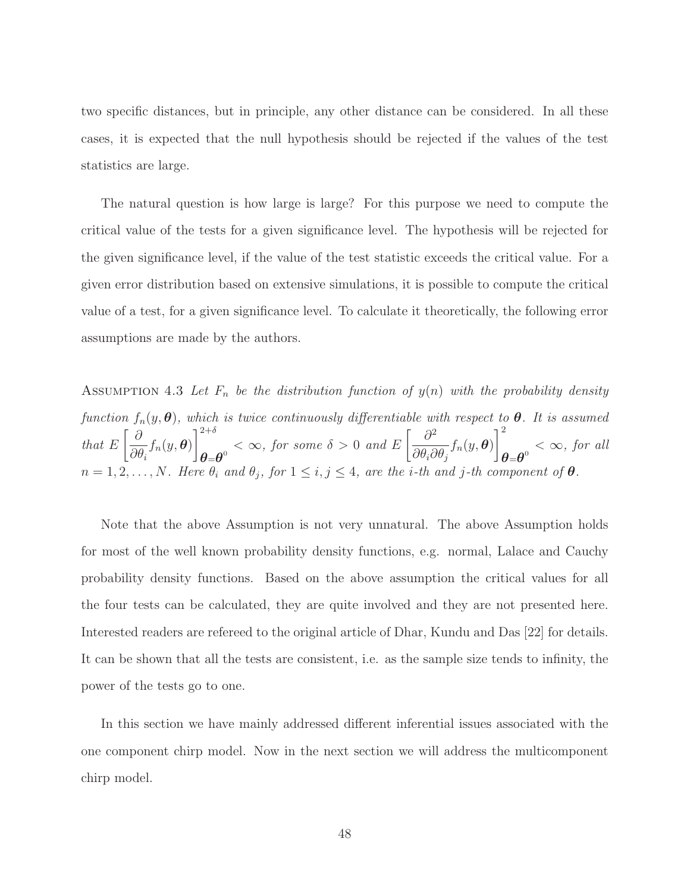two specific distances, but in principle, any other distance can be considered. In all these cases, it is expected that the null hypothesis should be rejected if the values of the test statistics are large.

The natural question is how large is large? For this purpose we need to compute the critical value of the tests for a given significance level. The hypothesis will be rejected for the given significance level, if the value of the test statistic exceeds the critical value. For a given error distribution based on extensive simulations, it is possible to compute the critical value of a test, for a given significance level. To calculate it theoretically, the following error assumptions are made by the authors.

Assumption 4.3 *Let $F_n$ be the distribution function of $y(n)$ with the probability density function $f_n(y, \boldsymbol{\theta})$, which is twice continuously differentiable with respect to $\boldsymbol{\theta}$. It is assumed that $E\left[\frac{\partial}{\partial \theta_i} f_n(y, \boldsymbol{\theta})\right]^{2+\delta}_{\boldsymbol{\theta}=\boldsymbol{\theta}^0} < \infty$, for some $\delta > 0$ and $E\left[\frac{\partial^2}{\partial \theta_i \partial \theta_j} f_n(y, \boldsymbol{\theta})\right]^{2}_{\boldsymbol{\theta}=\boldsymbol{\theta}^0} < \infty$, for all $n = 1, 2, \ldots, N$. Here $\theta_i$ and $\theta_j$, for $1 \leq i, j \leq 4$, are the $i$-th and $j$-th component of $\boldsymbol{\theta}$.*

Note that the above Assumption is not very unnatural. The above Assumption holds for most of the well known probability density functions, e.g. normal, Lalace and Cauchy probability density functions. Based on the above assumption the critical values for all the four tests can be calculated, they are quite involved and they are not presented here. Interested readers are refereed to the original article of Dhar, Kundu and Das [22] for details. It can be shown that all the tests are consistent, i.e. as the sample size tends to infinity, the power of the tests go to one.

In this section we have mainly addressed different inferential issues associated with the one component chirp model. Now in the next section we will address the multicomponent chirp model.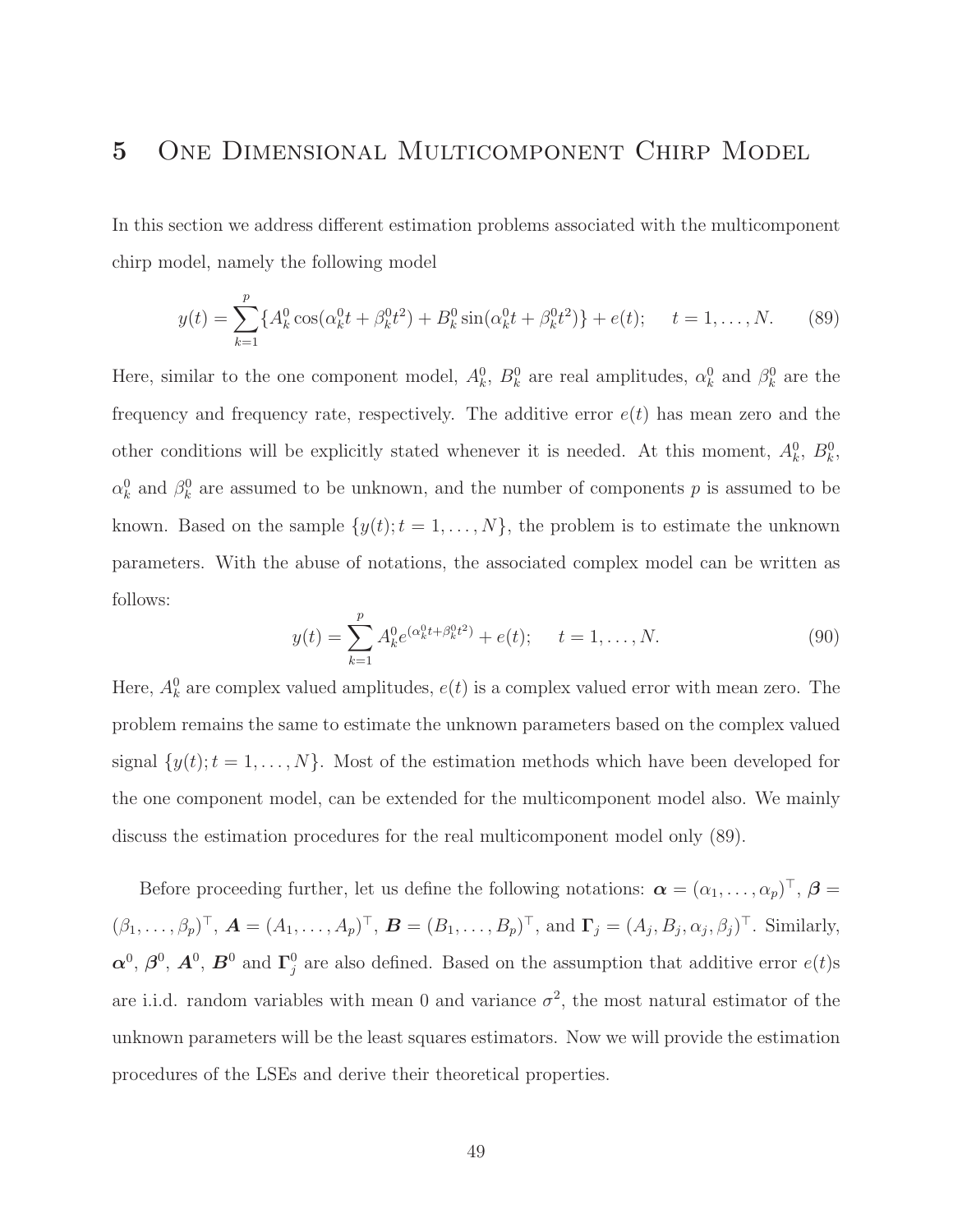# 5 One Dimensional Multicomponent Chirp Model

In this section we address different estimation problems associated with the multicomponent chirp model, namely the following model

$$y(t) = \sum_{k=1}^{p} \{A_k^0 \cos(\alpha_k^0 t + \beta_k^0 t^2) + B_k^0 \sin(\alpha_k^0 t + \beta_k^0 t^2)\} + e(t); \quad t = 1, \ldots, N. \tag{89}$$

Here, similar to the one component model, $A_k^0$, $B_k^0$ are real amplitudes, $\alpha_k^0$ and $\beta_k^0$ are the frequency and frequency rate, respectively. The additive error $e(t)$ has mean zero and the other conditions will be explicitly stated whenever it is needed. At this moment, $A_k^0$, $B_k^0$, $\alpha_k^0$ and $\beta_k^0$ are assumed to be unknown, and the number of components $p$ is assumed to be known. Based on the sample $\{y(t); t = 1, \ldots, N\}$, the problem is to estimate the unknown parameters. With the abuse of notations, the associated complex model can be written as follows:

$$y(t) = \sum_{k=1}^{p} A_k^0 e^{(\alpha_k^0 t + \beta_k^0 t^2)} + e(t); \quad t = 1, \ldots, N. \tag{90}$$

Here, $A_k^0$ are complex valued amplitudes, $e(t)$ is a complex valued error with mean zero. The problem remains the same to estimate the unknown parameters based on the complex valued signal $\{y(t); t = 1, \ldots, N\}$. Most of the estimation methods which have been developed for the one component model, can be extended for the multicomponent model also. We mainly discuss the estimation procedures for the real multicomponent model only (89).

Before proceeding further, let us define the following notations: $\boldsymbol{\alpha} = (\alpha_1, \ldots, \alpha_p)^\top$, $\boldsymbol{\beta} = (\beta_1, \ldots, \beta_p)^\top$, $\boldsymbol{A} = (A_1, \ldots, A_p)^\top$, $\boldsymbol{B} = (B_1, \ldots, B_p)^\top$, and $\boldsymbol{\Gamma}_j = (A_j, B_j, \alpha_j, \beta_j)^\top$. Similarly, $\boldsymbol{\alpha}^0$, $\boldsymbol{\beta}^0$, $\boldsymbol{A}^0$, $\boldsymbol{B}^0$ and $\boldsymbol{\Gamma}_j^0$ are also defined. Based on the assumption that additive error $e(t)$s are i.i.d. random variables with mean 0 and variance $\sigma^2$, the most natural estimator of the unknown parameters will be the least squares estimators. Now we will provide the estimation procedures of the LSEs and derive their theoretical properties.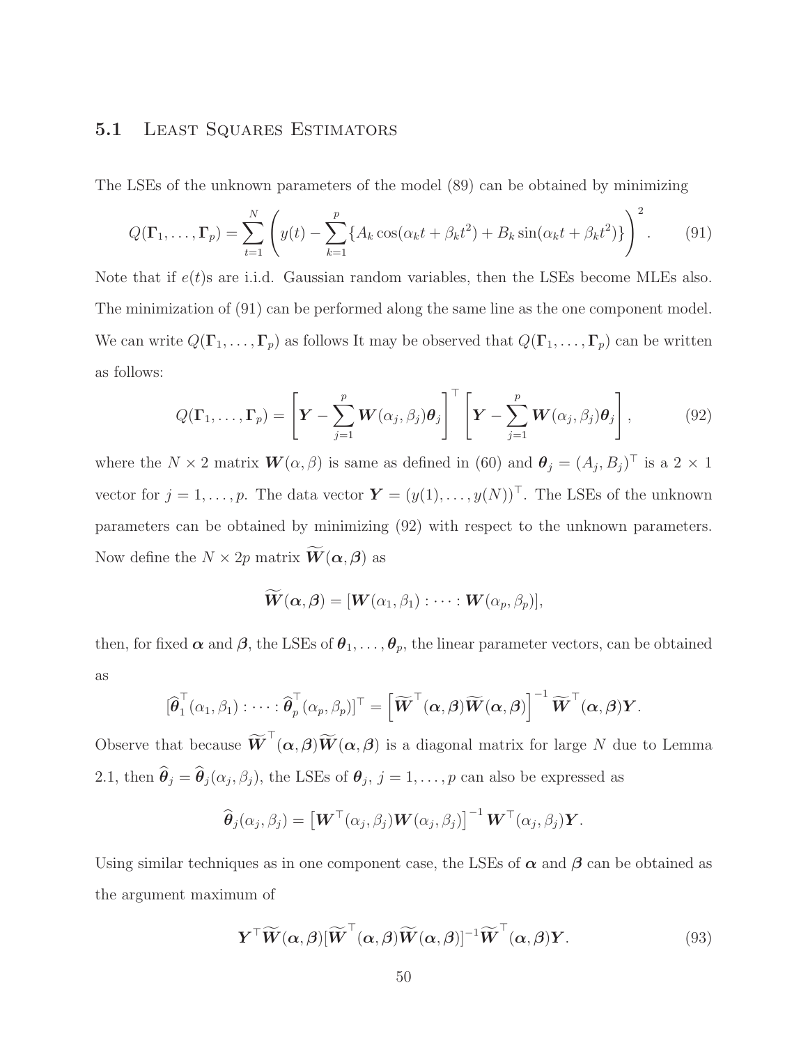### 5.1 Least Squares Estimators

The LSEs of the unknown parameters of the model (89) can be obtained by minimizing

$$Q(\boldsymbol{\Gamma}_1, \ldots, \boldsymbol{\Gamma}_p) = \sum_{t=1}^{N} \left( y(t) - \sum_{k=1}^{p} \{ A_k \cos(\alpha_k t + \beta_k t^2) + B_k \sin(\alpha_k t + \beta_k t^2) \} \right)^2. \tag{91}$$

Note that if $e(t)$s are i.i.d. Gaussian random variables, then the LSEs become MLEs also. The minimization of (91) can be performed along the same line as the one component model. We can write $Q(\boldsymbol{\Gamma}_1, \ldots, \boldsymbol{\Gamma}_p)$ as follows It may be observed that $Q(\boldsymbol{\Gamma}_1, \ldots, \boldsymbol{\Gamma}_p)$ can be written as follows:

$$Q(\boldsymbol{\Gamma}_1, \ldots, \boldsymbol{\Gamma}_p) = \left[ \boldsymbol{Y} - \sum_{j=1}^{p} \boldsymbol{W}(\alpha_j, \beta_j) \boldsymbol{\theta}_j \right]^\top \left[ \boldsymbol{Y} - \sum_{j=1}^{p} \boldsymbol{W}(\alpha_j, \beta_j) \boldsymbol{\theta}_j \right], \tag{92}$$

where the $N \times 2$ matrix $\boldsymbol{W}(\alpha, \beta)$ is same as defined in (60) and $\boldsymbol{\theta}_j = (A_j, B_j)^\top$ is a $2 \times 1$ vector for $j = 1, \ldots, p$. The data vector $\boldsymbol{Y} = (y(1), \ldots, y(N))^\top$. The LSEs of the unknown parameters can be obtained by minimizing (92) with respect to the unknown parameters. Now define the $N \times 2p$ matrix $\widetilde{\boldsymbol{W}}(\boldsymbol{\alpha}, \boldsymbol{\beta})$ as

$$\widetilde{\boldsymbol{W}}(\boldsymbol{\alpha}, \boldsymbol{\beta}) = [\boldsymbol{W}(\alpha_1, \beta_1) : \cdots : \boldsymbol{W}(\alpha_p, \beta_p)],$$

then, for fixed $\boldsymbol{\alpha}$ and $\boldsymbol{\beta}$, the LSEs of $\boldsymbol{\theta}_1, \ldots, \boldsymbol{\theta}_p$, the linear parameter vectors, can be obtained as

$$[\widehat{\boldsymbol{\theta}}_1^\top(\alpha_1, \beta_1) : \cdots : \widehat{\boldsymbol{\theta}}_p^\top(\alpha_p, \beta_p)]^\top = \left[ \widetilde{\boldsymbol{W}}^\top(\boldsymbol{\alpha}, \boldsymbol{\beta}) \widetilde{\boldsymbol{W}}(\boldsymbol{\alpha}, \boldsymbol{\beta}) \right]^{-1} \widetilde{\boldsymbol{W}}^\top(\boldsymbol{\alpha}, \boldsymbol{\beta}) \boldsymbol{Y}.$$

Observe that because $\widetilde{\boldsymbol{W}}^\top(\boldsymbol{\alpha}, \boldsymbol{\beta}) \widetilde{\boldsymbol{W}}(\boldsymbol{\alpha}, \boldsymbol{\beta})$ is a diagonal matrix for large $N$ due to Lemma 2.1, then $\widehat{\boldsymbol{\theta}}_j = \widehat{\boldsymbol{\theta}}_j(\alpha_j, \beta_j)$, the LSEs of $\boldsymbol{\theta}_j$, $j = 1, \ldots, p$ can also be expressed as

$$\widehat{\boldsymbol{\theta}}_j(\alpha_j, \beta_j) = \left[ \boldsymbol{W}^\top(\alpha_j, \beta_j) \boldsymbol{W}(\alpha_j, \beta_j) \right]^{-1} \boldsymbol{W}^\top(\alpha_j, \beta_j) \boldsymbol{Y}.$$

Using similar techniques as in one component case, the LSEs of $\boldsymbol{\alpha}$ and $\boldsymbol{\beta}$ can be obtained as the argument maximum of

$$\boldsymbol{Y}^\top \widetilde{\boldsymbol{W}}(\boldsymbol{\alpha}, \boldsymbol{\beta}) [\widetilde{\boldsymbol{W}}^\top(\boldsymbol{\alpha}, \boldsymbol{\beta}) \widetilde{\boldsymbol{W}}(\boldsymbol{\alpha}, \boldsymbol{\beta})]^{-1} \widetilde{\boldsymbol{W}}^\top(\boldsymbol{\alpha}, \boldsymbol{\beta}) \boldsymbol{Y}. \tag{93}$$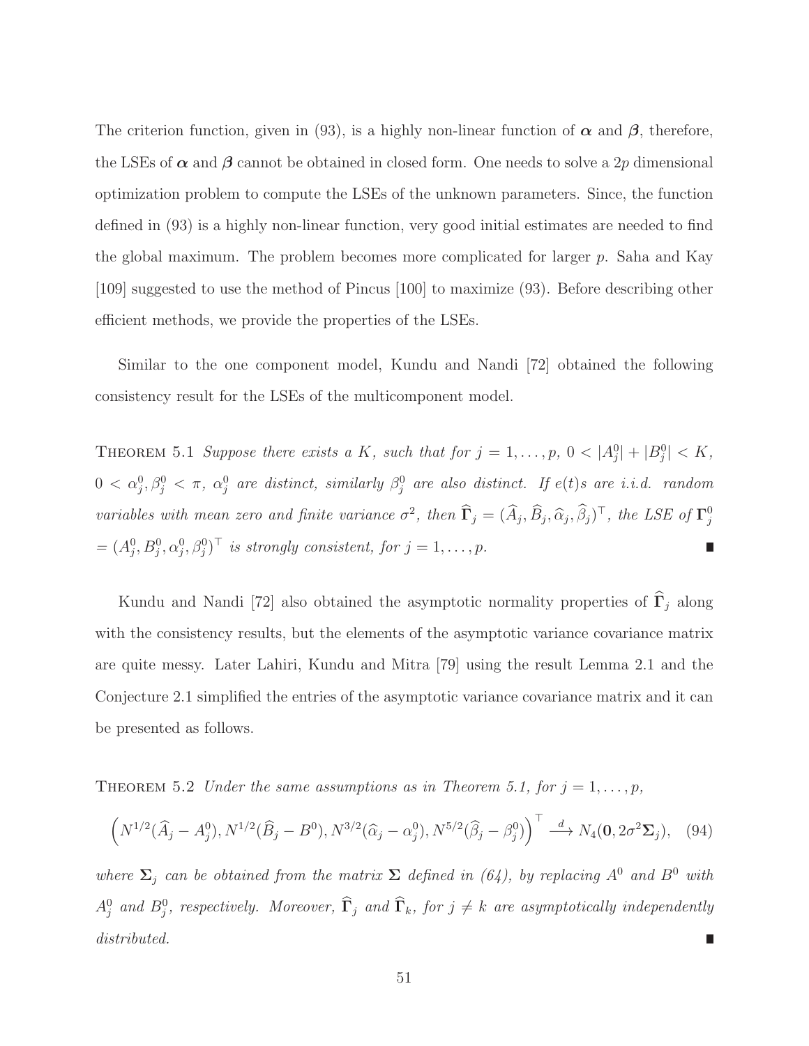The criterion function, given in (93), is a highly non-linear function of $\boldsymbol{\alpha}$ and $\boldsymbol{\beta}$, therefore, the LSEs of $\boldsymbol{\alpha}$ and $\boldsymbol{\beta}$ cannot be obtained in closed form. One needs to solve a $2p$ dimensional optimization problem to compute the LSEs of the unknown parameters. Since, the function defined in (93) is a highly non-linear function, very good initial estimates are needed to find the global maximum. The problem becomes more complicated for larger $p$. Saha and Kay [109] suggested to use the method of Pincus [100] to maximize (93). Before describing other efficient methods, we provide the properties of the LSEs.

Similar to the one component model, Kundu and Nandi [72] obtained the following consistency result for the LSEs of the multicomponent model.

THEOREM 5.1 *Suppose there exists a $K$, such that for $j = 1, \ldots, p$, $0 < |A_j^0| + |B_j^0| < K$, $0 < \alpha_j^0, \beta_j^0 < \pi$, $\alpha_j^0$ are distinct, similarly $\beta_j^0$ are also distinct. If $e(t)$s are i.i.d. random variables with mean zero and finite variance $\sigma^2$, then $\widehat{\boldsymbol{\Gamma}}_j = (\widehat{A}_j, \widehat{B}_j, \widehat{\alpha}_j, \widehat{\beta}_j)^\top$, the LSE of $\boldsymbol{\Gamma}_j^0 = (A_j^0, B_j^0, \alpha_j^0, \beta_j^0)^\top$ is strongly consistent, for $j = 1, \ldots, p$.* ∎

Kundu and Nandi [72] also obtained the asymptotic normality properties of $\widehat{\boldsymbol{\Gamma}}_j$ along with the consistency results, but the elements of the asymptotic variance covariance matrix are quite messy. Later Lahiri, Kundu and Mitra [79] using the result Lemma 2.1 and the Conjecture 2.1 simplified the entries of the asymptotic variance covariance matrix and it can be presented as follows.

THEOREM 5.2 *Under the same assumptions as in Theorem 5.1, for $j = 1, \ldots, p$,*

$$\left(N^{1/2}(\widehat{A}_j - A_j^0), N^{1/2}(\widehat{B}_j - B^0), N^{3/2}(\widehat{\alpha}_j - \alpha_j^0), N^{5/2}(\widehat{\beta}_j - \beta_j^0)\right)^\top \xrightarrow{d} N_4(\mathbf{0}, 2\sigma^2\boldsymbol{\Sigma}_j), \quad (94)$$

*where $\boldsymbol{\Sigma}_j$ can be obtained from the matrix $\boldsymbol{\Sigma}$ defined in (64), by replacing $A^0$ and $B^0$ with $A_j^0$ and $B_j^0$, respectively. Moreover, $\widehat{\boldsymbol{\Gamma}}_j$ and $\widehat{\boldsymbol{\Gamma}}_k$, for $j \neq k$ are asymptotically independently distributed.* ∎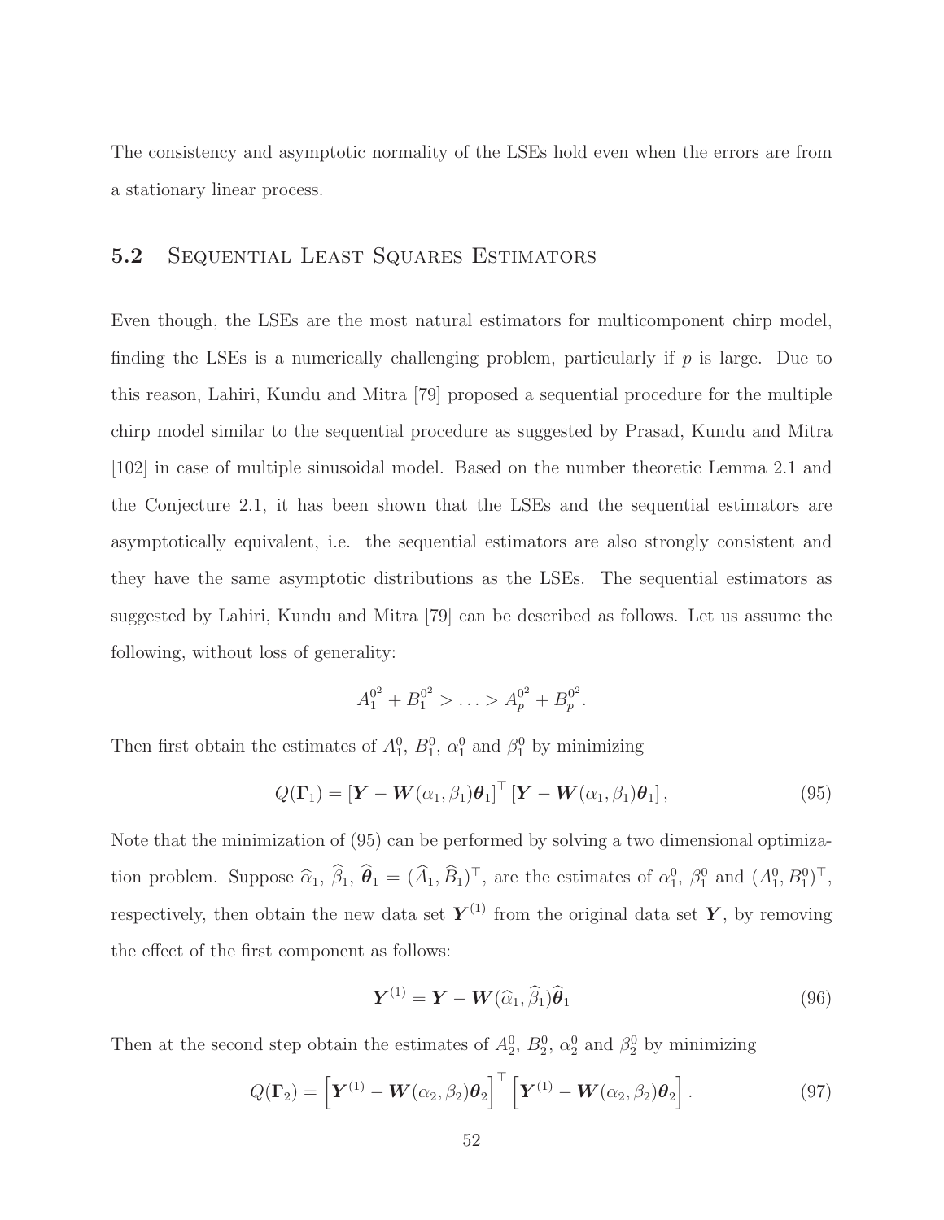The consistency and asymptotic normality of the LSEs hold even when the errors are from a stationary linear process.

## 5.2 Sequential Least Squares Estimators

Even though, the LSEs are the most natural estimators for multicomponent chirp model, finding the LSEs is a numerically challenging problem, particularly if $p$ is large. Due to this reason, Lahiri, Kundu and Mitra [79] proposed a sequential procedure for the multiple chirp model similar to the sequential procedure as suggested by Prasad, Kundu and Mitra [102] in case of multiple sinusoidal model. Based on the number theoretic Lemma 2.1 and the Conjecture 2.1, it has been shown that the LSEs and the sequential estimators are asymptotically equivalent, i.e. the sequential estimators are also strongly consistent and they have the same asymptotic distributions as the LSEs. The sequential estimators as suggested by Lahiri, Kundu and Mitra [79] can be described as follows. Let us assume the following, without loss of generality:

$$A_1^{0^2} + B_1^{0^2} > \ldots > A_p^{0^2} + B_p^{0^2}.$$

Then first obtain the estimates of $A_1^0$, $B_1^0$, $\alpha_1^0$ and $\beta_1^0$ by minimizing

$$Q(\boldsymbol{\Gamma}_1) = \left[\boldsymbol{Y} - \boldsymbol{W}(\alpha_1, \beta_1)\boldsymbol{\theta}_1\right]^\top \left[\boldsymbol{Y} - \boldsymbol{W}(\alpha_1, \beta_1)\boldsymbol{\theta}_1\right], \tag{95}$$

Note that the minimization of (95) can be performed by solving a two dimensional optimization problem. Suppose $\widehat{\alpha}_1$, $\widehat{\beta}_1$, $\widehat{\boldsymbol{\theta}}_1 = (\widehat{A}_1, \widehat{B}_1)^\top$, are the estimates of $\alpha_1^0$, $\beta_1^0$ and $(A_1^0, B_1^0)^\top$, respectively, then obtain the new data set $\boldsymbol{Y}^{(1)}$ from the original data set $\boldsymbol{Y}$, by removing the effect of the first component as follows:

$$\boldsymbol{Y}^{(1)} = \boldsymbol{Y} - \boldsymbol{W}(\widehat{\alpha}_1, \widehat{\beta}_1)\widehat{\boldsymbol{\theta}}_1 \tag{96}$$

Then at the second step obtain the estimates of $A_2^0$, $B_2^0$, $\alpha_2^0$ and $\beta_2^0$ by minimizing

$$Q(\boldsymbol{\Gamma}_2) = \left[\boldsymbol{Y}^{(1)} - \boldsymbol{W}(\alpha_2, \beta_2)\boldsymbol{\theta}_2\right]^\top \left[\boldsymbol{Y}^{(1)} - \boldsymbol{W}(\alpha_2, \beta_2)\boldsymbol{\theta}_2\right]. \tag{97}$$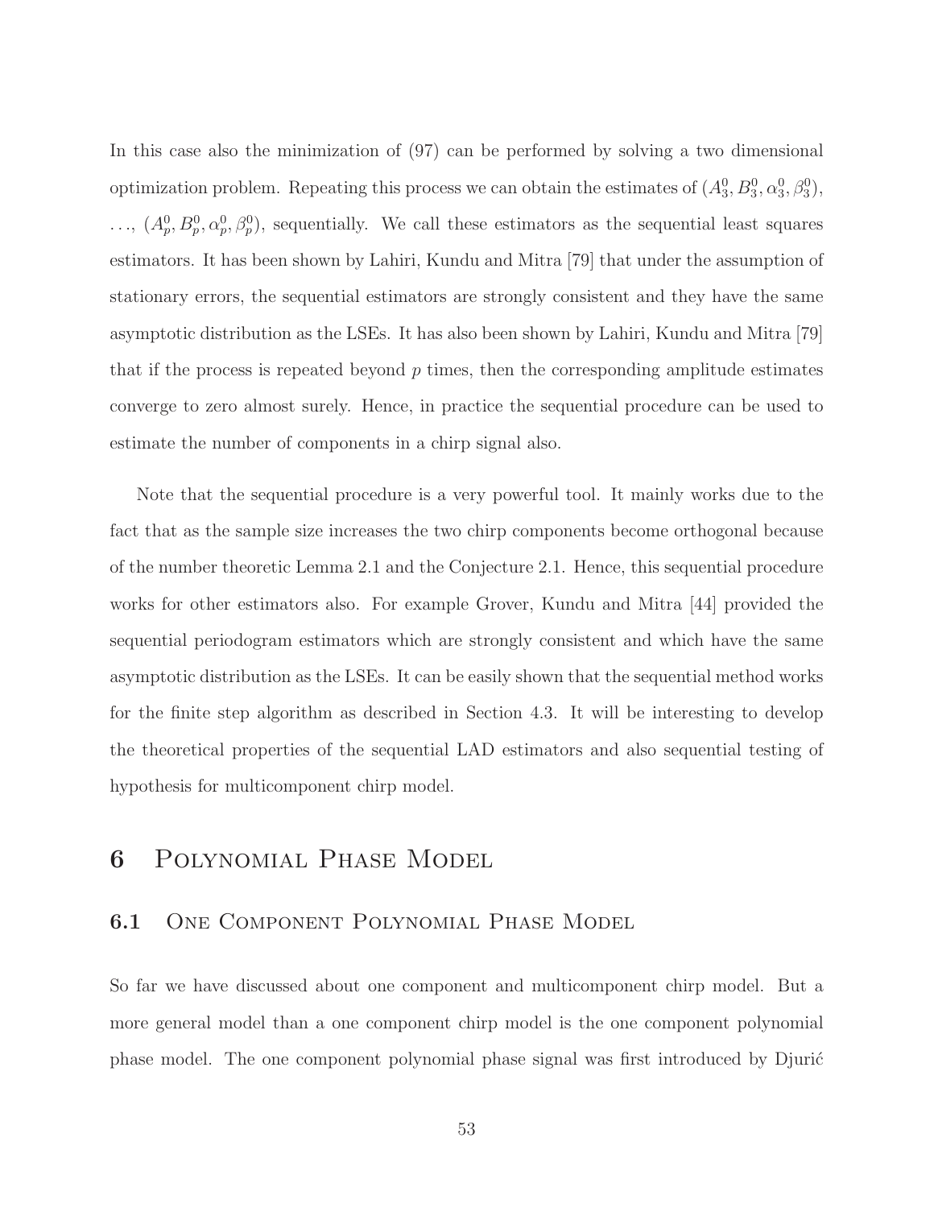In this case also the minimization of (97) can be performed by solving a two dimensional optimization problem. Repeating this process we can obtain the estimates of $(A_3^0, B_3^0, \alpha_3^0, \beta_3^0)$, $\ldots$, $(A_p^0, B_p^0, \alpha_p^0, \beta_p^0)$, sequentially. We call these estimators as the sequential least squares estimators. It has been shown by Lahiri, Kundu and Mitra [79] that under the assumption of stationary errors, the sequential estimators are strongly consistent and they have the same asymptotic distribution as the LSEs. It has also been shown by Lahiri, Kundu and Mitra [79] that if the process is repeated beyond $p$ times, then the corresponding amplitude estimates converge to zero almost surely. Hence, in practice the sequential procedure can be used to estimate the number of components in a chirp signal also.

Note that the sequential procedure is a very powerful tool. It mainly works due to the fact that as the sample size increases the two chirp components become orthogonal because of the number theoretic Lemma 2.1 and the Conjecture 2.1. Hence, this sequential procedure works for other estimators also. For example Grover, Kundu and Mitra [44] provided the sequential periodogram estimators which are strongly consistent and which have the same asymptotic distribution as the LSEs. It can be easily shown that the sequential method works for the finite step algorithm as described in Section 4.3. It will be interesting to develop the theoretical properties of the sequential LAD estimators and also sequential testing of hypothesis for multicomponent chirp model.

# 6 Polynomial Phase Model

## 6.1 One Component Polynomial Phase Model

So far we have discussed about one component and multicomponent chirp model. But a more general model than a one component chirp model is the one component polynomial phase model. The one component polynomial phase signal was first introduced by Djurić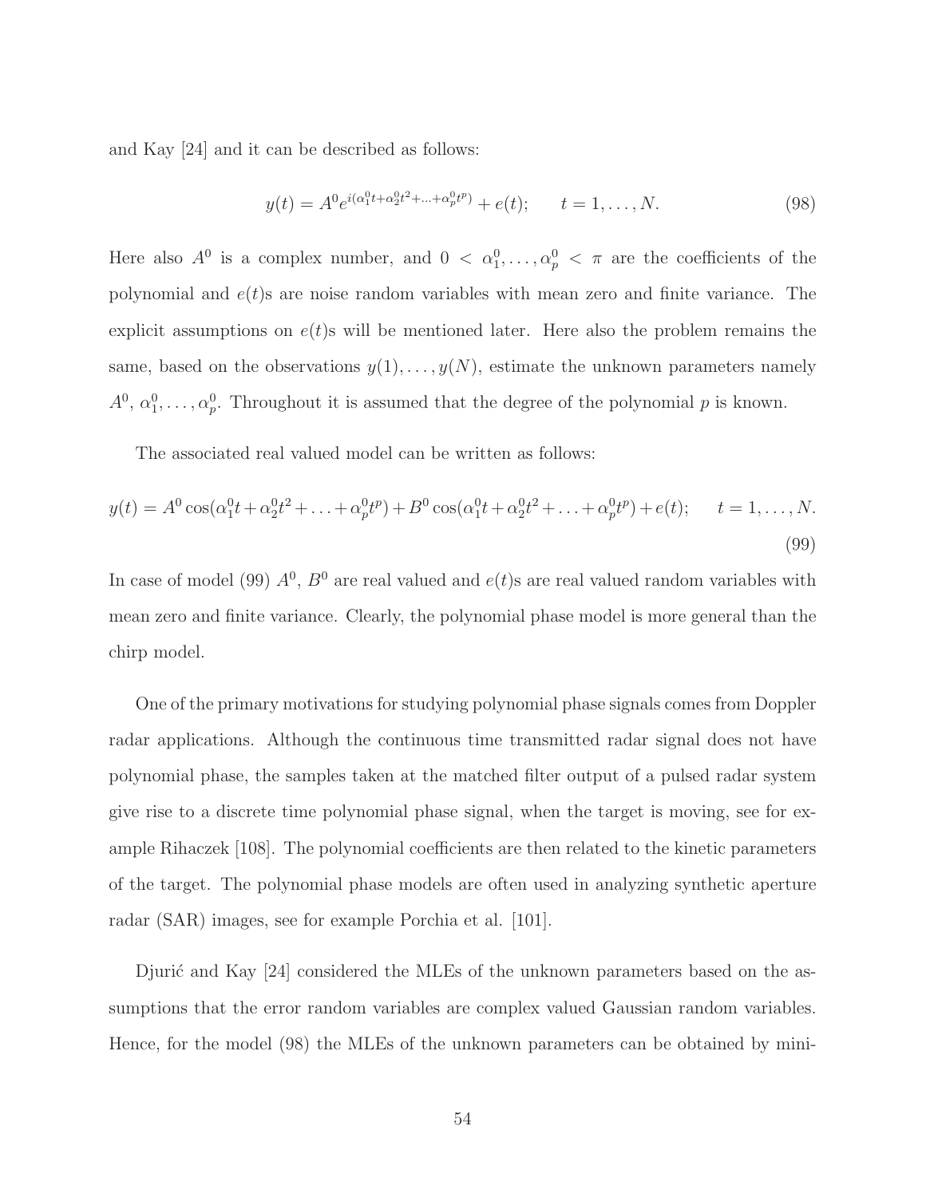and Kay [24] and it can be described as follows:

$$y(t) = A^0 e^{i(\alpha_1^0 t + \alpha_2^0 t^2 + \ldots + \alpha_p^0 t^p)} + e(t); \qquad t = 1, \ldots, N. \tag{98}$$

Here also $A^0$ is a complex number, and $0 < \alpha_1^0, \ldots, \alpha_p^0 < \pi$ are the coefficients of the polynomial and $e(t)$s are noise random variables with mean zero and finite variance. The explicit assumptions on $e(t)$s will be mentioned later. Here also the problem remains the same, based on the observations $y(1), \ldots, y(N)$, estimate the unknown parameters namely $A^0$, $\alpha_1^0, \ldots, \alpha_p^0$. Throughout it is assumed that the degree of the polynomial $p$ is known.

The associated real valued model can be written as follows:

$$y(t) = A^0 \cos(\alpha_1^0 t + \alpha_2^0 t^2 + \ldots + \alpha_p^0 t^p) + B^0 \cos(\alpha_1^0 t + \alpha_2^0 t^2 + \ldots + \alpha_p^0 t^p) + e(t); \qquad t = 1, \ldots, N. \tag{99}$$

In case of model (99) $A^0$, $B^0$ are real valued and $e(t)$s are real valued random variables with mean zero and finite variance. Clearly, the polynomial phase model is more general than the chirp model.

One of the primary motivations for studying polynomial phase signals comes from Doppler radar applications. Although the continuous time transmitted radar signal does not have polynomial phase, the samples taken at the matched filter output of a pulsed radar system give rise to a discrete time polynomial phase signal, when the target is moving, see for example Rihaczek [108]. The polynomial coefficients are then related to the kinetic parameters of the target. The polynomial phase models are often used in analyzing synthetic aperture radar (SAR) images, see for example Porchia et al. [101].

Djurić and Kay [24] considered the MLEs of the unknown parameters based on the assumptions that the error random variables are complex valued Gaussian random variables. Hence, for the model (98) the MLEs of the unknown parameters can be obtained by mini-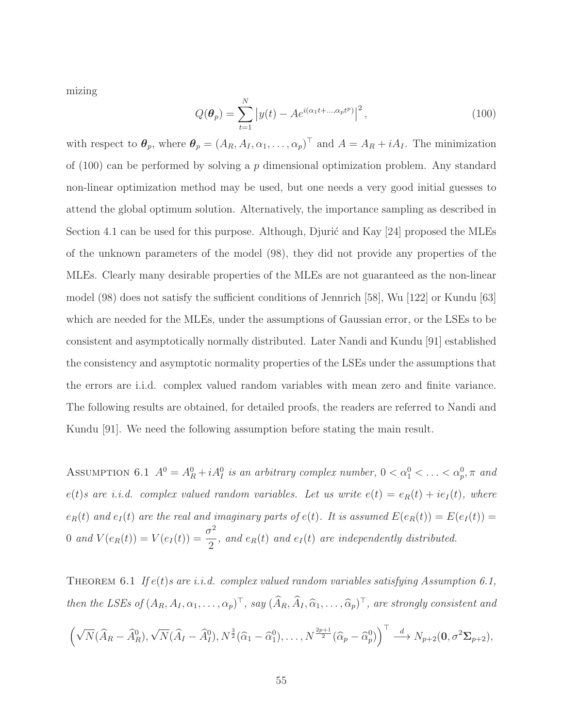mizing

$$Q(\boldsymbol{\theta}_p) = \sum_{t=1}^{N} \left| y(t) - Ae^{i(\alpha_1 t + \ldots, \alpha_p t^p)} \right|^2, \tag{100}$$

with respect to $\boldsymbol{\theta}_p$, where $\boldsymbol{\theta}_p = (A_R, A_I, \alpha_1, \ldots, \alpha_p)^\top$ and $A = A_R + iA_I$. The minimization of (100) can be performed by solving a $p$ dimensional optimization problem. Any standard non-linear optimization method may be used, but one needs a very good initial guesses to attend the global optimum solution. Alternatively, the importance sampling as described in Section 4.1 can be used for this purpose. Although, Djurić and Kay [24] proposed the MLEs of the unknown parameters of the model (98), they did not provide any properties of the MLEs. Clearly many desirable properties of the MLEs are not guaranteed as the non-linear model (98) does not satisfy the sufficient conditions of Jennrich [58], Wu [122] or Kundu [63] which are needed for the MLEs, under the assumptions of Gaussian error, or the LSEs to be consistent and asymptotically normally distributed. Later Nandi and Kundu [91] established the consistency and asymptotic normality properties of the LSEs under the assumptions that the errors are i.i.d. complex valued random variables with mean zero and finite variance. The following results are obtained, for detailed proofs, the readers are referred to Nandi and Kundu [91]. We need the following assumption before stating the main result.

Assumption 6.1 *$A^0 = A_R^0 + iA_I^0$ is an arbitrary complex number, $0 < \alpha_1^0 < \ldots < \alpha_p^0, \pi$ and $e(t)$s are i.i.d. complex valued random variables. Let us write $e(t) = e_R(t) + ie_I(t)$, where $e_R(t)$ and $e_I(t)$ are the real and imaginary parts of $e(t)$. It is assumed $E(e_R(t)) = E(e_I(t)) = 0$ and $V(e_R(t)) = V(e_I(t)) = \dfrac{\sigma^2}{2}$, and $e_R(t)$ and $e_I(t)$ are independently distributed.*

Theorem 6.1 *If $e(t)$s are i.i.d. complex valued random variables satisfying Assumption 6.1, then the LSEs of $(A_R, A_I, \alpha_1, \ldots, \alpha_p)^\top$, say $(\widehat{A}_R, \widehat{A}_I, \widehat{\alpha}_1, \ldots, \widehat{\alpha}_p)^\top$, are strongly consistent and*

$$\left(\sqrt{N}(\widehat{A}_R - \widehat{A}_R^0), \sqrt{N}(\widehat{A}_I - \widehat{A}_I^0), N^{\frac{3}{2}}(\widehat{\alpha}_1 - \widehat{\alpha}_1^0), \ldots, N^{\frac{2p+1}{2}}(\widehat{\alpha}_p - \widehat{\alpha}_p^0)\right)^\top \xrightarrow{d} N_{p+2}(\mathbf{0}, \sigma^2 \boldsymbol{\Sigma}_{p+2}),$$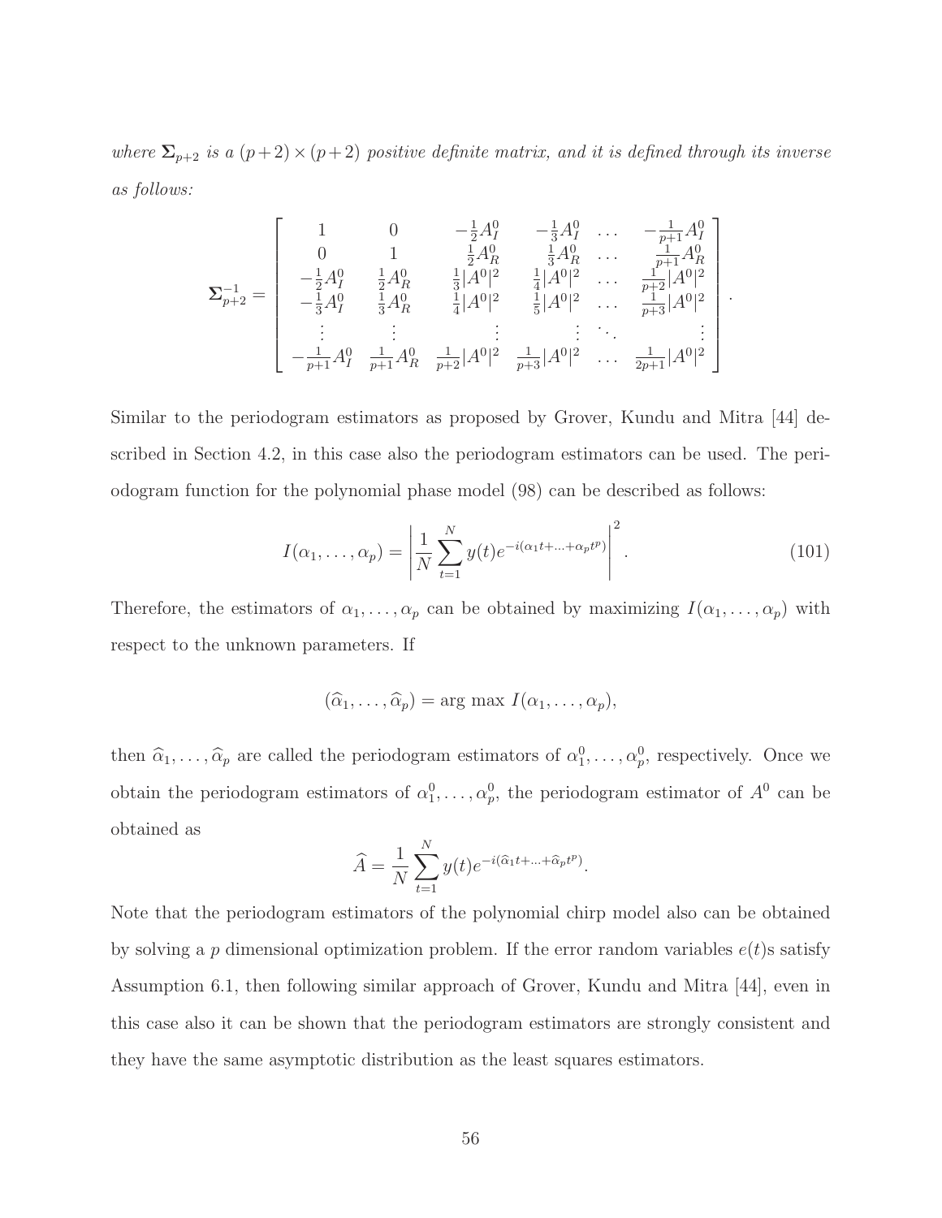*where $\boldsymbol{\Sigma}_{p+2}$ is a $(p+2) \times (p+2)$ positive definite matrix, and it is defined through its inverse as follows:*

$$
\boldsymbol{\Sigma}_{p+2}^{-1} = \begin{bmatrix}
1 & 0 & -\frac{1}{2}A_I^0 & -\frac{1}{3}A_I^0 & \dots & -\frac{1}{p+1}A_I^0 \\
0 & 1 & \frac{1}{2}A_R^0 & \frac{1}{3}A_R^0 & \dots & \frac{1}{p+1}A_R^0 \\
-\frac{1}{2}A_I^0 & \frac{1}{2}A_R^0 & \frac{1}{3}|A^0|^2 & \frac{1}{4}|A^0|^2 & \dots & \frac{1}{p+2}|A^0|^2 \\
-\frac{1}{3}A_I^0 & \frac{1}{3}A_R^0 & \frac{1}{4}|A^0|^2 & \frac{1}{5}|A^0|^2 & \dots & \frac{1}{p+3}|A^0|^2 \\
\vdots & \vdots & \vdots & \vdots & \ddots & \vdots \\
-\frac{1}{p+1}A_I^0 & \frac{1}{p+1}A_R^0 & \frac{1}{p+2}|A^0|^2 & \frac{1}{p+3}|A^0|^2 & \dots & \frac{1}{2p+1}|A^0|^2
\end{bmatrix}.
$$

Similar to the periodogram estimators as proposed by Grover, Kundu and Mitra [44] described in Section 4.2, in this case also the periodogram estimators can be used. The periodogram function for the polynomial phase model (98) can be described as follows:

$$
I(\alpha_1, \dots, \alpha_p) = \left| \frac{1}{N} \sum_{t=1}^{N} y(t) e^{-i(\alpha_1 t + \dots + \alpha_p t^p)} \right|^2. \tag{101}
$$

Therefore, the estimators of $\alpha_1, \dots, \alpha_p$ can be obtained by maximizing $I(\alpha_1, \dots, \alpha_p)$ with respect to the unknown parameters. If

$$
(\widehat{\alpha}_1, \dots, \widehat{\alpha}_p) = \arg\max\ I(\alpha_1, \dots, \alpha_p),
$$

then $\widehat{\alpha}_1, \dots, \widehat{\alpha}_p$ are called the periodogram estimators of $\alpha_1^0, \dots, \alpha_p^0$, respectively. Once we obtain the periodogram estimators of $\alpha_1^0, \dots, \alpha_p^0$, the periodogram estimator of $A^0$ can be obtained as

$$
\widehat{A} = \frac{1}{N} \sum_{t=1}^{N} y(t) e^{-i(\widehat{\alpha}_1 t + \dots + \widehat{\alpha}_p t^p)}.
$$

Note that the periodogram estimators of the polynomial chirp model also can be obtained by solving a $p$ dimensional optimization problem. If the error random variables $e(t)$s satisfy Assumption 6.1, then following similar approach of Grover, Kundu and Mitra [44], even in this case also it can be shown that the periodogram estimators are strongly consistent and they have the same asymptotic distribution as the least squares estimators.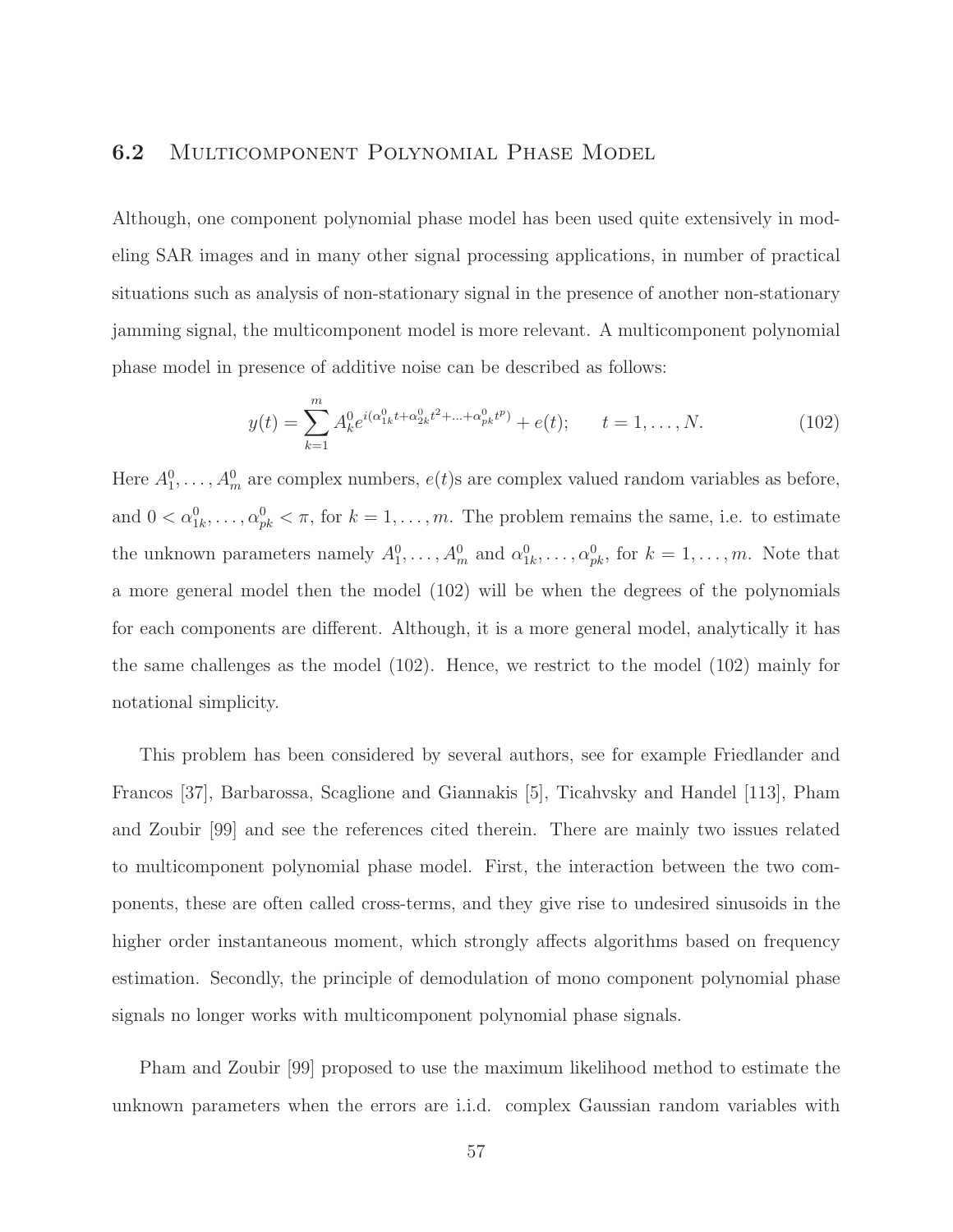## 6.2 Multicomponent Polynomial Phase Model

Although, one component polynomial phase model has been used quite extensively in modeling SAR images and in many other signal processing applications, in number of practical situations such as analysis of non-stationary signal in the presence of another non-stationary jamming signal, the multicomponent model is more relevant. A multicomponent polynomial phase model in presence of additive noise can be described as follows:

$$y(t) = \sum_{k=1}^{m} A_k^0 e^{i(\alpha_{1k}^0 t + \alpha_{2k}^0 t^2 + \ldots + \alpha_{pk}^0 t^p)} + e(t); \qquad t = 1, \ldots, N. \tag{102}$$

Here $A_1^0, \ldots, A_m^0$ are complex numbers, $e(t)$s are complex valued random variables as before, and $0 < \alpha_{1k}^0, \ldots, \alpha_{pk}^0 < \pi$, for $k = 1, \ldots, m$. The problem remains the same, i.e. to estimate the unknown parameters namely $A_1^0, \ldots, A_m^0$ and $\alpha_{1k}^0, \ldots, \alpha_{pk}^0$, for $k = 1, \ldots, m$. Note that a more general model then the model (102) will be when the degrees of the polynomials for each components are different. Although, it is a more general model, analytically it has the same challenges as the model (102). Hence, we restrict to the model (102) mainly for notational simplicity.

This problem has been considered by several authors, see for example Friedlander and Francos [37], Barbarossa, Scaglione and Giannakis [5], Ticahvsky and Handel [113], Pham and Zoubir [99] and see the references cited therein. There are mainly two issues related to multicomponent polynomial phase model. First, the interaction between the two components, these are often called cross-terms, and they give rise to undesired sinusoids in the higher order instantaneous moment, which strongly affects algorithms based on frequency estimation. Secondly, the principle of demodulation of mono component polynomial phase signals no longer works with multicomponent polynomial phase signals.

Pham and Zoubir [99] proposed to use the maximum likelihood method to estimate the unknown parameters when the errors are i.i.d. complex Gaussian random variables with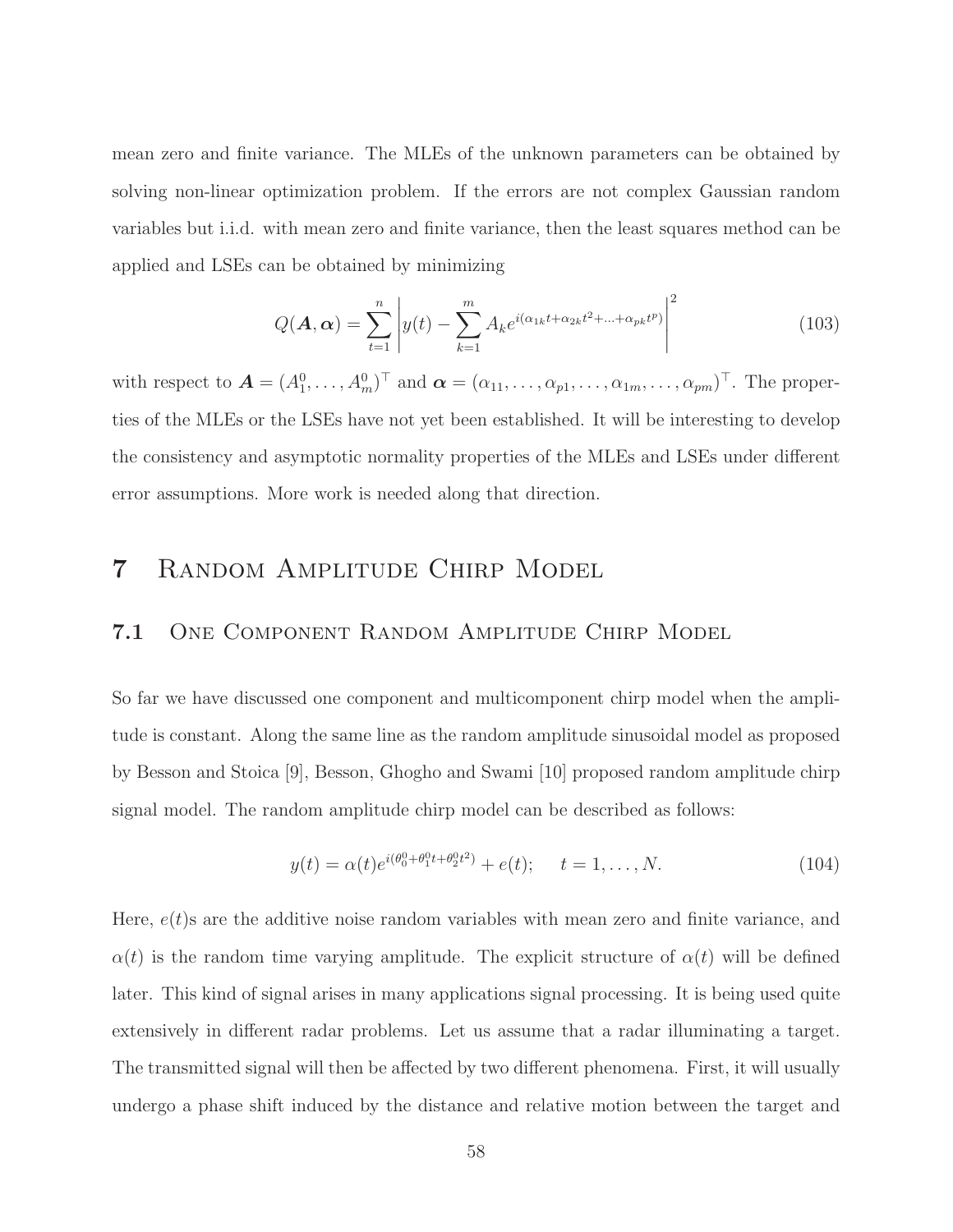mean zero and finite variance. The MLEs of the unknown parameters can be obtained by solving non-linear optimization problem. If the errors are not complex Gaussian random variables but i.i.d. with mean zero and finite variance, then the least squares method can be applied and LSEs can be obtained by minimizing

$$Q(\boldsymbol{A}, \boldsymbol{\alpha}) = \sum_{t=1}^{n} \left| y(t) - \sum_{k=1}^{m} A_k e^{i(\alpha_{1k}t + \alpha_{2k}t^2 + \ldots + \alpha_{pk}t^p)} \right|^2 \tag{103}$$

with respect to $\boldsymbol{A} = (A_1^0, \ldots, A_m^0)^\top$ and $\boldsymbol{\alpha} = (\alpha_{11}, \ldots, \alpha_{p1}, \ldots, \alpha_{1m}, \ldots, \alpha_{pm})^\top$. The properties of the MLEs or the LSEs have not yet been established. It will be interesting to develop the consistency and asymptotic normality properties of the MLEs and LSEs under different error assumptions. More work is needed along that direction.

# 7 Random Amplitude Chirp Model

## 7.1 One Component Random Amplitude Chirp Model

So far we have discussed one component and multicomponent chirp model when the amplitude is constant. Along the same line as the random amplitude sinusoidal model as proposed by Besson and Stoica [9], Besson, Ghogho and Swami [10] proposed random amplitude chirp signal model. The random amplitude chirp model can be described as follows:

$$y(t) = \alpha(t) e^{i(\theta_0^0 + \theta_1^0 t + \theta_2^0 t^2)} + e(t); \quad t = 1, \ldots, N. \tag{104}$$

Here, $e(t)$s are the additive noise random variables with mean zero and finite variance, and $\alpha(t)$ is the random time varying amplitude. The explicit structure of $\alpha(t)$ will be defined later. This kind of signal arises in many applications signal processing. It is being used quite extensively in different radar problems. Let us assume that a radar illuminating a target. The transmitted signal will then be affected by two different phenomena. First, it will usually undergo a phase shift induced by the distance and relative motion between the target and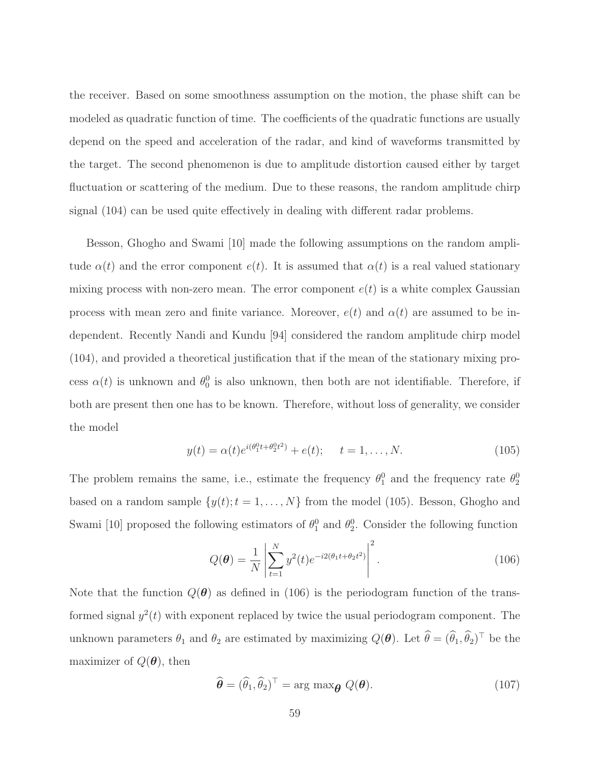the receiver. Based on some smoothness assumption on the motion, the phase shift can be modeled as quadratic function of time. The coefficients of the quadratic functions are usually depend on the speed and acceleration of the radar, and kind of waveforms transmitted by the target. The second phenomenon is due to amplitude distortion caused either by target fluctuation or scattering of the medium. Due to these reasons, the random amplitude chirp signal (104) can be used quite effectively in dealing with different radar problems.

Besson, Ghogho and Swami [10] made the following assumptions on the random amplitude $\alpha(t)$ and the error component $e(t)$. It is assumed that $\alpha(t)$ is a real valued stationary mixing process with non-zero mean. The error component $e(t)$ is a white complex Gaussian process with mean zero and finite variance. Moreover, $e(t)$ and $\alpha(t)$ are assumed to be independent. Recently Nandi and Kundu [94] considered the random amplitude chirp model (104), and provided a theoretical justification that if the mean of the stationary mixing process $\alpha(t)$ is unknown and $\theta_0^0$ is also unknown, then both are not identifiable. Therefore, if both are present then one has to be known. Therefore, without loss of generality, we consider the model

$$y(t) = \alpha(t)e^{i(\theta_1^0 t + \theta_2^0 t^2)} + e(t); \quad t = 1, \ldots, N. \tag{105}$$

The problem remains the same, i.e., estimate the frequency $\theta_1^0$ and the frequency rate $\theta_2^0$ based on a random sample $\{y(t); t = 1, \ldots, N\}$ from the model (105). Besson, Ghogho and Swami [10] proposed the following estimators of $\theta_1^0$ and $\theta_2^0$. Consider the following function

$$Q(\boldsymbol{\theta}) = \frac{1}{N}\left|\sum_{t=1}^{N} y^2(t)e^{-i2(\theta_1 t + \theta_2 t^2)}\right|^2. \tag{106}$$

Note that the function $Q(\boldsymbol{\theta})$ as defined in (106) is the periodogram function of the transformed signal $y^2(t)$ with exponent replaced by twice the usual periodogram component. The unknown parameters $\theta_1$ and $\theta_2$ are estimated by maximizing $Q(\boldsymbol{\theta})$. Let $\widehat{\theta} = (\widehat{\theta}_1, \widehat{\theta}_2)^\top$ be the maximizer of $Q(\boldsymbol{\theta})$, then

$$\widehat{\boldsymbol{\theta}} = (\widehat{\theta}_1, \widehat{\theta}_2)^\top = \arg\max_{\boldsymbol{\theta}} Q(\boldsymbol{\theta}). \tag{107}$$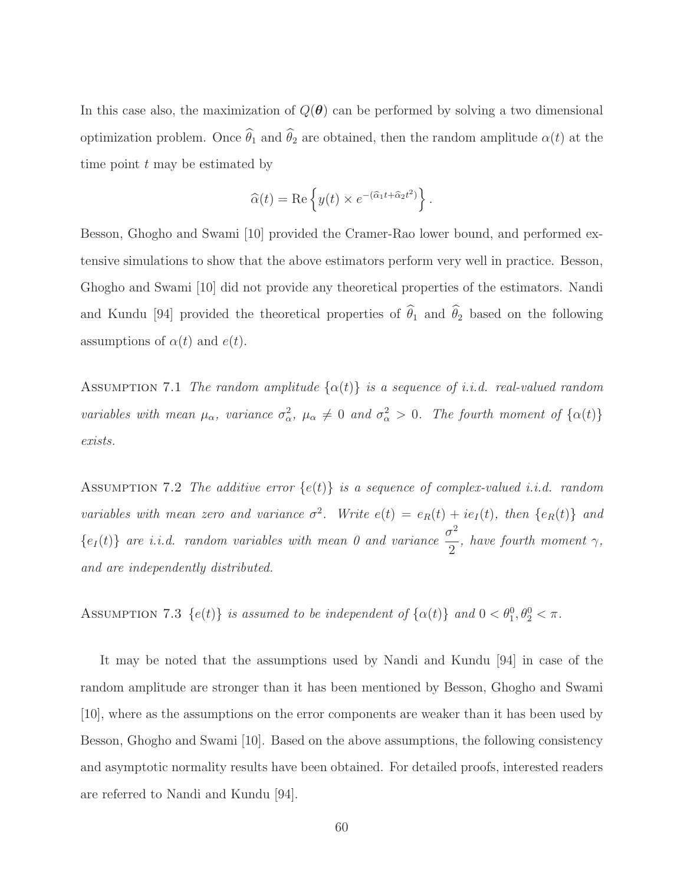In this case also, the maximization of $Q(\boldsymbol{\theta})$ can be performed by solving a two dimensional optimization problem. Once $\widehat{\theta}_1$ and $\widehat{\theta}_2$ are obtained, then the random amplitude $\alpha(t)$ at the time point $t$ may be estimated by

$$\widehat{\alpha}(t) = \mathrm{Re}\left\{ y(t) \times e^{-(\widehat{\alpha}_1 t + \widehat{\alpha}_2 t^2)} \right\}.$$

Besson, Ghogho and Swami [10] provided the Cramer-Rao lower bound, and performed extensive simulations to show that the above estimators perform very well in practice. Besson, Ghogho and Swami [10] did not provide any theoretical properties of the estimators. Nandi and Kundu [94] provided the theoretical properties of $\widehat{\theta}_1$ and $\widehat{\theta}_2$ based on the following assumptions of $\alpha(t)$ and $e(t)$.

Assumption 7.1 *The random amplitude $\{\alpha(t)\}$ is a sequence of i.i.d. real-valued random variables with mean $\mu_\alpha$, variance $\sigma_\alpha^2$, $\mu_\alpha \neq 0$ and $\sigma_\alpha^2 > 0$. The fourth moment of $\{\alpha(t)\}$ exists.*

Assumption 7.2 *The additive error $\{e(t)\}$ is a sequence of complex-valued i.i.d. random variables with mean zero and variance $\sigma^2$. Write $e(t) = e_R(t) + ie_I(t)$, then $\{e_R(t)\}$ and $\{e_I(t)\}$ are i.i.d. random variables with mean 0 and variance $\frac{\sigma^2}{2}$, have fourth moment $\gamma$, and are independently distributed.*

Assumption 7.3 *$\{e(t)\}$ is assumed to be independent of $\{\alpha(t)\}$ and $0 < \theta_1^0, \theta_2^0 < \pi$.*

It may be noted that the assumptions used by Nandi and Kundu [94] in case of the random amplitude are stronger than it has been mentioned by Besson, Ghogho and Swami [10], where as the assumptions on the error components are weaker than it has been used by Besson, Ghogho and Swami [10]. Based on the above assumptions, the following consistency and asymptotic normality results have been obtained. For detailed proofs, interested readers are referred to Nandi and Kundu [94].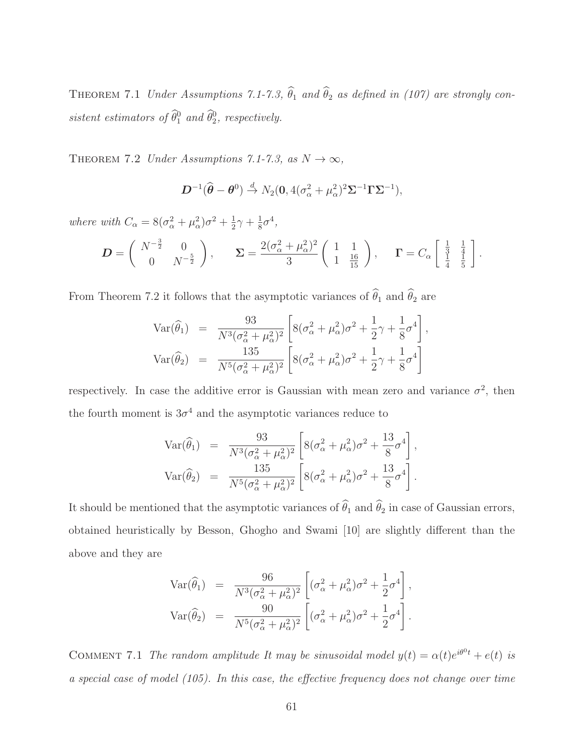THEOREM 7.1 *Under Assumptions 7.1-7.3, $\widehat{\theta}_1$ and $\widehat{\theta}_2$ as defined in (107) are strongly consistent estimators of $\widehat{\theta}_1^0$ and $\widehat{\theta}_2^0$, respectively.*

THEOREM 7.2 *Under Assumptions 7.1-7.3, as $N \to \infty$,*

$$\boldsymbol{D}^{-1}(\widehat{\boldsymbol{\theta}} - \boldsymbol{\theta}^0) \xrightarrow{d} N_2(\mathbf{0}, 4(\sigma_\alpha^2 + \mu_\alpha^2)^2 \boldsymbol{\Sigma}^{-1} \boldsymbol{\Gamma} \boldsymbol{\Sigma}^{-1}),$$

*where with $C_\alpha = 8(\sigma_\alpha^2 + \mu_\alpha^2)\sigma^2 + \frac{1}{2}\gamma + \frac{1}{8}\sigma^4$,*

$$\boldsymbol{D} = \begin{pmatrix} N^{-\frac{3}{2}} & 0 \\ 0 & N^{-\frac{5}{2}} \end{pmatrix}, \qquad \boldsymbol{\Sigma} = \frac{2(\sigma_\alpha^2 + \mu_\alpha^2)^2}{3} \begin{pmatrix} 1 & 1 \\ 1 & \frac{16}{15} \end{pmatrix}, \qquad \boldsymbol{\Gamma} = C_\alpha \begin{bmatrix} \frac{1}{3} & \frac{1}{4} \\ \frac{1}{4} & \frac{1}{5} \end{bmatrix}.$$

From Theorem 7.2 it follows that the asymptotic variances of $\widehat{\theta}_1$ and $\widehat{\theta}_2$ are

$$\begin{aligned}
\mathrm{Var}(\widehat{\theta}_1) &= \frac{93}{N^3(\sigma_\alpha^2 + \mu_\alpha^2)^2}\left[8(\sigma_\alpha^2 + \mu_\alpha^2)\sigma^2 + \frac{1}{2}\gamma + \frac{1}{8}\sigma^4\right], \\
\mathrm{Var}(\widehat{\theta}_2) &= \frac{135}{N^5(\sigma_\alpha^2 + \mu_\alpha^2)^2}\left[8(\sigma_\alpha^2 + \mu_\alpha^2)\sigma^2 + \frac{1}{2}\gamma + \frac{1}{8}\sigma^4\right]
\end{aligned}$$

respectively. In case the additive error is Gaussian with mean zero and variance $\sigma^2$, then the fourth moment is $3\sigma^4$ and the asymptotic variances reduce to

$$\begin{aligned}
\mathrm{Var}(\widehat{\theta}_1) &= \frac{93}{N^3(\sigma_\alpha^2 + \mu_\alpha^2)^2}\left[8(\sigma_\alpha^2 + \mu_\alpha^2)\sigma^2 + \frac{13}{8}\sigma^4\right], \\
\mathrm{Var}(\widehat{\theta}_2) &= \frac{135}{N^5(\sigma_\alpha^2 + \mu_\alpha^2)^2}\left[8(\sigma_\alpha^2 + \mu_\alpha^2)\sigma^2 + \frac{13}{8}\sigma^4\right].
\end{aligned}$$

It should be mentioned that the asymptotic variances of $\widehat{\theta}_1$ and $\widehat{\theta}_2$ in case of Gaussian errors, obtained heuristically by Besson, Ghogho and Swami [10] are slightly different than the above and they are

$$\begin{aligned}
\mathrm{Var}(\widehat{\theta}_1) &= \frac{96}{N^3(\sigma_\alpha^2 + \mu_\alpha^2)^2}\left[(\sigma_\alpha^2 + \mu_\alpha^2)\sigma^2 + \frac{1}{2}\sigma^4\right], \\
\mathrm{Var}(\widehat{\theta}_2) &= \frac{90}{N^5(\sigma_\alpha^2 + \mu_\alpha^2)^2}\left[(\sigma_\alpha^2 + \mu_\alpha^2)\sigma^2 + \frac{1}{2}\sigma^4\right].
\end{aligned}$$

COMMENT 7.1 *The random amplitude It may be sinusoidal model $y(t) = \alpha(t)e^{i\theta^0 t} + e(t)$ is a special case of model (105). In this case, the effective frequency does not change over time*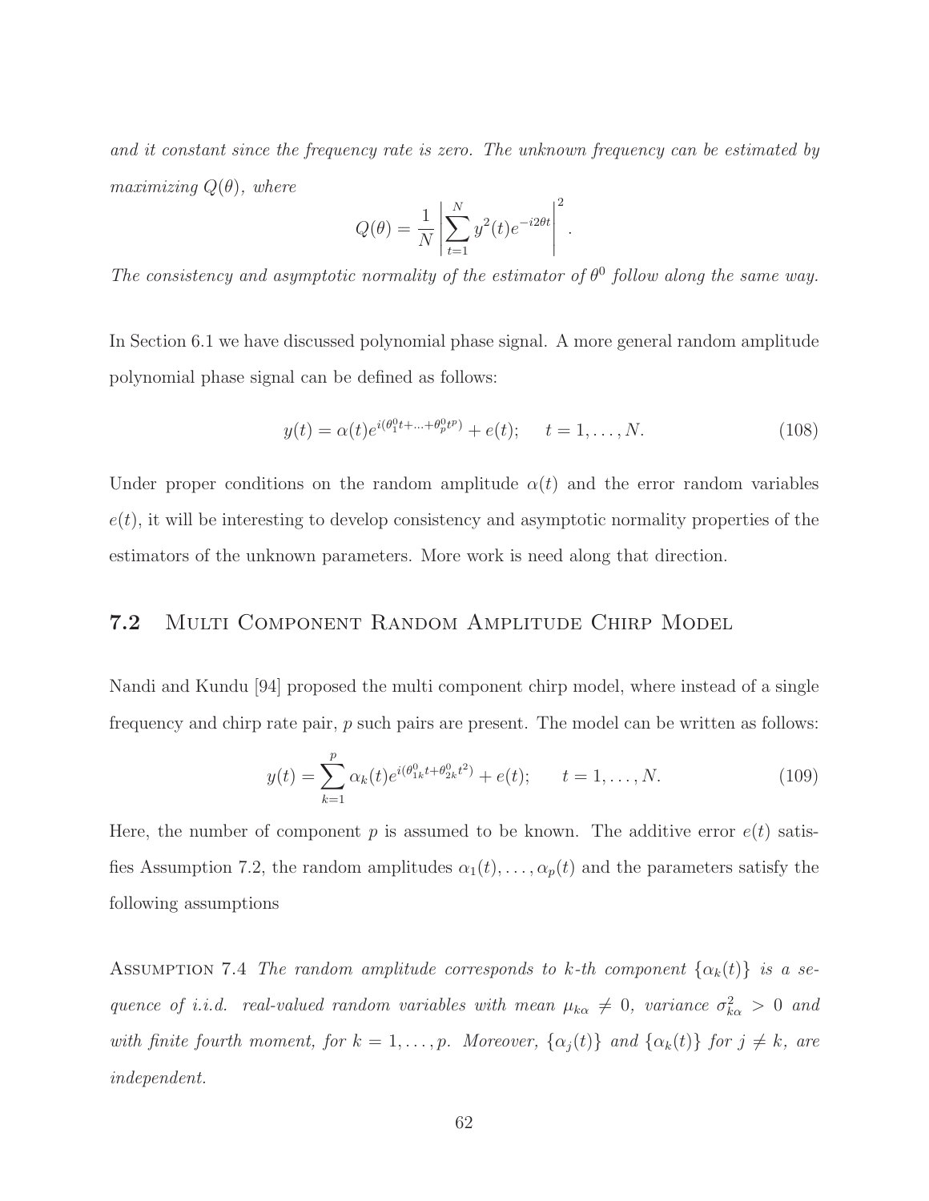*and it constant since the frequency rate is zero. The unknown frequency can be estimated by maximizing $Q(\theta)$, where*

$$Q(\theta) = \frac{1}{N}\left|\sum_{t=1}^{N} y^2(t)e^{-i2\theta t}\right|^2.$$

*The consistency and asymptotic normality of the estimator of $\theta^0$ follow along the same way.*

In Section 6.1 we have discussed polynomial phase signal. A more general random amplitude polynomial phase signal can be defined as follows:

$$y(t) = \alpha(t)e^{i(\theta_1^0 t + \ldots + \theta_p^0 t^p)} + e(t); \quad t = 1, \ldots, N. \tag{108}$$

Under proper conditions on the random amplitude $\alpha(t)$ and the error random variables $e(t)$, it will be interesting to develop consistency and asymptotic normality properties of the estimators of the unknown parameters. More work is need along that direction.

## 7.2 Multi Component Random Amplitude Chirp Model

Nandi and Kundu [94] proposed the multi component chirp model, where instead of a single frequency and chirp rate pair, $p$ such pairs are present. The model can be written as follows:

$$y(t) = \sum_{k=1}^{p} \alpha_k(t)e^{i(\theta_{1k}^0 t + \theta_{2k}^0 t^2)} + e(t); \qquad t = 1, \ldots, N. \tag{109}$$

Here, the number of component $p$ is assumed to be known. The additive error $e(t)$ satisfies Assumption 7.2, the random amplitudes $\alpha_1(t), \ldots, \alpha_p(t)$ and the parameters satisfy the following assumptions

Assumption 7.4 *The random amplitude corresponds to $k$-th component $\{\alpha_k(t)\}$ is a sequence of i.i.d. real-valued random variables with mean $\mu_{k\alpha} \neq 0$, variance $\sigma_{k\alpha}^2 > 0$ and with finite fourth moment, for $k = 1, \ldots, p$. Moreover, $\{\alpha_j(t)\}$ and $\{\alpha_k(t)\}$ for $j \neq k$, are independent.*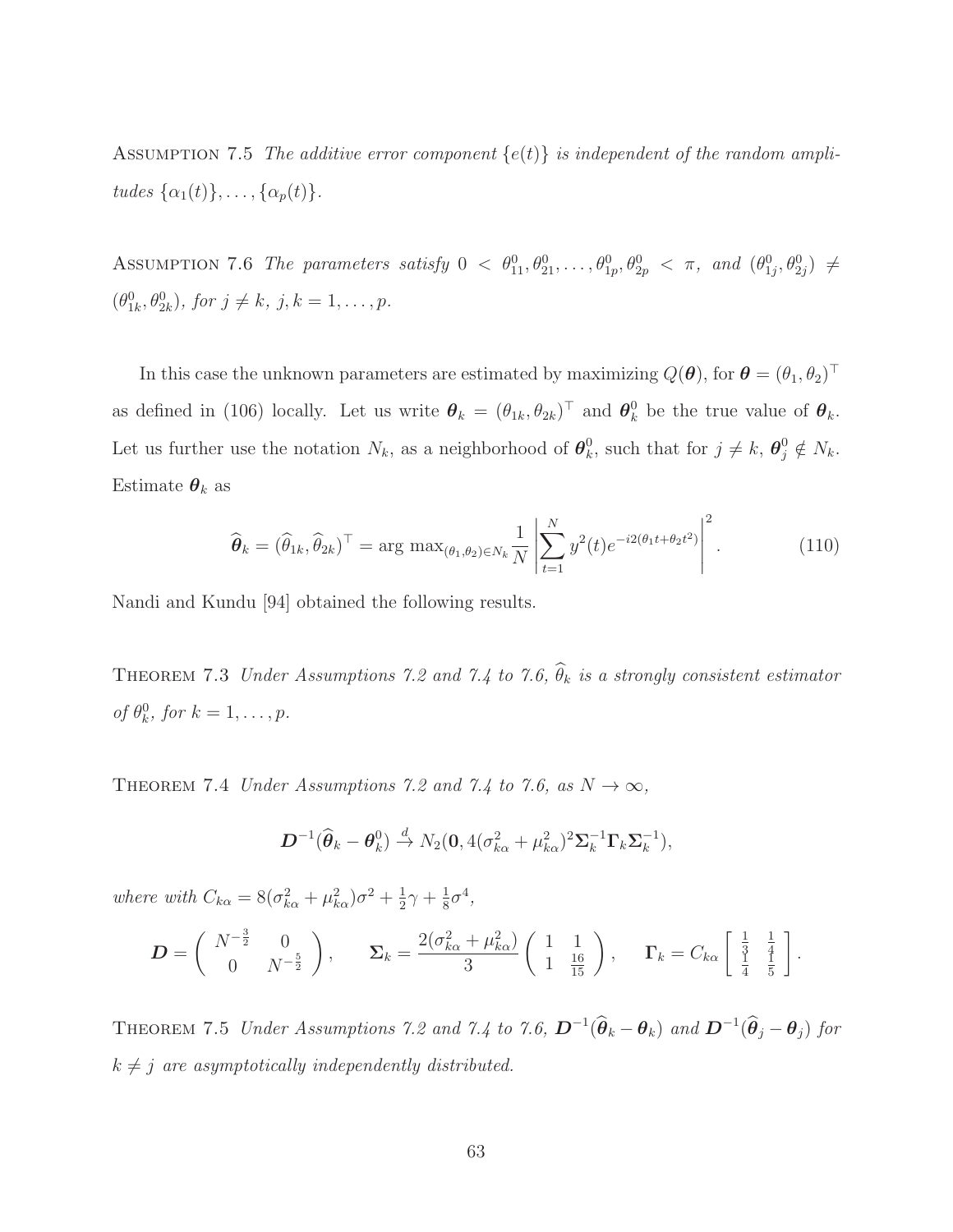Assumption 7.5 *The additive error component $\{e(t)\}$ is independent of the random amplitudes $\{\alpha_1(t)\}, \ldots, \{\alpha_p(t)\}$.*

Assumption 7.6 *The parameters satisfy $0 < \theta_{11}^0, \theta_{21}^0, \ldots, \theta_{1p}^0, \theta_{2p}^0 < \pi$, and $(\theta_{1j}^0, \theta_{2j}^0) \neq (\theta_{1k}^0, \theta_{2k}^0)$, for $j \neq k$, $j, k = 1, \ldots, p$.*

In this case the unknown parameters are estimated by maximizing $Q(\boldsymbol{\theta})$, for $\boldsymbol{\theta} = (\theta_1, \theta_2)^\top$ as defined in (106) locally. Let us write $\boldsymbol{\theta}_k = (\theta_{1k}, \theta_{2k})^\top$ and $\boldsymbol{\theta}_k^0$ be the true value of $\boldsymbol{\theta}_k$. Let us further use the notation $N_k$, as a neighborhood of $\boldsymbol{\theta}_k^0$, such that for $j \neq k$, $\boldsymbol{\theta}_j^0 \notin N_k$. Estimate $\boldsymbol{\theta}_k$ as

$$
\widehat{\boldsymbol{\theta}}_k = (\widehat{\theta}_{1k}, \widehat{\theta}_{2k})^\top = \arg\max_{(\theta_1, \theta_2) \in N_k} \frac{1}{N} \left| \sum_{t=1}^{N} y^2(t) e^{-i2(\theta_1 t + \theta_2 t^2)} \right|^2. \tag{110}
$$

Nandi and Kundu [94] obtained the following results.

Theorem 7.3 *Under Assumptions 7.2 and 7.4 to 7.6, $\widehat{\theta}_k$ is a strongly consistent estimator of $\theta_k^0$, for $k = 1, \ldots, p$.*

Theorem 7.4 *Under Assumptions 7.2 and 7.4 to 7.6, as $N \to \infty$,*

$$
\boldsymbol{D}^{-1}(\widehat{\boldsymbol{\theta}}_k - \boldsymbol{\theta}_k^0) \xrightarrow{d} N_2(\mathbf{0}, 4(\sigma_{k\alpha}^2 + \mu_{k\alpha}^2)^2 \boldsymbol{\Sigma}_k^{-1} \boldsymbol{\Gamma}_k \boldsymbol{\Sigma}_k^{-1}),
$$

*where with $C_{k\alpha} = 8(\sigma_{k\alpha}^2 + \mu_{k\alpha}^2)\sigma^2 + \frac{1}{2}\gamma + \frac{1}{8}\sigma^4$,*

$$
\boldsymbol{D} = \begin{pmatrix} N^{-\frac{3}{2}} & 0 \\ 0 & N^{-\frac{5}{2}} \end{pmatrix}, \qquad \boldsymbol{\Sigma}_k = \frac{2(\sigma_{k\alpha}^2 + \mu_{k\alpha}^2)}{3} \begin{pmatrix} 1 & 1 \\ 1 & \frac{16}{15} \end{pmatrix}, \qquad \boldsymbol{\Gamma}_k = C_{k\alpha} \begin{bmatrix} \frac{1}{3} & \frac{1}{4} \\ \frac{1}{4} & \frac{1}{5} \end{bmatrix}.
$$

Theorem 7.5 *Under Assumptions 7.2 and 7.4 to 7.6, $\boldsymbol{D}^{-1}(\widehat{\boldsymbol{\theta}}_k - \boldsymbol{\theta}_k)$ and $\boldsymbol{D}^{-1}(\widehat{\boldsymbol{\theta}}_j - \boldsymbol{\theta}_j)$ for $k \neq j$ are asymptotically independently distributed.*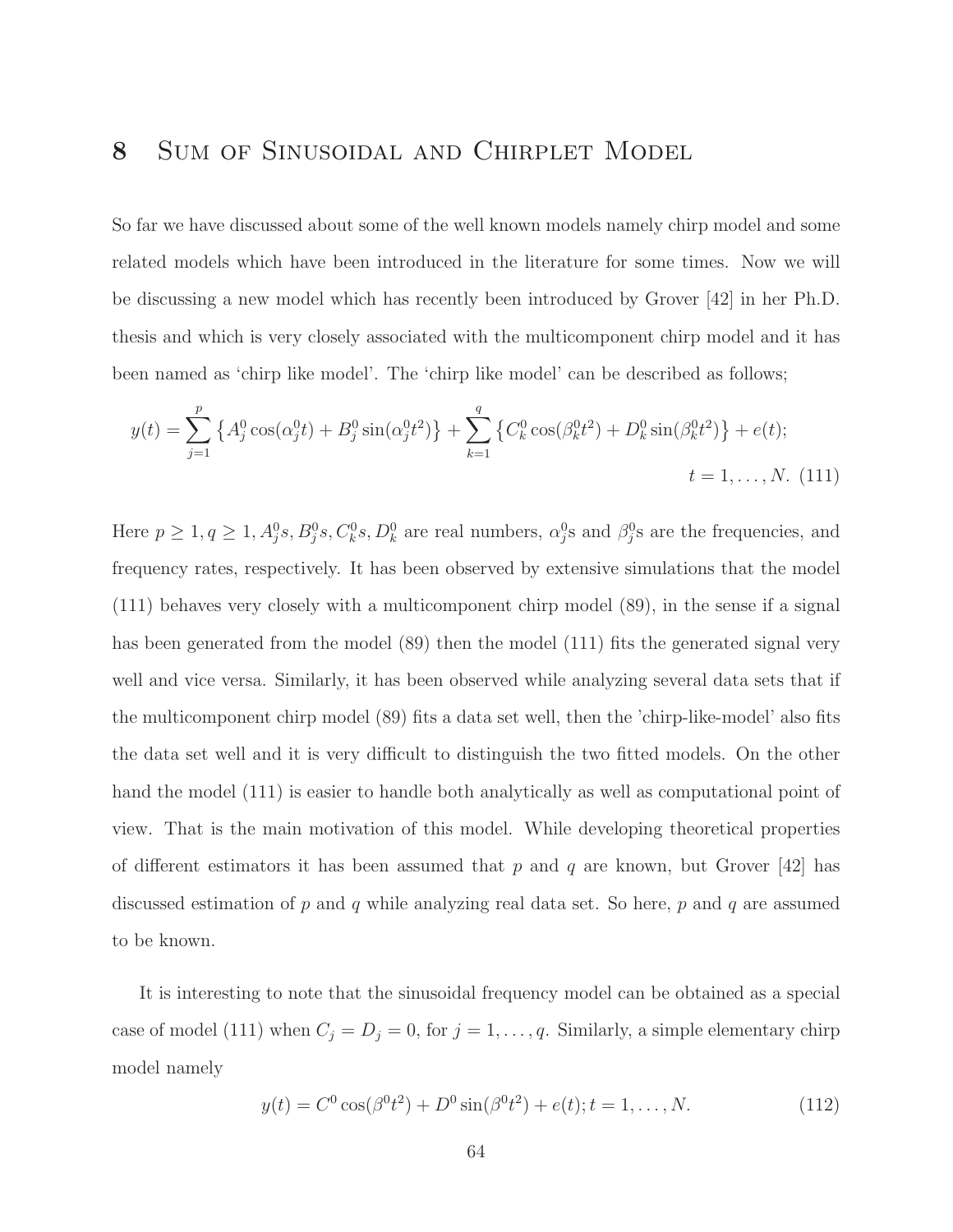# 8 Sum of Sinusoidal and Chirplet Model

So far we have discussed about some of the well known models namely chirp model and some related models which have been introduced in the literature for some times. Now we will be discussing a new model which has recently been introduced by Grover [42] in her Ph.D. thesis and which is very closely associated with the multicomponent chirp model and it has been named as 'chirp like model'. The 'chirp like model' can be described as follows;

$$y(t) = \sum_{j=1}^{p} \left\{ A_j^0 \cos(\alpha_j^0 t) + B_j^0 \sin(\alpha_j^0 t^2) \right\} + \sum_{k=1}^{q} \left\{ C_k^0 \cos(\beta_k^0 t^2) + D_k^0 \sin(\beta_k^0 t^2) \right\} + e(t);$$
$$t = 1, \ldots, N. \quad (111)$$

Here $p \geq 1, q \geq 1, A_j^0 s, B_j^0 s, C_k^0 s, D_k^0$ are real numbers, $\alpha_j^0$s and $\beta_j^0$s are the frequencies, and frequency rates, respectively. It has been observed by extensive simulations that the model (111) behaves very closely with a multicomponent chirp model (89), in the sense if a signal has been generated from the model (89) then the model (111) fits the generated signal very well and vice versa. Similarly, it has been observed while analyzing several data sets that if the multicomponent chirp model (89) fits a data set well, then the 'chirp-like-model' also fits the data set well and it is very difficult to distinguish the two fitted models. On the other hand the model (111) is easier to handle both analytically as well as computational point of view. That is the main motivation of this model. While developing theoretical properties of different estimators it has been assumed that $p$ and $q$ are known, but Grover [42] has discussed estimation of $p$ and $q$ while analyzing real data set. So here, $p$ and $q$ are assumed to be known.

It is interesting to note that the sinusoidal frequency model can be obtained as a special case of model (111) when $C_j = D_j = 0$, for $j = 1, \ldots, q$. Similarly, a simple elementary chirp model namely

$$y(t) = C^0 \cos(\beta^0 t^2) + D^0 \sin(\beta^0 t^2) + e(t); t = 1, \ldots, N. \quad (112)$$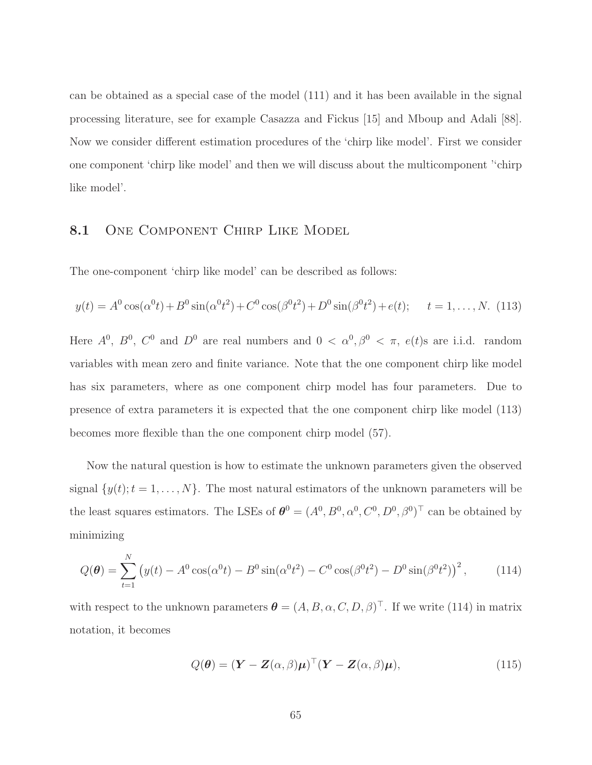can be obtained as a special case of the model (111) and it has been available in the signal processing literature, see for example Casazza and Fickus [15] and Mboup and Adali [88]. Now we consider different estimation procedures of the 'chirp like model'. First we consider one component 'chirp like model' and then we will discuss about the multicomponent ''chirp like model'.

## 8.1 One Component Chirp Like Model

The one-component 'chirp like model' can be described as follows:

$$y(t) = A^0 \cos(\alpha^0 t) + B^0 \sin(\alpha^0 t^2) + C^0 \cos(\beta^0 t^2) + D^0 \sin(\beta^0 t^2) + e(t); \qquad t = 1, \ldots, N. \quad (113)$$

Here $A^0$, $B^0$, $C^0$ and $D^0$ are real numbers and $0 < \alpha^0, \beta^0 < \pi$, $e(t)$s are i.i.d. random variables with mean zero and finite variance. Note that the one component chirp like model has six parameters, where as one component chirp model has four parameters. Due to presence of extra parameters it is expected that the one component chirp like model (113) becomes more flexible than the one component chirp model (57).

Now the natural question is how to estimate the unknown parameters given the observed signal $\{y(t); t = 1, \ldots, N\}$. The most natural estimators of the unknown parameters will be the least squares estimators. The LSEs of $\boldsymbol{\theta}^0 = (A^0, B^0, \alpha^0, C^0, D^0, \beta^0)^\top$ can be obtained by minimizing

$$Q(\boldsymbol{\theta}) = \sum_{t=1}^{N} \left( y(t) - A^0 \cos(\alpha^0 t) - B^0 \sin(\alpha^0 t^2) - C^0 \cos(\beta^0 t^2) - D^0 \sin(\beta^0 t^2) \right)^2, \quad (114)$$

with respect to the unknown parameters $\boldsymbol{\theta} = (A, B, \alpha, C, D, \beta)^\top$. If we write (114) in matrix notation, it becomes

$$Q(\boldsymbol{\theta}) = (\boldsymbol{Y} - \boldsymbol{Z}(\alpha, \beta)\boldsymbol{\mu})^\top (\boldsymbol{Y} - \boldsymbol{Z}(\alpha, \beta)\boldsymbol{\mu}), \quad (115)$$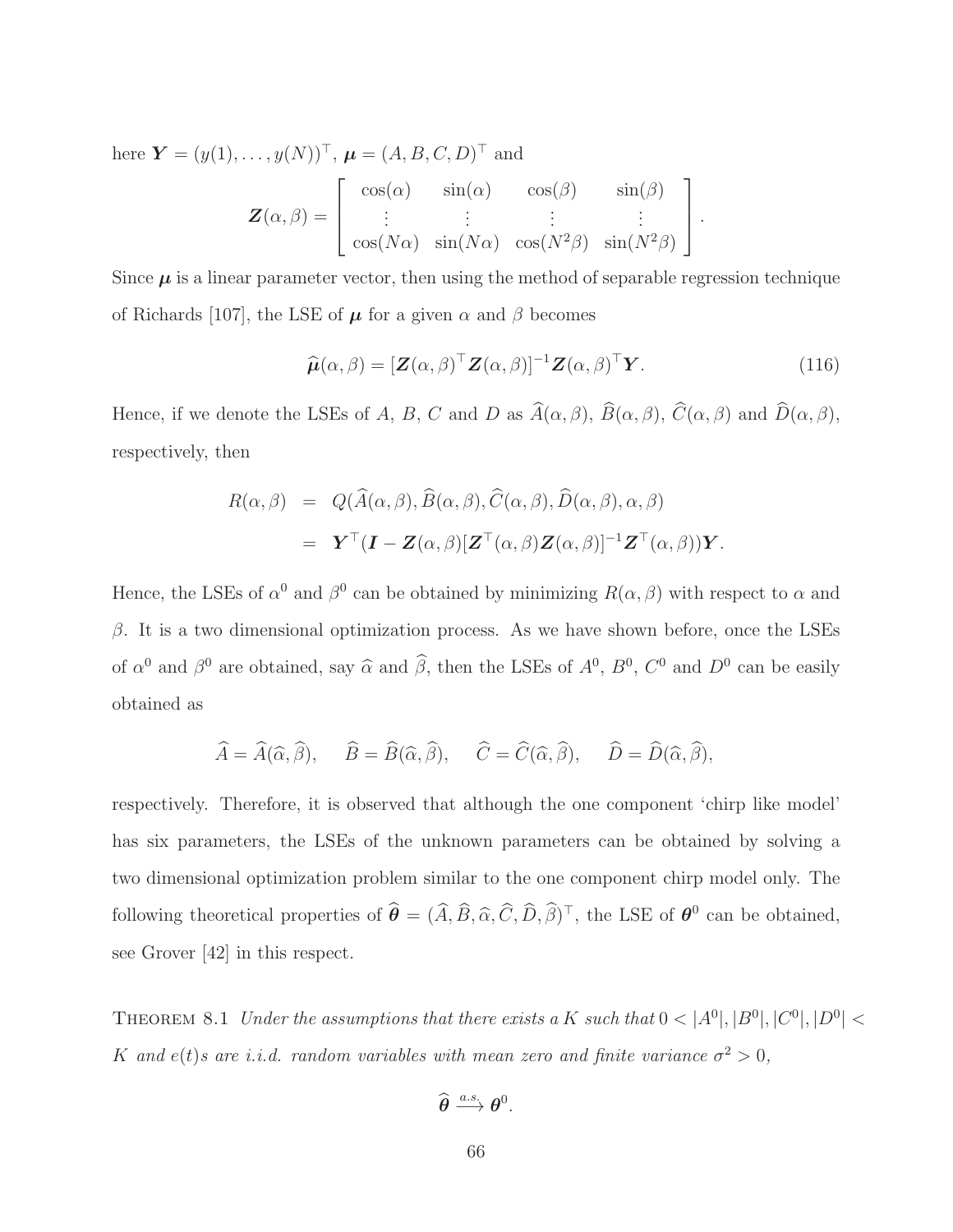here $\boldsymbol{Y} = (y(1), \ldots, y(N))^{\top}$, $\boldsymbol{\mu} = (A, B, C, D)^{\top}$ and

$$
\boldsymbol{Z}(\alpha, \beta) = \begin{bmatrix} \cos(\alpha) & \sin(\alpha) & \cos(\beta) & \sin(\beta) \\ \vdots & \vdots & \vdots & \vdots \\ \cos(N\alpha) & \sin(N\alpha) & \cos(N^2\beta) & \sin(N^2\beta) \end{bmatrix}.
$$

Since $\boldsymbol{\mu}$ is a linear parameter vector, then using the method of separable regression technique of Richards [107], the LSE of $\boldsymbol{\mu}$ for a given $\alpha$ and $\beta$ becomes

$$
\widehat{\boldsymbol{\mu}}(\alpha, \beta) = [\boldsymbol{Z}(\alpha, \beta)^{\top} \boldsymbol{Z}(\alpha, \beta)]^{-1} \boldsymbol{Z}(\alpha, \beta)^{\top} \boldsymbol{Y}. \tag{116}
$$

Hence, if we denote the LSEs of $A$, $B$, $C$ and $D$ as $\widehat{A}(\alpha, \beta)$, $\widehat{B}(\alpha, \beta)$, $\widehat{C}(\alpha, \beta)$ and $\widehat{D}(\alpha, \beta)$, respectively, then

$$
\begin{aligned}
R(\alpha, \beta) &= Q(\widehat{A}(\alpha, \beta), \widehat{B}(\alpha, \beta), \widehat{C}(\alpha, \beta), \widehat{D}(\alpha, \beta), \alpha, \beta) \\
&= \boldsymbol{Y}^{\top}(\boldsymbol{I} - \boldsymbol{Z}(\alpha, \beta)[\boldsymbol{Z}^{\top}(\alpha, \beta) \boldsymbol{Z}(\alpha, \beta)]^{-1} \boldsymbol{Z}^{\top}(\alpha, \beta)) \boldsymbol{Y}.
\end{aligned}
$$

Hence, the LSEs of $\alpha^0$ and $\beta^0$ can be obtained by minimizing $R(\alpha, \beta)$ with respect to $\alpha$ and $\beta$. It is a two dimensional optimization process. As we have shown before, once the LSEs of $\alpha^0$ and $\beta^0$ are obtained, say $\widehat{\alpha}$ and $\widehat{\beta}$, then the LSEs of $A^0$, $B^0$, $C^0$ and $D^0$ can be easily obtained as

$$
\widehat{A} = \widehat{A}(\widehat{\alpha}, \widehat{\beta}), \quad \widehat{B} = \widehat{B}(\widehat{\alpha}, \widehat{\beta}), \quad \widehat{C} = \widehat{C}(\widehat{\alpha}, \widehat{\beta}), \quad \widehat{D} = \widehat{D}(\widehat{\alpha}, \widehat{\beta}),
$$

respectively. Therefore, it is observed that although the one component 'chirp like model' has six parameters, the LSEs of the unknown parameters can be obtained by solving a two dimensional optimization problem similar to the one component chirp model only. The following theoretical properties of $\widehat{\boldsymbol{\theta}} = (\widehat{A}, \widehat{B}, \widehat{\alpha}, \widehat{C}, \widehat{D}, \widehat{\beta})^{\top}$, the LSE of $\boldsymbol{\theta}^0$ can be obtained, see Grover [42] in this respect.

THEOREM 8.1 *Under the assumptions that there exists a $K$ such that $0 < |A^0|, |B^0|, |C^0|, |D^0| < K$ and $e(t)$s are i.i.d. random variables with mean zero and finite variance $\sigma^2 > 0$,*

$$
\widehat{\boldsymbol{\theta}} \xrightarrow{a.s.} \boldsymbol{\theta}^0.
$$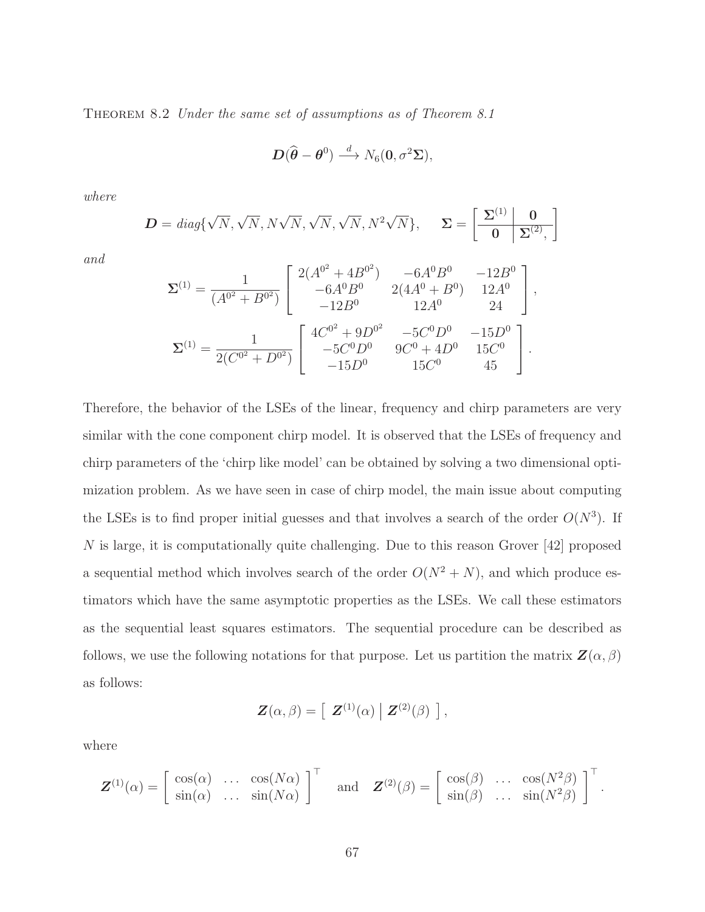THEOREM 8.2 *Under the same set of assumptions as of Theorem 8.1*

$$\boldsymbol{D}(\widehat{\boldsymbol{\theta}} - \boldsymbol{\theta}^0) \xrightarrow{d} N_6(\mathbf{0}, \sigma^2 \boldsymbol{\Sigma}),$$

*where*

$$\boldsymbol{D} = diag\{\sqrt{N}, \sqrt{N}, N\sqrt{N}, \sqrt{N}, \sqrt{N}, N^2\sqrt{N}\}, \qquad \boldsymbol{\Sigma} = \left[\begin{array}{c|c} \boldsymbol{\Sigma}^{(1)} & \mathbf{0} \\ \hline \mathbf{0} & \boldsymbol{\Sigma}^{(2)}, \end{array}\right]$$

*and*

$$\boldsymbol{\Sigma}^{(1)} = \frac{1}{(A^{0^2} + B^{0^2})} \begin{bmatrix} 2(A^{0^2} + 4B^{0^2}) & -6A^0B^0 & -12B^0 \\ -6A^0B^0 & 2(4A^0 + B^0) & 12A^0 \\ -12B^0 & 12A^0 & 24 \end{bmatrix},$$

$$\boldsymbol{\Sigma}^{(1)} = \frac{1}{2(C^{0^2} + D^{0^2})} \begin{bmatrix} 4C^{0^2} + 9D^{0^2} & -5C^0D^0 & -15D^0 \\ -5C^0D^0 & 9C^0 + 4D^0 & 15C^0 \\ -15D^0 & 15C^0 & 45 \end{bmatrix}.$$

Therefore, the behavior of the LSEs of the linear, frequency and chirp parameters are very similar with the cone component chirp model. It is observed that the LSEs of frequency and chirp parameters of the 'chirp like model' can be obtained by solving a two dimensional optimization problem. As we have seen in case of chirp model, the main issue about computing the LSEs is to find proper initial guesses and that involves a search of the order $O(N^3)$. If $N$ is large, it is computationally quite challenging. Due to this reason Grover [42] proposed a sequential method which involves search of the order $O(N^2 + N)$, and which produce estimators which have the same asymptotic properties as the LSEs. We call these estimators as the sequential least squares estimators. The sequential procedure can be described as follows, we use the following notations for that purpose. Let us partition the matrix $\boldsymbol{Z}(\alpha, \beta)$ as follows:

$$\boldsymbol{Z}(\alpha, \beta) = \left[ \begin{array}{c|c} \boldsymbol{Z}^{(1)}(\alpha) & \boldsymbol{Z}^{(2)}(\beta) \end{array} \right],$$

where

$$\boldsymbol{Z}^{(1)}(\alpha) = \begin{bmatrix} \cos(\alpha) & \dots & \cos(N\alpha) \\ \sin(\alpha) & \dots & \sin(N\alpha) \end{bmatrix}^\top \quad \text{and} \quad \boldsymbol{Z}^{(2)}(\beta) = \begin{bmatrix} \cos(\beta) & \dots & \cos(N^2\beta) \\ \sin(\beta) & \dots & \sin(N^2\beta) \end{bmatrix}^\top.$$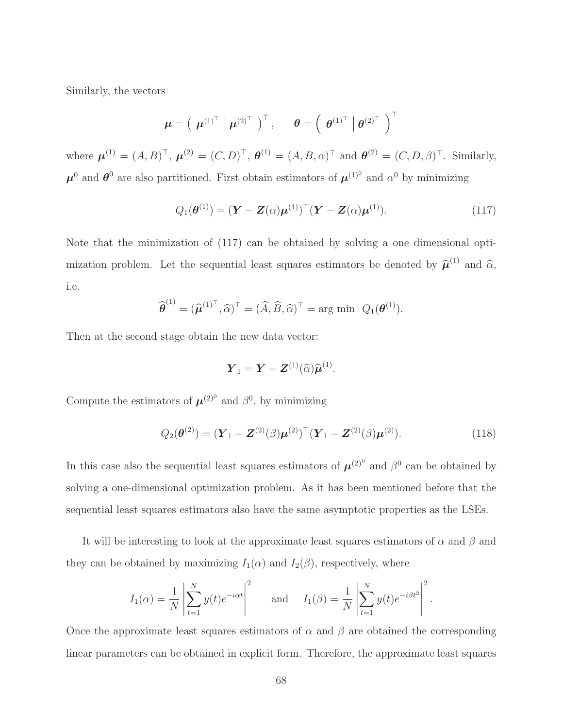Similarly, the vectors

$$\boldsymbol{\mu} = \left( \boldsymbol{\mu}^{(1)^\top} \,\middle|\, \boldsymbol{\mu}^{(2)^\top} \right)^\top, \qquad \boldsymbol{\theta} = \left( \boldsymbol{\theta}^{(1)^\top} \,\middle|\, \boldsymbol{\theta}^{(2)^\top} \right)^\top$$

where $\boldsymbol{\mu}^{(1)} = (A, B)^\top$, $\boldsymbol{\mu}^{(2)} = (C, D)^\top$, $\boldsymbol{\theta}^{(1)} = (A, B, \alpha)^\top$ and $\boldsymbol{\theta}^{(2)} = (C, D, \beta)^\top$. Similarly, $\boldsymbol{\mu}^0$ and $\boldsymbol{\theta}^0$ are also partitioned. First obtain estimators of $\boldsymbol{\mu}^{(1)^0}$ and $\alpha^0$ by minimizing

$$Q_1(\boldsymbol{\theta}^{(1)}) = (\boldsymbol{Y} - \boldsymbol{Z}(\alpha)\boldsymbol{\mu}^{(1)})^\top (\boldsymbol{Y} - \boldsymbol{Z}(\alpha)\boldsymbol{\mu}^{(1)}). \tag{117}$$

Note that the minimization of (117) can be obtained by solving a one dimensional optimization problem. Let the sequential least squares estimators be denoted by $\widehat{\boldsymbol{\mu}}^{(1)}$ and $\widehat{\alpha}$, i.e.

$$\widehat{\boldsymbol{\theta}}^{(1)} = (\widehat{\boldsymbol{\mu}}^{(1)^\top}, \widehat{\alpha})^\top = (\widehat{A}, \widehat{B}, \widehat{\alpha})^\top = \arg\min \ Q_1(\boldsymbol{\theta}^{(1)}).$$

Then at the second stage obtain the new data vector:

$$\boldsymbol{Y}_1 = \boldsymbol{Y} - \boldsymbol{Z}^{(1)}(\widehat{\alpha})\widehat{\boldsymbol{\mu}}^{(1)}.$$

Compute the estimators of $\boldsymbol{\mu}^{(2)^0}$ and $\beta^0$, by minimizing

$$Q_2(\boldsymbol{\theta}^{(2)}) = (\boldsymbol{Y}_1 - \boldsymbol{Z}^{(2)}(\beta)\boldsymbol{\mu}^{(2)})^\top (\boldsymbol{Y}_1 - \boldsymbol{Z}^{(2)}(\beta)\boldsymbol{\mu}^{(2)}). \tag{118}$$

In this case also the sequential least squares estimators of $\boldsymbol{\mu}^{(2)^0}$ and $\beta^0$ can be obtained by solving a one-dimensional optimization problem. As it has been mentioned before that the sequential least squares estimators also have the same asymptotic properties as the LSEs.

It will be interesting to look at the approximate least squares estimators of $\alpha$ and $\beta$ and they can be obtained by maximizing $I_1(\alpha)$ and $I_2(\beta)$, respectively, where

$$I_1(\alpha) = \frac{1}{N} \left| \sum_{t=1}^{N} y(t) e^{-i\alpha t} \right|^2 \qquad \text{and} \qquad I_1(\beta) = \frac{1}{N} \left| \sum_{t=1}^{N} y(t) e^{-i\beta t^2} \right|^2.$$

Once the approximate least squares estimators of $\alpha$ and $\beta$ are obtained the corresponding linear parameters can be obtained in explicit form. Therefore, the approximate least squares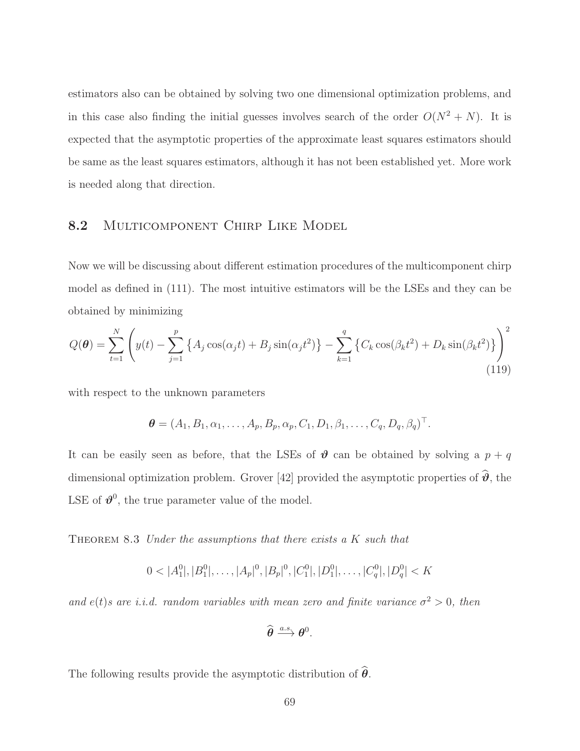estimators also can be obtained by solving two one dimensional optimization problems, and in this case also finding the initial guesses involves search of the order $O(N^2 + N)$. It is expected that the asymptotic properties of the approximate least squares estimators should be same as the least squares estimators, although it has not been established yet. More work is needed along that direction.

## 8.2 Multicomponent Chirp Like Model

Now we will be discussing about different estimation procedures of the multicomponent chirp model as defined in (111). The most intuitive estimators will be the LSEs and they can be obtained by minimizing

$$Q(\boldsymbol{\theta}) = \sum_{t=1}^{N} \left( y(t) - \sum_{j=1}^{p} \left\{ A_j \cos(\alpha_j t) + B_j \sin(\alpha_j t^2) \right\} - \sum_{k=1}^{q} \left\{ C_k \cos(\beta_k t^2) + D_k \sin(\beta_k t^2) \right\} \right)^2 \tag{119}$$

with respect to the unknown parameters

$$\boldsymbol{\theta} = (A_1, B_1, \alpha_1, \ldots, A_p, B_p, \alpha_p, C_1, D_1, \beta_1, \ldots, C_q, D_q, \beta_q)^\top.$$

It can be easily seen as before, that the LSEs of $\boldsymbol{\vartheta}$ can be obtained by solving a $p + q$ dimensional optimization problem. Grover [42] provided the asymptotic properties of $\widehat{\boldsymbol{\vartheta}}$, the LSE of $\boldsymbol{\vartheta}^0$, the true parameter value of the model.

Theorem 8.3 *Under the assumptions that there exists a $K$ such that*

$$0 < |A_1^0|, |B_1^0|, \ldots, |A_p|^0, |B_p|^0, |C_1^0|, |D_1^0|, \ldots, |C_q^0|, |D_q^0| < K$$

*and $e(t)$s are i.i.d. random variables with mean zero and finite variance $\sigma^2 > 0$, then*

$$\widehat{\boldsymbol{\theta}} \xrightarrow{a.s.} \boldsymbol{\theta}^0.$$

The following results provide the asymptotic distribution of $\widehat{\boldsymbol{\theta}}$.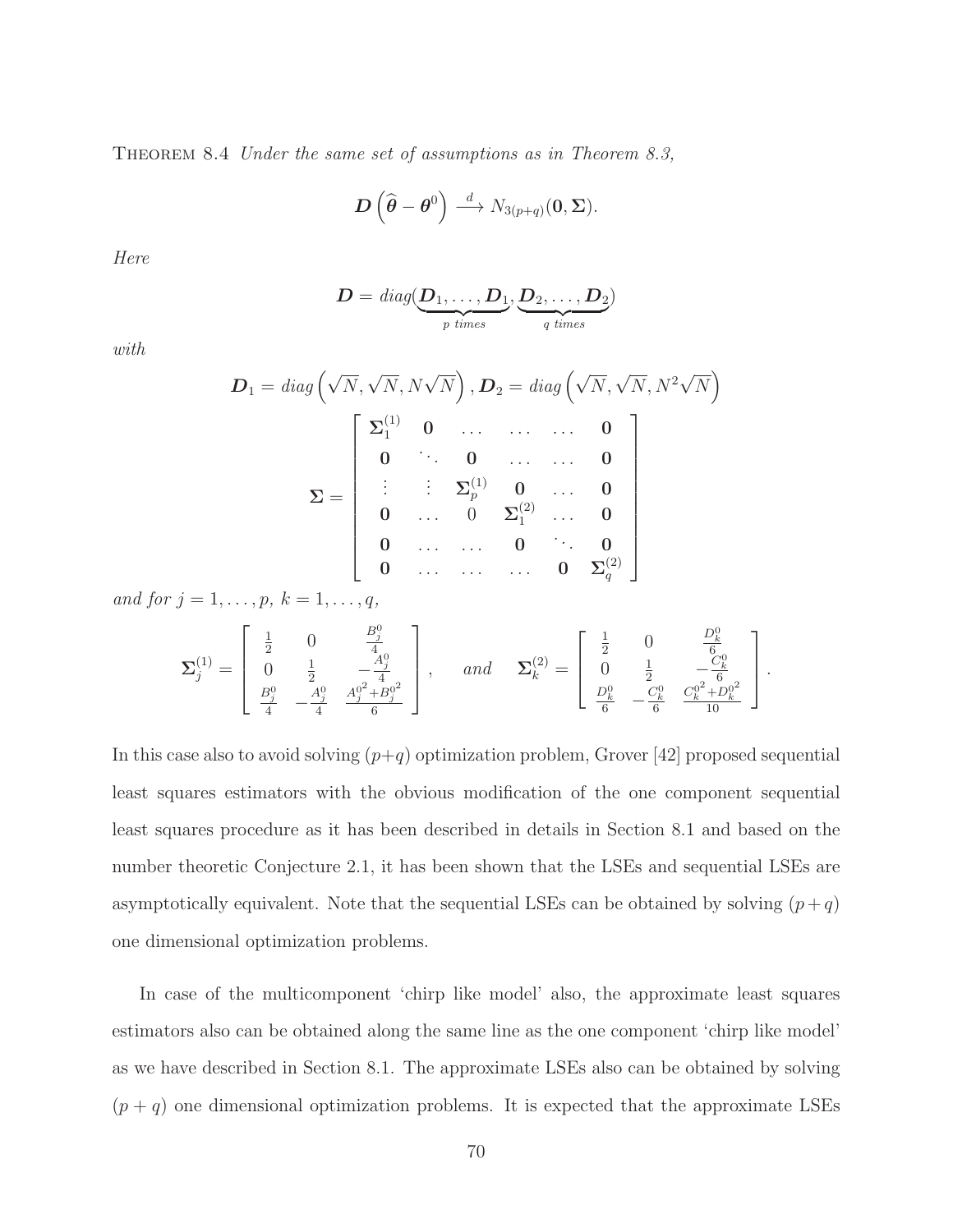THEOREM 8.4 *Under the same set of assumptions as in Theorem 8.3,*

$$\boldsymbol{D}\left(\widehat{\boldsymbol{\theta}} - \boldsymbol{\theta}^0\right) \xrightarrow{d} N_{3(p+q)}(\boldsymbol{0}, \boldsymbol{\Sigma}).$$

*Here*

$$\boldsymbol{D} = diag(\underbrace{\boldsymbol{D}_1, \ldots, \boldsymbol{D}_1}_{p \text{ times}}, \underbrace{\boldsymbol{D}_2, \ldots, \boldsymbol{D}_2}_{q \text{ times}})$$

*with*

$$\boldsymbol{D}_1 = diag\left(\sqrt{N}, \sqrt{N}, N\sqrt{N}\right), \boldsymbol{D}_2 = diag\left(\sqrt{N}, \sqrt{N}, N^2\sqrt{N}\right)$$

$$\boldsymbol{\Sigma} = \begin{bmatrix} \boldsymbol{\Sigma}_1^{(1)} & \boldsymbol{0} & \ldots & \ldots & \ldots & \boldsymbol{0} \\ \boldsymbol{0} & \ddots & \boldsymbol{0} & \ldots & \ldots & \boldsymbol{0} \\ \vdots & \vdots & \boldsymbol{\Sigma}_p^{(1)} & \boldsymbol{0} & \ldots & \boldsymbol{0} \\ \boldsymbol{0} & \ldots & 0 & \boldsymbol{\Sigma}_1^{(2)} & \ldots & \boldsymbol{0} \\ \boldsymbol{0} & \ldots & \ldots & \boldsymbol{0} & \ddots & \boldsymbol{0} \\ \boldsymbol{0} & \ldots & \ldots & \ldots & \boldsymbol{0} & \boldsymbol{\Sigma}_q^{(2)} \end{bmatrix}$$

*and for* $j = 1, \ldots, p,\ k = 1, \ldots, q,$

$$\boldsymbol{\Sigma}_j^{(1)} = \begin{bmatrix} \frac{1}{2} & 0 & \frac{B_j^0}{4} \\ 0 & \frac{1}{2} & -\frac{A_j^0}{4} \\ \frac{B_j^0}{4} & -\frac{A_j^0}{4} & \frac{A_j^{0^2} + B_j^{0^2}}{6} \end{bmatrix}, \quad and \quad \boldsymbol{\Sigma}_k^{(2)} = \begin{bmatrix} \frac{1}{2} & 0 & \frac{D_k^0}{6} \\ 0 & \frac{1}{2} & -\frac{C_k^0}{6} \\ \frac{D_k^0}{6} & -\frac{C_k^0}{6} & \frac{C_k^{0^2} + D_k^{0^2}}{10} \end{bmatrix}.$$

In this case also to avoid solving $(p+q)$ optimization problem, Grover [42] proposed sequential least squares estimators with the obvious modification of the one component sequential least squares procedure as it has been described in details in Section 8.1 and based on the number theoretic Conjecture 2.1, it has been shown that the LSEs and sequential LSEs are asymptotically equivalent. Note that the sequential LSEs can be obtained by solving $(p+q)$ one dimensional optimization problems.

In case of the multicomponent 'chirp like model' also, the approximate least squares estimators also can be obtained along the same line as the one component 'chirp like model' as we have described in Section 8.1. The approximate LSEs also can be obtained by solving $(p+q)$ one dimensional optimization problems. It is expected that the approximate LSEs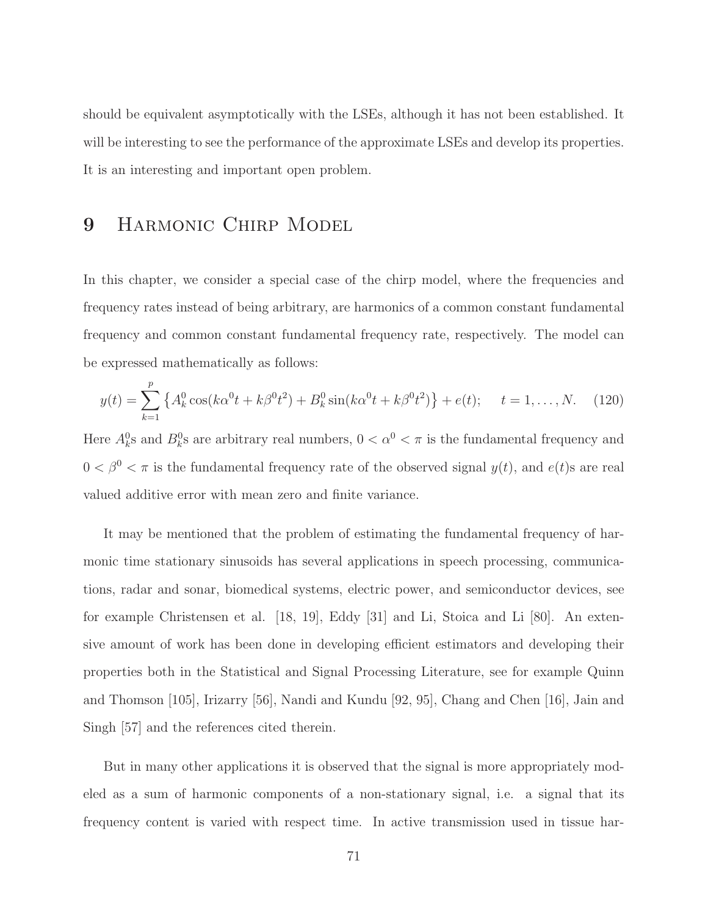should be equivalent asymptotically with the LSEs, although it has not been established. It will be interesting to see the performance of the approximate LSEs and develop its properties. It is an interesting and important open problem.

# 9 Harmonic Chirp Model

In this chapter, we consider a special case of the chirp model, where the frequencies and frequency rates instead of being arbitrary, are harmonics of a common constant fundamental frequency and common constant fundamental frequency rate, respectively. The model can be expressed mathematically as follows:

$$y(t) = \sum_{k=1}^{p} \left\{ A_k^0 \cos(k\alpha^0 t + k\beta^0 t^2) + B_k^0 \sin(k\alpha^0 t + k\beta^0 t^2) \right\} + e(t); \quad t = 1, \ldots, N. \tag{120}$$

Here $A_k^0$s and $B_k^0$s are arbitrary real numbers, $0 < \alpha^0 < \pi$ is the fundamental frequency and $0 < \beta^0 < \pi$ is the fundamental frequency rate of the observed signal $y(t)$, and $e(t)$s are real valued additive error with mean zero and finite variance.

It may be mentioned that the problem of estimating the fundamental frequency of harmonic time stationary sinusoids has several applications in speech processing, communications, radar and sonar, biomedical systems, electric power, and semiconductor devices, see for example Christensen et al. [18, 19], Eddy [31] and Li, Stoica and Li [80]. An extensive amount of work has been done in developing efficient estimators and developing their properties both in the Statistical and Signal Processing Literature, see for example Quinn and Thomson [105], Irizarry [56], Nandi and Kundu [92, 95], Chang and Chen [16], Jain and Singh [57] and the references cited therein.

But in many other applications it is observed that the signal is more appropriately modeled as a sum of harmonic components of a non-stationary signal, i.e. a signal that its frequency content is varied with respect time. In active transmission used in tissue har-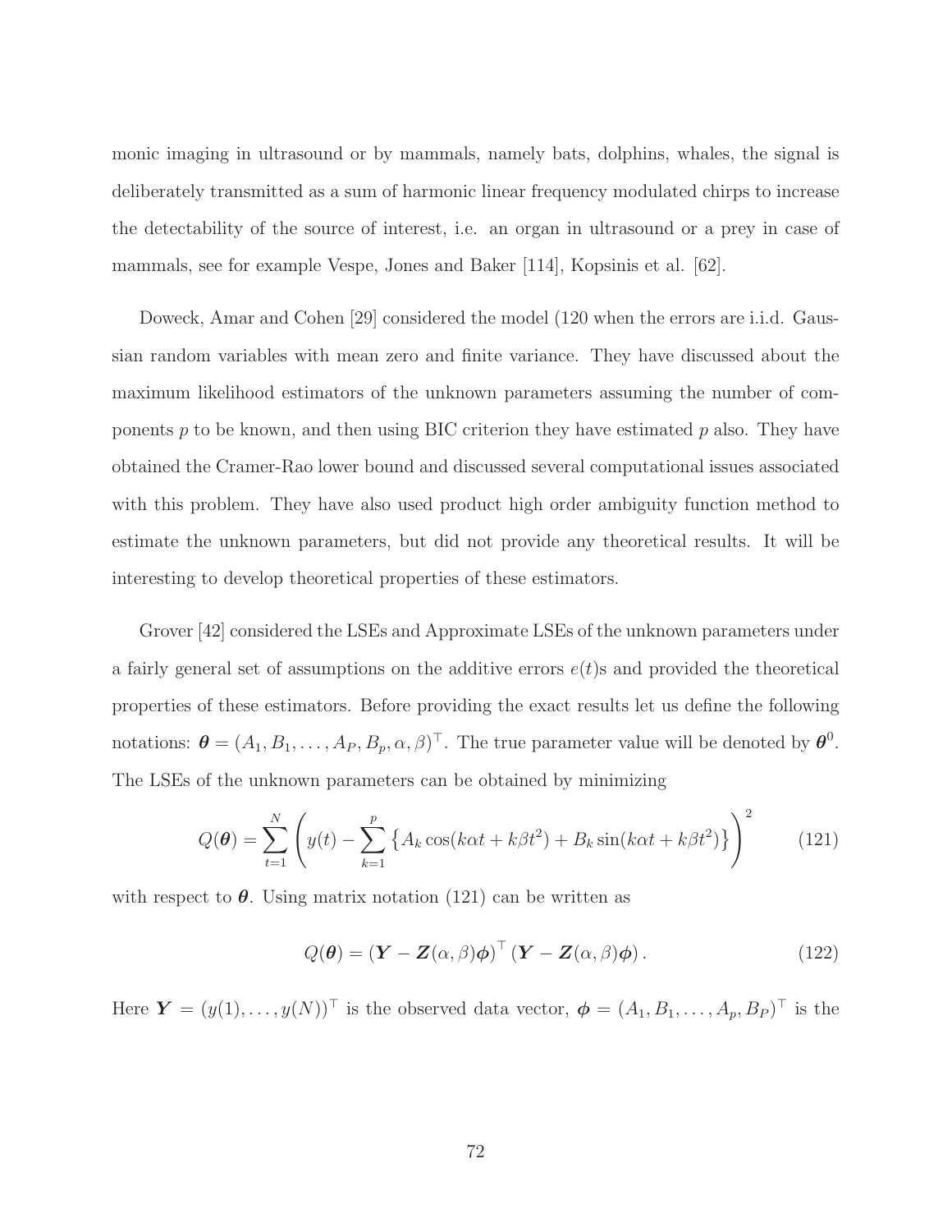monic imaging in ultrasound or by mammals, namely bats, dolphins, whales, the signal is deliberately transmitted as a sum of harmonic linear frequency modulated chirps to increase the detectability of the source of interest, i.e. an organ in ultrasound or a prey in case of mammals, see for example Vespe, Jones and Baker [114], Kopsinis et al. [62].

Doweck, Amar and Cohen [29] considered the model (120 when the errors are i.i.d. Gaussian random variables with mean zero and finite variance. They have discussed about the maximum likelihood estimators of the unknown parameters assuming the number of components $p$ to be known, and then using BIC criterion they have estimated $p$ also. They have obtained the Cramer-Rao lower bound and discussed several computational issues associated with this problem. They have also used product high order ambiguity function method to estimate the unknown parameters, but did not provide any theoretical results. It will be interesting to develop theoretical properties of these estimators.

Grover [42] considered the LSEs and Approximate LSEs of the unknown parameters under a fairly general set of assumptions on the additive errors $e(t)$s and provided the theoretical properties of these estimators. Before providing the exact results let us define the following notations: $\boldsymbol{\theta} = (A_1, B_1, \ldots, A_P, B_p, \alpha, \beta)^\top$. The true parameter value will be denoted by $\boldsymbol{\theta}^0$. The LSEs of the unknown parameters can be obtained by minimizing

$$Q(\boldsymbol{\theta}) = \sum_{t=1}^{N} \left( y(t) - \sum_{k=1}^{p} \left\{ A_k \cos(k\alpha t + k\beta t^2) + B_k \sin(k\alpha t + k\beta t^2) \right\} \right)^2 \tag{121}$$

with respect to $\boldsymbol{\theta}$. Using matrix notation (121) can be written as

$$Q(\boldsymbol{\theta}) = \left(\boldsymbol{Y} - \boldsymbol{Z}(\alpha, \beta)\boldsymbol{\phi}\right)^\top \left(\boldsymbol{Y} - \boldsymbol{Z}(\alpha, \beta)\boldsymbol{\phi}\right). \tag{122}$$

Here $\boldsymbol{Y} = (y(1), \ldots, y(N))^\top$ is the observed data vector, $\boldsymbol{\phi} = (A_1, B_1, \ldots, A_p, B_P)^\top$ is the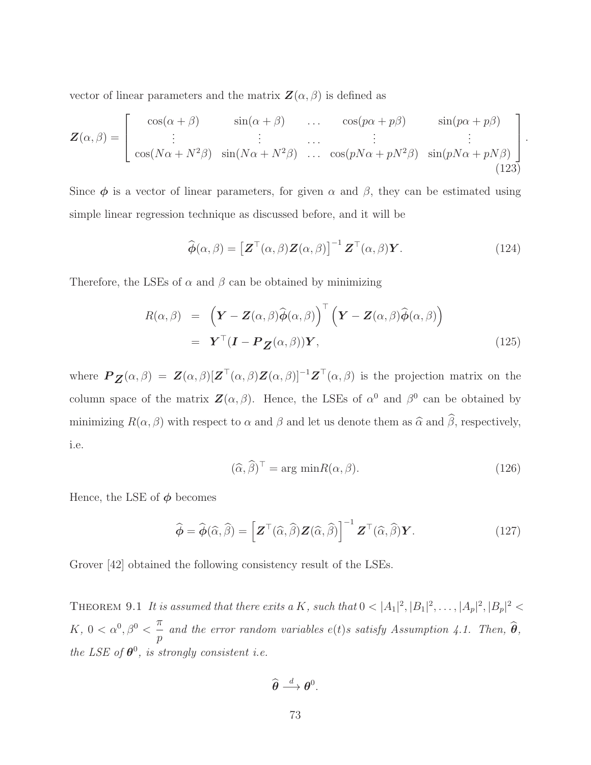vector of linear parameters and the matrix $\boldsymbol{Z}(\alpha, \beta)$ is defined as

$$
\boldsymbol{Z}(\alpha, \beta) = \begin{bmatrix} \cos(\alpha+\beta) & \sin(\alpha+\beta) & \dots & \cos(p\alpha+p\beta) & \sin(p\alpha+p\beta) \\ \vdots & \vdots & \dots & \vdots & \vdots \\ \cos(N\alpha+N^2\beta) & \sin(N\alpha+N^2\beta) & \dots & \cos(pN\alpha+pN^2\beta) & \sin(pN\alpha+pN\beta) \end{bmatrix}. \tag{123}
$$

Since $\boldsymbol{\phi}$ is a vector of linear parameters, for given $\alpha$ and $\beta$, they can be estimated using simple linear regression technique as discussed before, and it will be

$$
\widehat{\boldsymbol{\phi}}(\alpha, \beta) = \left[\boldsymbol{Z}^\top(\alpha, \beta)\boldsymbol{Z}(\alpha, \beta)\right]^{-1}\boldsymbol{Z}^\top(\alpha, \beta)\boldsymbol{Y}. \tag{124}
$$

Therefore, the LSEs of $\alpha$ and $\beta$ can be obtained by minimizing

$$
\begin{aligned}
R(\alpha, \beta) &= \left(\boldsymbol{Y} - \boldsymbol{Z}(\alpha, \beta)\widehat{\boldsymbol{\phi}}(\alpha, \beta)\right)^\top \left(\boldsymbol{Y} - \boldsymbol{Z}(\alpha, \beta)\widehat{\boldsymbol{\phi}}(\alpha, \beta)\right) \\
&= \boldsymbol{Y}^\top(\boldsymbol{I} - \boldsymbol{P}_{\boldsymbol{Z}}(\alpha, \beta))\boldsymbol{Y},
\end{aligned} \tag{125}
$$

where $\boldsymbol{P}_{\boldsymbol{Z}}(\alpha, \beta) = \boldsymbol{Z}(\alpha, \beta)[\boldsymbol{Z}^\top(\alpha, \beta)\boldsymbol{Z}(\alpha, \beta)]^{-1}\boldsymbol{Z}^\top(\alpha, \beta)$ is the projection matrix on the column space of the matrix $\boldsymbol{Z}(\alpha, \beta)$. Hence, the LSEs of $\alpha^0$ and $\beta^0$ can be obtained by minimizing $R(\alpha, \beta)$ with respect to $\alpha$ and $\beta$ and let us denote them as $\widehat{\alpha}$ and $\widehat{\beta}$, respectively, i.e.

$$
(\widehat{\alpha}, \widehat{\beta})^\top = \arg\min R(\alpha, \beta). \tag{126}
$$

Hence, the LSE of $\boldsymbol{\phi}$ becomes

$$
\widehat{\boldsymbol{\phi}} = \widehat{\boldsymbol{\phi}}(\widehat{\alpha}, \widehat{\beta}) = \left[\boldsymbol{Z}^\top(\widehat{\alpha}, \widehat{\beta})\boldsymbol{Z}(\widehat{\alpha}, \widehat{\beta})\right]^{-1}\boldsymbol{Z}^\top(\widehat{\alpha}, \widehat{\beta})\boldsymbol{Y}. \tag{127}
$$

Grover [42] obtained the following consistency result of the LSEs.

THEOREM 9.1 *It is assumed that there exits a $K$, such that $0 < |A_1|^2, |B_1|^2, \dots, |A_p|^2, |B_p|^2 < K$, $0 < \alpha^0, \beta^0 < \dfrac{\pi}{p}$ and the error random variables $e(t)$s satisfy Assumption 4.1. Then, $\widehat{\boldsymbol{\theta}}$, the LSE of $\boldsymbol{\theta}^0$, is strongly consistent i.e.*

$$
\widehat{\boldsymbol{\theta}} \xrightarrow{d} \boldsymbol{\theta}^0.
$$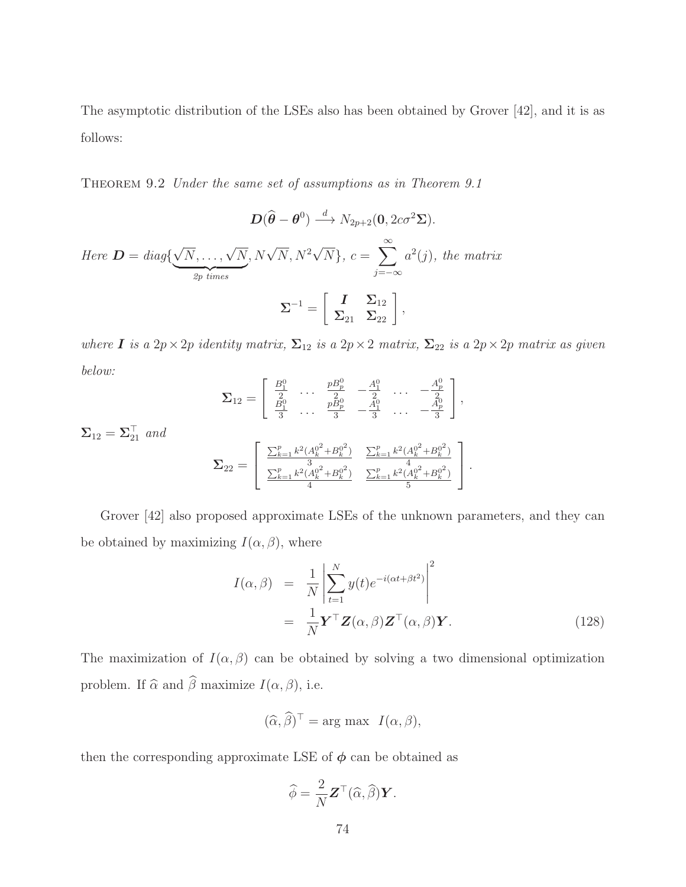The asymptotic distribution of the LSEs also has been obtained by Grover [42], and it is as follows:

THEOREM 9.2 *Under the same set of assumptions as in Theorem 9.1*

$$\boldsymbol{D}(\widehat{\boldsymbol{\theta}} - \boldsymbol{\theta}^0) \xrightarrow{d} N_{2p+2}(\mathbf{0}, 2c\sigma^2\boldsymbol{\Sigma}).$$

*Here* $\boldsymbol{D} = diag\{\underbrace{\sqrt{N}, \ldots, \sqrt{N}}_{2p \text{ times}}, N\sqrt{N}, N^2\sqrt{N}\}$, $c = \sum_{j=-\infty}^{\infty} a^2(j)$, *the matrix*

$$\boldsymbol{\Sigma}^{-1} = \begin{bmatrix} \boldsymbol{I} & \boldsymbol{\Sigma}_{12} \\ \boldsymbol{\Sigma}_{21} & \boldsymbol{\Sigma}_{22} \end{bmatrix},$$

*where* $\boldsymbol{I}$ *is a* $2p \times 2p$ *identity matrix,* $\boldsymbol{\Sigma}_{12}$ *is a* $2p \times 2$ *matrix,* $\boldsymbol{\Sigma}_{22}$ *is a* $2p \times 2p$ *matrix as given below:*

$$\boldsymbol{\Sigma}_{12} = \begin{bmatrix} \frac{B_1^0}{2} & \cdots & \frac{pB_p^0}{2} & -\frac{A_1^0}{2} & \cdots & -\frac{A_p^0}{2} \\ \frac{B_1^0}{3} & \cdots & \frac{pB_p^0}{3} & -\frac{A_1^0}{3} & \cdots & -\frac{A_p^0}{3} \end{bmatrix},$$

$\boldsymbol{\Sigma}_{12} = \boldsymbol{\Sigma}_{21}^\top$ *and*

$$\boldsymbol{\Sigma}_{22} = \begin{bmatrix} \frac{\sum_{k=1}^p k^2(A_k^{0^2} + B_k^{0^2})}{3} & \frac{\sum_{k=1}^p k^2(A_k^{0^2} + B_k^{0^2})}{4} \\ \frac{\sum_{k=1}^p k^2(A_k^{0^2} + B_k^{0^2})}{4} & \frac{\sum_{k=1}^p k^2(A_k^{0^2} + B_k^{0^2})}{5} \end{bmatrix}.$$

Grover [42] also proposed approximate LSEs of the unknown parameters, and they can be obtained by maximizing $I(\alpha, \beta)$, where

$$\begin{aligned} I(\alpha, \beta) &= \frac{1}{N} \left| \sum_{t=1}^N y(t) e^{-i(\alpha t + \beta t^2)} \right|^2 \\ &= \frac{1}{N} \boldsymbol{Y}^\top \boldsymbol{Z}(\alpha, \beta) \boldsymbol{Z}^\top(\alpha, \beta) \boldsymbol{Y}. \end{aligned} \tag{128}$$

The maximization of $I(\alpha, \beta)$ can be obtained by solving a two dimensional optimization problem. If $\widehat{\alpha}$ and $\widehat{\beta}$ maximize $I(\alpha, \beta)$, i.e.

$$(\widehat{\alpha}, \widehat{\beta})^\top = \arg\max \;\; I(\alpha, \beta),$$

then the corresponding approximate LSE of $\boldsymbol{\phi}$ can be obtained as

$$\widehat{\phi} = \frac{2}{N} \boldsymbol{Z}^\top(\widehat{\alpha}, \widehat{\beta}) \boldsymbol{Y}.$$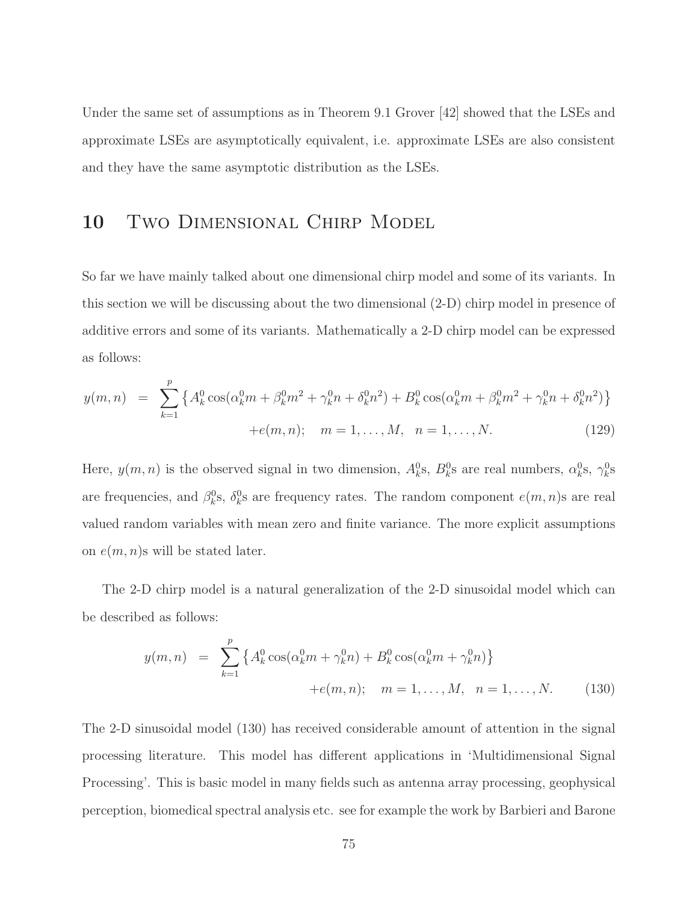Under the same set of assumptions as in Theorem 9.1 Grover [42] showed that the LSEs and approximate LSEs are asymptotically equivalent, i.e. approximate LSEs are also consistent and they have the same asymptotic distribution as the LSEs.

# 10 Two Dimensional Chirp Model

So far we have mainly talked about one dimensional chirp model and some of its variants. In this section we will be discussing about the two dimensional (2-D) chirp model in presence of additive errors and some of its variants. Mathematically a 2-D chirp model can be expressed as follows:

$$
\begin{aligned}
y(m,n) &= \sum_{k=1}^{p} \left\{ A_k^0 \cos(\alpha_k^0 m + \beta_k^0 m^2 + \gamma_k^0 n + \delta_k^0 n^2) + B_k^0 \cos(\alpha_k^0 m + \beta_k^0 m^2 + \gamma_k^0 n + \delta_k^0 n^2) \right\} \\
&\quad + e(m,n); \quad m = 1, \ldots, M, \quad n = 1, \ldots, N. \qquad (129)
\end{aligned}
$$

Here, $y(m,n)$ is the observed signal in two dimension, $A_k^0$s, $B_k^0$s are real numbers, $\alpha_k^0$s, $\gamma_k^0$s are frequencies, and $\beta_k^0$s, $\delta_k^0$s are frequency rates. The random component $e(m,n)$s are real valued random variables with mean zero and finite variance. The more explicit assumptions on $e(m,n)$s will be stated later.

The 2-D chirp model is a natural generalization of the 2-D sinusoidal model which can be described as follows:

$$
\begin{aligned}
y(m,n) &= \sum_{k=1}^{p} \left\{ A_k^0 \cos(\alpha_k^0 m + \gamma_k^0 n) + B_k^0 \cos(\alpha_k^0 m + \gamma_k^0 n) \right\} \\
&\quad + e(m,n); \quad m = 1, \ldots, M, \quad n = 1, \ldots, N. \qquad (130)
\end{aligned}
$$

The 2-D sinusoidal model (130) has received considerable amount of attention in the signal processing literature. This model has different applications in 'Multidimensional Signal Processing'. This is basic model in many fields such as antenna array processing, geophysical perception, biomedical spectral analysis etc. see for example the work by Barbieri and Barone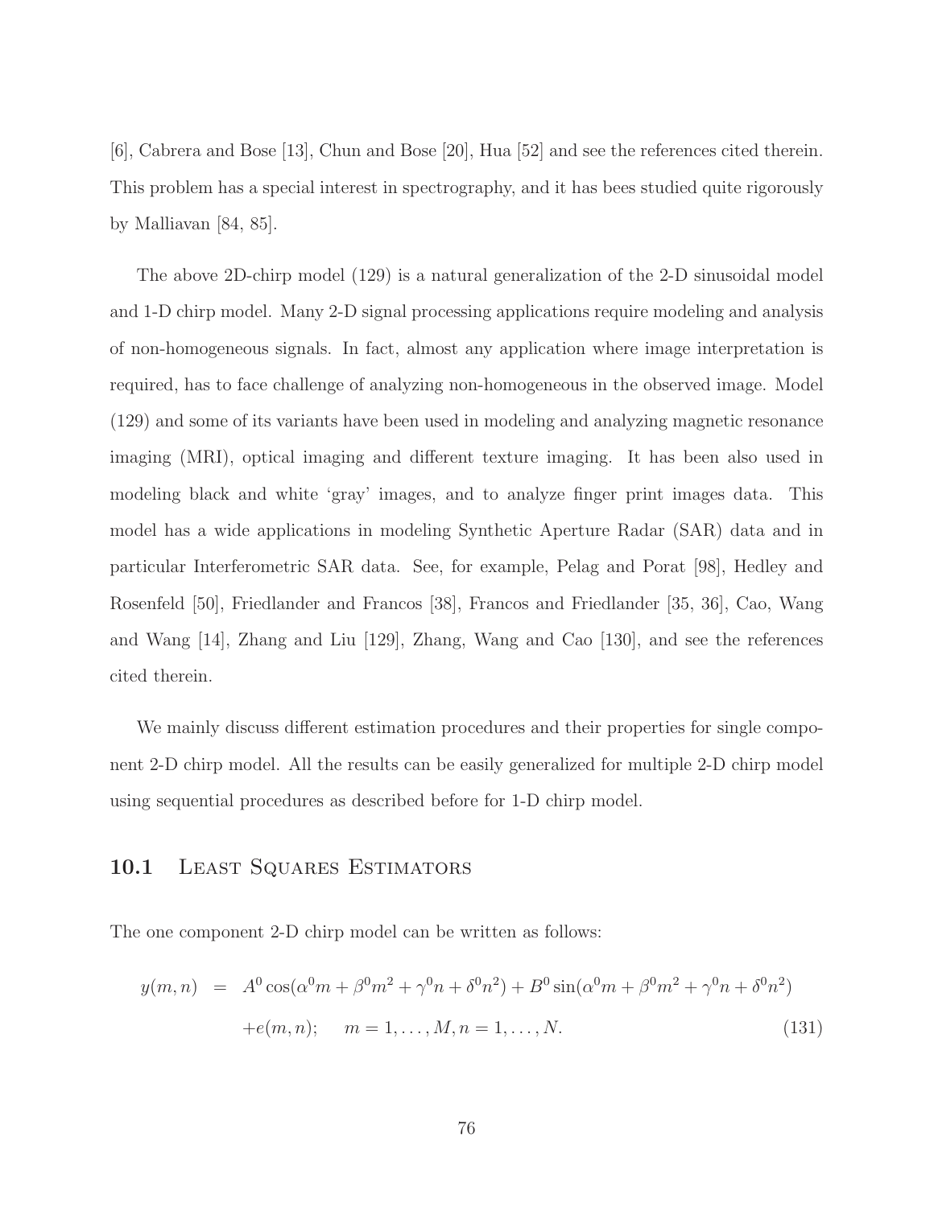[6], Cabrera and Bose [13], Chun and Bose [20], Hua [52] and see the references cited therein. This problem has a special interest in spectrography, and it has bees studied quite rigorously by Malliavan [84, 85].

The above 2D-chirp model (129) is a natural generalization of the 2-D sinusoidal model and 1-D chirp model. Many 2-D signal processing applications require modeling and analysis of non-homogeneous signals. In fact, almost any application where image interpretation is required, has to face challenge of analyzing non-homogeneous in the observed image. Model (129) and some of its variants have been used in modeling and analyzing magnetic resonance imaging (MRI), optical imaging and different texture imaging. It has been also used in modeling black and white 'gray' images, and to analyze finger print images data. This model has a wide applications in modeling Synthetic Aperture Radar (SAR) data and in particular Interferometric SAR data. See, for example, Pelag and Porat [98], Hedley and Rosenfeld [50], Friedlander and Francos [38], Francos and Friedlander [35, 36], Cao, Wang and Wang [14], Zhang and Liu [129], Zhang, Wang and Cao [130], and see the references cited therein.

We mainly discuss different estimation procedures and their properties for single component 2-D chirp model. All the results can be easily generalized for multiple 2-D chirp model using sequential procedures as described before for 1-D chirp model.

## 10.1 Least Squares Estimators

The one component 2-D chirp model can be written as follows:

$$
\begin{aligned}
y(m,n) &= A^0 \cos(\alpha^0 m + \beta^0 m^2 + \gamma^0 n + \delta^0 n^2) + B^0 \sin(\alpha^0 m + \beta^0 m^2 + \gamma^0 n + \delta^0 n^2) \\
&\quad + e(m,n); \quad m = 1, \ldots, M, n = 1, \ldots, N. \qquad (131)
\end{aligned}
$$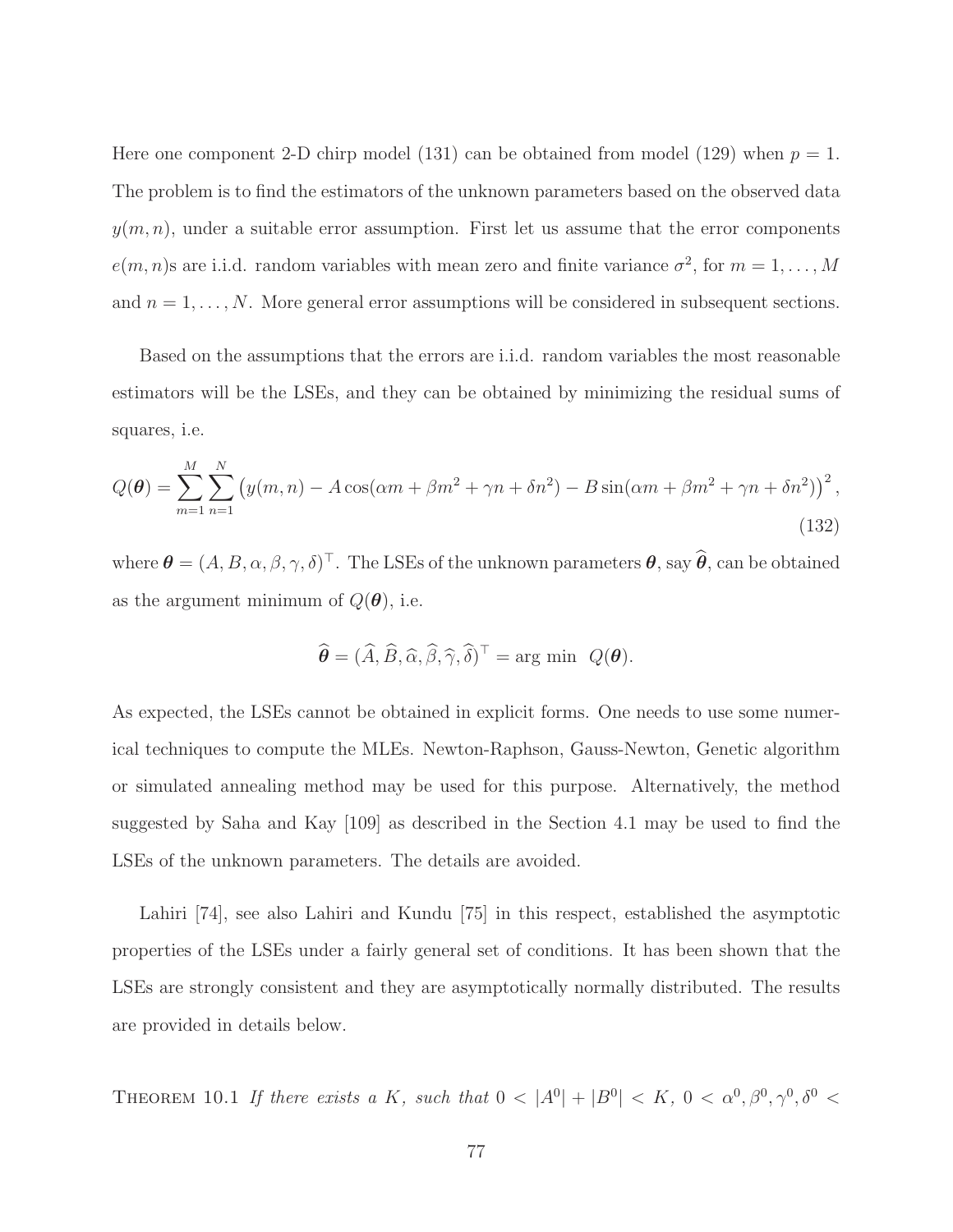Here one component 2-D chirp model (131) can be obtained from model (129) when $p = 1$. The problem is to find the estimators of the unknown parameters based on the observed data $y(m,n)$, under a suitable error assumption. First let us assume that the error components $e(m,n)$s are i.i.d. random variables with mean zero and finite variance $\sigma^2$, for $m = 1, \ldots, M$ and $n = 1, \ldots, N$. More general error assumptions will be considered in subsequent sections.

Based on the assumptions that the errors are i.i.d. random variables the most reasonable estimators will be the LSEs, and they can be obtained by minimizing the residual sums of squares, i.e.

$$Q(\boldsymbol{\theta}) = \sum_{m=1}^{M} \sum_{n=1}^{N} \left( y(m,n) - A\cos(\alpha m + \beta m^2 + \gamma n + \delta n^2) - B\sin(\alpha m + \beta m^2 + \gamma n + \delta n^2) \right)^2, \tag{132}$$

where $\boldsymbol{\theta} = (A, B, \alpha, \beta, \gamma, \delta)^\top$. The LSEs of the unknown parameters $\boldsymbol{\theta}$, say $\widehat{\boldsymbol{\theta}}$, can be obtained as the argument minimum of $Q(\boldsymbol{\theta})$, i.e.

$$\widehat{\boldsymbol{\theta}} = (\widehat{A}, \widehat{B}, \widehat{\alpha}, \widehat{\beta}, \widehat{\gamma}, \widehat{\delta})^\top = \arg\min \;\; Q(\boldsymbol{\theta}).$$

As expected, the LSEs cannot be obtained in explicit forms. One needs to use some numerical techniques to compute the MLEs. Newton-Raphson, Gauss-Newton, Genetic algorithm or simulated annealing method may be used for this purpose. Alternatively, the method suggested by Saha and Kay [109] as described in the Section 4.1 may be used to find the LSEs of the unknown parameters. The details are avoided.

Lahiri [74], see also Lahiri and Kundu [75] in this respect, established the asymptotic properties of the LSEs under a fairly general set of conditions. It has been shown that the LSEs are strongly consistent and they are asymptotically normally distributed. The results are provided in details below.

THEOREM 10.1 *If there exists a $K$, such that $0 < |A^0| + |B^0| < K$, $0 < \alpha^0, \beta^0, \gamma^0, \delta^0 <$*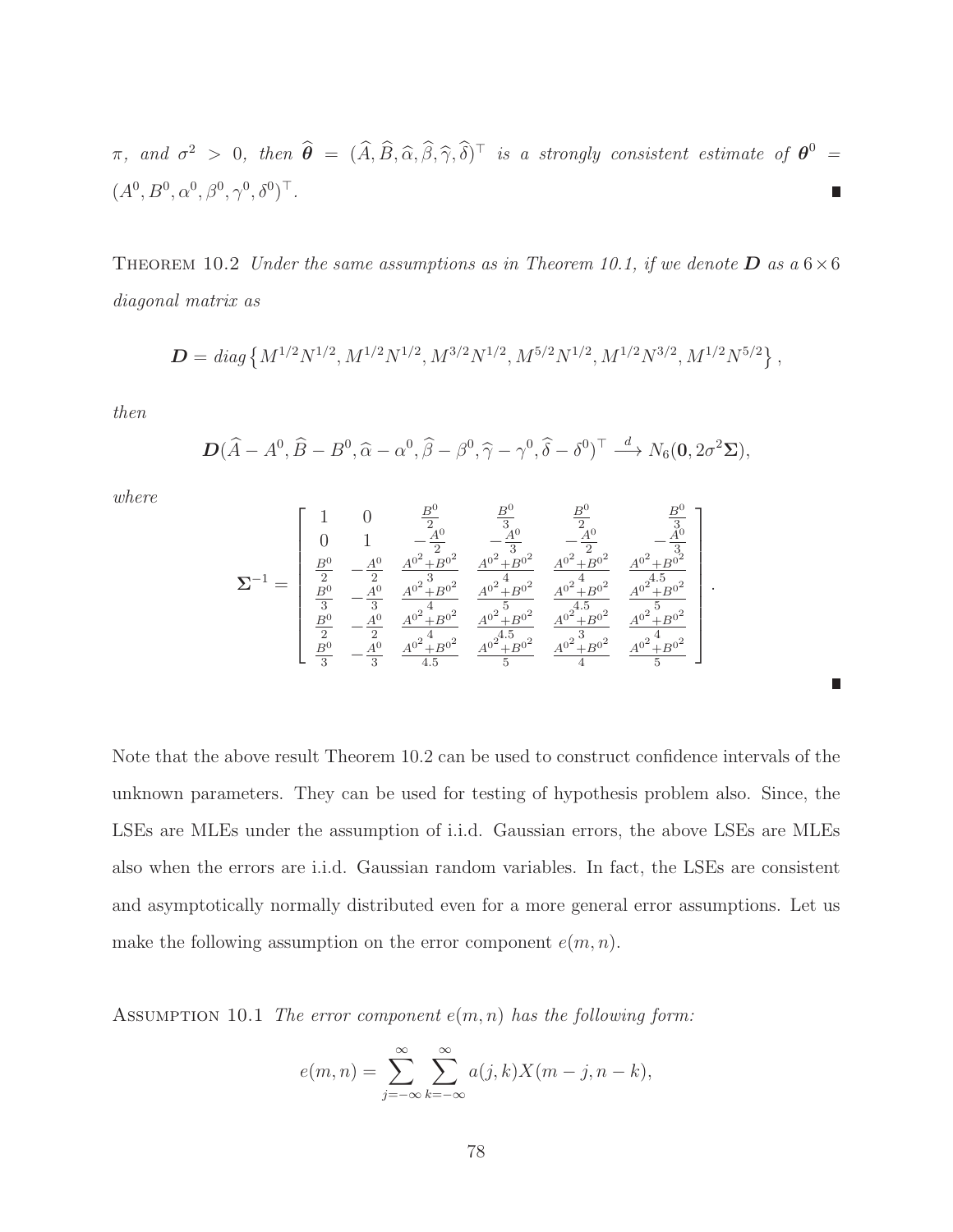$\pi$, *and* $\sigma^2 > 0$, *then* $\widehat{\boldsymbol{\theta}} = (\widehat{A}, \widehat{B}, \widehat{\alpha}, \widehat{\beta}, \widehat{\gamma}, \widehat{\delta})^\top$ *is a strongly consistent estimate of* $\boldsymbol{\theta}^0 = (A^0, B^0, \alpha^0, \beta^0, \gamma^0, \delta^0)^\top$. ∎

THEOREM 10.2 *Under the same assumptions as in Theorem 10.1, if we denote* $\boldsymbol{D}$ *as a* $6 \times 6$ *diagonal matrix as*

$$\boldsymbol{D} = diag\left\{M^{1/2}N^{1/2}, M^{1/2}N^{1/2}, M^{3/2}N^{1/2}, M^{5/2}N^{1/2}, M^{1/2}N^{3/2}, M^{1/2}N^{5/2}\right\},$$

*then*

$$\boldsymbol{D}(\widehat{A} - A^0, \widehat{B} - B^0, \widehat{\alpha} - \alpha^0, \widehat{\beta} - \beta^0, \widehat{\gamma} - \gamma^0, \widehat{\delta} - \delta^0)^\top \xrightarrow{d} N_6(\mathbf{0}, 2\sigma^2 \boldsymbol{\Sigma}),$$

*where*

$$\boldsymbol{\Sigma}^{-1} = \begin{bmatrix} 1 & 0 & \frac{B^0}{2} & \frac{B^0}{3} & \frac{B^0}{2} & \frac{B^0}{3} \\ 0 & 1 & -\frac{A^0}{2} & -\frac{A^0}{3} & -\frac{A^0}{2} & -\frac{A^0}{3} \\ \frac{B^0}{2} & -\frac{A^0}{2} & \frac{{A^0}^2 + {B^0}^2}{3} & \frac{{A^0}^2 + {B^0}^2}{4} & \frac{{A^0}^2 + {B^0}^2}{4} & \frac{{A^0}^2 + {B^0}^2}{4.5} \\ \frac{B^0}{3} & -\frac{A^0}{3} & \frac{{A^0}^2 + {B^0}^2}{4} & \frac{{A^0}^2 + {B^0}^2}{5} & \frac{{A^0}^2 + {B^0}^2}{4.5} & \frac{{A^0}^2 + {B^0}^2}{5} \\ \frac{B^0}{2} & -\frac{A^0}{2} & \frac{{A^0}^2 + {B^0}^2}{4} & \frac{{A^0}^2 + {B^0}^2}{4.5} & \frac{{A^0}^2 + {B^0}^2}{3} & \frac{{A^0}^2 + {B^0}^2}{4} \\ \frac{B^0}{3} & -\frac{A^0}{3} & \frac{{A^0}^2 + {B^0}^2}{4.5} & \frac{{A^0}^2 + {B^0}^2}{5} & \frac{{A^0}^2 + {B^0}^2}{4} & \frac{{A^0}^2 + {B^0}^2}{5} \end{bmatrix}.$$

∎

Note that the above result Theorem 10.2 can be used to construct confidence intervals of the unknown parameters. They can be used for testing of hypothesis problem also. Since, the LSEs are MLEs under the assumption of i.i.d. Gaussian errors, the above LSEs are MLEs also when the errors are i.i.d. Gaussian random variables. In fact, the LSEs are consistent and asymptotically normally distributed even for a more general error assumptions. Let us make the following assumption on the error component $e(m, n)$.

ASSUMPTION 10.1 *The error component* $e(m, n)$ *has the following form:*

$$e(m, n) = \sum_{j=-\infty}^{\infty} \sum_{k=-\infty}^{\infty} a(j, k) X(m - j, n - k),$$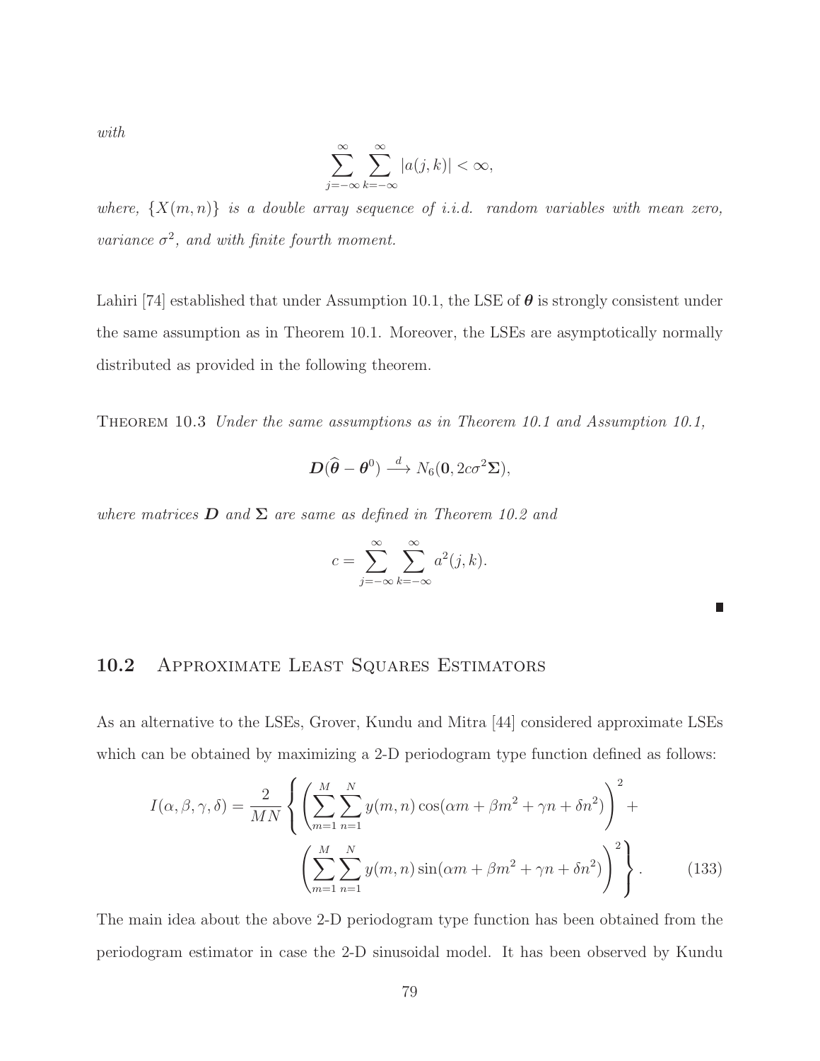*with*

$$\sum_{j=-\infty}^{\infty}\sum_{k=-\infty}^{\infty}|a(j,k)| < \infty,$$

*where,* $\{X(m,n)\}$ *is a double array sequence of i.i.d. random variables with mean zero, variance* $\sigma^2$*, and with finite fourth moment.*

Lahiri [74] established that under Assumption 10.1, the LSE of $\boldsymbol{\theta}$ is strongly consistent under the same assumption as in Theorem 10.1. Moreover, the LSEs are asymptotically normally distributed as provided in the following theorem.

Theorem 10.3 *Under the same assumptions as in Theorem 10.1 and Assumption 10.1,*

$$\boldsymbol{D}(\widehat{\boldsymbol{\theta}} - \boldsymbol{\theta}^0) \xrightarrow{d} N_6(\mathbf{0}, 2c\sigma^2\boldsymbol{\Sigma}),$$

*where matrices* $\boldsymbol{D}$ *and* $\boldsymbol{\Sigma}$ *are same as defined in Theorem 10.2 and*

$$c = \sum_{j=-\infty}^{\infty}\sum_{k=-\infty}^{\infty} a^2(j,k).$$

■

## 10.2 Approximate Least Squares Estimators

As an alternative to the LSEs, Grover, Kundu and Mitra [44] considered approximate LSEs which can be obtained by maximizing a 2-D periodogram type function defined as follows:

$$I(\alpha,\beta,\gamma,\delta) = \frac{2}{MN}\left\{\left(\sum_{m=1}^{M}\sum_{n=1}^{N} y(m,n)\cos(\alpha m + \beta m^2 + \gamma n + \delta n^2)\right)^2 + \left(\sum_{m=1}^{M}\sum_{n=1}^{N} y(m,n)\sin(\alpha m + \beta m^2 + \gamma n + \delta n^2)\right)^2\right\}. \tag{133}$$

The main idea about the above 2-D periodogram type function has been obtained from the periodogram estimator in case the 2-D sinusoidal model. It has been observed by Kundu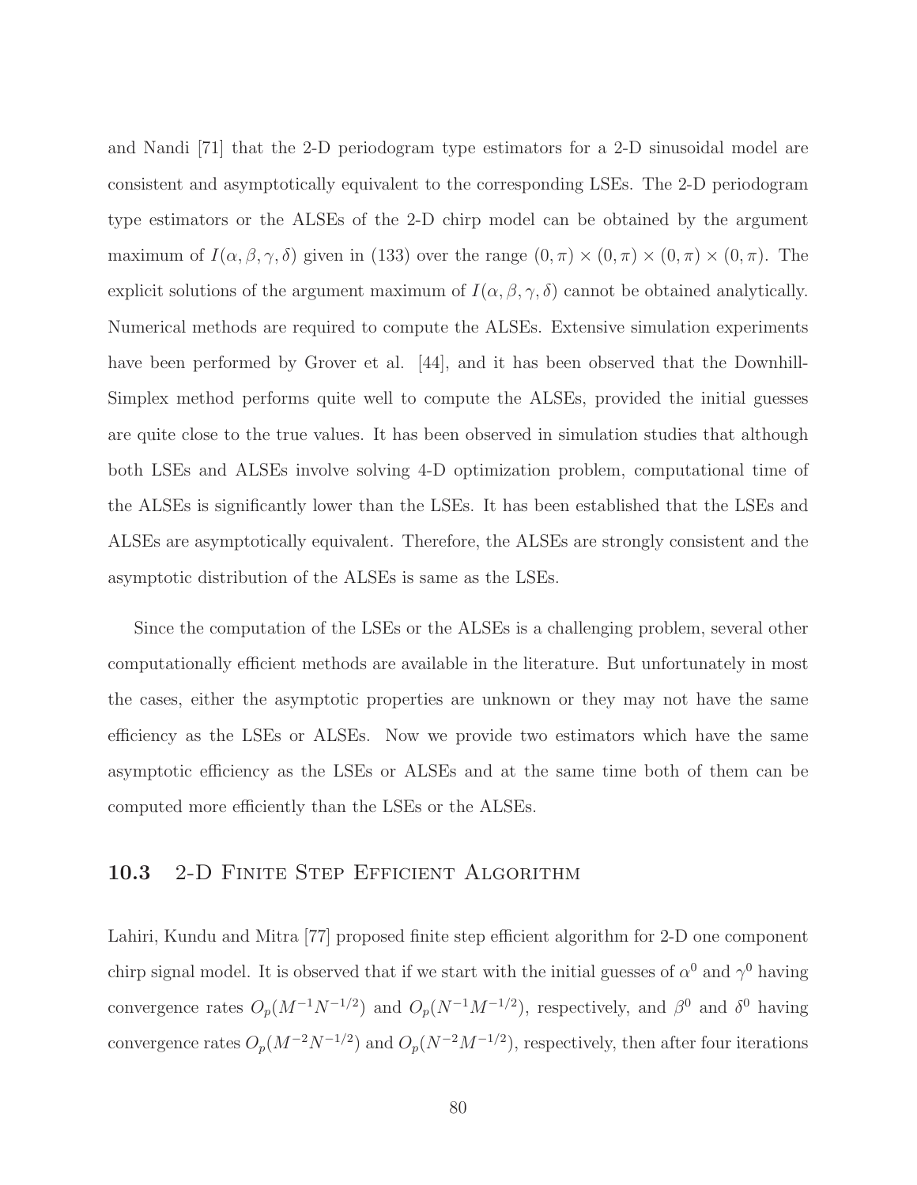and Nandi [71] that the 2-D periodogram type estimators for a 2-D sinusoidal model are consistent and asymptotically equivalent to the corresponding LSEs. The 2-D periodogram type estimators or the ALSEs of the 2-D chirp model can be obtained by the argument maximum of $I(\alpha, \beta, \gamma, \delta)$ given in (133) over the range $(0, \pi) \times (0, \pi) \times (0, \pi) \times (0, \pi)$. The explicit solutions of the argument maximum of $I(\alpha, \beta, \gamma, \delta)$ cannot be obtained analytically. Numerical methods are required to compute the ALSEs. Extensive simulation experiments have been performed by Grover et al. [44], and it has been observed that the Downhill-Simplex method performs quite well to compute the ALSEs, provided the initial guesses are quite close to the true values. It has been observed in simulation studies that although both LSEs and ALSEs involve solving 4-D optimization problem, computational time of the ALSEs is significantly lower than the LSEs. It has been established that the LSEs and ALSEs are asymptotically equivalent. Therefore, the ALSEs are strongly consistent and the asymptotic distribution of the ALSEs is same as the LSEs.

Since the computation of the LSEs or the ALSEs is a challenging problem, several other computationally efficient methods are available in the literature. But unfortunately in most the cases, either the asymptotic properties are unknown or they may not have the same efficiency as the LSEs or ALSEs. Now we provide two estimators which have the same asymptotic efficiency as the LSEs or ALSEs and at the same time both of them can be computed more efficiently than the LSEs or the ALSEs.

## 10.3 2-D Finite Step Efficient Algorithm

Lahiri, Kundu and Mitra [77] proposed finite step efficient algorithm for 2-D one component chirp signal model. It is observed that if we start with the initial guesses of $\alpha^0$ and $\gamma^0$ having convergence rates $O_p(M^{-1}N^{-1/2})$ and $O_p(N^{-1}M^{-1/2})$, respectively, and $\beta^0$ and $\delta^0$ having convergence rates $O_p(M^{-2}N^{-1/2})$ and $O_p(N^{-2}M^{-1/2})$, respectively, then after four iterations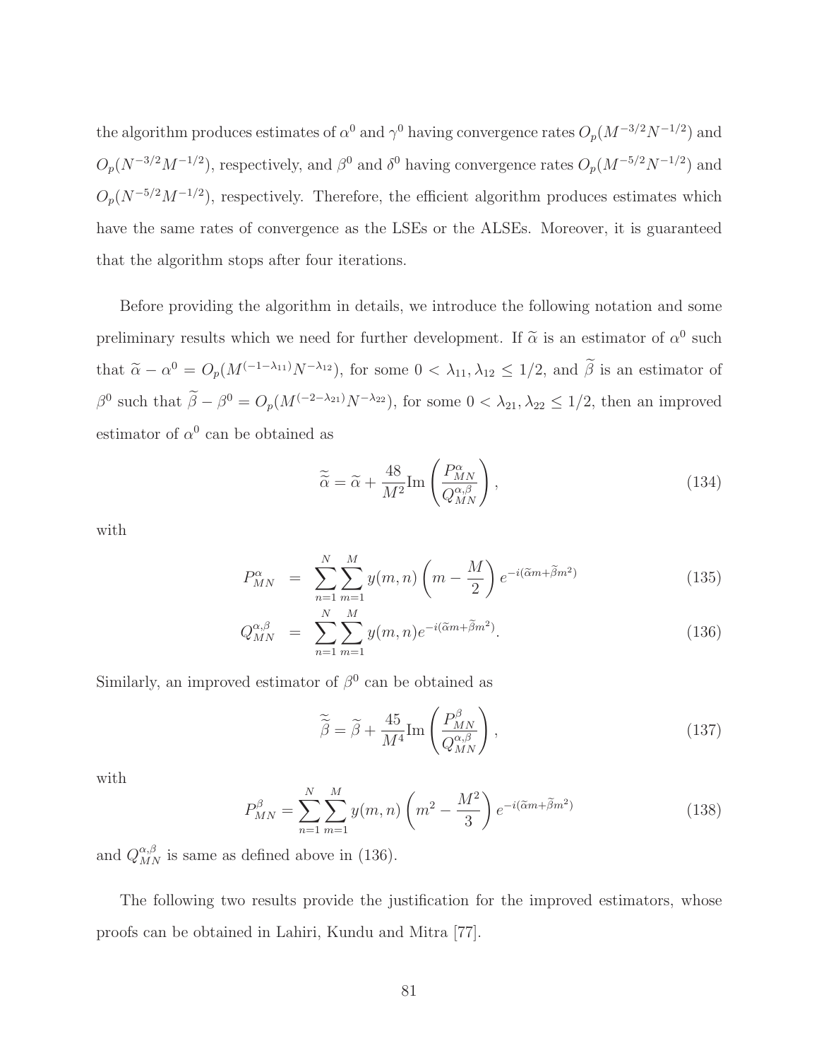the algorithm produces estimates of $\alpha^0$ and $\gamma^0$ having convergence rates $O_p(M^{-3/2}N^{-1/2})$ and $O_p(N^{-3/2}M^{-1/2})$, respectively, and $\beta^0$ and $\delta^0$ having convergence rates $O_p(M^{-5/2}N^{-1/2})$ and $O_p(N^{-5/2}M^{-1/2})$, respectively. Therefore, the efficient algorithm produces estimates which have the same rates of convergence as the LSEs or the ALSEs. Moreover, it is guaranteed that the algorithm stops after four iterations.

Before providing the algorithm in details, we introduce the following notation and some preliminary results which we need for further development. If $\widetilde{\alpha}$ is an estimator of $\alpha^0$ such that $\widetilde{\alpha} - \alpha^0 = O_p(M^{(-1-\lambda_{11})}N^{-\lambda_{12}})$, for some $0 < \lambda_{11}, \lambda_{12} \leq 1/2$, and $\widetilde{\beta}$ is an estimator of $\beta^0$ such that $\widetilde{\beta} - \beta^0 = O_p(M^{(-2-\lambda_{21})}N^{-\lambda_{22}})$, for some $0 < \lambda_{21}, \lambda_{22} \leq 1/2$, then an improved estimator of $\alpha^0$ can be obtained as

$$\widetilde{\widetilde{\alpha}} = \widetilde{\alpha} + \frac{48}{M^2}\text{Im}\left(\frac{P_{MN}^{\alpha}}{Q_{MN}^{\alpha,\beta}}\right), \tag{134}$$

with

$$P_{MN}^{\alpha} = \sum_{n=1}^{N}\sum_{m=1}^{M} y(m,n)\left(m - \frac{M}{2}\right)e^{-i(\widetilde{\alpha}m + \widetilde{\beta}m^2)} \tag{135}$$

$$Q_{MN}^{\alpha,\beta} = \sum_{n=1}^{N}\sum_{m=1}^{M} y(m,n)e^{-i(\widetilde{\alpha}m + \widetilde{\beta}m^2)}. \tag{136}$$

Similarly, an improved estimator of $\beta^0$ can be obtained as

$$\widetilde{\widetilde{\beta}} = \widetilde{\beta} + \frac{45}{M^4}\text{Im}\left(\frac{P_{MN}^{\beta}}{Q_{MN}^{\alpha,\beta}}\right), \tag{137}$$

with

$$P_{MN}^{\beta} = \sum_{n=1}^{N}\sum_{m=1}^{M} y(m,n)\left(m^2 - \frac{M^2}{3}\right)e^{-i(\widetilde{\alpha}m + \widetilde{\beta}m^2)} \tag{138}$$

and $Q_{MN}^{\alpha,\beta}$ is same as defined above in (136).

The following two results provide the justification for the improved estimators, whose proofs can be obtained in Lahiri, Kundu and Mitra [77].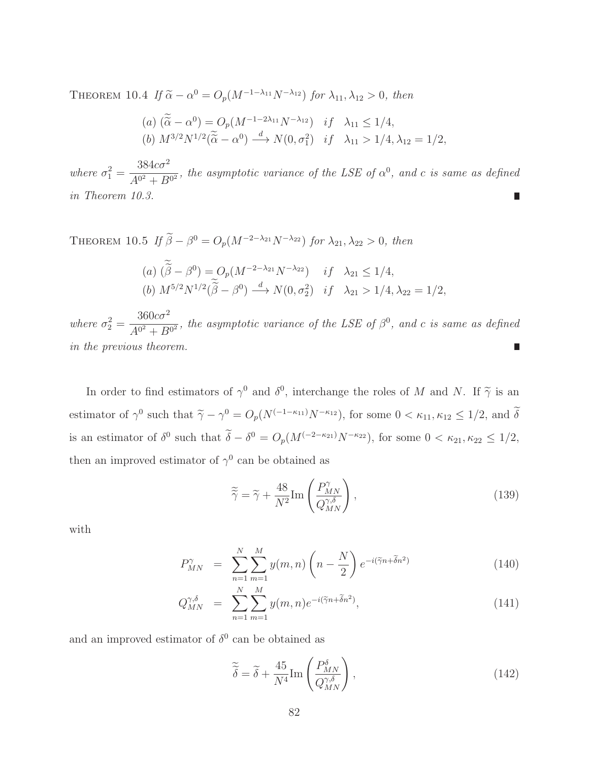THEOREM 10.4 *If $\widetilde{\alpha} - \alpha^0 = O_p(M^{-1-\lambda_{11}} N^{-\lambda_{12}})$ for $\lambda_{11}, \lambda_{12} > 0$, then*

$$
\begin{aligned}
&(a)\ (\widetilde{\widetilde{\alpha}} - \alpha^0) = O_p(M^{-1-2\lambda_{11}} N^{-\lambda_{12}}) \quad if \quad \lambda_{11} \le 1/4, \\
&(b)\ M^{3/2} N^{1/2} (\widetilde{\widetilde{\alpha}} - \alpha^0) \xrightarrow{d} N(0, \sigma_1^2) \quad if \quad \lambda_{11} > 1/4, \lambda_{12} = 1/2,
\end{aligned}
$$

*where $\sigma_1^2 = \dfrac{384 c \sigma^2}{A^{0^2} + B^{0^2}}$, the asymptotic variance of the LSE of $\alpha^0$, and $c$ is same as defined in Theorem 10.3.* ∎

THEOREM 10.5 *If $\widetilde{\beta} - \beta^0 = O_p(M^{-2-\lambda_{21}} N^{-\lambda_{22}})$ for $\lambda_{21}, \lambda_{22} > 0$, then*

$$
\begin{aligned}
&(a)\ (\widetilde{\widetilde{\beta}} - \beta^0) = O_p(M^{-2-\lambda_{21}} N^{-\lambda_{22}}) \quad if \quad \lambda_{21} \le 1/4, \\
&(b)\ M^{5/2} N^{1/2} (\widetilde{\widetilde{\beta}} - \beta^0) \xrightarrow{d} N(0, \sigma_2^2) \quad if \quad \lambda_{21} > 1/4, \lambda_{22} = 1/2,
\end{aligned}
$$

*where $\sigma_2^2 = \dfrac{360 c \sigma^2}{A^{0^2} + B^{0^2}}$, the asymptotic variance of the LSE of $\beta^0$, and $c$ is same as defined in the previous theorem.* ∎

In order to find estimators of $\gamma^0$ and $\delta^0$, interchange the roles of $M$ and $N$. If $\widetilde{\gamma}$ is an estimator of $\gamma^0$ such that $\widetilde{\gamma} - \gamma^0 = O_p(N^{(-1-\kappa_{11})} N^{-\kappa_{12}})$, for some $0 < \kappa_{11}, \kappa_{12} \le 1/2$, and $\widetilde{\delta}$ is an estimator of $\delta^0$ such that $\widetilde{\delta} - \delta^0 = O_p(M^{(-2-\kappa_{21})} N^{-\kappa_{22}})$, for some $0 < \kappa_{21}, \kappa_{22} \le 1/2$, then an improved estimator of $\gamma^0$ can be obtained as

$$
\widetilde{\widetilde{\gamma}} = \widetilde{\gamma} + \frac{48}{N^2} \text{Im} \left( \frac{P_{MN}^{\gamma}}{Q_{MN}^{\gamma,\delta}} \right), \tag{139}
$$

with

$$
\begin{aligned}
P_{MN}^{\gamma} &= \sum_{n=1}^{N} \sum_{m=1}^{M} y(m,n) \left( n - \frac{N}{2} \right) e^{-i(\widetilde{\gamma} n + \widetilde{\delta} n^2)} && (140) \\
Q_{MN}^{\gamma,\delta} &= \sum_{n=1}^{N} \sum_{m=1}^{M} y(m,n) e^{-i(\widetilde{\gamma} n + \widetilde{\delta} n^2)}, && (141)
\end{aligned}
$$

and an improved estimator of $\delta^0$ can be obtained as

$$
\widetilde{\widetilde{\delta}} = \widetilde{\delta} + \frac{45}{N^4} \text{Im} \left( \frac{P_{MN}^{\delta}}{Q_{MN}^{\gamma,\delta}} \right), \tag{142}
$$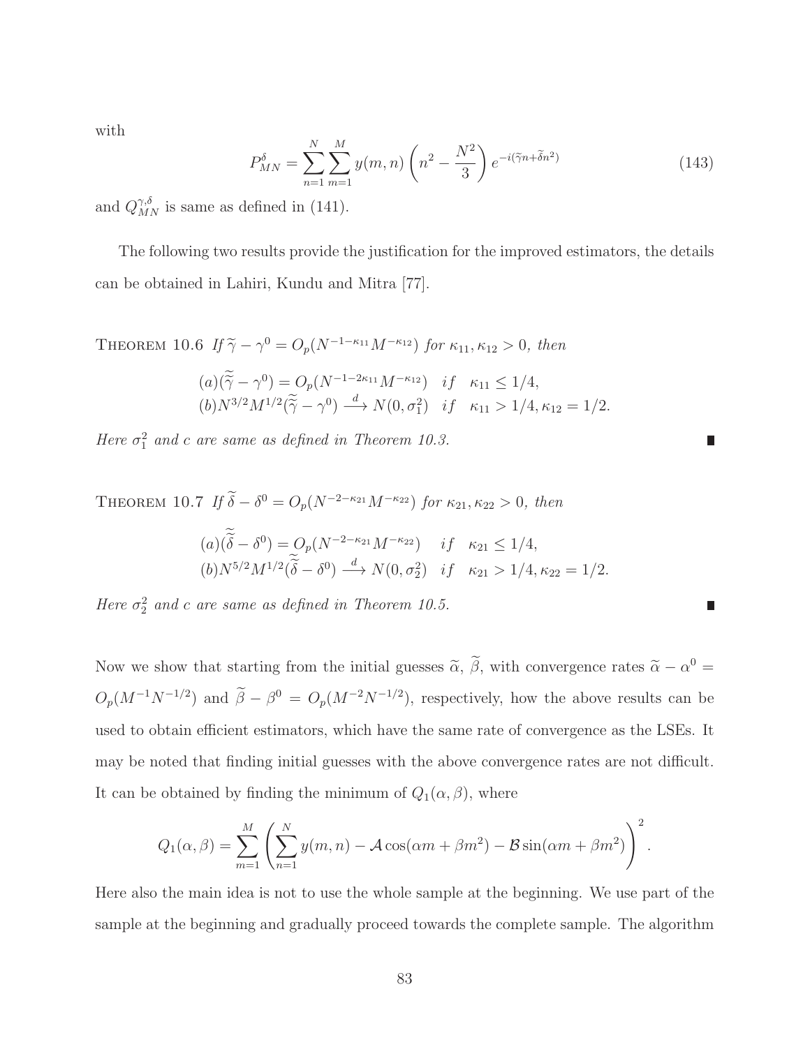with

$$P_{MN}^{\delta} = \sum_{n=1}^{N} \sum_{m=1}^{M} y(m,n) \left( n^2 - \frac{N^2}{3} \right) e^{-i(\widetilde{\gamma} n + \widetilde{\delta} n^2)} \tag{143}$$

and $Q_{MN}^{\gamma,\delta}$ is same as defined in (141).

The following two results provide the justification for the improved estimators, the details can be obtained in Lahiri, Kundu and Mitra [77].

THEOREM 10.6 *If $\widetilde{\gamma} - \gamma^0 = O_p(N^{-1-\kappa_{11}} M^{-\kappa_{12}})$ for $\kappa_{11}, \kappa_{12} > 0$, then*

$$\begin{aligned}
&(a)(\widetilde{\widetilde{\gamma}} - \gamma^0) = O_p(N^{-1-2\kappa_{11}} M^{-\kappa_{12}}) \quad if \quad \kappa_{11} \leq 1/4, \\
&(b) N^{3/2} M^{1/2} (\widetilde{\widetilde{\gamma}} - \gamma^0) \xrightarrow{d} N(0, \sigma_1^2) \quad if \quad \kappa_{11} > 1/4, \kappa_{12} = 1/2.
\end{aligned}$$

*Here $\sigma_1^2$ and $c$ are same as defined in Theorem 10.3.* ∎

THEOREM 10.7 *If $\widetilde{\delta} - \delta^0 = O_p(N^{-2-\kappa_{21}} M^{-\kappa_{22}})$ for $\kappa_{21}, \kappa_{22} > 0$, then*

$$\begin{aligned}
&(a)(\widetilde{\widetilde{\delta}} - \delta^0) = O_p(N^{-2-\kappa_{21}} M^{-\kappa_{22}}) \quad if \quad \kappa_{21} \leq 1/4, \\
&(b) N^{5/2} M^{1/2} (\widetilde{\widetilde{\delta}} - \delta^0) \xrightarrow{d} N(0, \sigma_2^2) \quad if \quad \kappa_{21} > 1/4, \kappa_{22} = 1/2.
\end{aligned}$$

*Here $\sigma_2^2$ and $c$ are same as defined in Theorem 10.5.* ∎

Now we show that starting from the initial guesses $\widetilde{\alpha}$, $\widetilde{\beta}$, with convergence rates $\widetilde{\alpha} - \alpha^0 = O_p(M^{-1} N^{-1/2})$ and $\widetilde{\beta} - \beta^0 = O_p(M^{-2} N^{-1/2})$, respectively, how the above results can be used to obtain efficient estimators, which have the same rate of convergence as the LSEs. It may be noted that finding initial guesses with the above convergence rates are not difficult. It can be obtained by finding the minimum of $Q_1(\alpha, \beta)$, where

$$Q_1(\alpha, \beta) = \sum_{m=1}^{M} \left( \sum_{n=1}^{N} y(m,n) - \mathcal{A} \cos(\alpha m + \beta m^2) - \mathcal{B} \sin(\alpha m + \beta m^2) \right)^2.$$

Here also the main idea is not to use the whole sample at the beginning. We use part of the sample at the beginning and gradually proceed towards the complete sample. The algorithm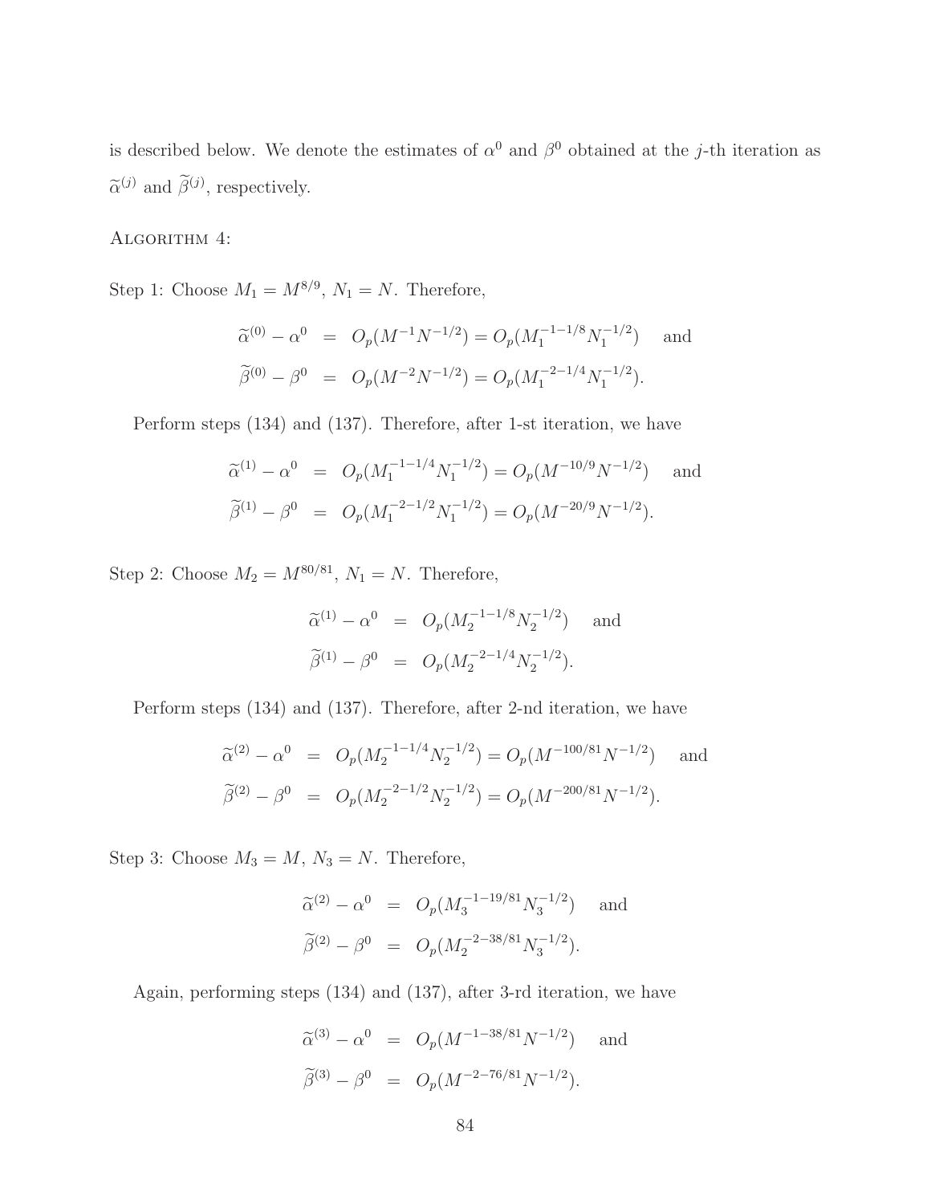is described below. We denote the estimates of $\alpha^0$ and $\beta^0$ obtained at the $j$-th iteration as $\widetilde{\alpha}^{(j)}$ and $\widetilde{\beta}^{(j)}$, respectively.

ALGORITHM 4:

Step 1: Choose $M_1 = M^{8/9}$, $N_1 = N$. Therefore,

$$
\begin{aligned}
\widetilde{\alpha}^{(0)} - \alpha^0 &= O_p(M^{-1}N^{-1/2}) = O_p(M_1^{-1-1/8}N_1^{-1/2}) \quad \text{and} \\
\widetilde{\beta}^{(0)} - \beta^0 &= O_p(M^{-2}N^{-1/2}) = O_p(M_1^{-2-1/4}N_1^{-1/2}).
\end{aligned}
$$

Perform steps (134) and (137). Therefore, after 1-st iteration, we have

$$
\begin{aligned}
\widetilde{\alpha}^{(1)} - \alpha^0 &= O_p(M_1^{-1-1/4}N_1^{-1/2}) = O_p(M^{-10/9}N^{-1/2}) \quad \text{and} \\
\widetilde{\beta}^{(1)} - \beta^0 &= O_p(M_1^{-2-1/2}N_1^{-1/2}) = O_p(M^{-20/9}N^{-1/2}).
\end{aligned}
$$

Step 2: Choose $M_2 = M^{80/81}$, $N_1 = N$. Therefore,

$$
\begin{aligned}
\widetilde{\alpha}^{(1)} - \alpha^0 &= O_p(M_2^{-1-1/8}N_2^{-1/2}) \quad \text{and} \\
\widetilde{\beta}^{(1)} - \beta^0 &= O_p(M_2^{-2-1/4}N_2^{-1/2}).
\end{aligned}
$$

Perform steps (134) and (137). Therefore, after 2-nd iteration, we have

$$
\begin{aligned}
\widetilde{\alpha}^{(2)} - \alpha^0 &= O_p(M_2^{-1-1/4}N_2^{-1/2}) = O_p(M^{-100/81}N^{-1/2}) \quad \text{and} \\
\widetilde{\beta}^{(2)} - \beta^0 &= O_p(M_2^{-2-1/2}N_2^{-1/2}) = O_p(M^{-200/81}N^{-1/2}).
\end{aligned}
$$

Step 3: Choose $M_3 = M$, $N_3 = N$. Therefore,

$$
\begin{aligned}
\widetilde{\alpha}^{(2)} - \alpha^0 &= O_p(M_3^{-1-19/81}N_3^{-1/2}) \quad \text{and} \\
\widetilde{\beta}^{(2)} - \beta^0 &= O_p(M_2^{-2-38/81}N_3^{-1/2}).
\end{aligned}
$$

Again, performing steps (134) and (137), after 3-rd iteration, we have

$$
\begin{aligned}
\widetilde{\alpha}^{(3)} - \alpha^0 &= O_p(M^{-1-38/81}N^{-1/2}) \quad \text{and} \\
\widetilde{\beta}^{(3)} - \beta^0 &= O_p(M^{-2-76/81}N^{-1/2}).
\end{aligned}
$$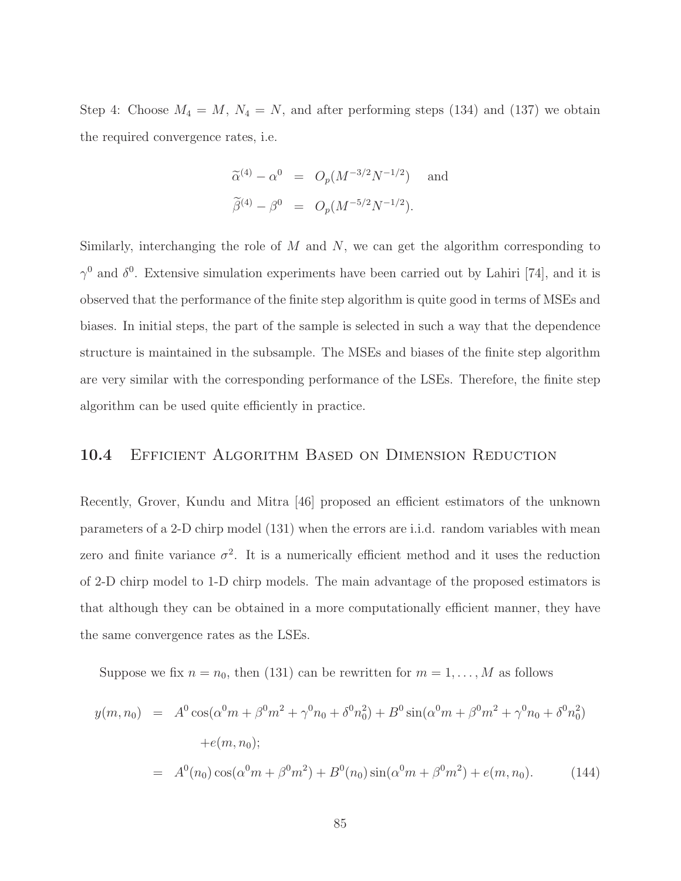Step 4: Choose $M_4 = M$, $N_4 = N$, and after performing steps (134) and (137) we obtain the required convergence rates, i.e.

$$
\begin{aligned}
\widetilde{\alpha}^{(4)} - \alpha^0 &= O_p(M^{-3/2}N^{-1/2}) \quad \text{and} \\
\widetilde{\beta}^{(4)} - \beta^0 &= O_p(M^{-5/2}N^{-1/2}).
\end{aligned}
$$

Similarly, interchanging the role of $M$ and $N$, we can get the algorithm corresponding to $\gamma^0$ and $\delta^0$. Extensive simulation experiments have been carried out by Lahiri [74], and it is observed that the performance of the finite step algorithm is quite good in terms of MSEs and biases. In initial steps, the part of the sample is selected in such a way that the dependence structure is maintained in the subsample. The MSEs and biases of the finite step algorithm are very similar with the corresponding performance of the LSEs. Therefore, the finite step algorithm can be used quite efficiently in practice.

## 10.4 Efficient Algorithm Based on Dimension Reduction

Recently, Grover, Kundu and Mitra [46] proposed an efficient estimators of the unknown parameters of a 2-D chirp model (131) when the errors are i.i.d. random variables with mean zero and finite variance $\sigma^2$. It is a numerically efficient method and it uses the reduction of 2-D chirp model to 1-D chirp models. The main advantage of the proposed estimators is that although they can be obtained in a more computationally efficient manner, they have the same convergence rates as the LSEs.

Suppose we fix $n = n_0$, then (131) can be rewritten for $m = 1, \ldots, M$ as follows

$$
\begin{aligned}
y(m, n_0) &= A^0 \cos(\alpha^0 m + \beta^0 m^2 + \gamma^0 n_0 + \delta^0 n_0^2) + B^0 \sin(\alpha^0 m + \beta^0 m^2 + \gamma^0 n_0 + \delta^0 n_0^2) \\
&\quad + e(m, n_0); \\
&= A^0(n_0) \cos(\alpha^0 m + \beta^0 m^2) + B^0(n_0) \sin(\alpha^0 m + \beta^0 m^2) + e(m, n_0). \qquad (144)
\end{aligned}
$$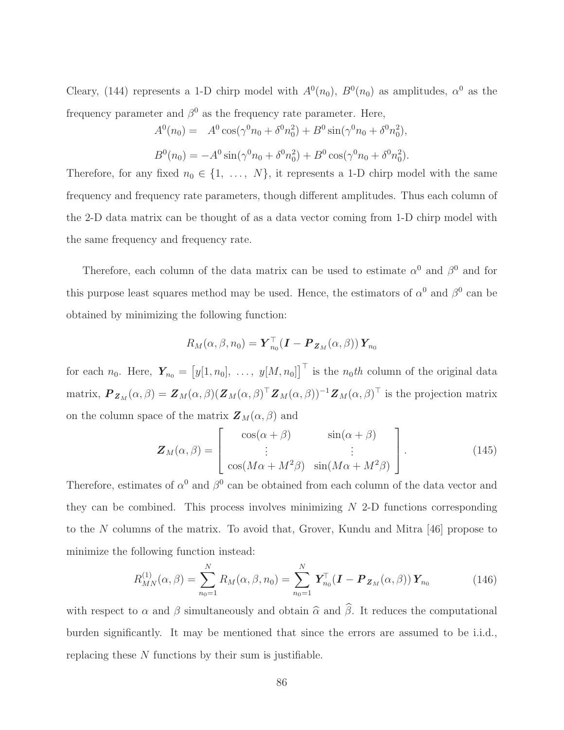Cleary, (144) represents a 1-D chirp model with $A^0(n_0)$, $B^0(n_0)$ as amplitudes, $\alpha^0$ as the frequency parameter and $\beta^0$ as the frequency rate parameter. Here,

$$A^0(n_0) = \quad A^0 \cos(\gamma^0 n_0 + \delta^0 n_0^2) + B^0 \sin(\gamma^0 n_0 + \delta^0 n_0^2),$$

$$B^0(n_0) = -A^0 \sin(\gamma^0 n_0 + \delta^0 n_0^2) + B^0 \cos(\gamma^0 n_0 + \delta^0 n_0^2).$$

Therefore, for any fixed $n_0 \in \{1, \ \ldots, \ N\}$, it represents a 1-D chirp model with the same frequency and frequency rate parameters, though different amplitudes. Thus each column of the 2-D data matrix can be thought of as a data vector coming from 1-D chirp model with the same frequency and frequency rate.

Therefore, each column of the data matrix can be used to estimate $\alpha^0$ and $\beta^0$ and for this purpose least squares method may be used. Hence, the estimators of $\alpha^0$ and $\beta^0$ can be obtained by minimizing the following function:

$$R_M(\alpha, \beta, n_0) = \boldsymbol{Y}_{n_0}^\top (\boldsymbol{I} - \boldsymbol{P}_{\boldsymbol{Z}_M}(\alpha, \beta)) \, \boldsymbol{Y}_{n_0}$$

for each $n_0$. Here, $\boldsymbol{Y}_{n_0} = \big[y[1, n_0], \ \ldots, \ y[M, n_0]\big]^\top$ is the $n_0 th$ column of the original data matrix, $\boldsymbol{P}_{\boldsymbol{Z}_M}(\alpha, \beta) = \boldsymbol{Z}_M(\alpha, \beta)(\boldsymbol{Z}_M(\alpha, \beta)^\top \boldsymbol{Z}_M(\alpha, \beta))^{-1} \boldsymbol{Z}_M(\alpha, \beta)^\top$ is the projection matrix on the column space of the matrix $\boldsymbol{Z}_M(\alpha, \beta)$ and

$$\boldsymbol{Z}_M(\alpha, \beta) = \begin{bmatrix} \cos(\alpha + \beta) & \sin(\alpha + \beta) \\ \vdots & \vdots \\ \cos(M\alpha + M^2\beta) & \sin(M\alpha + M^2\beta) \end{bmatrix}. \tag{145}$$

Therefore, estimates of $\alpha^0$ and $\beta^0$ can be obtained from each column of the data vector and they can be combined. This process involves minimizing $N$ 2-D functions corresponding to the $N$ columns of the matrix. To avoid that, Grover, Kundu and Mitra [46] propose to minimize the following function instead:

$$R_{MN}^{(1)}(\alpha, \beta) = \sum_{n_0=1}^{N} R_M(\alpha, \beta, n_0) = \sum_{n_0=1}^{N} \boldsymbol{Y}_{n_0}^\top (\boldsymbol{I} - \boldsymbol{P}_{\boldsymbol{Z}_M}(\alpha, \beta)) \, \boldsymbol{Y}_{n_0} \tag{146}$$

with respect to $\alpha$ and $\beta$ simultaneously and obtain $\widehat{\alpha}$ and $\widehat{\beta}$. It reduces the computational burden significantly. It may be mentioned that since the errors are assumed to be i.i.d., replacing these $N$ functions by their sum is justifiable.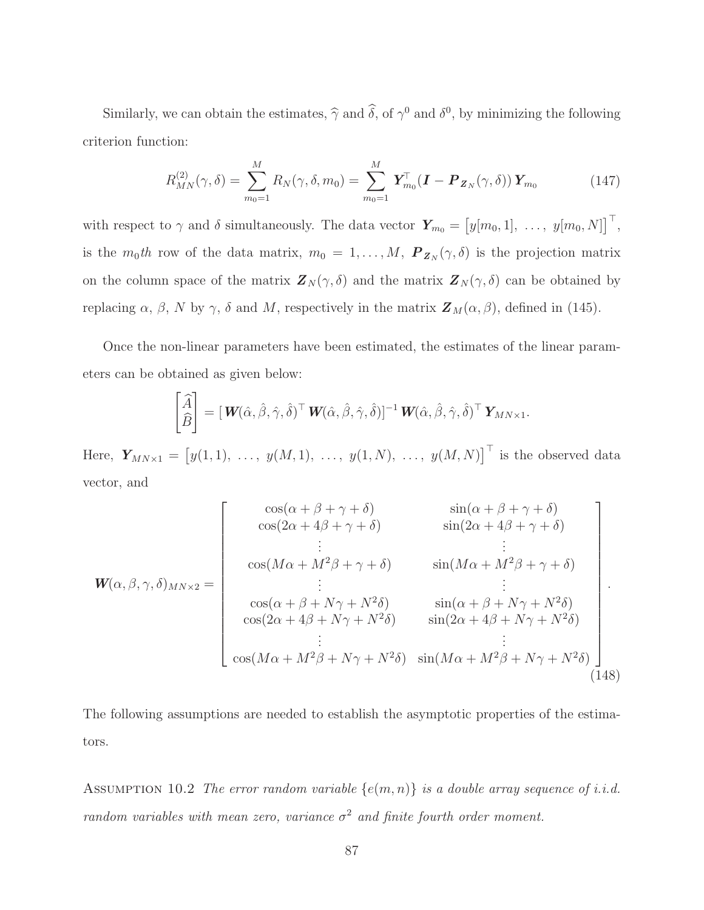Similarly, we can obtain the estimates, $\widehat{\gamma}$ and $\widehat{\delta}$, of $\gamma^0$ and $\delta^0$, by minimizing the following criterion function:

$$R^{(2)}_{MN}(\gamma,\delta) = \sum_{m_0=1}^{M} R_N(\gamma,\delta,m_0) = \sum_{m_0=1}^{M} \boldsymbol{Y}_{m_0}^{\top}(\boldsymbol{I} - \boldsymbol{P}_{\boldsymbol{Z}_N}(\gamma,\delta))\,\boldsymbol{Y}_{m_0} \tag{147}$$

with respect to $\gamma$ and $\delta$ simultaneously. The data vector $\boldsymbol{Y}_{m_0} = \big[y[m_0,1],\ \ldots,\ y[m_0,N]\big]^{\top}$, is the $m_0th$ row of the data matrix, $m_0 = 1,\ldots,M$, $\boldsymbol{P}_{\boldsymbol{Z}_N}(\gamma,\delta)$ is the projection matrix on the column space of the matrix $\boldsymbol{Z}_N(\gamma,\delta)$ and the matrix $\boldsymbol{Z}_N(\gamma,\delta)$ can be obtained by replacing $\alpha$, $\beta$, $N$ by $\gamma$, $\delta$ and $M$, respectively in the matrix $\boldsymbol{Z}_M(\alpha,\beta)$, defined in (145).

Once the non-linear parameters have been estimated, the estimates of the linear parameters can be obtained as given below:

$$\begin{bmatrix}\widehat{A}\\ \widehat{B}\end{bmatrix} = [\boldsymbol{W}(\hat{\alpha},\hat{\beta},\hat{\gamma},\hat{\delta})^{\top}\boldsymbol{W}(\hat{\alpha},\hat{\beta},\hat{\gamma},\hat{\delta})]^{-1}\boldsymbol{W}(\hat{\alpha},\hat{\beta},\hat{\gamma},\hat{\delta})^{\top}\boldsymbol{Y}_{MN\times 1}.$$

Here, $\boldsymbol{Y}_{MN\times 1} = \big[y(1,1),\ \ldots,\ y(M,1),\ \ldots,\ y(1,N),\ \ldots,\ y(M,N)\big]^{\top}$ is the observed data vector, and

$$\boldsymbol{W}(\alpha,\beta,\gamma,\delta)_{MN\times 2} = \begin{bmatrix}
\cos(\alpha+\beta+\gamma+\delta) & \sin(\alpha+\beta+\gamma+\delta)\\
\cos(2\alpha+4\beta+\gamma+\delta) & \sin(2\alpha+4\beta+\gamma+\delta)\\
\vdots & \vdots\\
\cos(M\alpha+M^2\beta+\gamma+\delta) & \sin(M\alpha+M^2\beta+\gamma+\delta)\\
\vdots & \vdots\\
\cos(\alpha+\beta+N\gamma+N^2\delta) & \sin(\alpha+\beta+N\gamma+N^2\delta)\\
\cos(2\alpha+4\beta+N\gamma+N^2\delta) & \sin(2\alpha+4\beta+N\gamma+N^2\delta)\\
\vdots & \vdots\\
\cos(M\alpha+M^2\beta+N\gamma+N^2\delta) & \sin(M\alpha+M^2\beta+N\gamma+N^2\delta)
\end{bmatrix}. \tag{148}$$

The following assumptions are needed to establish the asymptotic properties of the estimators.

Assumption 10.2 *The error random variable $\{e(m,n)\}$ is a double array sequence of i.i.d. random variables with mean zero, variance $\sigma^2$ and finite fourth order moment.*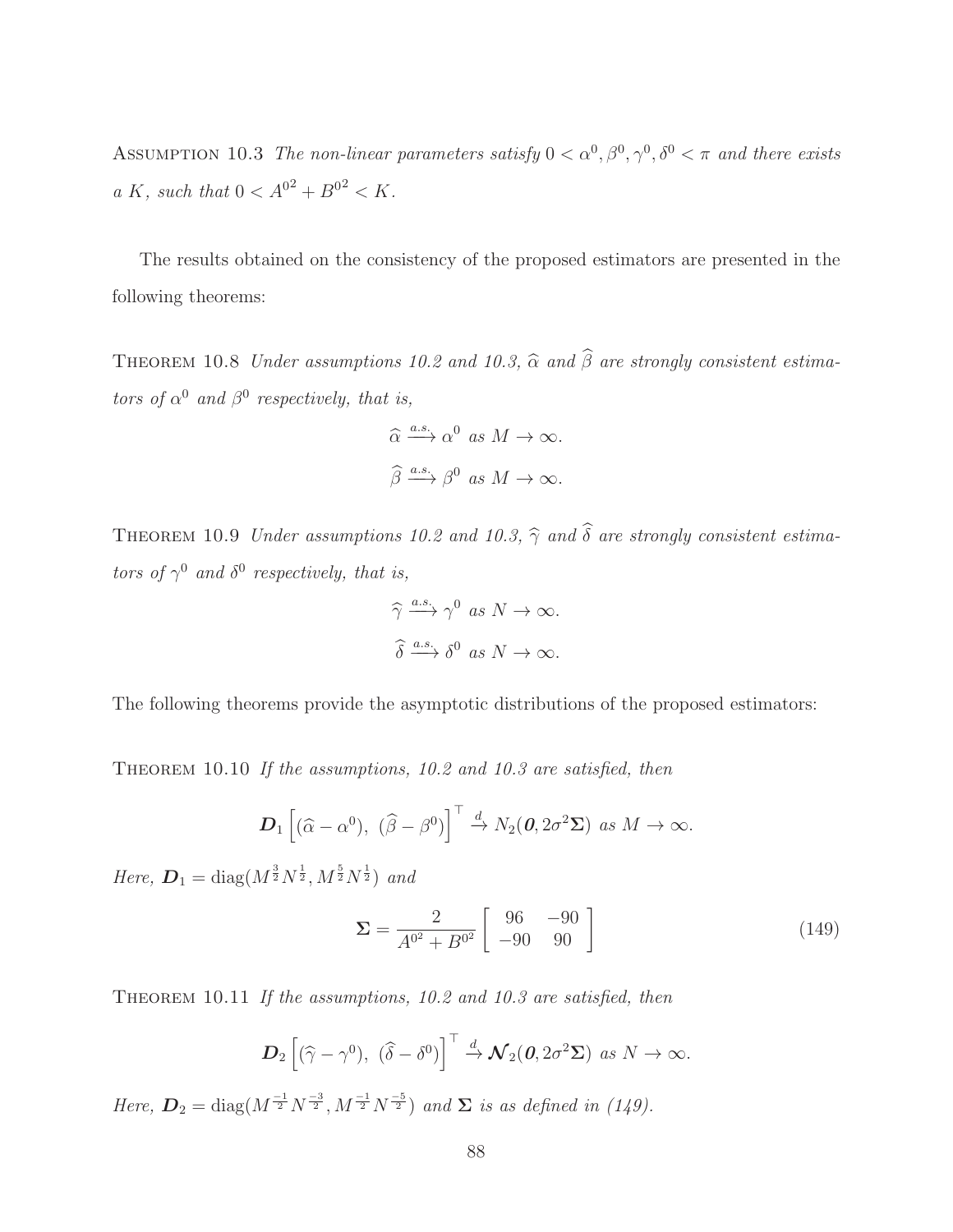Assumption 10.3 *The non-linear parameters satisfy $0 < \alpha^0, \beta^0, \gamma^0, \delta^0 < \pi$ and there exists a $K$, such that $0 < A^{0^2} + B^{0^2} < K$.*

The results obtained on the consistency of the proposed estimators are presented in the following theorems:

Theorem 10.8 *Under assumptions 10.2 and 10.3, $\widehat{\alpha}$ and $\widehat{\beta}$ are strongly consistent estimators of $\alpha^0$ and $\beta^0$ respectively, that is,*

$$\widehat{\alpha} \xrightarrow{a.s.} \alpha^0 \text{ as } M \to \infty.$$

$$\widehat{\beta} \xrightarrow{a.s.} \beta^0 \text{ as } M \to \infty.$$

Theorem 10.9 *Under assumptions 10.2 and 10.3, $\widehat{\gamma}$ and $\widehat{\delta}$ are strongly consistent estimators of $\gamma^0$ and $\delta^0$ respectively, that is,*

$$\widehat{\gamma} \xrightarrow{a.s.} \gamma^0 \text{ as } N \to \infty.$$

$$\widehat{\delta} \xrightarrow{a.s.} \delta^0 \text{ as } N \to \infty.$$

The following theorems provide the asymptotic distributions of the proposed estimators:

Theorem 10.10 *If the assumptions, 10.2 and 10.3 are satisfied, then*

$$\boldsymbol{D}_1 \left[ (\widehat{\alpha} - \alpha^0),\ (\widehat{\beta} - \beta^0) \right]^\top \xrightarrow{d} N_2(\boldsymbol{0}, 2\sigma^2 \boldsymbol{\Sigma}) \text{ as } M \to \infty.$$

*Here, $\boldsymbol{D}_1 = \operatorname{diag}(M^{\frac{3}{2}} N^{\frac{1}{2}}, M^{\frac{5}{2}} N^{\frac{1}{2}})$ and*

$$\boldsymbol{\Sigma} = \frac{2}{A^{0^2} + B^{0^2}} \begin{bmatrix} 96 & -90 \\ -90 & 90 \end{bmatrix} \tag{149}$$

Theorem 10.11 *If the assumptions, 10.2 and 10.3 are satisfied, then*

$$\boldsymbol{D}_2 \left[ (\widehat{\gamma} - \gamma^0),\ (\widehat{\delta} - \delta^0) \right]^\top \xrightarrow{d} \boldsymbol{\mathcal{N}}_2(\boldsymbol{0}, 2\sigma^2 \boldsymbol{\Sigma}) \text{ as } N \to \infty.$$

*Here, $\boldsymbol{D}_2 = \operatorname{diag}(M^{\frac{-1}{2}} N^{\frac{-3}{2}}, M^{\frac{-1}{2}} N^{\frac{-5}{2}})$ and $\boldsymbol{\Sigma}$ is as defined in (149).*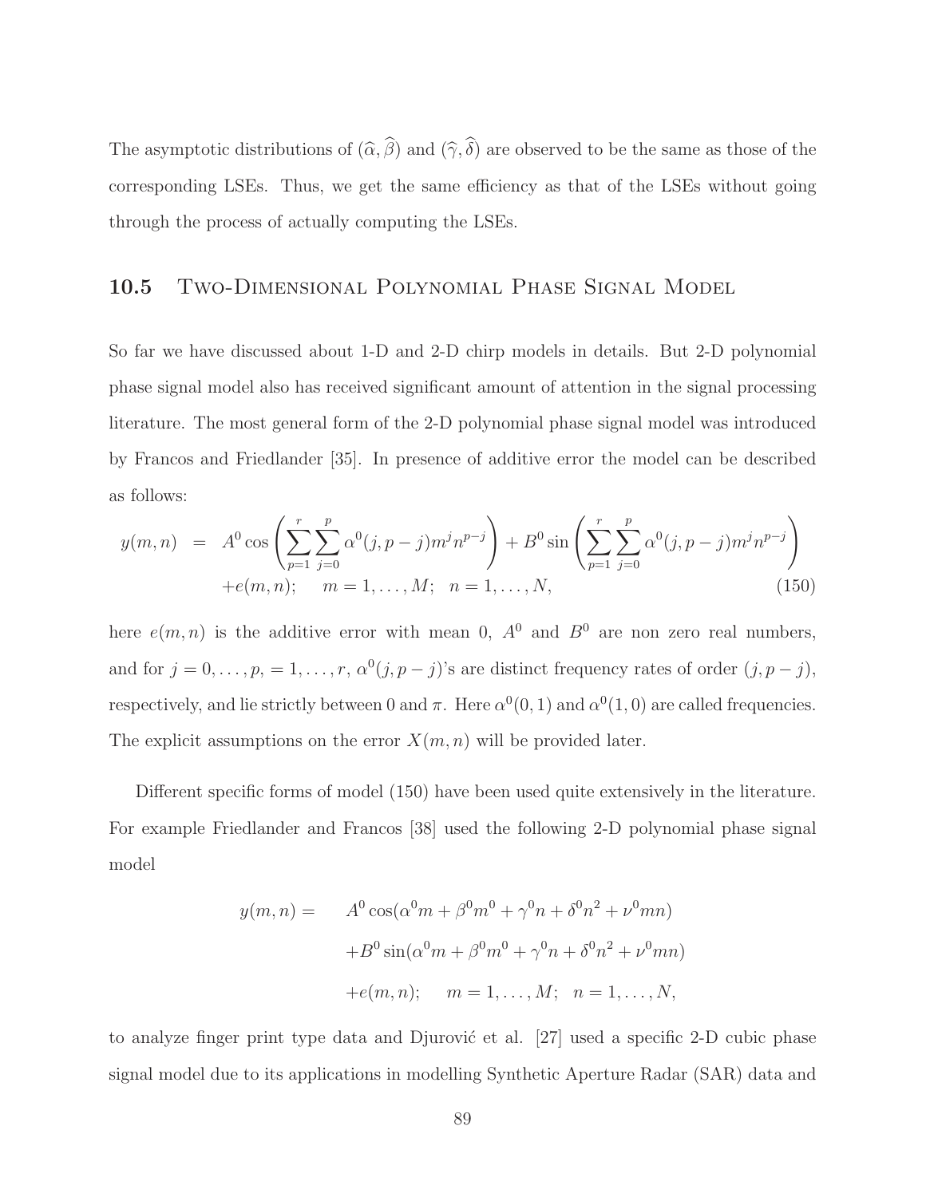The asymptotic distributions of $(\widehat{\alpha}, \widehat{\beta})$ and $(\widehat{\gamma}, \widehat{\delta})$ are observed to be the same as those of the corresponding LSEs. Thus, we get the same efficiency as that of the LSEs without going through the process of actually computing the LSEs.

## 10.5 Two-Dimensional Polynomial Phase Signal Model

So far we have discussed about 1-D and 2-D chirp models in details. But 2-D polynomial phase signal model also has received significant amount of attention in the signal processing literature. The most general form of the 2-D polynomial phase signal model was introduced by Francos and Friedlander [35]. In presence of additive error the model can be described as follows:

$$
\begin{aligned}
y(m,n) &= A^0 \cos\left(\sum_{p=1}^{r}\sum_{j=0}^{p} \alpha^0(j,p-j) m^j n^{p-j}\right) + B^0 \sin\left(\sum_{p=1}^{r}\sum_{j=0}^{p} \alpha^0(j,p-j) m^j n^{p-j}\right) \\
&\quad + e(m,n); \quad m = 1,\ldots,M; \quad n = 1,\ldots,N, \qquad (150)
\end{aligned}
$$

here $e(m,n)$ is the additive error with mean 0, $A^0$ and $B^0$ are non zero real numbers, and for $j = 0,\ldots,p, = 1,\ldots,r$, $\alpha^0(j,p-j)$'s are distinct frequency rates of order $(j,p-j)$, respectively, and lie strictly between 0 and $\pi$. Here $\alpha^0(0,1)$ and $\alpha^0(1,0)$ are called frequencies. The explicit assumptions on the error $X(m,n)$ will be provided later.

Different specific forms of model (150) have been used quite extensively in the literature. For example Friedlander and Francos [38] used the following 2-D polynomial phase signal model

$$
\begin{aligned}
y(m,n) = \quad & A^0 \cos(\alpha^0 m + \beta^0 m^0 + \gamma^0 n + \delta^0 n^2 + \nu^0 mn) \\
& + B^0 \sin(\alpha^0 m + \beta^0 m^0 + \gamma^0 n + \delta^0 n^2 + \nu^0 mn) \\
& + e(m,n); \quad m = 1,\ldots,M; \quad n = 1,\ldots,N,
\end{aligned}
$$

to analyze finger print type data and Djurović et al. [27] used a specific 2-D cubic phase signal model due to its applications in modelling Synthetic Aperture Radar (SAR) data and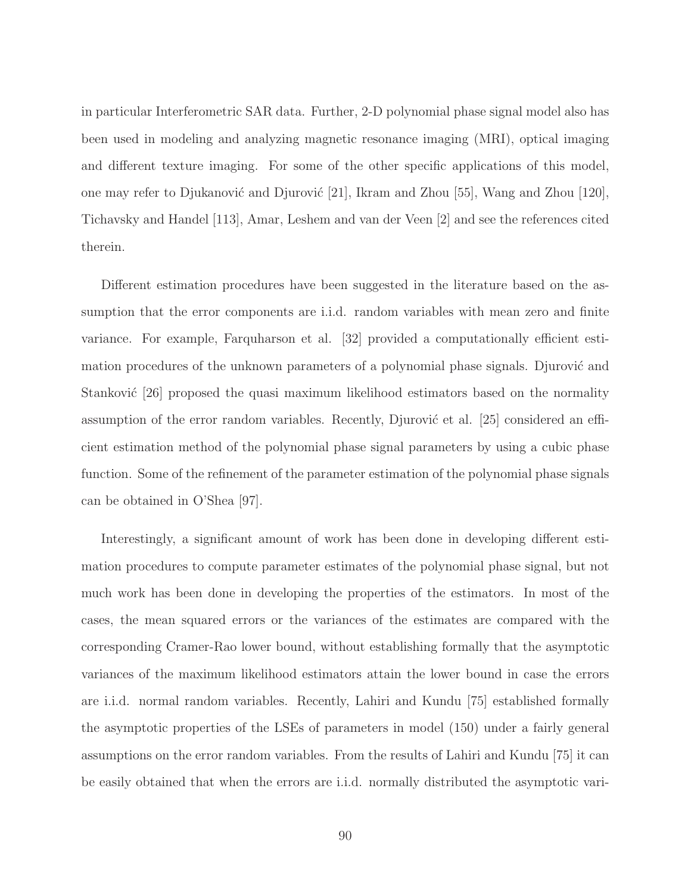in particular Interferometric SAR data. Further, 2-D polynomial phase signal model also has been used in modeling and analyzing magnetic resonance imaging (MRI), optical imaging and different texture imaging. For some of the other specific applications of this model, one may refer to Djukanović and Djurović [21], Ikram and Zhou [55], Wang and Zhou [120], Tichavsky and Handel [113], Amar, Leshem and van der Veen [2] and see the references cited therein.

Different estimation procedures have been suggested in the literature based on the assumption that the error components are i.i.d. random variables with mean zero and finite variance. For example, Farquharson et al. [32] provided a computationally efficient estimation procedures of the unknown parameters of a polynomial phase signals. Djurović and Stanković [26] proposed the quasi maximum likelihood estimators based on the normality assumption of the error random variables. Recently, Djurović et al. [25] considered an efficient estimation method of the polynomial phase signal parameters by using a cubic phase function. Some of the refinement of the parameter estimation of the polynomial phase signals can be obtained in O'Shea [97].

Interestingly, a significant amount of work has been done in developing different estimation procedures to compute parameter estimates of the polynomial phase signal, but not much work has been done in developing the properties of the estimators. In most of the cases, the mean squared errors or the variances of the estimates are compared with the corresponding Cramer-Rao lower bound, without establishing formally that the asymptotic variances of the maximum likelihood estimators attain the lower bound in case the errors are i.i.d. normal random variables. Recently, Lahiri and Kundu [75] established formally the asymptotic properties of the LSEs of parameters in model (150) under a fairly general assumptions on the error random variables. From the results of Lahiri and Kundu [75] it can be easily obtained that when the errors are i.i.d. normally distributed the asymptotic vari-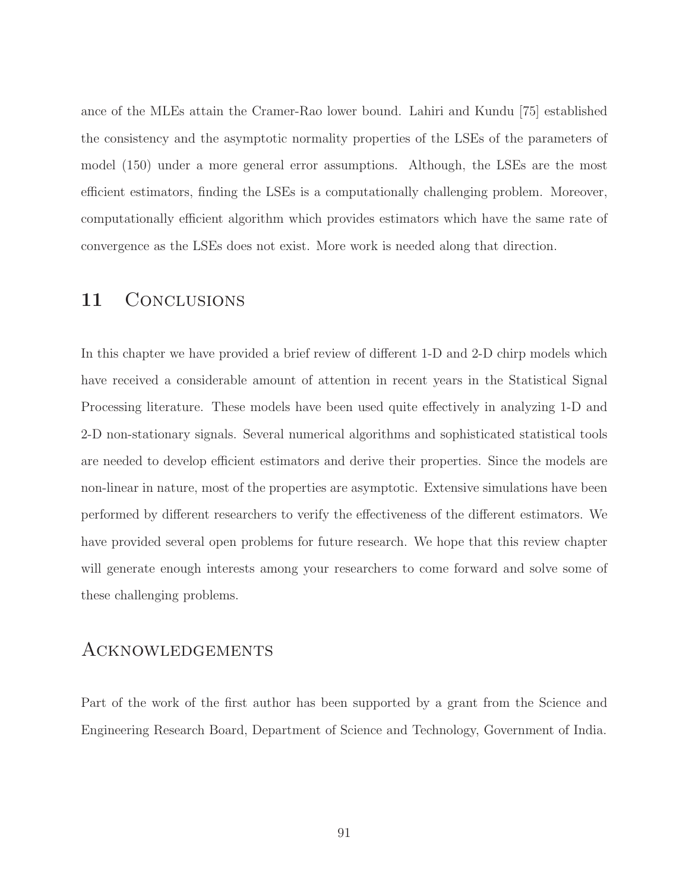ance of the MLEs attain the Cramer-Rao lower bound. Lahiri and Kundu [75] established the consistency and the asymptotic normality properties of the LSEs of the parameters of model (150) under a more general error assumptions. Although, the LSEs are the most efficient estimators, finding the LSEs is a computationally challenging problem. Moreover, computationally efficient algorithm which provides estimators which have the same rate of convergence as the LSEs does not exist. More work is needed along that direction.

## 11 Conclusions

In this chapter we have provided a brief review of different 1-D and 2-D chirp models which have received a considerable amount of attention in recent years in the Statistical Signal Processing literature. These models have been used quite effectively in analyzing 1-D and 2-D non-stationary signals. Several numerical algorithms and sophisticated statistical tools are needed to develop efficient estimators and derive their properties. Since the models are non-linear in nature, most of the properties are asymptotic. Extensive simulations have been performed by different researchers to verify the effectiveness of the different estimators. We have provided several open problems for future research. We hope that this review chapter will generate enough interests among your researchers to come forward and solve some of these challenging problems.

## Acknowledgements

Part of the work of the first author has been supported by a grant from the Science and Engineering Research Board, Department of Science and Technology, Government of India.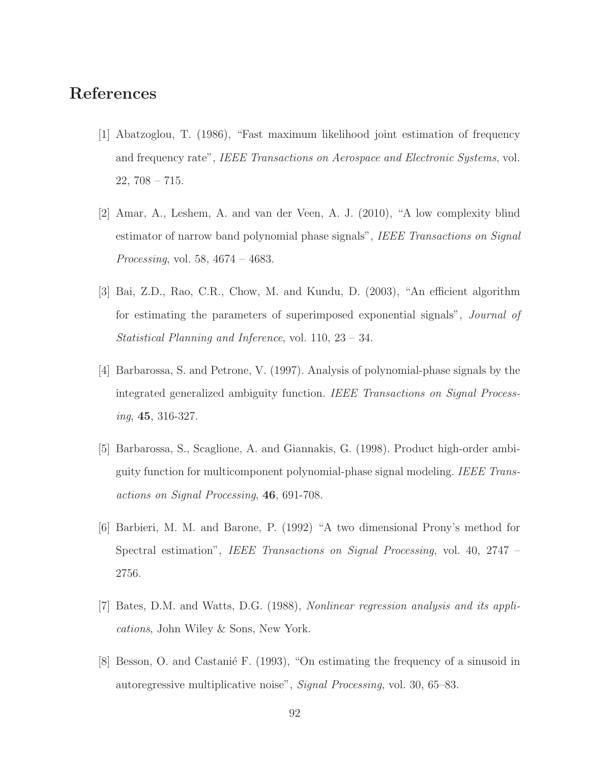# References

[1] Abatzoglou, T. (1986), "Fast maximum likelihood joint estimation of frequency and frequency rate", *IEEE Transactions on Aerospace and Electronic Systems*, vol. 22, 708 – 715.

[2] Amar, A., Leshem, A. and van der Veen, A. J. (2010), "A low complexity blind estimator of narrow band polynomial phase signals", *IEEE Transactions on Signal Processing*, vol. 58, 4674 – 4683.

[3] Bai, Z.D., Rao, C.R., Chow, M. and Kundu, D. (2003), "An efficient algorithm for estimating the parameters of superimposed exponential signals", *Journal of Statistical Planning and Inference*, vol. 110, 23 – 34.

[4] Barbarossa, S. and Petrone, V. (1997). Analysis of polynomial-phase signals by the integrated generalized ambiguity function. *IEEE Transactions on Signal Processing*, **45**, 316-327.

[5] Barbarossa, S., Scaglione, A. and Giannakis, G. (1998). Product high-order ambiguity function for multicomponent polynomial-phase signal modeling. *IEEE Transactions on Signal Processing*, **46**, 691-708.

[6] Barbieri, M. M. and Barone, P. (1992) "A two dimensional Prony's method for Spectral estimation", *IEEE Transactions on Signal Processing*, vol. 40, 2747 – 2756.

[7] Bates, D.M. and Watts, D.G. (1988), *Nonlinear regression analysis and its applications*, John Wiley & Sons, New York.

[8] Besson, O. and Castanié F. (1993), "On estimating the frequency of a sinusoid in autoregressive multiplicative noise", *Signal Processing*, vol. 30, 65–83.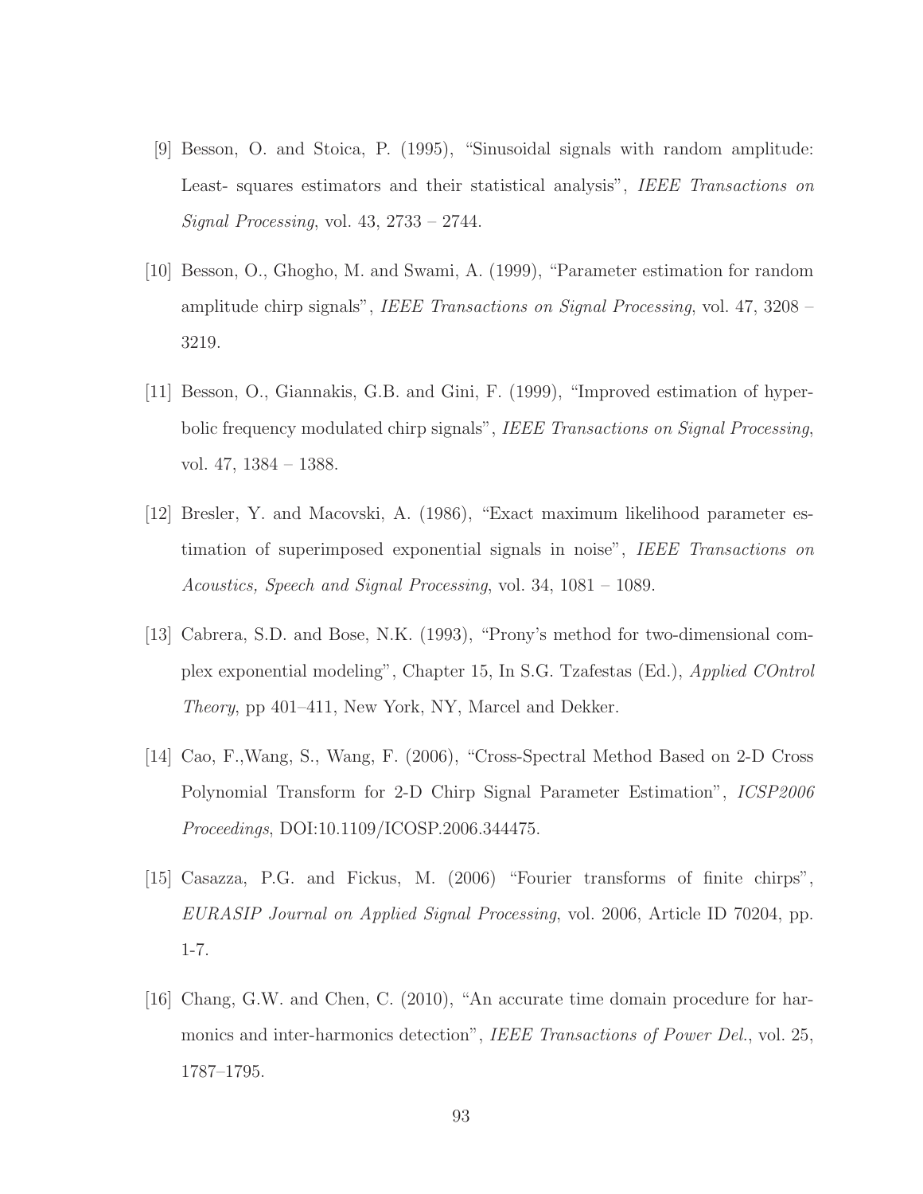[9] Besson, O. and Stoica, P. (1995), "Sinusoidal signals with random amplitude: Least- squares estimators and their statistical analysis", *IEEE Transactions on Signal Processing*, vol. 43, 2733 – 2744.

[10] Besson, O., Ghogho, M. and Swami, A. (1999), "Parameter estimation for random amplitude chirp signals", *IEEE Transactions on Signal Processing*, vol. 47, 3208 – 3219.

[11] Besson, O., Giannakis, G.B. and Gini, F. (1999), "Improved estimation of hyperbolic frequency modulated chirp signals", *IEEE Transactions on Signal Processing*, vol. 47, 1384 – 1388.

[12] Bresler, Y. and Macovski, A. (1986), "Exact maximum likelihood parameter estimation of superimposed exponential signals in noise", *IEEE Transactions on Acoustics, Speech and Signal Processing*, vol. 34, 1081 – 1089.

[13] Cabrera, S.D. and Bose, N.K. (1993), "Prony's method for two-dimensional complex exponential modeling", Chapter 15, In S.G. Tzafestas (Ed.), *Applied COntrol Theory*, pp 401–411, New York, NY, Marcel and Dekker.

[14] Cao, F.,Wang, S., Wang, F. (2006), "Cross-Spectral Method Based on 2-D Cross Polynomial Transform for 2-D Chirp Signal Parameter Estimation", *ICSP2006 Proceedings*, DOI:10.1109/ICOSP.2006.344475.

[15] Casazza, P.G. and Fickus, M. (2006) "Fourier transforms of finite chirps", *EURASIP Journal on Applied Signal Processing*, vol. 2006, Article ID 70204, pp. 1-7.

[16] Chang, G.W. and Chen, C. (2010), "An accurate time domain procedure for harmonics and inter-harmonics detection", *IEEE Transactions of Power Del.*, vol. 25, 1787–1795.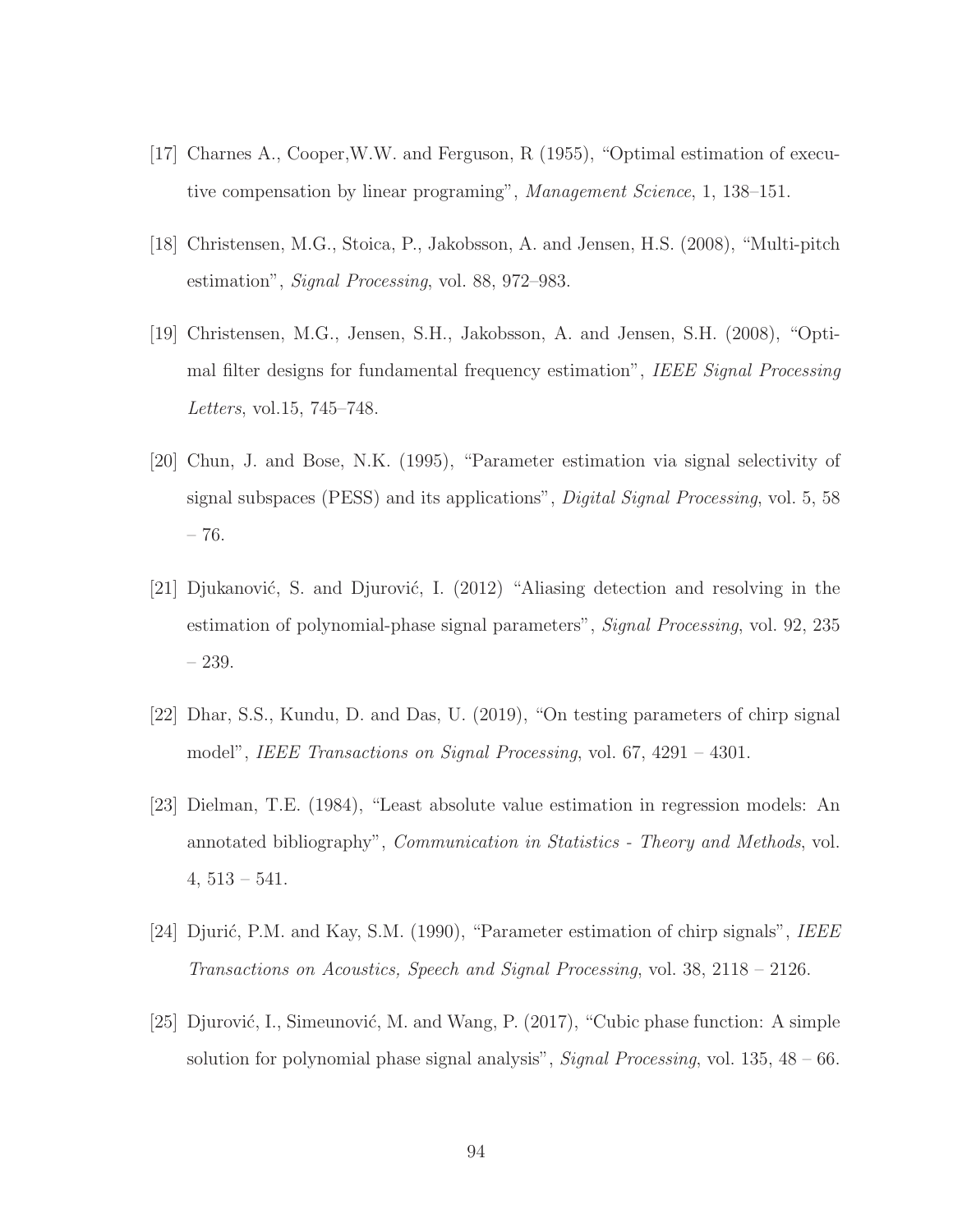[17] Charnes A., Cooper,W.W. and Ferguson, R (1955), "Optimal estimation of executive compensation by linear programing", *Management Science*, 1, 138–151.

[18] Christensen, M.G., Stoica, P., Jakobsson, A. and Jensen, H.S. (2008), "Multi-pitch estimation", *Signal Processing*, vol. 88, 972–983.

[19] Christensen, M.G., Jensen, S.H., Jakobsson, A. and Jensen, S.H. (2008), "Optimal filter designs for fundamental frequency estimation", *IEEE Signal Processing Letters*, vol.15, 745–748.

[20] Chun, J. and Bose, N.K. (1995), "Parameter estimation via signal selectivity of signal subspaces (PESS) and its applications", *Digital Signal Processing*, vol. 5, 58 – 76.

[21] Djukanović, S. and Djurović, I. (2012) "Aliasing detection and resolving in the estimation of polynomial-phase signal parameters", *Signal Processing*, vol. 92, 235 – 239.

[22] Dhar, S.S., Kundu, D. and Das, U. (2019), "On testing parameters of chirp signal model", *IEEE Transactions on Signal Processing*, vol. 67, 4291 – 4301.

[23] Dielman, T.E. (1984), "Least absolute value estimation in regression models: An annotated bibliography", *Communication in Statistics - Theory and Methods*, vol. 4, 513 – 541.

[24] Djurić, P.M. and Kay, S.M. (1990), "Parameter estimation of chirp signals", *IEEE Transactions on Acoustics, Speech and Signal Processing*, vol. 38, 2118 – 2126.

[25] Djurović, I., Simeunović, M. and Wang, P. (2017), "Cubic phase function: A simple solution for polynomial phase signal analysis", *Signal Processing*, vol. 135, 48 – 66.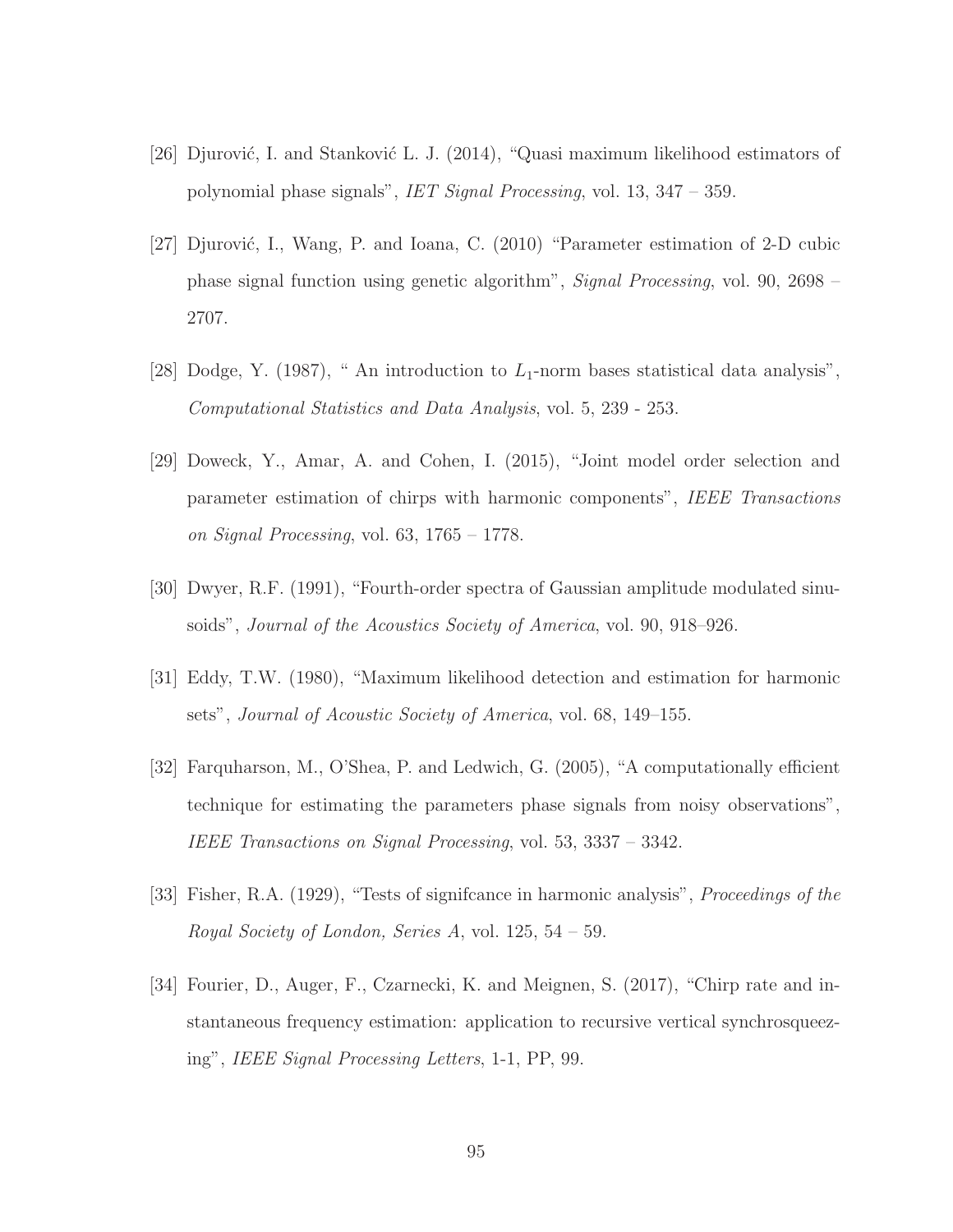[26] Djurović, I. and Stanković L. J. (2014), "Quasi maximum likelihood estimators of polynomial phase signals", *IET Signal Processing*, vol. 13, 347 – 359.

[27] Djurović, I., Wang, P. and Ioana, C. (2010) "Parameter estimation of 2-D cubic phase signal function using genetic algorithm", *Signal Processing*, vol. 90, 2698 – 2707.

[28] Dodge, Y. (1987), " An introduction to $L_1$-norm bases statistical data analysis", *Computational Statistics and Data Analysis*, vol. 5, 239 - 253.

[29] Doweck, Y., Amar, A. and Cohen, I. (2015), "Joint model order selection and parameter estimation of chirps with harmonic components", *IEEE Transactions on Signal Processing*, vol. 63, 1765 – 1778.

[30] Dwyer, R.F. (1991), "Fourth-order spectra of Gaussian amplitude modulated sinusoids", *Journal of the Acoustics Society of America*, vol. 90, 918–926.

[31] Eddy, T.W. (1980), "Maximum likelihood detection and estimation for harmonic sets", *Journal of Acoustic Society of America*, vol. 68, 149–155.

[32] Farquharson, M., O'Shea, P. and Ledwich, G. (2005), "A computationally efficient technique for estimating the parameters phase signals from noisy observations", *IEEE Transactions on Signal Processing*, vol. 53, 3337 – 3342.

[33] Fisher, R.A. (1929), "Tests of signifcance in harmonic analysis", *Proceedings of the Royal Society of London, Series A*, vol. 125, 54 – 59.

[34] Fourier, D., Auger, F., Czarnecki, K. and Meignen, S. (2017), "Chirp rate and instantaneous frequency estimation: application to recursive vertical synchrosqueezing", *IEEE Signal Processing Letters*, 1-1, PP, 99.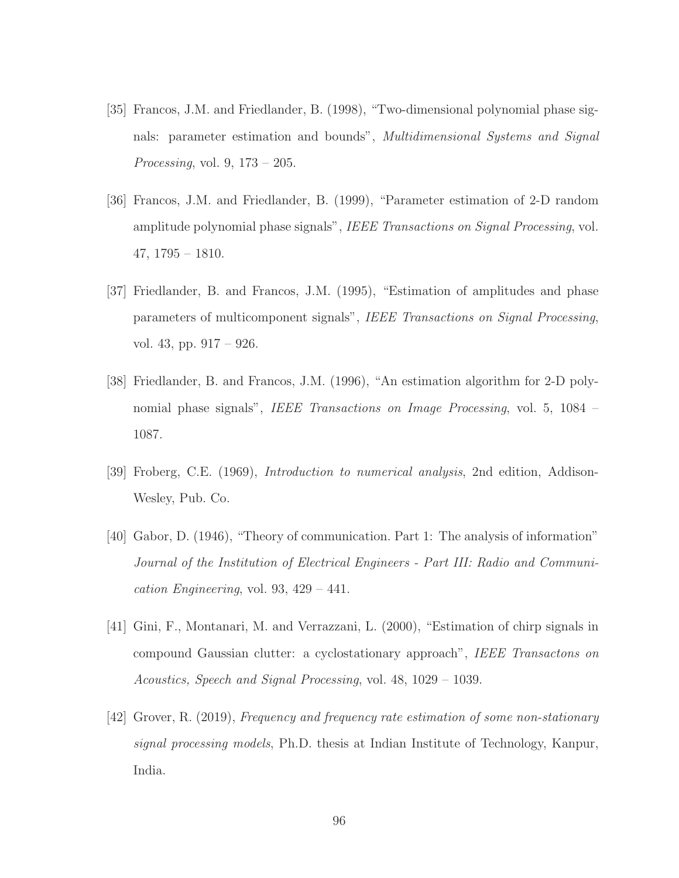[35] Francos, J.M. and Friedlander, B. (1998), "Two-dimensional polynomial phase signals: parameter estimation and bounds", *Multidimensional Systems and Signal Processing*, vol. 9, 173 – 205.

[36] Francos, J.M. and Friedlander, B. (1999), "Parameter estimation of 2-D random amplitude polynomial phase signals", *IEEE Transactions on Signal Processing*, vol. 47, 1795 – 1810.

[37] Friedlander, B. and Francos, J.M. (1995), "Estimation of amplitudes and phase parameters of multicomponent signals", *IEEE Transactions on Signal Processing*, vol. 43, pp. 917 – 926.

[38] Friedlander, B. and Francos, J.M. (1996), "An estimation algorithm for 2-D polynomial phase signals", *IEEE Transactions on Image Processing*, vol. 5, 1084 – 1087.

[39] Froberg, C.E. (1969), *Introduction to numerical analysis*, 2nd edition, Addison-Wesley, Pub. Co.

[40] Gabor, D. (1946), "Theory of communication. Part 1: The analysis of information" *Journal of the Institution of Electrical Engineers - Part III: Radio and Communication Engineering*, vol. 93, 429 – 441.

[41] Gini, F., Montanari, M. and Verrazzani, L. (2000), "Estimation of chirp signals in compound Gaussian clutter: a cyclostationary approach", *IEEE Transactons on Acoustics, Speech and Signal Processing*, vol. 48, 1029 – 1039.

[42] Grover, R. (2019), *Frequency and frequency rate estimation of some non-stationary signal processing models*, Ph.D. thesis at Indian Institute of Technology, Kanpur, India.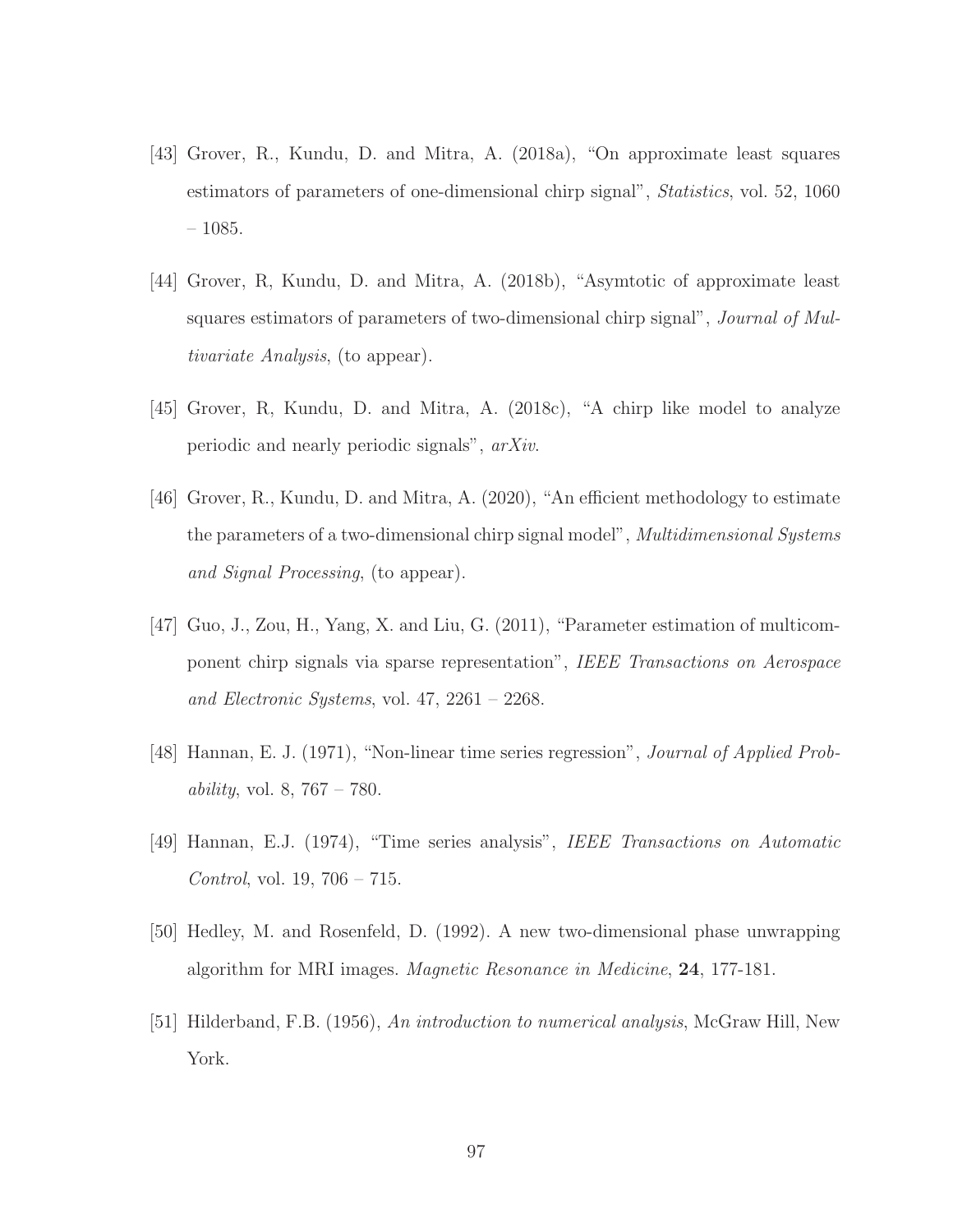[43] Grover, R., Kundu, D. and Mitra, A. (2018a), "On approximate least squares estimators of parameters of one-dimensional chirp signal", *Statistics*, vol. 52, 1060 – 1085.

[44] Grover, R, Kundu, D. and Mitra, A. (2018b), "Asymtotic of approximate least squares estimators of parameters of two-dimensional chirp signal", *Journal of Multivariate Analysis*, (to appear).

[45] Grover, R, Kundu, D. and Mitra, A. (2018c), "A chirp like model to analyze periodic and nearly periodic signals", *arXiv*.

[46] Grover, R., Kundu, D. and Mitra, A. (2020), "An efficient methodology to estimate the parameters of a two-dimensional chirp signal model", *Multidimensional Systems and Signal Processing*, (to appear).

[47] Guo, J., Zou, H., Yang, X. and Liu, G. (2011), "Parameter estimation of multicomponent chirp signals via sparse representation", *IEEE Transactions on Aerospace and Electronic Systems*, vol. 47, 2261 – 2268.

[48] Hannan, E. J. (1971), "Non-linear time series regression", *Journal of Applied Probability*, vol. 8, 767 – 780.

[49] Hannan, E.J. (1974), "Time series analysis", *IEEE Transactions on Automatic Control*, vol. 19, 706 – 715.

[50] Hedley, M. and Rosenfeld, D. (1992). A new two-dimensional phase unwrapping algorithm for MRI images. *Magnetic Resonance in Medicine*, **24**, 177-181.

[51] Hilderband, F.B. (1956), *An introduction to numerical analysis*, McGraw Hill, New York.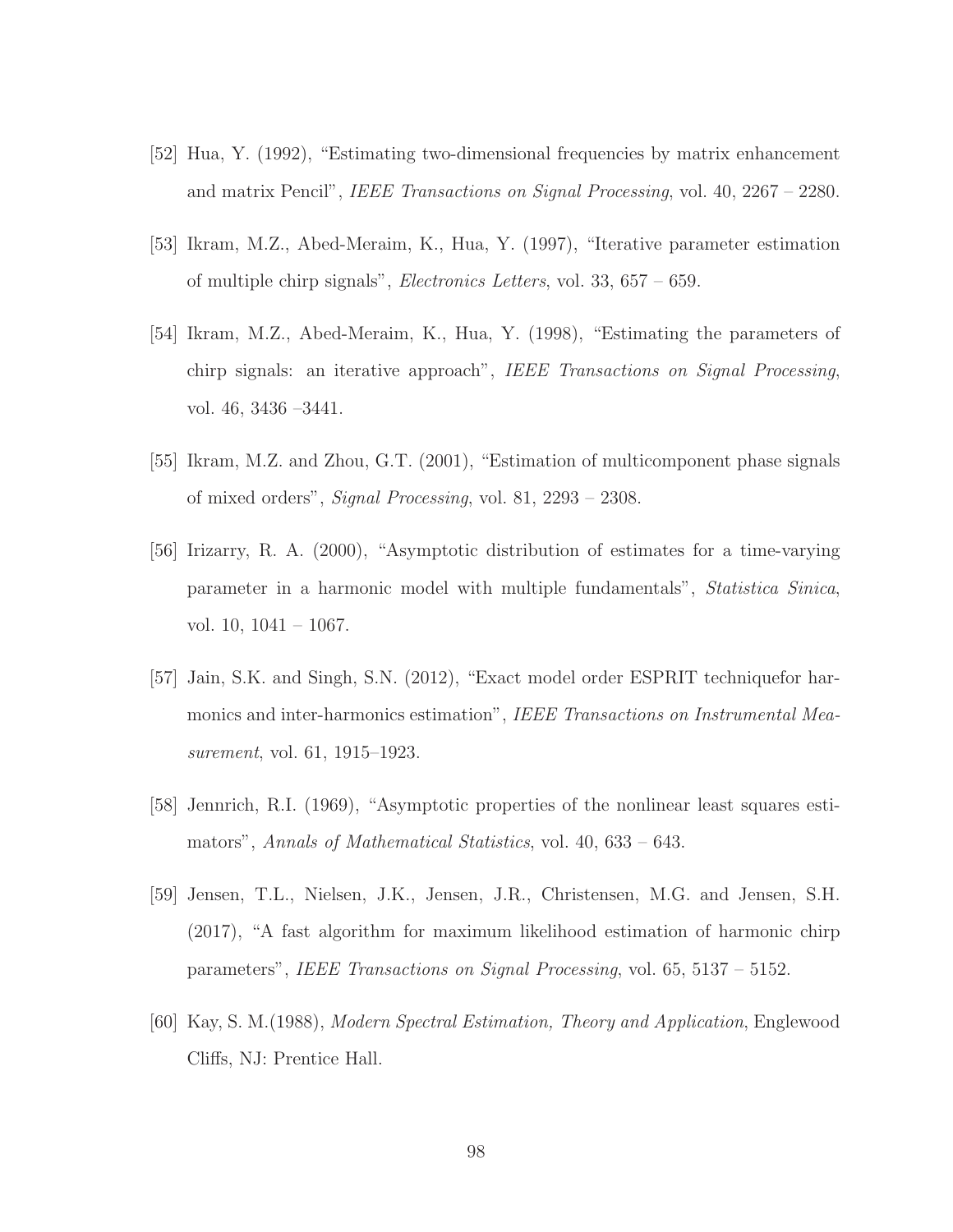[52] Hua, Y. (1992), "Estimating two-dimensional frequencies by matrix enhancement and matrix Pencil", *IEEE Transactions on Signal Processing*, vol. 40, 2267 – 2280.

[53] Ikram, M.Z., Abed-Meraim, K., Hua, Y. (1997), "Iterative parameter estimation of multiple chirp signals", *Electronics Letters*, vol. 33, 657 – 659.

[54] Ikram, M.Z., Abed-Meraim, K., Hua, Y. (1998), "Estimating the parameters of chirp signals: an iterative approach", *IEEE Transactions on Signal Processing*, vol. 46, 3436 –3441.

[55] Ikram, M.Z. and Zhou, G.T. (2001), "Estimation of multicomponent phase signals of mixed orders", *Signal Processing*, vol. 81, 2293 – 2308.

[56] Irizarry, R. A. (2000), "Asymptotic distribution of estimates for a time-varying parameter in a harmonic model with multiple fundamentals", *Statistica Sinica*, vol. 10, 1041 – 1067.

[57] Jain, S.K. and Singh, S.N. (2012), "Exact model order ESPRIT techniquefor harmonics and inter-harmonics estimation", *IEEE Transactions on Instrumental Measurement*, vol. 61, 1915–1923.

[58] Jennrich, R.I. (1969), "Asymptotic properties of the nonlinear least squares estimators", *Annals of Mathematical Statistics*, vol. 40, 633 – 643.

[59] Jensen, T.L., Nielsen, J.K., Jensen, J.R., Christensen, M.G. and Jensen, S.H. (2017), "A fast algorithm for maximum likelihood estimation of harmonic chirp parameters", *IEEE Transactions on Signal Processing*, vol. 65, 5137 – 5152.

[60] Kay, S. M.(1988), *Modern Spectral Estimation, Theory and Application*, Englewood Cliffs, NJ: Prentice Hall.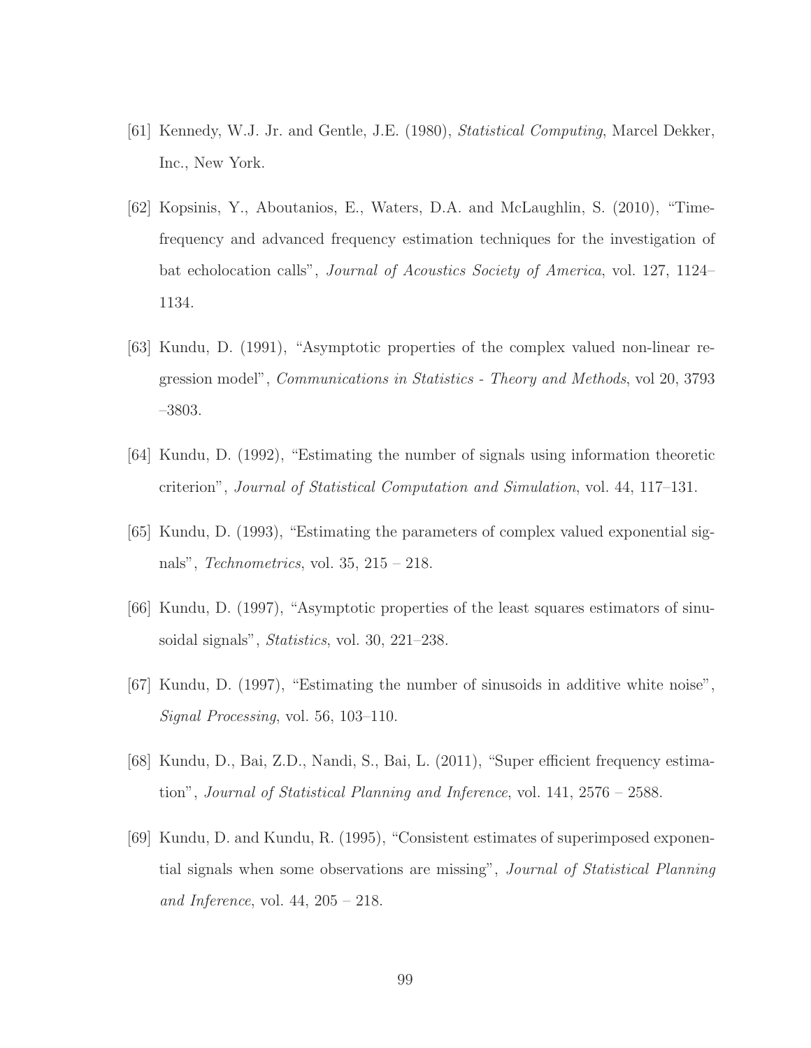[61] Kennedy, W.J. Jr. and Gentle, J.E. (1980), *Statistical Computing*, Marcel Dekker, Inc., New York.

[62] Kopsinis, Y., Aboutanios, E., Waters, D.A. and McLaughlin, S. (2010), "Time-frequency and advanced frequency estimation techniques for the investigation of bat echolocation calls", *Journal of Acoustics Society of America*, vol. 127, 1124–1134.

[63] Kundu, D. (1991), "Asymptotic properties of the complex valued non-linear regression model", *Communications in Statistics - Theory and Methods*, vol 20, 3793 –3803.

[64] Kundu, D. (1992), "Estimating the number of signals using information theoretic criterion", *Journal of Statistical Computation and Simulation*, vol. 44, 117–131.

[65] Kundu, D. (1993), "Estimating the parameters of complex valued exponential signals", *Technometrics*, vol. 35, 215 – 218.

[66] Kundu, D. (1997), "Asymptotic properties of the least squares estimators of sinusoidal signals", *Statistics*, vol. 30, 221–238.

[67] Kundu, D. (1997), "Estimating the number of sinusoids in additive white noise", *Signal Processing*, vol. 56, 103–110.

[68] Kundu, D., Bai, Z.D., Nandi, S., Bai, L. (2011), "Super efficient frequency estimation", *Journal of Statistical Planning and Inference*, vol. 141, 2576 – 2588.

[69] Kundu, D. and Kundu, R. (1995), "Consistent estimates of superimposed exponential signals when some observations are missing", *Journal of Statistical Planning and Inference*, vol. 44, 205 – 218.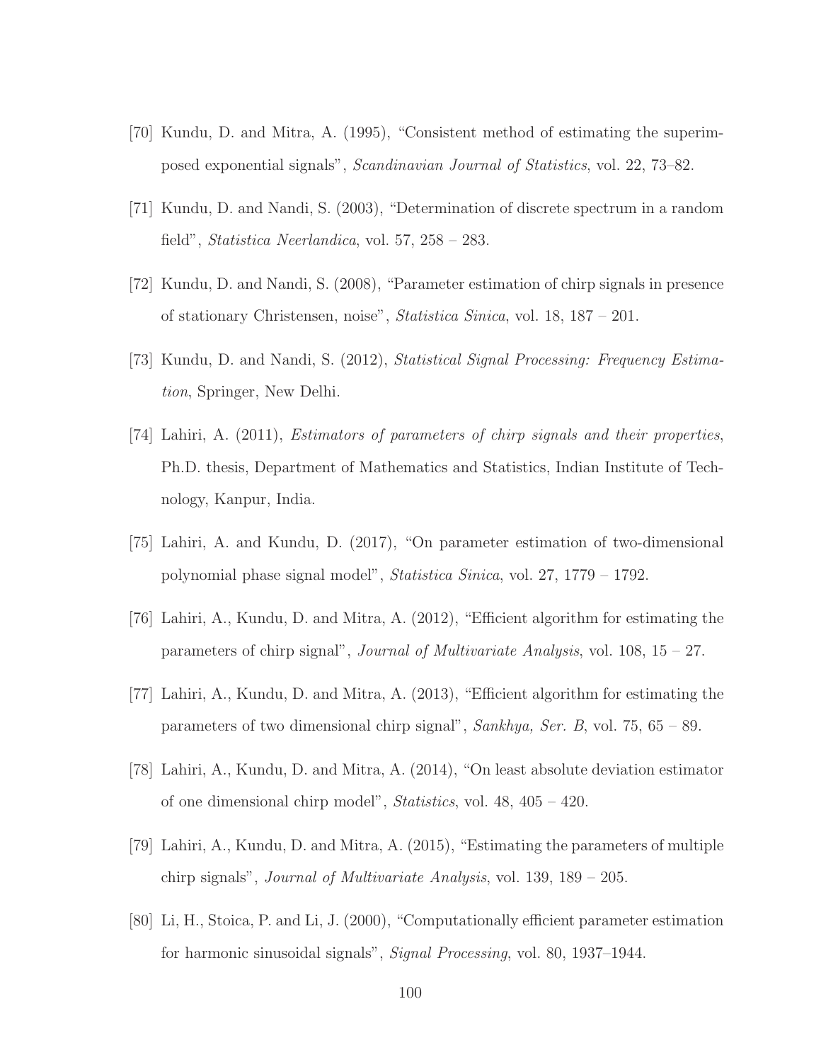[70] Kundu, D. and Mitra, A. (1995), "Consistent method of estimating the superimposed exponential signals", *Scandinavian Journal of Statistics*, vol. 22, 73–82.

[71] Kundu, D. and Nandi, S. (2003), "Determination of discrete spectrum in a random field", *Statistica Neerlandica*, vol. 57, 258 – 283.

[72] Kundu, D. and Nandi, S. (2008), "Parameter estimation of chirp signals in presence of stationary Christensen, noise", *Statistica Sinica*, vol. 18, 187 – 201.

[73] Kundu, D. and Nandi, S. (2012), *Statistical Signal Processing: Frequency Estimation*, Springer, New Delhi.

[74] Lahiri, A. (2011), *Estimators of parameters of chirp signals and their properties*, Ph.D. thesis, Department of Mathematics and Statistics, Indian Institute of Technology, Kanpur, India.

[75] Lahiri, A. and Kundu, D. (2017), "On parameter estimation of two-dimensional polynomial phase signal model", *Statistica Sinica*, vol. 27, 1779 – 1792.

[76] Lahiri, A., Kundu, D. and Mitra, A. (2012), "Efficient algorithm for estimating the parameters of chirp signal", *Journal of Multivariate Analysis*, vol. 108, 15 – 27.

[77] Lahiri, A., Kundu, D. and Mitra, A. (2013), "Efficient algorithm for estimating the parameters of two dimensional chirp signal", *Sankhya, Ser. B*, vol. 75, 65 – 89.

[78] Lahiri, A., Kundu, D. and Mitra, A. (2014), "On least absolute deviation estimator of one dimensional chirp model", *Statistics*, vol. 48, 405 – 420.

[79] Lahiri, A., Kundu, D. and Mitra, A. (2015), "Estimating the parameters of multiple chirp signals", *Journal of Multivariate Analysis*, vol. 139, 189 – 205.

[80] Li, H., Stoica, P. and Li, J. (2000), "Computationally efficient parameter estimation for harmonic sinusoidal signals", *Signal Processing*, vol. 80, 1937–1944.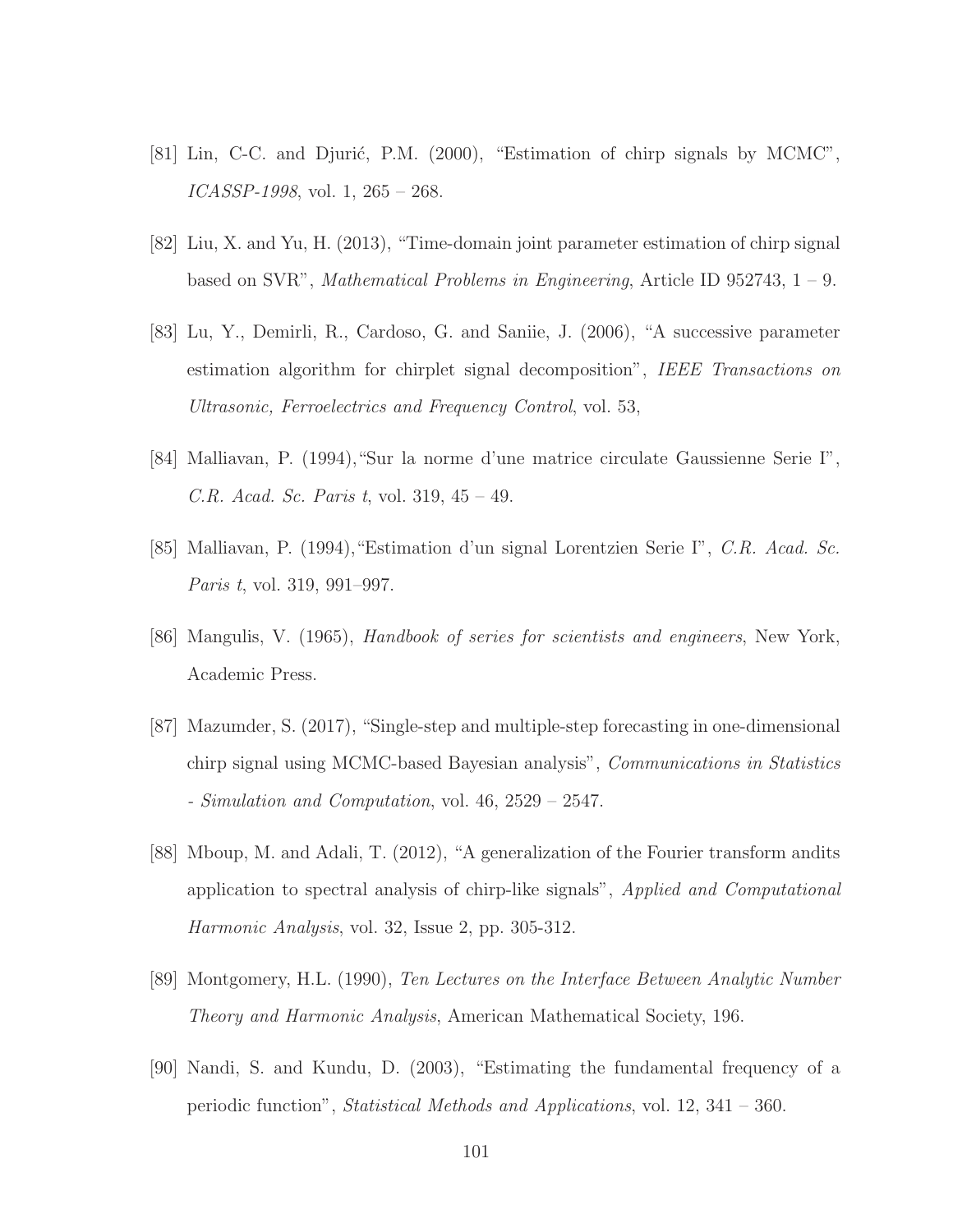[81] Lin, C-C. and Djurić, P.M. (2000), "Estimation of chirp signals by MCMC", *ICASSP-1998*, vol. 1, 265 – 268.

[82] Liu, X. and Yu, H. (2013), "Time-domain joint parameter estimation of chirp signal based on SVR", *Mathematical Problems in Engineering*, Article ID 952743, 1 – 9.

[83] Lu, Y., Demirli, R., Cardoso, G. and Saniie, J. (2006), "A successive parameter estimation algorithm for chirplet signal decomposition", *IEEE Transactions on Ultrasonic, Ferroelectrics and Frequency Control*, vol. 53,

[84] Malliavan, P. (1994),"Sur la norme d'une matrice circulate Gaussienne Serie I", *C.R. Acad. Sc. Paris t*, vol. 319, 45 – 49.

[85] Malliavan, P. (1994),"Estimation d'un signal Lorentzien Serie I", *C.R. Acad. Sc. Paris t*, vol. 319, 991–997.

[86] Mangulis, V. (1965), *Handbook of series for scientists and engineers*, New York, Academic Press.

[87] Mazumder, S. (2017), "Single-step and multiple-step forecasting in one-dimensional chirp signal using MCMC-based Bayesian analysis", *Communications in Statistics - Simulation and Computation*, vol. 46, 2529 – 2547.

[88] Mboup, M. and Adali, T. (2012), "A generalization of the Fourier transform andits application to spectral analysis of chirp-like signals", *Applied and Computational Harmonic Analysis*, vol. 32, Issue 2, pp. 305-312.

[89] Montgomery, H.L. (1990), *Ten Lectures on the Interface Between Analytic Number Theory and Harmonic Analysis*, American Mathematical Society, 196.

[90] Nandi, S. and Kundu, D. (2003), "Estimating the fundamental frequency of a periodic function", *Statistical Methods and Applications*, vol. 12, 341 – 360.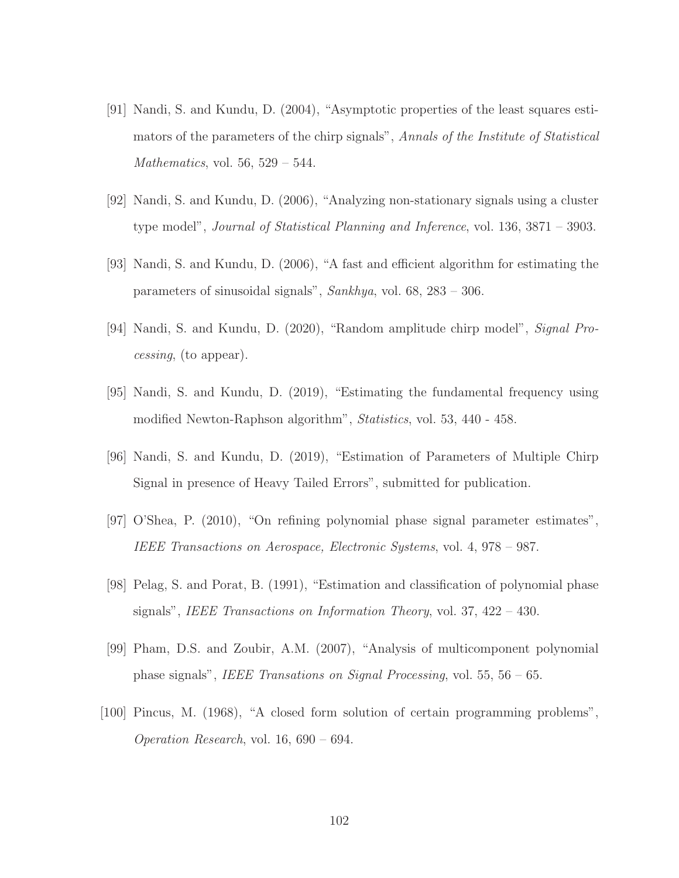[91] Nandi, S. and Kundu, D. (2004), "Asymptotic properties of the least squares estimators of the parameters of the chirp signals", *Annals of the Institute of Statistical Mathematics*, vol. 56, 529 – 544.

[92] Nandi, S. and Kundu, D. (2006), "Analyzing non-stationary signals using a cluster type model", *Journal of Statistical Planning and Inference*, vol. 136, 3871 – 3903.

[93] Nandi, S. and Kundu, D. (2006), "A fast and efficient algorithm for estimating the parameters of sinusoidal signals", *Sankhya*, vol. 68, 283 – 306.

[94] Nandi, S. and Kundu, D. (2020), "Random amplitude chirp model", *Signal Processing*, (to appear).

[95] Nandi, S. and Kundu, D. (2019), "Estimating the fundamental frequency using modified Newton-Raphson algorithm", *Statistics*, vol. 53, 440 - 458.

[96] Nandi, S. and Kundu, D. (2019), "Estimation of Parameters of Multiple Chirp Signal in presence of Heavy Tailed Errors", submitted for publication.

[97] O'Shea, P. (2010), "On refining polynomial phase signal parameter estimates", *IEEE Transactions on Aerospace, Electronic Systems*, vol. 4, 978 – 987.

[98] Pelag, S. and Porat, B. (1991), "Estimation and classification of polynomial phase signals", *IEEE Transactions on Information Theory*, vol. 37, 422 – 430.

[99] Pham, D.S. and Zoubir, A.M. (2007), "Analysis of multicomponent polynomial phase signals", *IEEE Transations on Signal Processing*, vol. 55, 56 – 65.

[100] Pincus, M. (1968), "A closed form solution of certain programming problems", *Operation Research*, vol. 16, 690 – 694.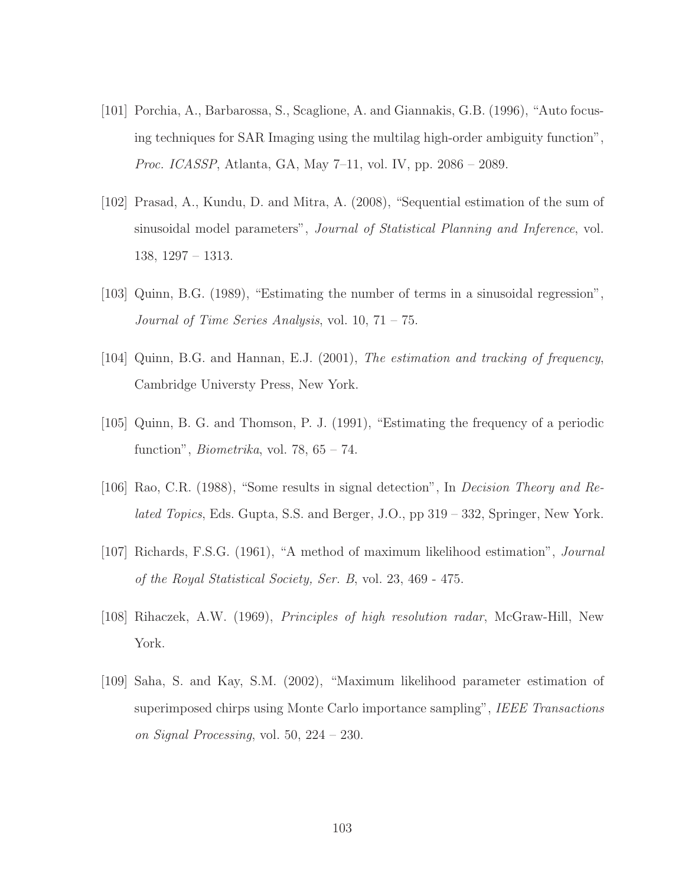[101] Porchia, A., Barbarossa, S., Scaglione, A. and Giannakis, G.B. (1996), "Auto focusing techniques for SAR Imaging using the multilag high-order ambiguity function", *Proc. ICASSP*, Atlanta, GA, May 7–11, vol. IV, pp. 2086 – 2089.

[102] Prasad, A., Kundu, D. and Mitra, A. (2008), "Sequential estimation of the sum of sinusoidal model parameters", *Journal of Statistical Planning and Inference*, vol. 138, 1297 – 1313.

[103] Quinn, B.G. (1989), "Estimating the number of terms in a sinusoidal regression", *Journal of Time Series Analysis*, vol. 10, 71 – 75.

[104] Quinn, B.G. and Hannan, E.J. (2001), *The estimation and tracking of frequency*, Cambridge Universty Press, New York.

[105] Quinn, B. G. and Thomson, P. J. (1991), "Estimating the frequency of a periodic function", *Biometrika*, vol. 78, 65 – 74.

[106] Rao, C.R. (1988), "Some results in signal detection", In *Decision Theory and Related Topics*, Eds. Gupta, S.S. and Berger, J.O., pp 319 – 332, Springer, New York.

[107] Richards, F.S.G. (1961), "A method of maximum likelihood estimation", *Journal of the Royal Statistical Society, Ser. B*, vol. 23, 469 - 475.

[108] Rihaczek, A.W. (1969), *Principles of high resolution radar*, McGraw-Hill, New York.

[109] Saha, S. and Kay, S.M. (2002), "Maximum likelihood parameter estimation of superimposed chirps using Monte Carlo importance sampling", *IEEE Transactions on Signal Processing*, vol. 50, 224 – 230.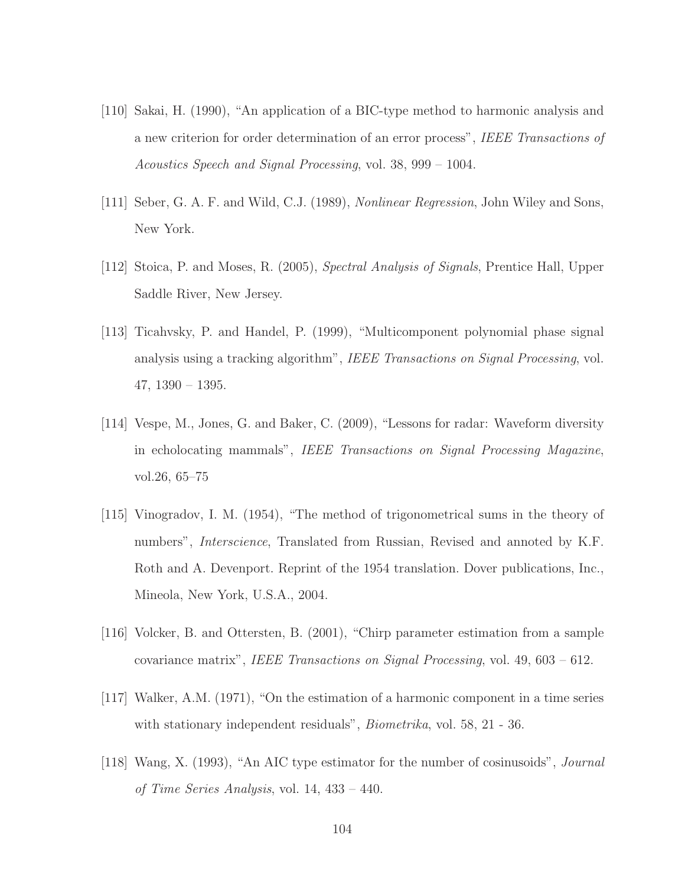[110] Sakai, H. (1990), "An application of a BIC-type method to harmonic analysis and a new criterion for order determination of an error process", *IEEE Transactions of Acoustics Speech and Signal Processing*, vol. 38, 999 – 1004.

[111] Seber, G. A. F. and Wild, C.J. (1989), *Nonlinear Regression*, John Wiley and Sons, New York.

[112] Stoica, P. and Moses, R. (2005), *Spectral Analysis of Signals*, Prentice Hall, Upper Saddle River, New Jersey.

[113] Ticahvsky, P. and Handel, P. (1999), "Multicomponent polynomial phase signal analysis using a tracking algorithm", *IEEE Transactions on Signal Processing*, vol. 47, 1390 – 1395.

[114] Vespe, M., Jones, G. and Baker, C. (2009), "Lessons for radar: Waveform diversity in echolocating mammals", *IEEE Transactions on Signal Processing Magazine*, vol.26, 65–75

[115] Vinogradov, I. M. (1954), "The method of trigonometrical sums in the theory of numbers", *Interscience*, Translated from Russian, Revised and annoted by K.F. Roth and A. Devenport. Reprint of the 1954 translation. Dover publications, Inc., Mineola, New York, U.S.A., 2004.

[116] Volcker, B. and Ottersten, B. (2001), "Chirp parameter estimation from a sample covariance matrix", *IEEE Transactions on Signal Processing*, vol. 49, 603 – 612.

[117] Walker, A.M. (1971), "On the estimation of a harmonic component in a time series with stationary independent residuals", *Biometrika*, vol. 58, 21 - 36.

[118] Wang, X. (1993), "An AIC type estimator for the number of cosinusoids", *Journal of Time Series Analysis*, vol. 14, 433 – 440.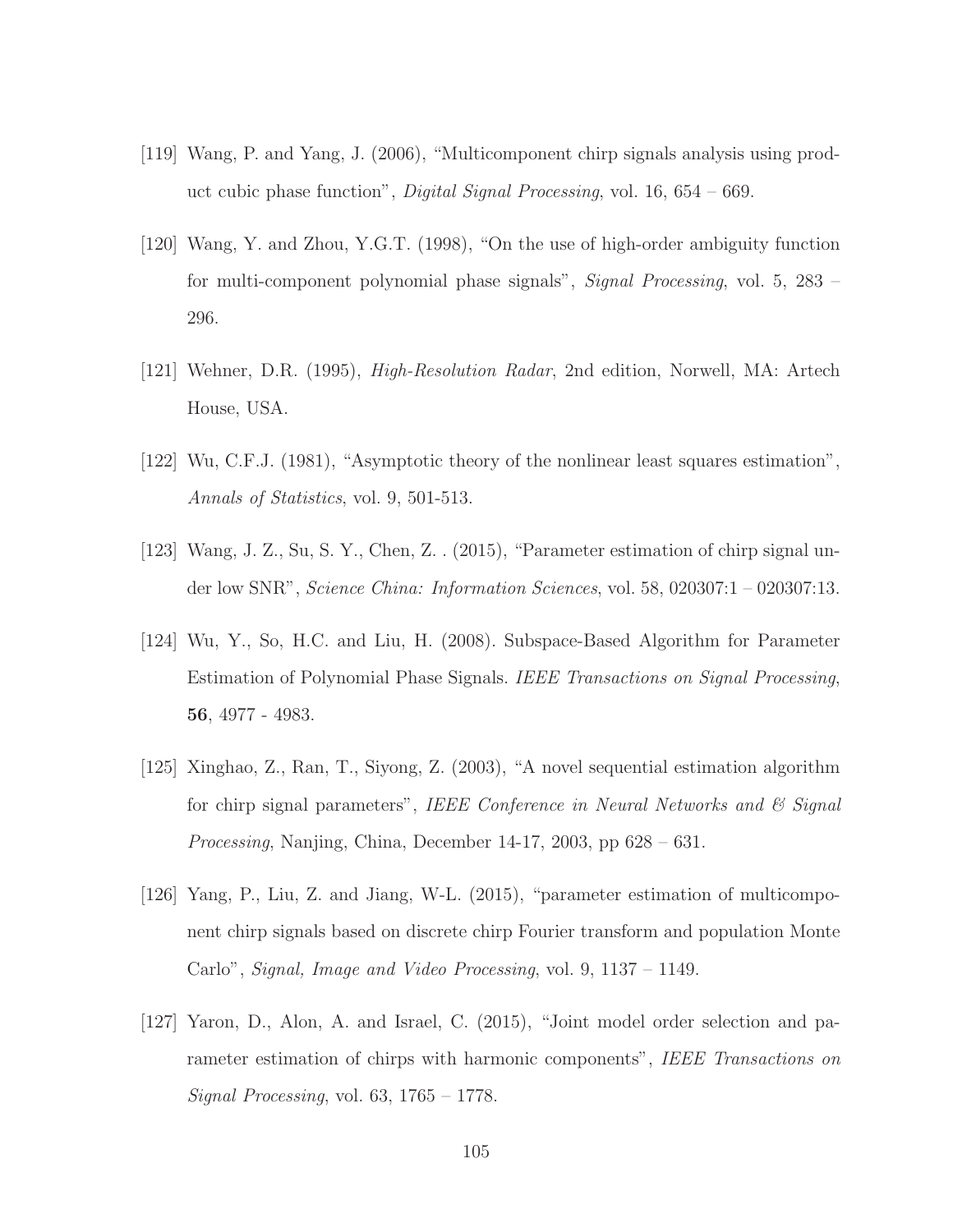[119] Wang, P. and Yang, J. (2006), "Multicomponent chirp signals analysis using product cubic phase function", *Digital Signal Processing*, vol. 16, 654 – 669.

[120] Wang, Y. and Zhou, Y.G.T. (1998), "On the use of high-order ambiguity function for multi-component polynomial phase signals", *Signal Processing*, vol. 5, 283 – 296.

[121] Wehner, D.R. (1995), *High-Resolution Radar*, 2nd edition, Norwell, MA: Artech House, USA.

[122] Wu, C.F.J. (1981), "Asymptotic theory of the nonlinear least squares estimation", *Annals of Statistics*, vol. 9, 501-513.

[123] Wang, J. Z., Su, S. Y., Chen, Z. . (2015), "Parameter estimation of chirp signal under low SNR", *Science China: Information Sciences*, vol. 58, 020307:1 – 020307:13.

[124] Wu, Y., So, H.C. and Liu, H. (2008). Subspace-Based Algorithm for Parameter Estimation of Polynomial Phase Signals. *IEEE Transactions on Signal Processing*, **56**, 4977 - 4983.

[125] Xinghao, Z., Ran, T., Siyong, Z. (2003), "A novel sequential estimation algorithm for chirp signal parameters", *IEEE Conference in Neural Networks and & Signal Processing*, Nanjing, China, December 14-17, 2003, pp 628 – 631.

[126] Yang, P., Liu, Z. and Jiang, W-L. (2015), "parameter estimation of multicomponent chirp signals based on discrete chirp Fourier transform and population Monte Carlo", *Signal, Image and Video Processing*, vol. 9, 1137 – 1149.

[127] Yaron, D., Alon, A. and Israel, C. (2015), "Joint model order selection and parameter estimation of chirps with harmonic components", *IEEE Transactions on Signal Processing*, vol. 63, 1765 – 1778.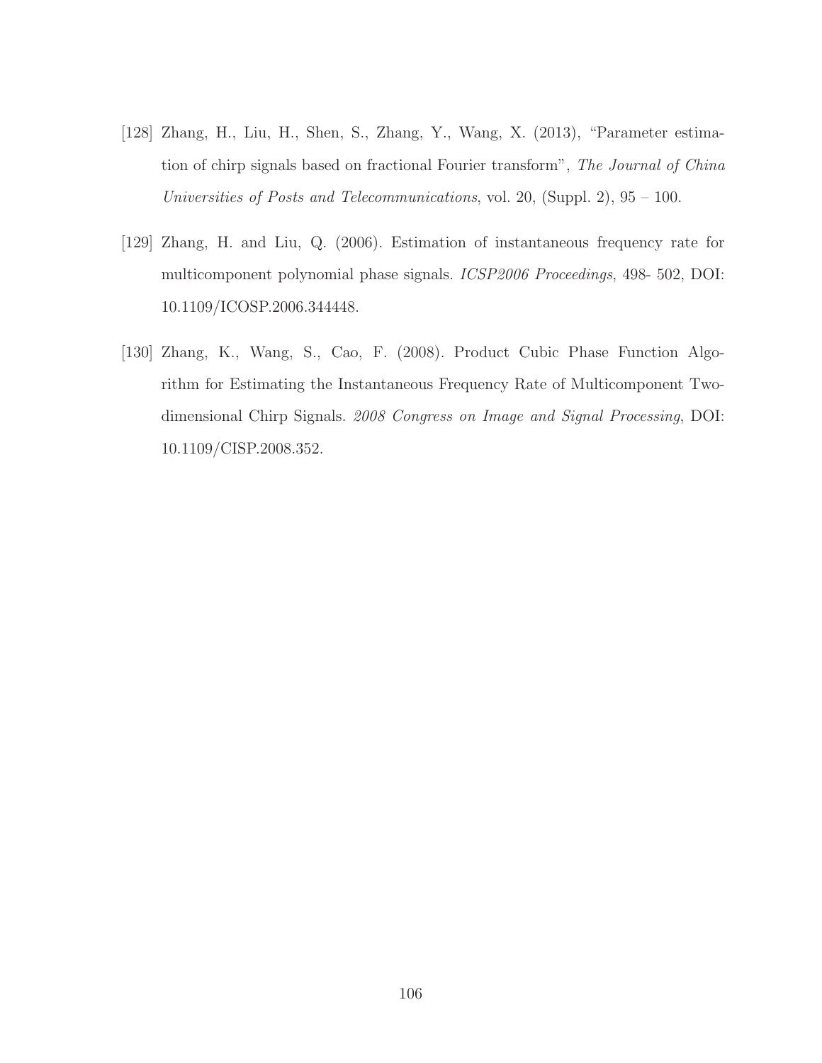[128] Zhang, H., Liu, H., Shen, S., Zhang, Y., Wang, X. (2013), "Parameter estimation of chirp signals based on fractional Fourier transform", *The Journal of China Universities of Posts and Telecommunications*, vol. 20, (Suppl. 2), 95 – 100.

[129] Zhang, H. and Liu, Q. (2006). Estimation of instantaneous frequency rate for multicomponent polynomial phase signals. *ICSP2006 Proceedings*, 498- 502, DOI: 10.1109/ICOSP.2006.344448.

[130] Zhang, K., Wang, S., Cao, F. (2008). Product Cubic Phase Function Algorithm for Estimating the Instantaneous Frequency Rate of Multicomponent Two-dimensional Chirp Signals. *2008 Congress on Image and Signal Processing*, DOI: 10.1109/CISP.2008.352.